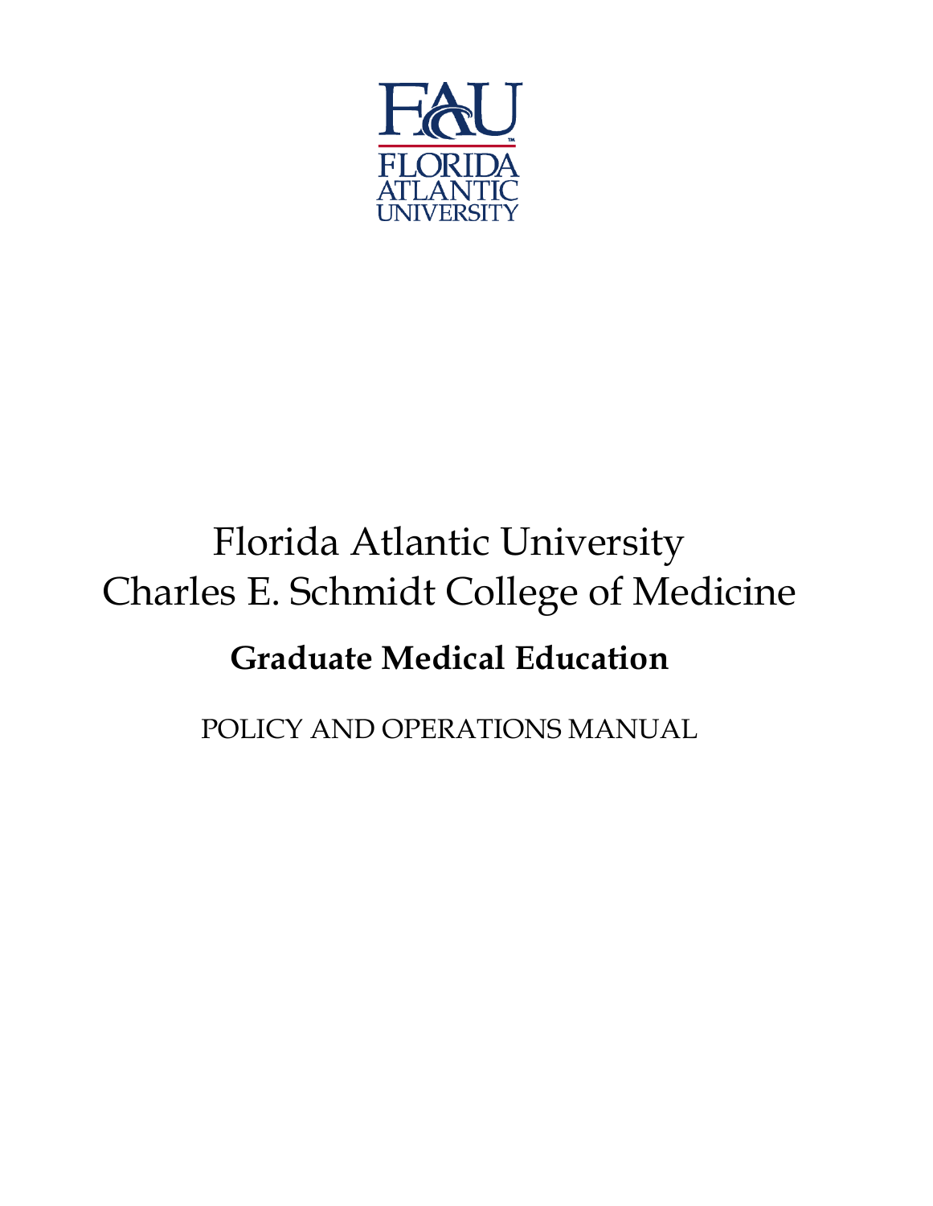FAU
FLORIDA ATLANTIC UNIVERSITY

# Florida Atlantic University
# Charles E. Schmidt College of Medicine

## Graduate Medical Education

POLICY AND OPERATIONS MANUAL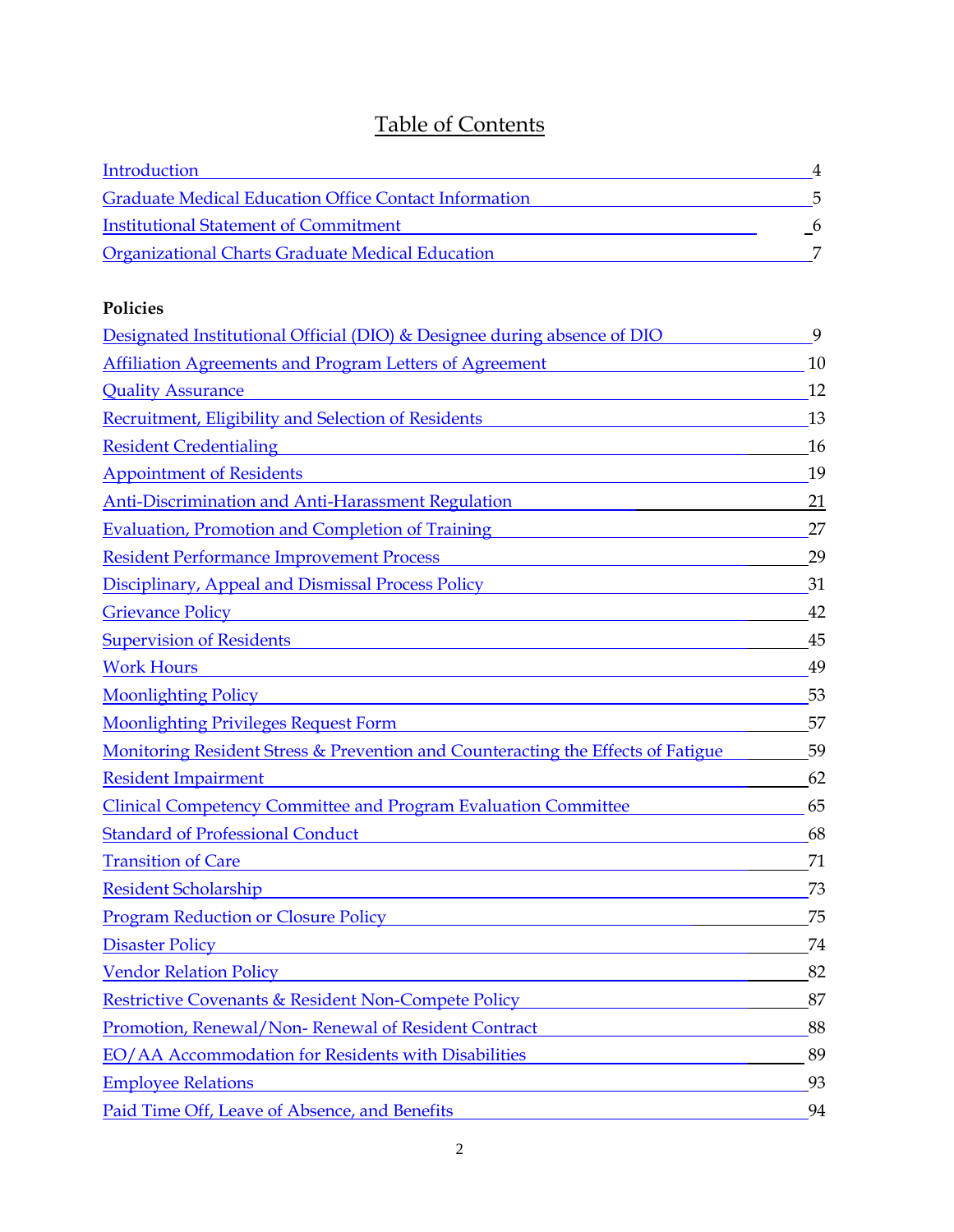# Table of Contents

| | |
|---|---|
| Introduction | 4 |
| Graduate Medical Education Office Contact Information | 5 |
| Institutional Statement of Commitment | 6 |
| Organizational Charts Graduate Medical Education | 7 |

**Policies**

| | |
|---|---|
| Designated Institutional Official (DIO) & Designee during absence of DIO | 9 |
| Affiliation Agreements and Program Letters of Agreement | 10 |
| Quality Assurance | 12 |
| Recruitment, Eligibility and Selection of Residents | 13 |
| Resident Credentialing | 16 |
| Appointment of Residents | 19 |
| Anti-Discrimination and Anti-Harassment Regulation | 21 |
| Evaluation, Promotion and Completion of Training | 27 |
| Resident Performance Improvement Process | 29 |
| Disciplinary, Appeal and Dismissal Process Policy | 31 |
| Grievance Policy | 42 |
| Supervision of Residents | 45 |
| Work Hours | 49 |
| Moonlighting Policy | 53 |
| Moonlighting Privileges Request Form | 57 |
| Monitoring Resident Stress & Prevention and Counteracting the Effects of Fatigue | 59 |
| Resident Impairment | 62 |
| Clinical Competency Committee and Program Evaluation Committee | 65 |
| Standard of Professional Conduct | 68 |
| Transition of Care | 71 |
| Resident Scholarship | 73 |
| Program Reduction or Closure Policy | 75 |
| Disaster Policy | 74 |
| Vendor Relation Policy | 82 |
| Restrictive Covenants & Resident Non-Compete Policy | 87 |
| Promotion, Renewal/Non- Renewal of Resident Contract | 88 |
| EO/AA Accommodation for Residents with Disabilities | 89 |
| Employee Relations | 93 |
| Paid Time Off, Leave of Absence, and Benefits | 94 |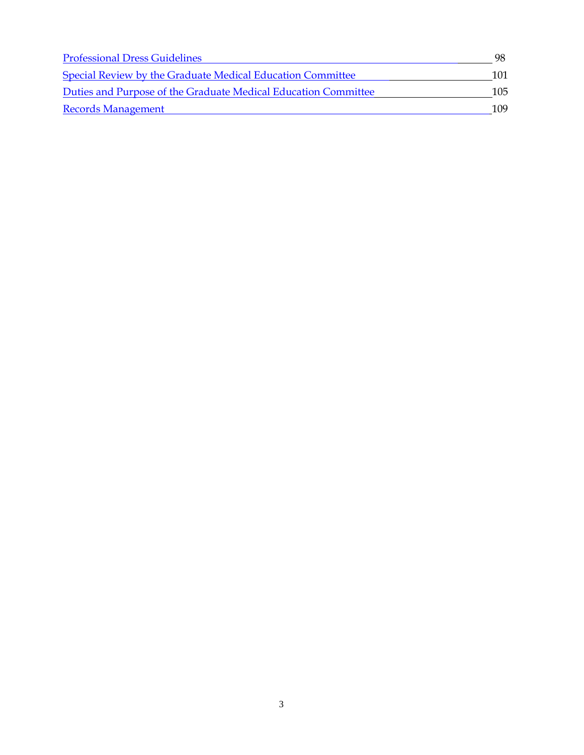| | |
|---|---|
| Professional Dress Guidelines | 98 |
| Special Review by the Graduate Medical Education Committee | 101 |
| Duties and Purpose of the Graduate Medical Education Committee | 105 |
| Records Management | 109 |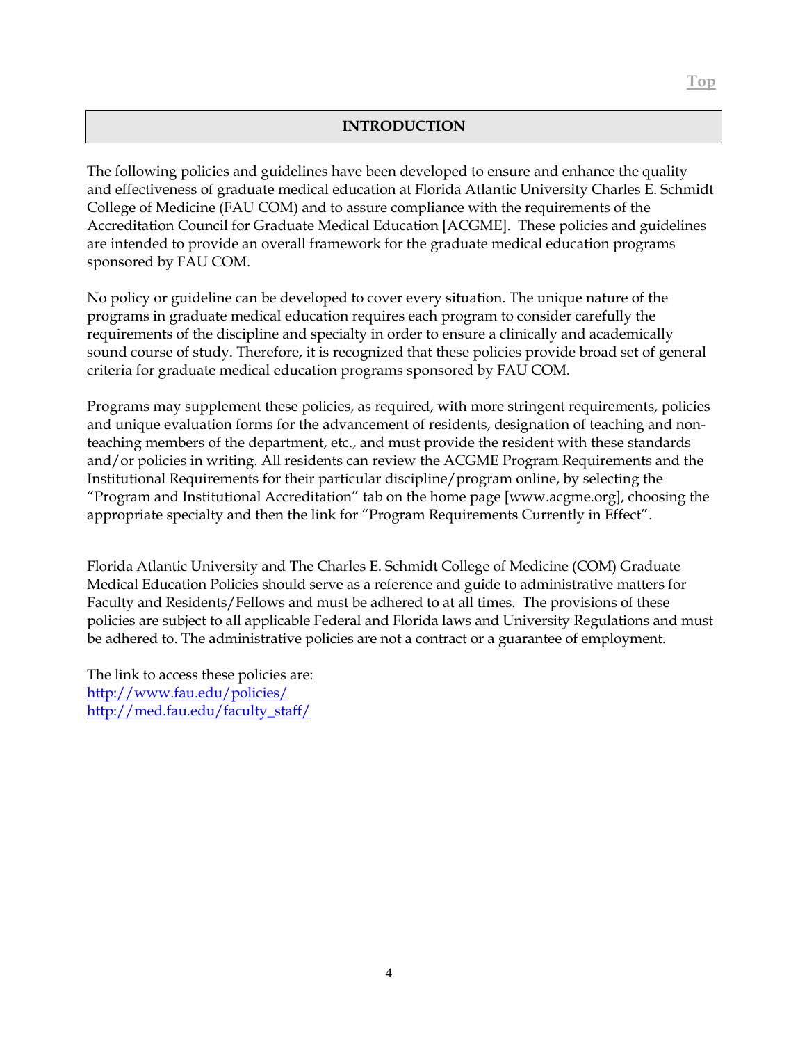## INTRODUCTION

The following policies and guidelines have been developed to ensure and enhance the quality and effectiveness of graduate medical education at Florida Atlantic University Charles E. Schmidt College of Medicine (FAU COM) and to assure compliance with the requirements of the Accreditation Council for Graduate Medical Education [ACGME]. These policies and guidelines are intended to provide an overall framework for the graduate medical education programs sponsored by FAU COM.

No policy or guideline can be developed to cover every situation. The unique nature of the programs in graduate medical education requires each program to consider carefully the requirements of the discipline and specialty in order to ensure a clinically and academically sound course of study. Therefore, it is recognized that these policies provide broad set of general criteria for graduate medical education programs sponsored by FAU COM.

Programs may supplement these policies, as required, with more stringent requirements, policies and unique evaluation forms for the advancement of residents, designation of teaching and non-teaching members of the department, etc., and must provide the resident with these standards and/or policies in writing. All residents can review the ACGME Program Requirements and the Institutional Requirements for their particular discipline/program online, by selecting the "Program and Institutional Accreditation" tab on the home page [www.acgme.org], choosing the appropriate specialty and then the link for "Program Requirements Currently in Effect".

Florida Atlantic University and The Charles E. Schmidt College of Medicine (COM) Graduate Medical Education Policies should serve as a reference and guide to administrative matters for Faculty and Residents/Fellows and must be adhered to at all times. The provisions of these policies are subject to all applicable Federal and Florida laws and University Regulations and must be adhered to. The administrative policies are not a contract or a guarantee of employment.

The link to access these policies are:
http://www.fau.edu/policies/
http://med.fau.edu/faculty_staff/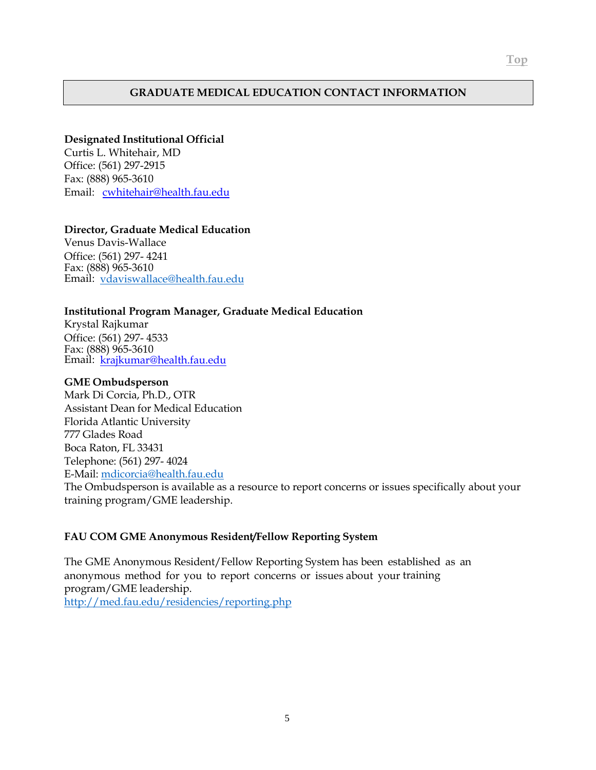## GRADUATE MEDICAL EDUCATION CONTACT INFORMATION

**Designated Institutional Official**
Curtis L. Whitehair, MD
Office: (561) 297-2915
Fax: (888) 965-3610
Email: cwhitehair@health.fau.edu

**Director, Graduate Medical Education**
Venus Davis-Wallace
Office: (561) 297- 4241
Fax: (888) 965-3610
Email: vdaviswallace@health.fau.edu

**Institutional Program Manager, Graduate Medical Education**
Krystal Rajkumar
Office: (561) 297- 4533
Fax: (888) 965-3610
Email: krajkumar@health.fau.edu

**GME Ombudsperson**
Mark Di Corcia, Ph.D., OTR
Assistant Dean for Medical Education
Florida Atlantic University
777 Glades Road
Boca Raton, FL 33431
Telephone: (561) 297- 4024
E-Mail: mdicorcia@health.fau.edu
The Ombudsperson is available as a resource to report concerns or issues specifically about your training program/GME leadership.

**FAU COM GME Anonymous Resident/Fellow Reporting System**

The GME Anonymous Resident/Fellow Reporting System has been established as an anonymous method for you to report concerns or issues about your training program/GME leadership.
http://med.fau.edu/residencies/reporting.php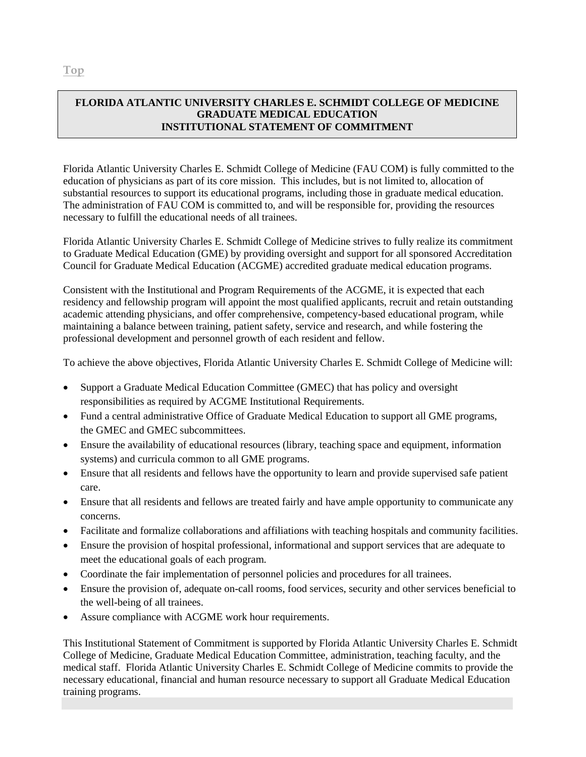Top

## FLORIDA ATLANTIC UNIVERSITY CHARLES E. SCHMIDT COLLEGE OF MEDICINE GRADUATE MEDICAL EDUCATION INSTITUTIONAL STATEMENT OF COMMITMENT

Florida Atlantic University Charles E. Schmidt College of Medicine (FAU COM) is fully committed to the education of physicians as part of its core mission. This includes, but is not limited to, allocation of substantial resources to support its educational programs, including those in graduate medical education. The administration of FAU COM is committed to, and will be responsible for, providing the resources necessary to fulfill the educational needs of all trainees.

Florida Atlantic University Charles E. Schmidt College of Medicine strives to fully realize its commitment to Graduate Medical Education (GME) by providing oversight and support for all sponsored Accreditation Council for Graduate Medical Education (ACGME) accredited graduate medical education programs.

Consistent with the Institutional and Program Requirements of the ACGME, it is expected that each residency and fellowship program will appoint the most qualified applicants, recruit and retain outstanding academic attending physicians, and offer comprehensive, competency-based educational program, while maintaining a balance between training, patient safety, service and research, and while fostering the professional development and personnel growth of each resident and fellow.

To achieve the above objectives, Florida Atlantic University Charles E. Schmidt College of Medicine will:

- Support a Graduate Medical Education Committee (GMEC) that has policy and oversight responsibilities as required by ACGME Institutional Requirements.
- Fund a central administrative Office of Graduate Medical Education to support all GME programs, the GMEC and GMEC subcommittees.
- Ensure the availability of educational resources (library, teaching space and equipment, information systems) and curricula common to all GME programs.
- Ensure that all residents and fellows have the opportunity to learn and provide supervised safe patient care.
- Ensure that all residents and fellows are treated fairly and have ample opportunity to communicate any concerns.
- Facilitate and formalize collaborations and affiliations with teaching hospitals and community facilities.
- Ensure the provision of hospital professional, informational and support services that are adequate to meet the educational goals of each program.
- Coordinate the fair implementation of personnel policies and procedures for all trainees.
- Ensure the provision of, adequate on-call rooms, food services, security and other services beneficial to the well-being of all trainees.
- Assure compliance with ACGME work hour requirements.

This Institutional Statement of Commitment is supported by Florida Atlantic University Charles E. Schmidt College of Medicine, Graduate Medical Education Committee, administration, teaching faculty, and the medical staff. Florida Atlantic University Charles E. Schmidt College of Medicine commits to provide the necessary educational, financial and human resource necessary to support all Graduate Medical Education training programs.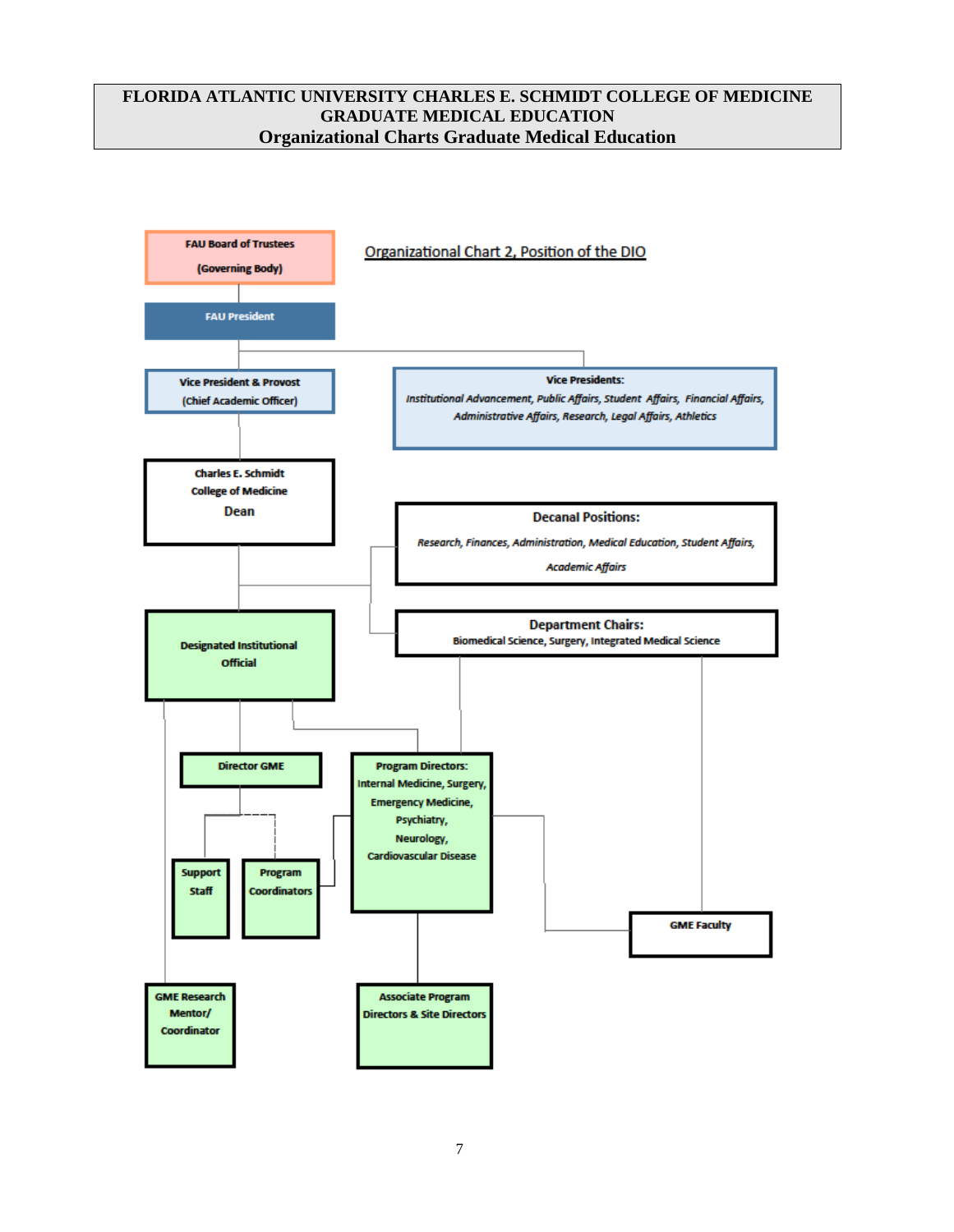**FLORIDA ATLANTIC UNIVERSITY CHARLES E. SCHMIDT COLLEGE OF MEDICINE**
**GRADUATE MEDICAL EDUCATION**
**Organizational Charts Graduate Medical Education**

Organizational Chart 2, Position of the DIO

FAU Board of Trustees
(Governing Body)

FAU President

Vice President & Provost
(Chief Academic Officer)

Vice Presidents:
*Institutional Advancement, Public Affairs, Student Affairs, Financial Affairs, Administrative Affairs, Research, Legal Affairs, Athletics*

Charles E. Schmidt
College of Medicine
Dean

Decanal Positions:
*Research, Finances, Administration, Medical Education, Student Affairs, Academic Affairs*

Designated Institutional Official

Department Chairs:
Biomedical Science, Surgery, Integrated Medical Science

Director GME

Program Directors:
Internal Medicine, Surgery, Emergency Medicine, Psychiatry, Neurology, Cardiovascular Disease

Support Staff

Program Coordinators

GME Faculty

GME Research Mentor/ Coordinator

Associate Program Directors & Site Directors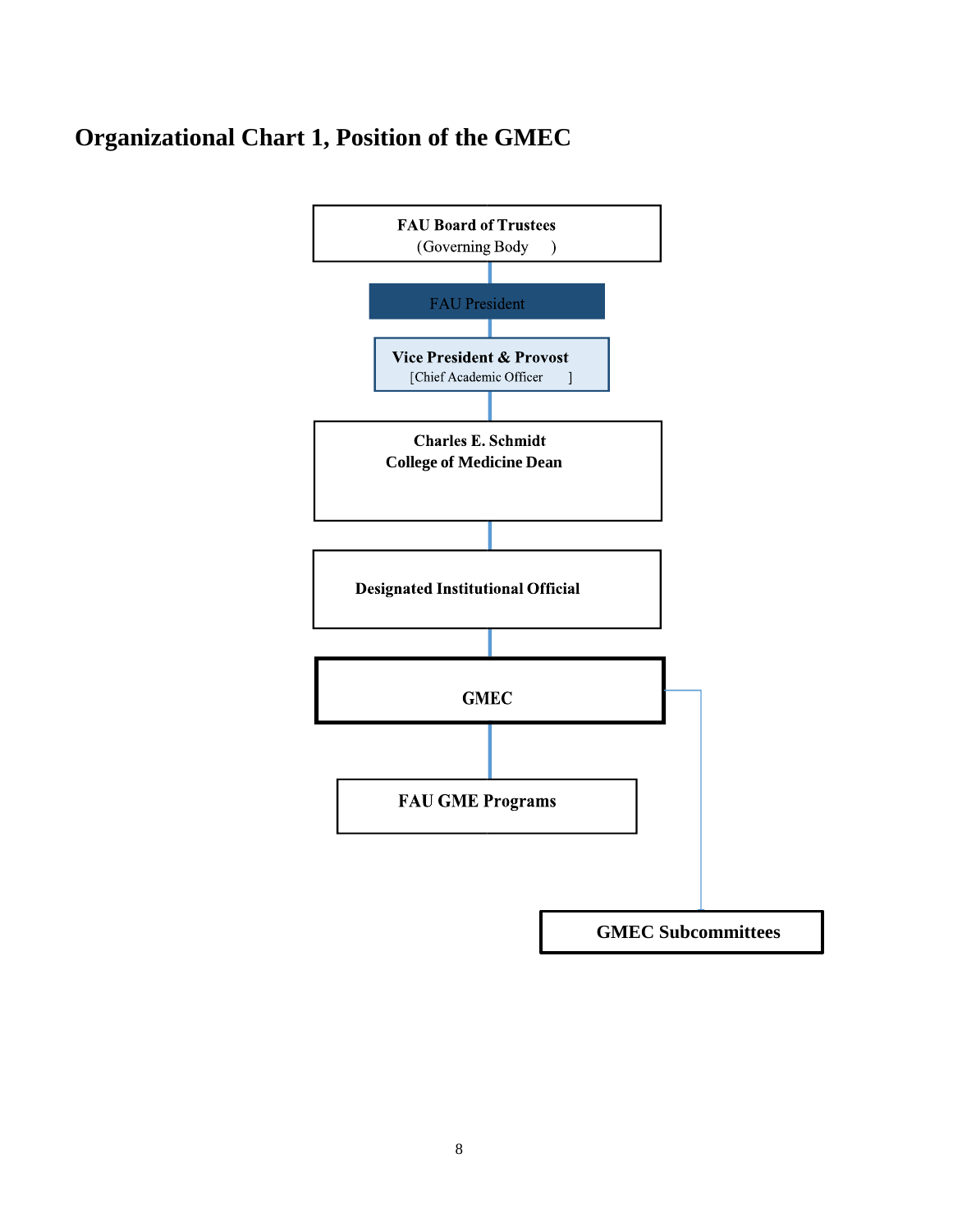## Organizational Chart 1, Position of the GMEC

**FAU Board of Trustees**
(Governing Body )

FAU President

**Vice President & Provost**
[Chief Academic Officer ]

**Charles E. Schmidt**
**College of Medicine Dean**

**Designated Institutional Official**

**GMEC**

**FAU GME Programs**

**GMEC Subcommittees**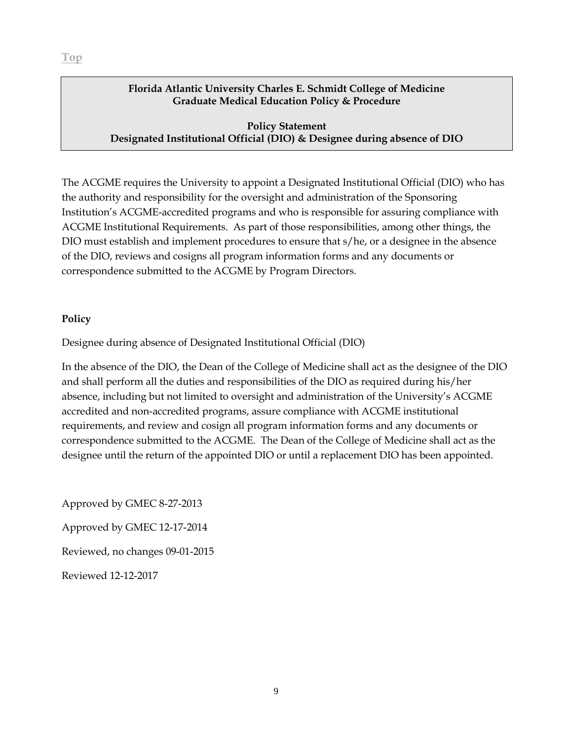Top

**Florida Atlantic University Charles E. Schmidt College of Medicine**
**Graduate Medical Education Policy & Procedure**

**Policy Statement**
**Designated Institutional Official (DIO) & Designee during absence of DIO**

The ACGME requires the University to appoint a Designated Institutional Official (DIO) who has the authority and responsibility for the oversight and administration of the Sponsoring Institution's ACGME-accredited programs and who is responsible for assuring compliance with ACGME Institutional Requirements. As part of those responsibilities, among other things, the DIO must establish and implement procedures to ensure that s/he, or a designee in the absence of the DIO, reviews and cosigns all program information forms and any documents or correspondence submitted to the ACGME by Program Directors.

**Policy**

Designee during absence of Designated Institutional Official (DIO)

In the absence of the DIO, the Dean of the College of Medicine shall act as the designee of the DIO and shall perform all the duties and responsibilities of the DIO as required during his/her absence, including but not limited to oversight and administration of the University's ACGME accredited and non-accredited programs, assure compliance with ACGME institutional requirements, and review and cosign all program information forms and any documents or correspondence submitted to the ACGME. The Dean of the College of Medicine shall act as the designee until the return of the appointed DIO or until a replacement DIO has been appointed.

Approved by GMEC 8-27-2013

Approved by GMEC 12-17-2014

Reviewed, no changes 09-01-2015

Reviewed 12-12-2017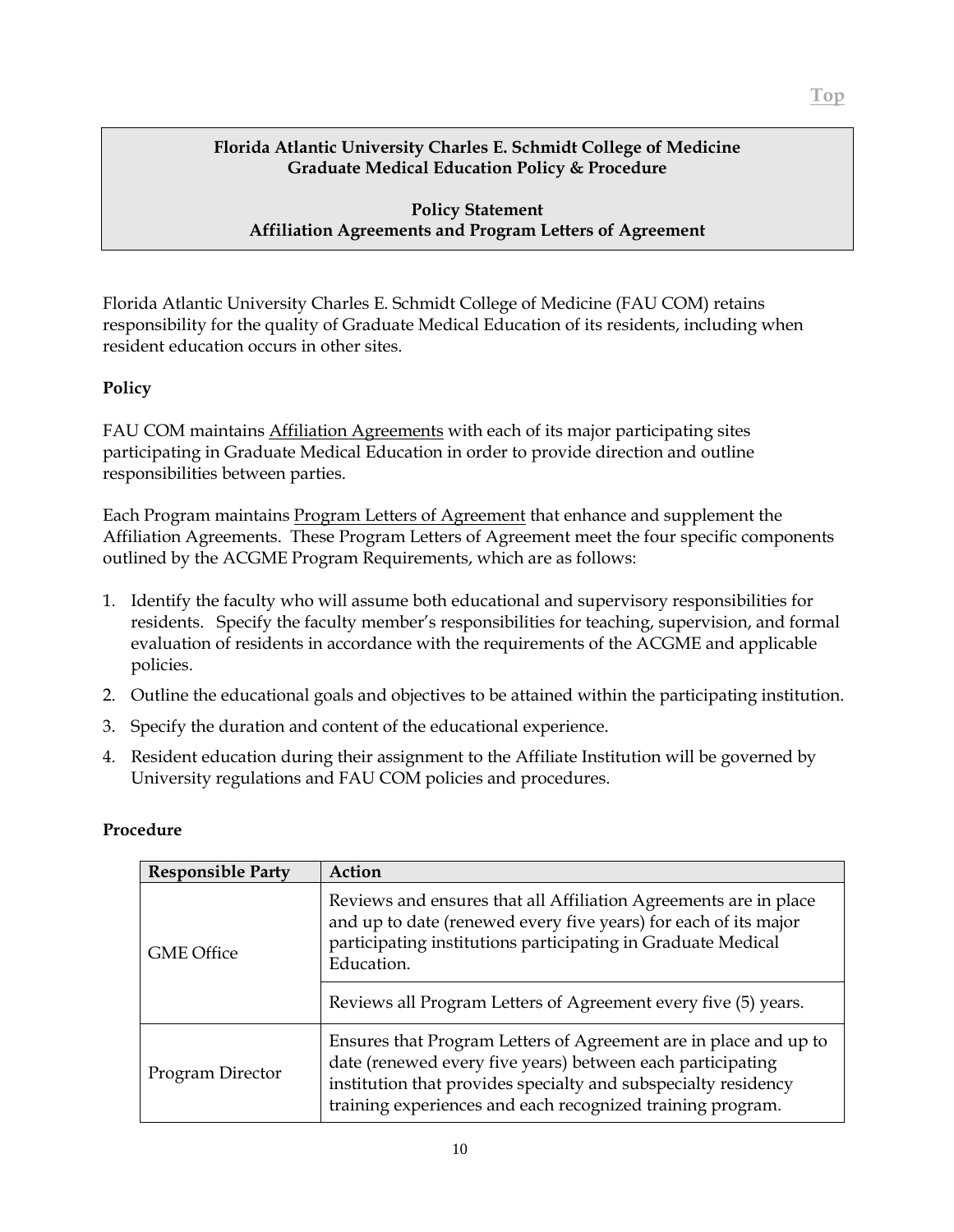**Florida Atlantic University Charles E. Schmidt College of Medicine**
**Graduate Medical Education Policy & Procedure**

**Policy Statement**
**Affiliation Agreements and Program Letters of Agreement**

Florida Atlantic University Charles E. Schmidt College of Medicine (FAU COM) retains responsibility for the quality of Graduate Medical Education of its residents, including when resident education occurs in other sites.

## Policy

FAU COM maintains Affiliation Agreements with each of its major participating sites participating in Graduate Medical Education in order to provide direction and outline responsibilities between parties.

Each Program maintains Program Letters of Agreement that enhance and supplement the Affiliation Agreements. These Program Letters of Agreement meet the four specific components outlined by the ACGME Program Requirements, which are as follows:

1. Identify the faculty who will assume both educational and supervisory responsibilities for residents. Specify the faculty member's responsibilities for teaching, supervision, and formal evaluation of residents in accordance with the requirements of the ACGME and applicable policies.
2. Outline the educational goals and objectives to be attained within the participating institution.
3. Specify the duration and content of the educational experience.
4. Resident education during their assignment to the Affiliate Institution will be governed by University regulations and FAU COM policies and procedures.

## Procedure

| Responsible Party | Action |
|---|---|
| GME Office | Reviews and ensures that all Affiliation Agreements are in place and up to date (renewed every five years) for each of its major participating institutions participating in Graduate Medical Education. |
| | Reviews all Program Letters of Agreement every five (5) years. |
| Program Director | Ensures that Program Letters of Agreement are in place and up to date (renewed every five years) between each participating institution that provides specialty and subspecialty residency training experiences and each recognized training program. |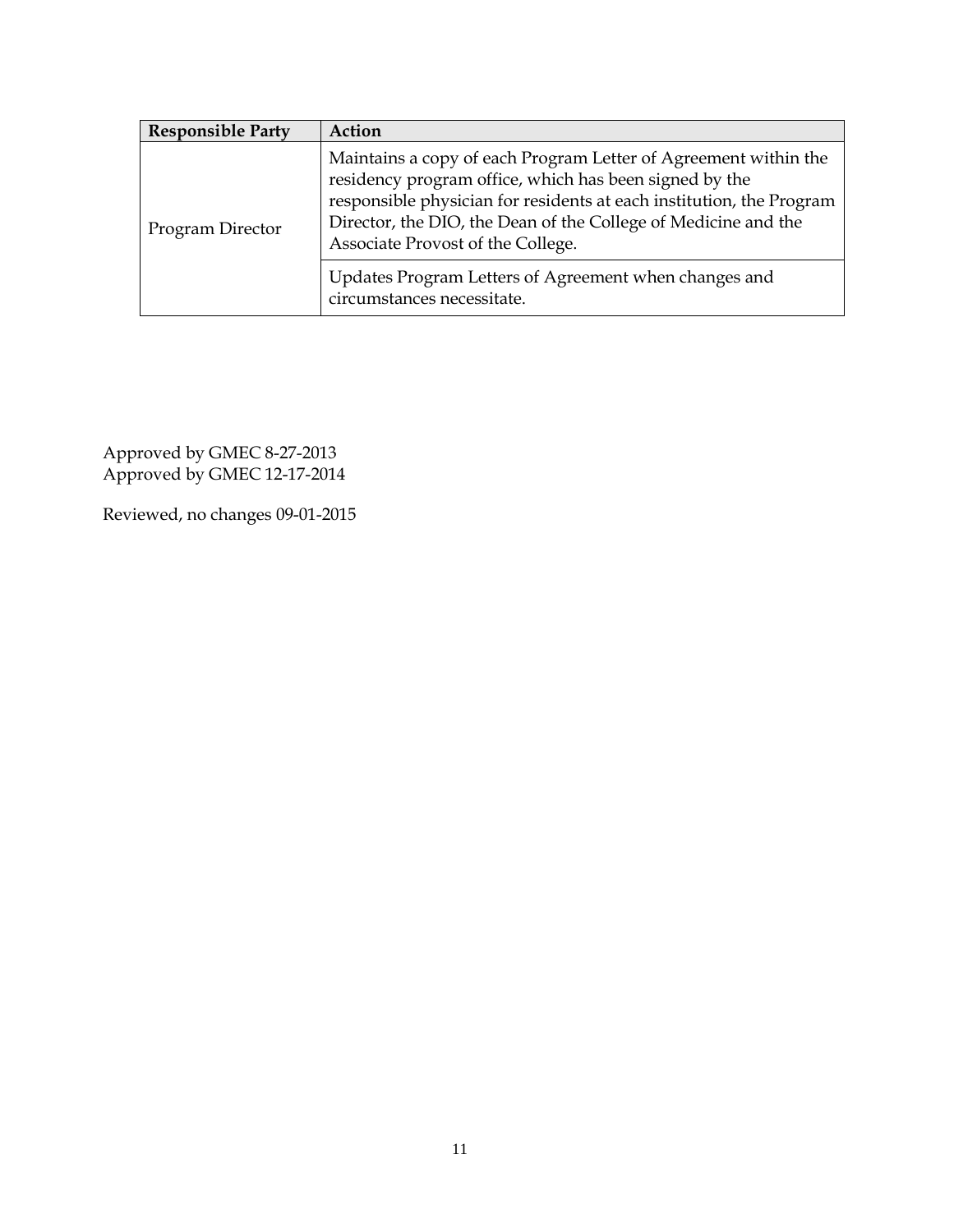| Responsible Party | Action |
| --- | --- |
| Program Director | Maintains a copy of each Program Letter of Agreement within the residency program office, which has been signed by the responsible physician for residents at each institution, the Program Director, the DIO, the Dean of the College of Medicine and the Associate Provost of the College. |
| | Updates Program Letters of Agreement when changes and circumstances necessitate. |

Approved by GMEC 8-27-2013
Approved by GMEC 12-17-2014

Reviewed, no changes 09-01-2015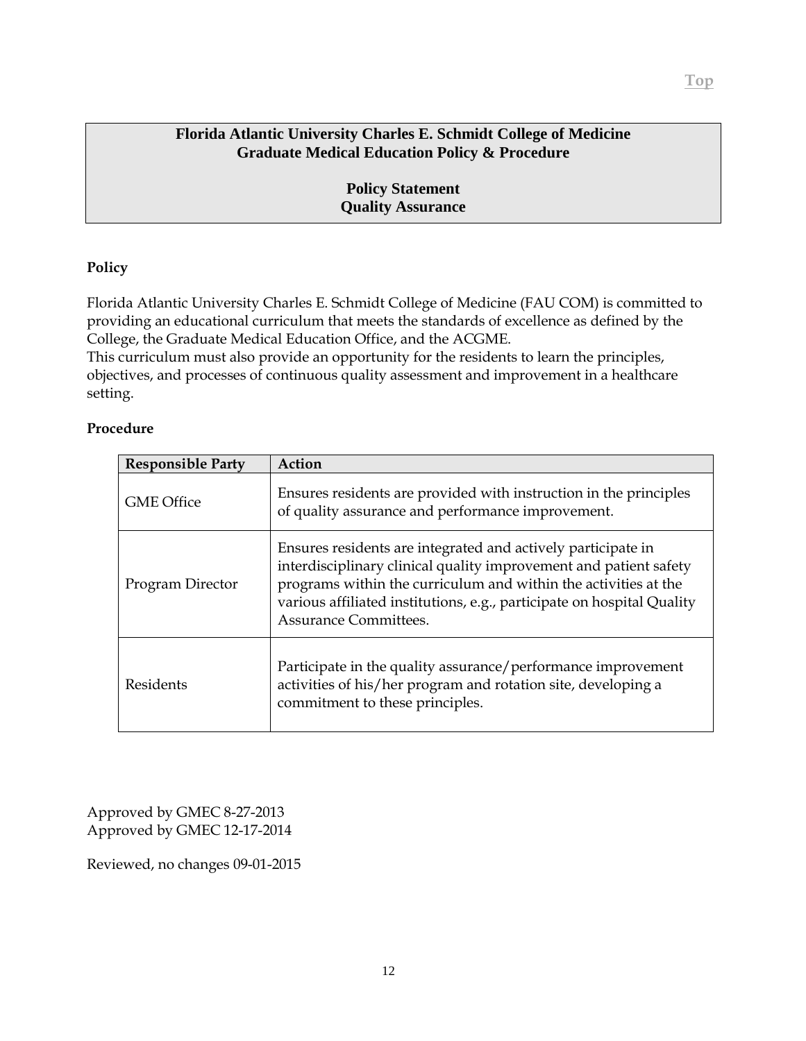**Florida Atlantic University Charles E. Schmidt College of Medicine**
**Graduate Medical Education Policy & Procedure**

**Policy Statement**
**Quality Assurance**

**Policy**

Florida Atlantic University Charles E. Schmidt College of Medicine (FAU COM) is committed to providing an educational curriculum that meets the standards of excellence as defined by the College, the Graduate Medical Education Office, and the ACGME.
This curriculum must also provide an opportunity for the residents to learn the principles, objectives, and processes of continuous quality assessment and improvement in a healthcare setting.

**Procedure**

| Responsible Party | Action |
| --- | --- |
| GME Office | Ensures residents are provided with instruction in the principles of quality assurance and performance improvement. |
| Program Director | Ensures residents are integrated and actively participate in interdisciplinary clinical quality improvement and patient safety programs within the curriculum and within the activities at the various affiliated institutions, e.g., participate on hospital Quality Assurance Committees. |
| Residents | Participate in the quality assurance/performance improvement activities of his/her program and rotation site, developing a commitment to these principles. |

Approved by GMEC 8-27-2013
Approved by GMEC 12-17-2014

Reviewed, no changes 09-01-2015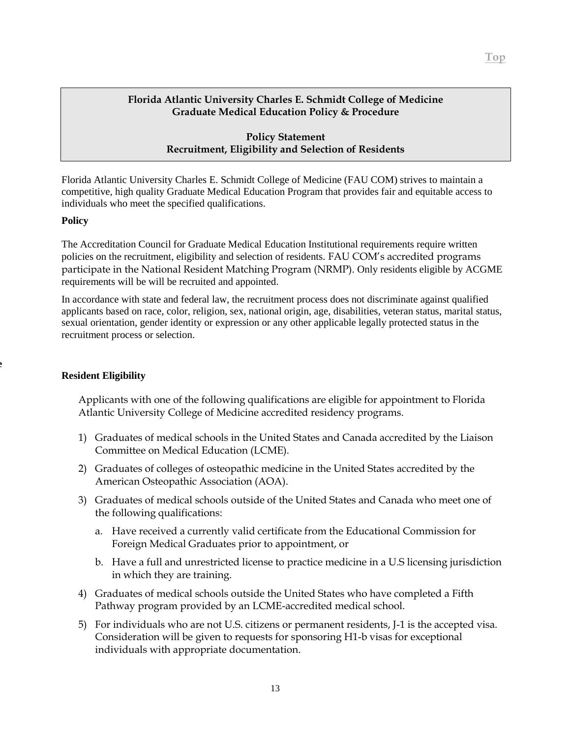**Florida Atlantic University Charles E. Schmidt College of Medicine**
**Graduate Medical Education Policy & Procedure**

**Policy Statement**
**Recruitment, Eligibility and Selection of Residents**

Florida Atlantic University Charles E. Schmidt College of Medicine (FAU COM) strives to maintain a competitive, high quality Graduate Medical Education Program that provides fair and equitable access to individuals who meet the specified qualifications.

**Policy**

The Accreditation Council for Graduate Medical Education Institutional requirements require written policies on the recruitment, eligibility and selection of residents. FAU COM's accredited programs participate in the National Resident Matching Program (NRMP). Only residents eligible by ACGME requirements will be will be recruited and appointed.

In accordance with state and federal law, the recruitment process does not discriminate against qualified applicants based on race, color, religion, sex, national origin, age, disabilities, veteran status, marital status, sexual orientation, gender identity or expression or any other applicable legally protected status in the recruitment process or selection.

**Resident Eligibility**

Applicants with one of the following qualifications are eligible for appointment to Florida Atlantic University College of Medicine accredited residency programs.

1) Graduates of medical schools in the United States and Canada accredited by the Liaison Committee on Medical Education (LCME).
2) Graduates of colleges of osteopathic medicine in the United States accredited by the American Osteopathic Association (AOA).
3) Graduates of medical schools outside of the United States and Canada who meet one of the following qualifications:
   a. Have received a currently valid certificate from the Educational Commission for Foreign Medical Graduates prior to appointment, or
   b. Have a full and unrestricted license to practice medicine in a U.S licensing jurisdiction in which they are training.
4) Graduates of medical schools outside the United States who have completed a Fifth Pathway program provided by an LCME-accredited medical school.
5) For individuals who are not U.S. citizens or permanent residents, J-1 is the accepted visa. Consideration will be given to requests for sponsoring H1-b visas for exceptional individuals with appropriate documentation.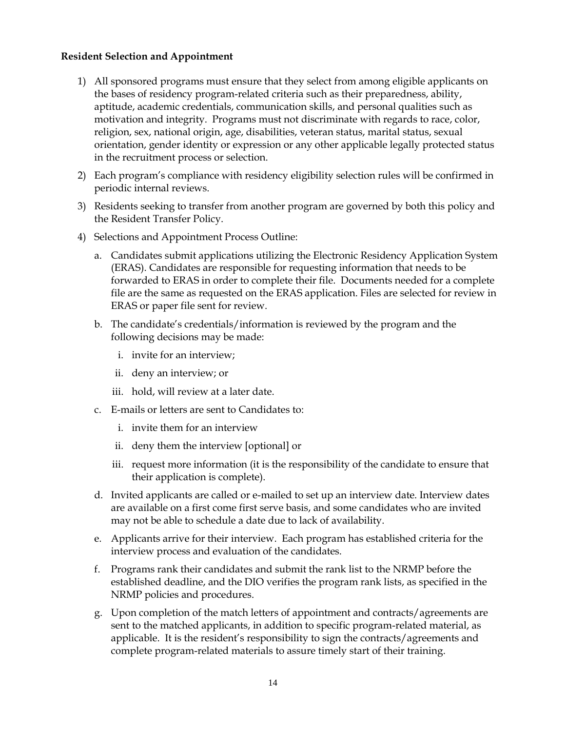**Resident Selection and Appointment**

1) All sponsored programs must ensure that they select from among eligible applicants on the bases of residency program-related criteria such as their preparedness, ability, aptitude, academic credentials, communication skills, and personal qualities such as motivation and integrity. Programs must not discriminate with regards to race, color, religion, sex, national origin, age, disabilities, veteran status, marital status, sexual orientation, gender identity or expression or any other applicable legally protected status in the recruitment process or selection.

2) Each program's compliance with residency eligibility selection rules will be confirmed in periodic internal reviews.

3) Residents seeking to transfer from another program are governed by both this policy and the Resident Transfer Policy.

4) Selections and Appointment Process Outline:

   a. Candidates submit applications utilizing the Electronic Residency Application System (ERAS). Candidates are responsible for requesting information that needs to be forwarded to ERAS in order to complete their file. Documents needed for a complete file are the same as requested on the ERAS application. Files are selected for review in ERAS or paper file sent for review.

   b. The candidate's credentials/information is reviewed by the program and the following decisions may be made:

      i. invite for an interview;

      ii. deny an interview; or

      iii. hold, will review at a later date.

   c. E-mails or letters are sent to Candidates to:

      i. invite them for an interview

      ii. deny them the interview [optional] or

      iii. request more information (it is the responsibility of the candidate to ensure that their application is complete).

   d. Invited applicants are called or e-mailed to set up an interview date. Interview dates are available on a first come first serve basis, and some candidates who are invited may not be able to schedule a date due to lack of availability.

   e. Applicants arrive for their interview. Each program has established criteria for the interview process and evaluation of the candidates.

   f. Programs rank their candidates and submit the rank list to the NRMP before the established deadline, and the DIO verifies the program rank lists, as specified in the NRMP policies and procedures.

   g. Upon completion of the match letters of appointment and contracts/agreements are sent to the matched applicants, in addition to specific program-related material, as applicable. It is the resident's responsibility to sign the contracts/agreements and complete program-related materials to assure timely start of their training.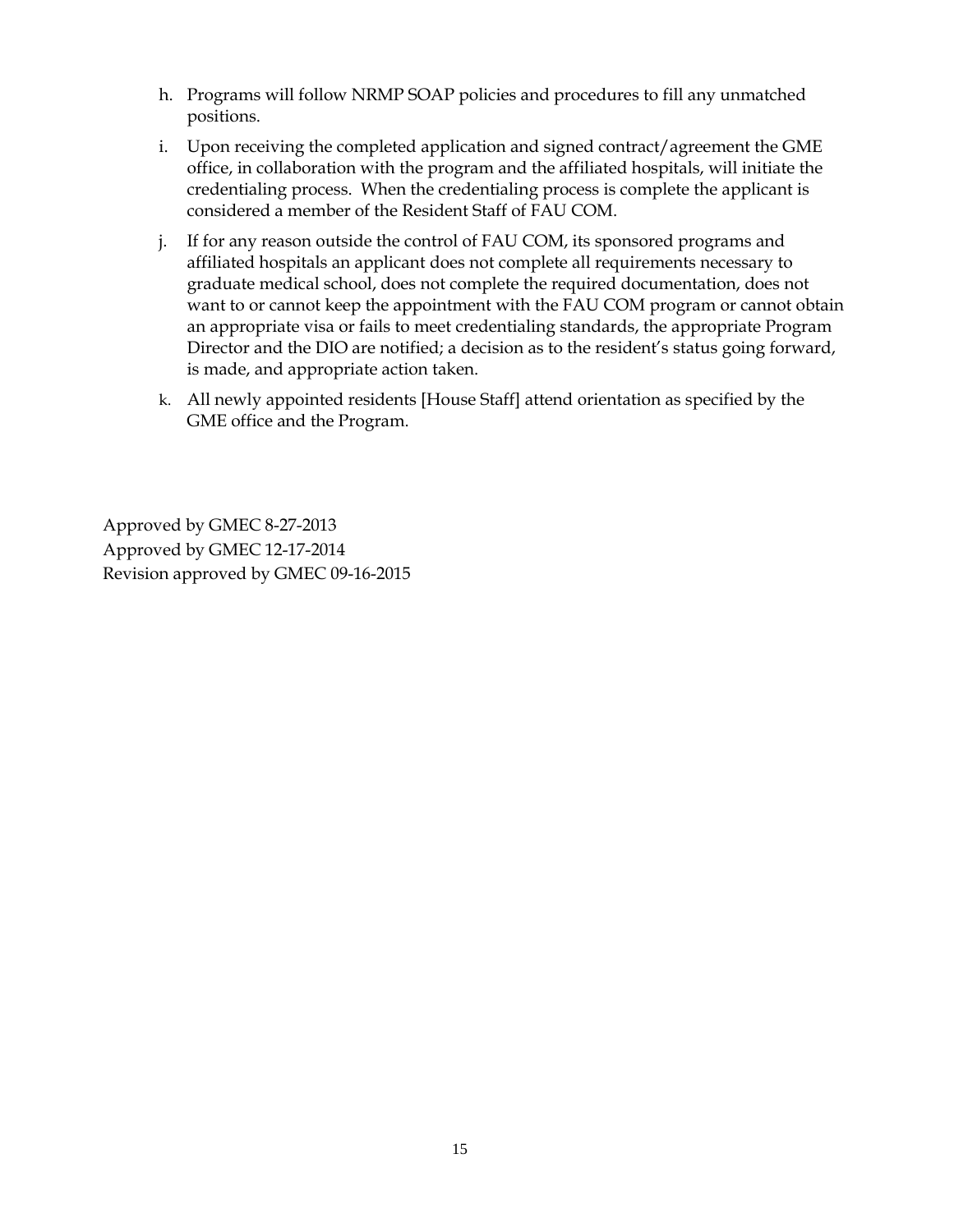h. Programs will follow NRMP SOAP policies and procedures to fill any unmatched positions.

i. Upon receiving the completed application and signed contract/agreement the GME office, in collaboration with the program and the affiliated hospitals, will initiate the credentialing process. When the credentialing process is complete the applicant is considered a member of the Resident Staff of FAU COM.

j. If for any reason outside the control of FAU COM, its sponsored programs and affiliated hospitals an applicant does not complete all requirements necessary to graduate medical school, does not complete the required documentation, does not want to or cannot keep the appointment with the FAU COM program or cannot obtain an appropriate visa or fails to meet credentialing standards, the appropriate Program Director and the DIO are notified; a decision as to the resident's status going forward, is made, and appropriate action taken.

k. All newly appointed residents [House Staff] attend orientation as specified by the GME office and the Program.

Approved by GMEC 8-27-2013
Approved by GMEC 12-17-2014
Revision approved by GMEC 09-16-2015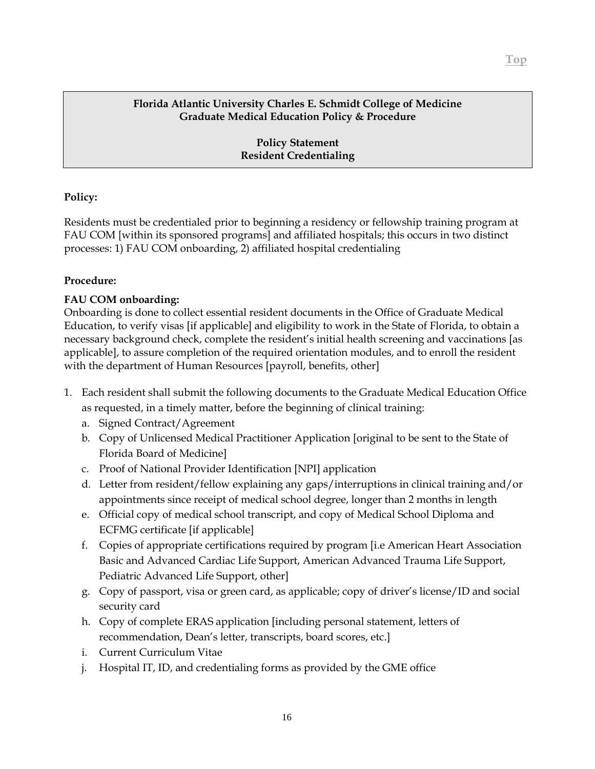**Florida Atlantic University Charles E. Schmidt College of Medicine**
**Graduate Medical Education Policy & Procedure**

**Policy Statement**
**Resident Credentialing**

**Policy:**

Residents must be credentialed prior to beginning a residency or fellowship training program at FAU COM [within its sponsored programs] and affiliated hospitals; this occurs in two distinct processes: 1) FAU COM onboarding, 2) affiliated hospital credentialing

**Procedure:**

**FAU COM onboarding:**
Onboarding is done to collect essential resident documents in the Office of Graduate Medical Education, to verify visas [if applicable] and eligibility to work in the State of Florida, to obtain a necessary background check, complete the resident's initial health screening and vaccinations [as applicable], to assure completion of the required orientation modules, and to enroll the resident with the department of Human Resources [payroll, benefits, other]

1. Each resident shall submit the following documents to the Graduate Medical Education Office as requested, in a timely matter, before the beginning of clinical training:
   a. Signed Contract/Agreement
   b. Copy of Unlicensed Medical Practitioner Application [original to be sent to the State of Florida Board of Medicine]
   c. Proof of National Provider Identification [NPI] application
   d. Letter from resident/fellow explaining any gaps/interruptions in clinical training and/or appointments since receipt of medical school degree, longer than 2 months in length
   e. Official copy of medical school transcript, and copy of Medical School Diploma and ECFMG certificate [if applicable]
   f. Copies of appropriate certifications required by program [i.e American Heart Association Basic and Advanced Cardiac Life Support, American Advanced Trauma Life Support, Pediatric Advanced Life Support, other]
   g. Copy of passport, visa or green card, as applicable; copy of driver's license/ID and social security card
   h. Copy of complete ERAS application [including personal statement, letters of recommendation, Dean's letter, transcripts, board scores, etc.]
   i. Current Curriculum Vitae
   j. Hospital IT, ID, and credentialing forms as provided by the GME office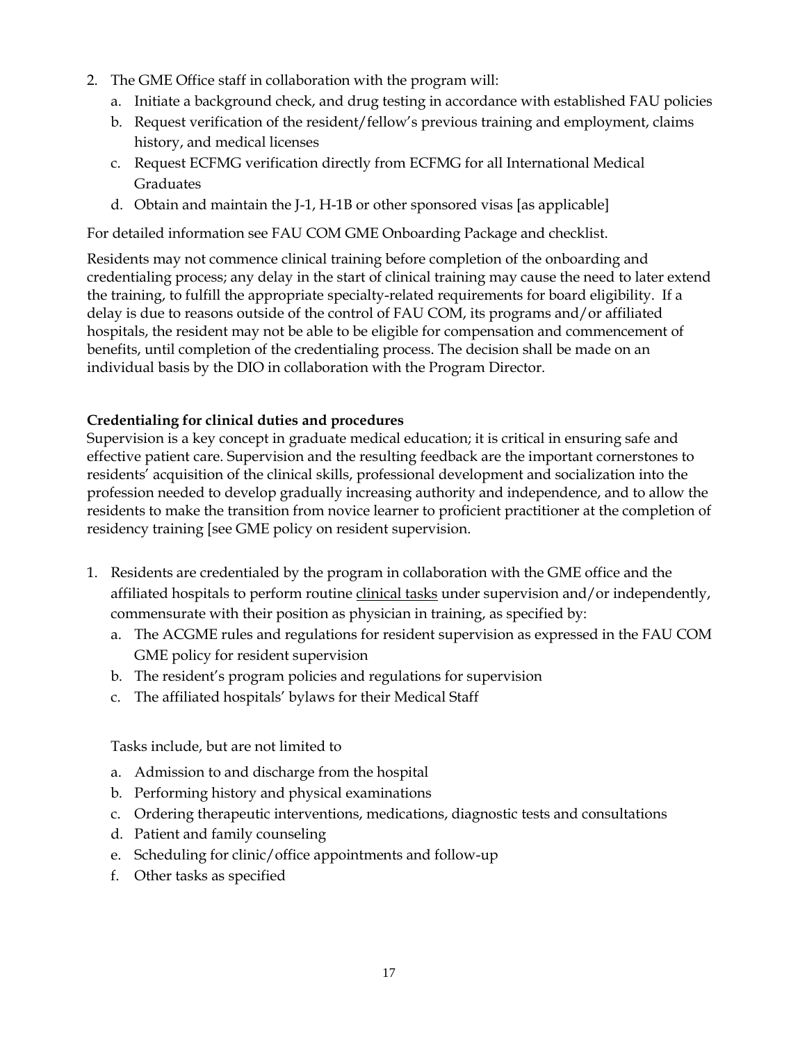2. The GME Office staff in collaboration with the program will:
   a. Initiate a background check, and drug testing in accordance with established FAU policies
   b. Request verification of the resident/fellow's previous training and employment, claims history, and medical licenses
   c. Request ECFMG verification directly from ECFMG for all International Medical Graduates
   d. Obtain and maintain the J-1, H-1B or other sponsored visas [as applicable]

For detailed information see FAU COM GME Onboarding Package and checklist.

Residents may not commence clinical training before completion of the onboarding and credentialing process; any delay in the start of clinical training may cause the need to later extend the training, to fulfill the appropriate specialty-related requirements for board eligibility. If a delay is due to reasons outside of the control of FAU COM, its programs and/or affiliated hospitals, the resident may not be able to be eligible for compensation and commencement of benefits, until completion of the credentialing process. The decision shall be made on an individual basis by the DIO in collaboration with the Program Director.

**Credentialing for clinical duties and procedures**

Supervision is a key concept in graduate medical education; it is critical in ensuring safe and effective patient care. Supervision and the resulting feedback are the important cornerstones to residents' acquisition of the clinical skills, professional development and socialization into the profession needed to develop gradually increasing authority and independence, and to allow the residents to make the transition from novice learner to proficient practitioner at the completion of residency training [see GME policy on resident supervision.

1. Residents are credentialed by the program in collaboration with the GME office and the affiliated hospitals to perform routine clinical tasks under supervision and/or independently, commensurate with their position as physician in training, as specified by:
   a. The ACGME rules and regulations for resident supervision as expressed in the FAU COM GME policy for resident supervision
   b. The resident's program policies and regulations for supervision
   c. The affiliated hospitals' bylaws for their Medical Staff

   Tasks include, but are not limited to

   a. Admission to and discharge from the hospital
   b. Performing history and physical examinations
   c. Ordering therapeutic interventions, medications, diagnostic tests and consultations
   d. Patient and family counseling
   e. Scheduling for clinic/office appointments and follow-up
   f. Other tasks as specified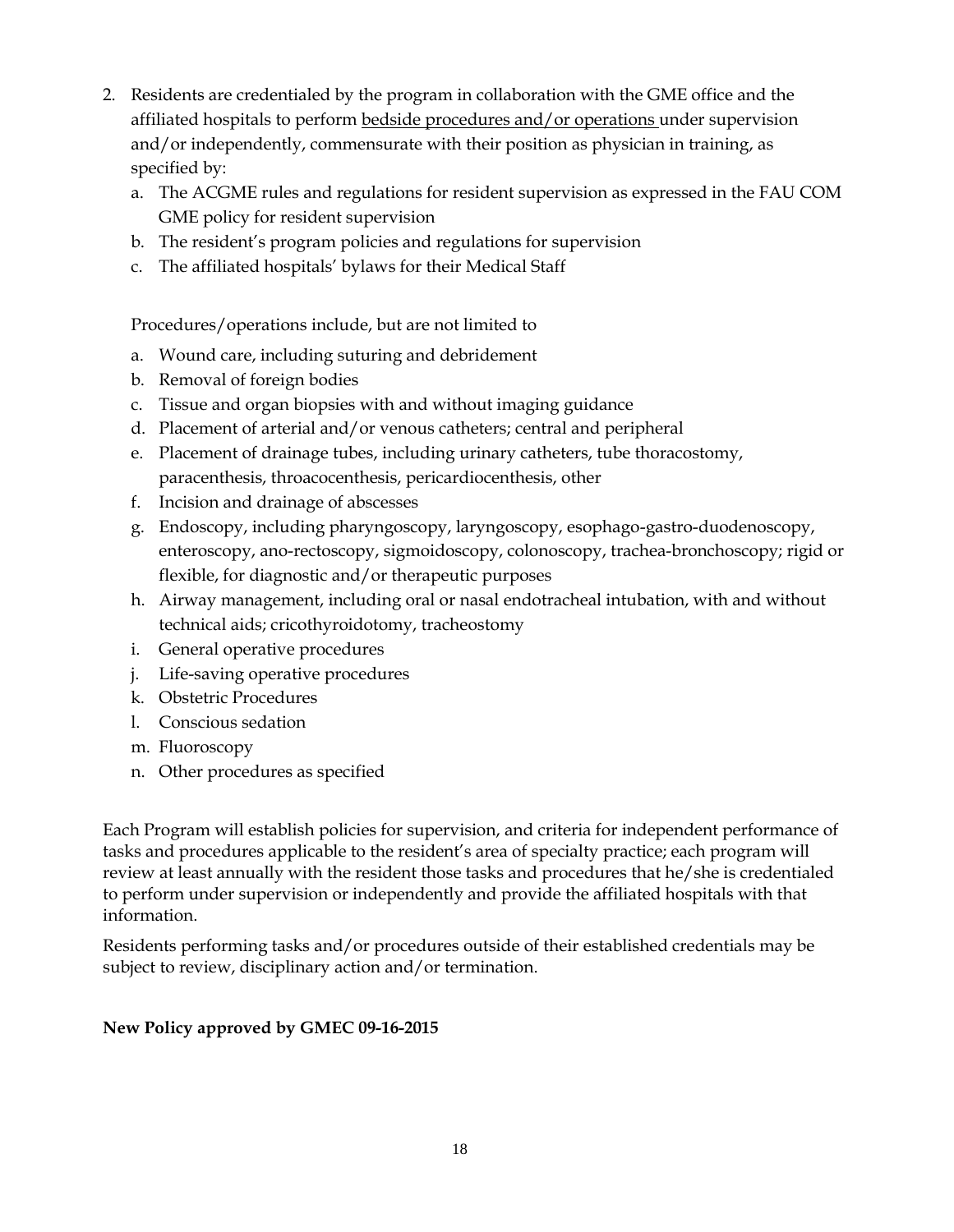2. Residents are credentialed by the program in collaboration with the GME office and the affiliated hospitals to perform <u>bedside procedures and/or operations</u> under supervision and/or independently, commensurate with their position as physician in training, as specified by:
   a. The ACGME rules and regulations for resident supervision as expressed in the FAU COM GME policy for resident supervision
   b. The resident's program policies and regulations for supervision
   c. The affiliated hospitals' bylaws for their Medical Staff

   Procedures/operations include, but are not limited to

   a. Wound care, including suturing and debridement
   b. Removal of foreign bodies
   c. Tissue and organ biopsies with and without imaging guidance
   d. Placement of arterial and/or venous catheters; central and peripheral
   e. Placement of drainage tubes, including urinary catheters, tube thoracostomy, paracenthesis, throacocenthesis, pericardiocenthesis, other
   f. Incision and drainage of abscesses
   g. Endoscopy, including pharyngoscopy, laryngoscopy, esophago-gastro-duodenoscopy, enteroscopy, ano-rectoscopy, sigmoidoscopy, colonoscopy, trachea-bronchoscopy; rigid or flexible, for diagnostic and/or therapeutic purposes
   h. Airway management, including oral or nasal endotracheal intubation, with and without technical aids; cricothyroidotomy, tracheostomy
   i. General operative procedures
   j. Life-saving operative procedures
   k. Obstetric Procedures
   l. Conscious sedation
   m. Fluoroscopy
   n. Other procedures as specified

Each Program will establish policies for supervision, and criteria for independent performance of tasks and procedures applicable to the resident's area of specialty practice; each program will review at least annually with the resident those tasks and procedures that he/she is credentialed to perform under supervision or independently and provide the affiliated hospitals with that information.

Residents performing tasks and/or procedures outside of their established credentials may be subject to review, disciplinary action and/or termination.

**New Policy approved by GMEC 09-16-2015**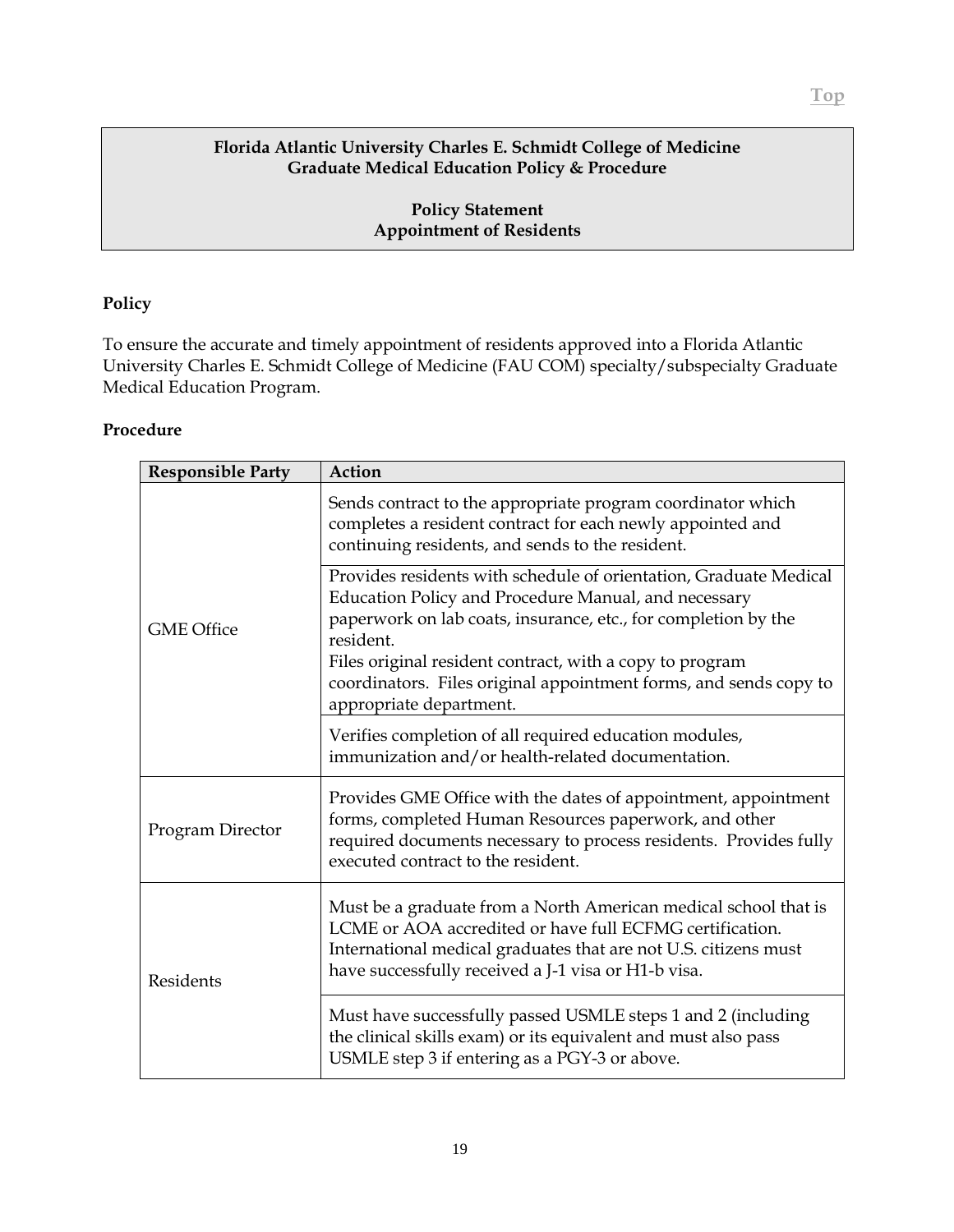**Florida Atlantic University Charles E. Schmidt College of Medicine**
**Graduate Medical Education Policy & Procedure**

**Policy Statement**
**Appointment of Residents**

### Policy

To ensure the accurate and timely appointment of residents approved into a Florida Atlantic University Charles E. Schmidt College of Medicine (FAU COM) specialty/subspecialty Graduate Medical Education Program.

### Procedure

| Responsible Party | Action |
|---|---|
| GME Office | Sends contract to the appropriate program coordinator which completes a resident contract for each newly appointed and continuing residents, and sends to the resident. |
| | Provides residents with schedule of orientation, Graduate Medical Education Policy and Procedure Manual, and necessary paperwork on lab coats, insurance, etc., for completion by the resident.<br>Files original resident contract, with a copy to program coordinators. Files original appointment forms, and sends copy to appropriate department. |
| | Verifies completion of all required education modules, immunization and/or health-related documentation. |
| Program Director | Provides GME Office with the dates of appointment, appointment forms, completed Human Resources paperwork, and other required documents necessary to process residents. Provides fully executed contract to the resident. |
| Residents | Must be a graduate from a North American medical school that is LCME or AOA accredited or have full ECFMG certification. International medical graduates that are not U.S. citizens must have successfully received a J-1 visa or H1-b visa. |
| | Must have successfully passed USMLE steps 1 and 2 (including the clinical skills exam) or its equivalent and must also pass USMLE step 3 if entering as a PGY-3 or above. |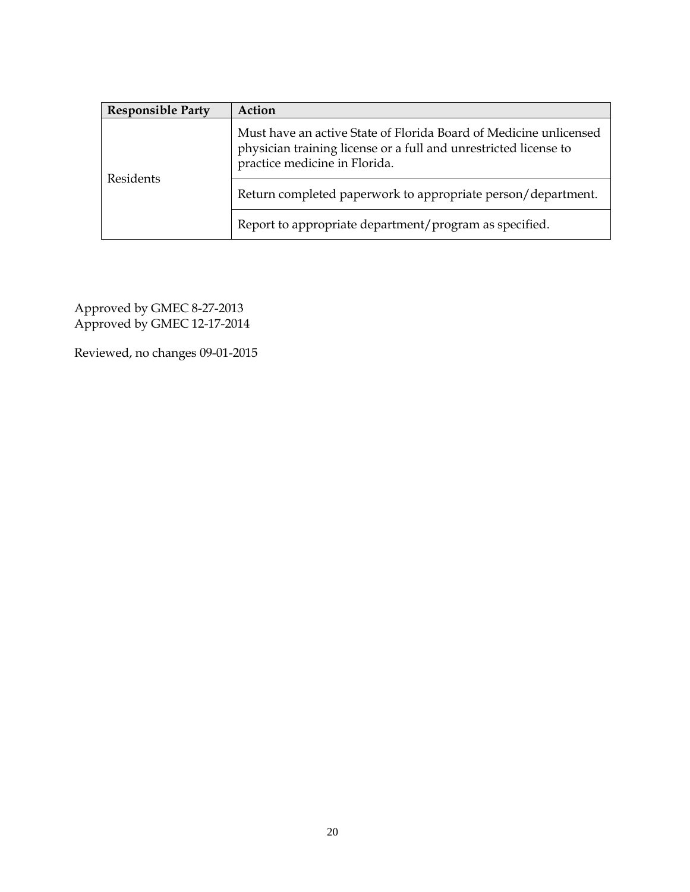| Responsible Party | Action |
| --- | --- |
| Residents | Must have an active State of Florida Board of Medicine unlicensed physician training license or a full and unrestricted license to practice medicine in Florida. |
| | Return completed paperwork to appropriate person/department. |
| | Report to appropriate department/program as specified. |

Approved by GMEC 8-27-2013
Approved by GMEC 12-17-2014

Reviewed, no changes 09-01-2015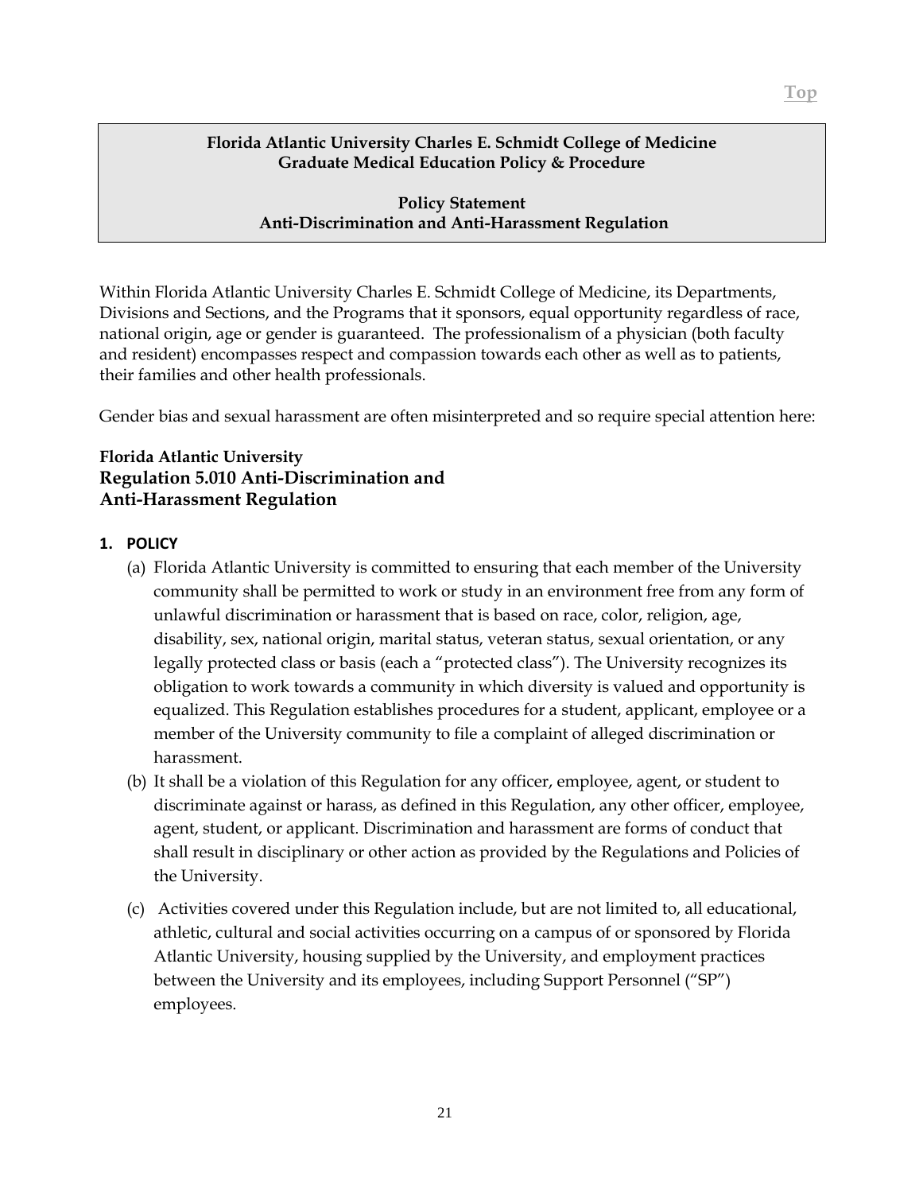**Florida Atlantic University Charles E. Schmidt College of Medicine**
**Graduate Medical Education Policy & Procedure**

**Policy Statement**
**Anti-Discrimination and Anti-Harassment Regulation**

Within Florida Atlantic University Charles E. Schmidt College of Medicine, its Departments, Divisions and Sections, and the Programs that it sponsors, equal opportunity regardless of race, national origin, age or gender is guaranteed. The professionalism of a physician (both faculty and resident) encompasses respect and compassion towards each other as well as to patients, their families and other health professionals.

Gender bias and sexual harassment are often misinterpreted and so require special attention here:

## Florida Atlantic University
## Regulation 5.010 Anti-Discrimination and Anti-Harassment Regulation

**1. POLICY**

(a) Florida Atlantic University is committed to ensuring that each member of the University community shall be permitted to work or study in an environment free from any form of unlawful discrimination or harassment that is based on race, color, religion, age, disability, sex, national origin, marital status, veteran status, sexual orientation, or any legally protected class or basis (each a "protected class"). The University recognizes its obligation to work towards a community in which diversity is valued and opportunity is equalized. This Regulation establishes procedures for a student, applicant, employee or a member of the University community to file a complaint of alleged discrimination or harassment.

(b) It shall be a violation of this Regulation for any officer, employee, agent, or student to discriminate against or harass, as defined in this Regulation, any other officer, employee, agent, student, or applicant. Discrimination and harassment are forms of conduct that shall result in disciplinary or other action as provided by the Regulations and Policies of the University.

(c) Activities covered under this Regulation include, but are not limited to, all educational, athletic, cultural and social activities occurring on a campus of or sponsored by Florida Atlantic University, housing supplied by the University, and employment practices between the University and its employees, including Support Personnel ("SP") employees.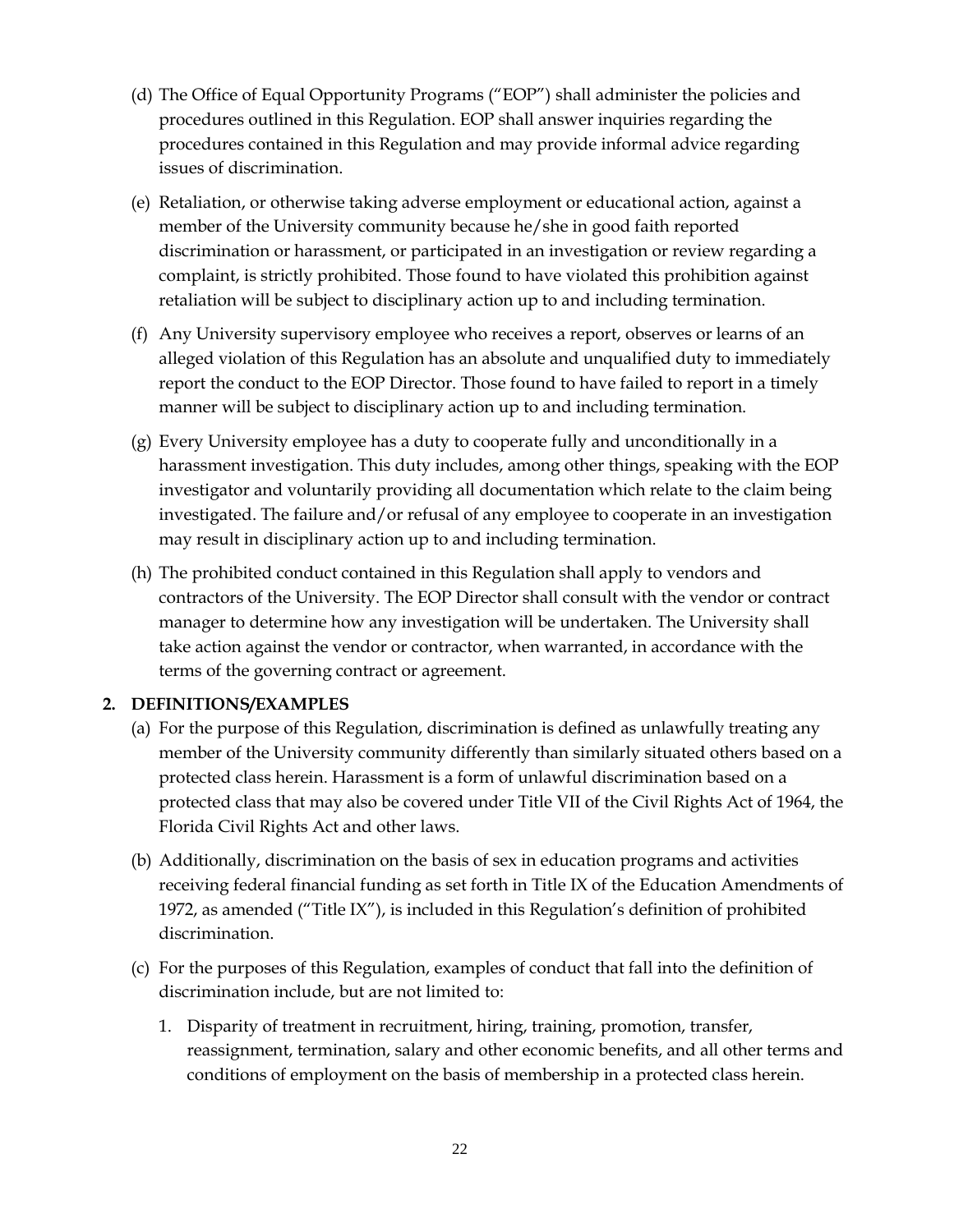(d) The Office of Equal Opportunity Programs ("EOP") shall administer the policies and procedures outlined in this Regulation. EOP shall answer inquiries regarding the procedures contained in this Regulation and may provide informal advice regarding issues of discrimination.

(e) Retaliation, or otherwise taking adverse employment or educational action, against a member of the University community because he/she in good faith reported discrimination or harassment, or participated in an investigation or review regarding a complaint, is strictly prohibited. Those found to have violated this prohibition against retaliation will be subject to disciplinary action up to and including termination.

(f) Any University supervisory employee who receives a report, observes or learns of an alleged violation of this Regulation has an absolute and unqualified duty to immediately report the conduct to the EOP Director. Those found to have failed to report in a timely manner will be subject to disciplinary action up to and including termination.

(g) Every University employee has a duty to cooperate fully and unconditionally in a harassment investigation. This duty includes, among other things, speaking with the EOP investigator and voluntarily providing all documentation which relate to the claim being investigated. The failure and/or refusal of any employee to cooperate in an investigation may result in disciplinary action up to and including termination.

(h) The prohibited conduct contained in this Regulation shall apply to vendors and contractors of the University. The EOP Director shall consult with the vendor or contract manager to determine how any investigation will be undertaken. The University shall take action against the vendor or contractor, when warranted, in accordance with the terms of the governing contract or agreement.

**2. DEFINITIONS/EXAMPLES**

(a) For the purpose of this Regulation, discrimination is defined as unlawfully treating any member of the University community differently than similarly situated others based on a protected class herein. Harassment is a form of unlawful discrimination based on a protected class that may also be covered under Title VII of the Civil Rights Act of 1964, the Florida Civil Rights Act and other laws.

(b) Additionally, discrimination on the basis of sex in education programs and activities receiving federal financial funding as set forth in Title IX of the Education Amendments of 1972, as amended ("Title IX"), is included in this Regulation's definition of prohibited discrimination.

(c) For the purposes of this Regulation, examples of conduct that fall into the definition of discrimination include, but are not limited to:

1. Disparity of treatment in recruitment, hiring, training, promotion, transfer, reassignment, termination, salary and other economic benefits, and all other terms and conditions of employment on the basis of membership in a protected class herein.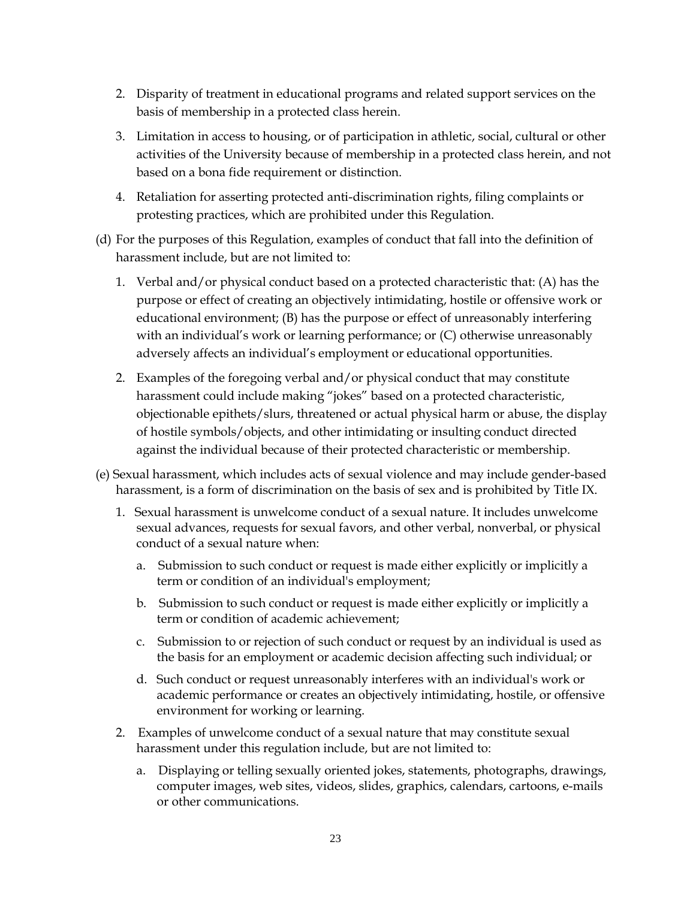2. Disparity of treatment in educational programs and related support services on the basis of membership in a protected class herein.

3. Limitation in access to housing, or of participation in athletic, social, cultural or other activities of the University because of membership in a protected class herein, and not based on a bona fide requirement or distinction.

4. Retaliation for asserting protected anti-discrimination rights, filing complaints or protesting practices, which are prohibited under this Regulation.

(d) For the purposes of this Regulation, examples of conduct that fall into the definition of harassment include, but are not limited to:

1. Verbal and/or physical conduct based on a protected characteristic that: (A) has the purpose or effect of creating an objectively intimidating, hostile or offensive work or educational environment; (B) has the purpose or effect of unreasonably interfering with an individual's work or learning performance; or (C) otherwise unreasonably adversely affects an individual's employment or educational opportunities.

2. Examples of the foregoing verbal and/or physical conduct that may constitute harassment could include making "jokes" based on a protected characteristic, objectionable epithets/slurs, threatened or actual physical harm or abuse, the display of hostile symbols/objects, and other intimidating or insulting conduct directed against the individual because of their protected characteristic or membership.

(e) Sexual harassment, which includes acts of sexual violence and may include gender-based harassment, is a form of discrimination on the basis of sex and is prohibited by Title IX.

1. Sexual harassment is unwelcome conduct of a sexual nature. It includes unwelcome sexual advances, requests for sexual favors, and other verbal, nonverbal, or physical conduct of a sexual nature when:

   a. Submission to such conduct or request is made either explicitly or implicitly a term or condition of an individual's employment;

   b. Submission to such conduct or request is made either explicitly or implicitly a term or condition of academic achievement;

   c. Submission to or rejection of such conduct or request by an individual is used as the basis for an employment or academic decision affecting such individual; or

   d. Such conduct or request unreasonably interferes with an individual's work or academic performance or creates an objectively intimidating, hostile, or offensive environment for working or learning.

2. Examples of unwelcome conduct of a sexual nature that may constitute sexual harassment under this regulation include, but are not limited to:

   a. Displaying or telling sexually oriented jokes, statements, photographs, drawings, computer images, web sites, videos, slides, graphics, calendars, cartoons, e-mails or other communications.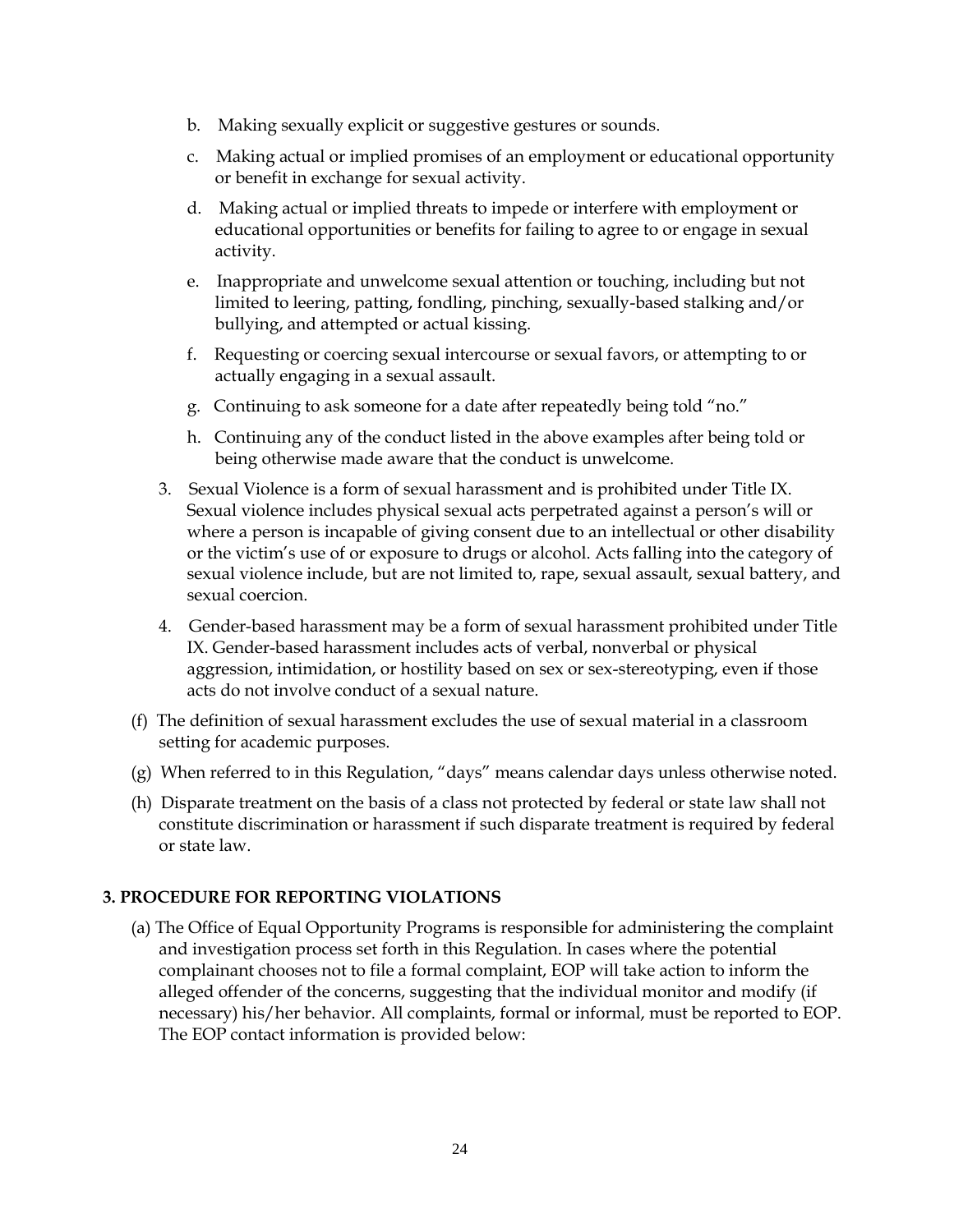b. Making sexually explicit or suggestive gestures or sounds.

c. Making actual or implied promises of an employment or educational opportunity or benefit in exchange for sexual activity.

d. Making actual or implied threats to impede or interfere with employment or educational opportunities or benefits for failing to agree to or engage in sexual activity.

e. Inappropriate and unwelcome sexual attention or touching, including but not limited to leering, patting, fondling, pinching, sexually-based stalking and/or bullying, and attempted or actual kissing.

f. Requesting or coercing sexual intercourse or sexual favors, or attempting to or actually engaging in a sexual assault.

g. Continuing to ask someone for a date after repeatedly being told "no."

h. Continuing any of the conduct listed in the above examples after being told or being otherwise made aware that the conduct is unwelcome.

3. Sexual Violence is a form of sexual harassment and is prohibited under Title IX. Sexual violence includes physical sexual acts perpetrated against a person's will or where a person is incapable of giving consent due to an intellectual or other disability or the victim's use of or exposure to drugs or alcohol. Acts falling into the category of sexual violence include, but are not limited to, rape, sexual assault, sexual battery, and sexual coercion.

4. Gender-based harassment may be a form of sexual harassment prohibited under Title IX. Gender-based harassment includes acts of verbal, nonverbal or physical aggression, intimidation, or hostility based on sex or sex-stereotyping, even if those acts do not involve conduct of a sexual nature.

(f) The definition of sexual harassment excludes the use of sexual material in a classroom setting for academic purposes.

(g) When referred to in this Regulation, "days" means calendar days unless otherwise noted.

(h) Disparate treatment on the basis of a class not protected by federal or state law shall not constitute discrimination or harassment if such disparate treatment is required by federal or state law.

**3. PROCEDURE FOR REPORTING VIOLATIONS**

(a) The Office of Equal Opportunity Programs is responsible for administering the complaint and investigation process set forth in this Regulation. In cases where the potential complainant chooses not to file a formal complaint, EOP will take action to inform the alleged offender of the concerns, suggesting that the individual monitor and modify (if necessary) his/her behavior. All complaints, formal or informal, must be reported to EOP. The EOP contact information is provided below: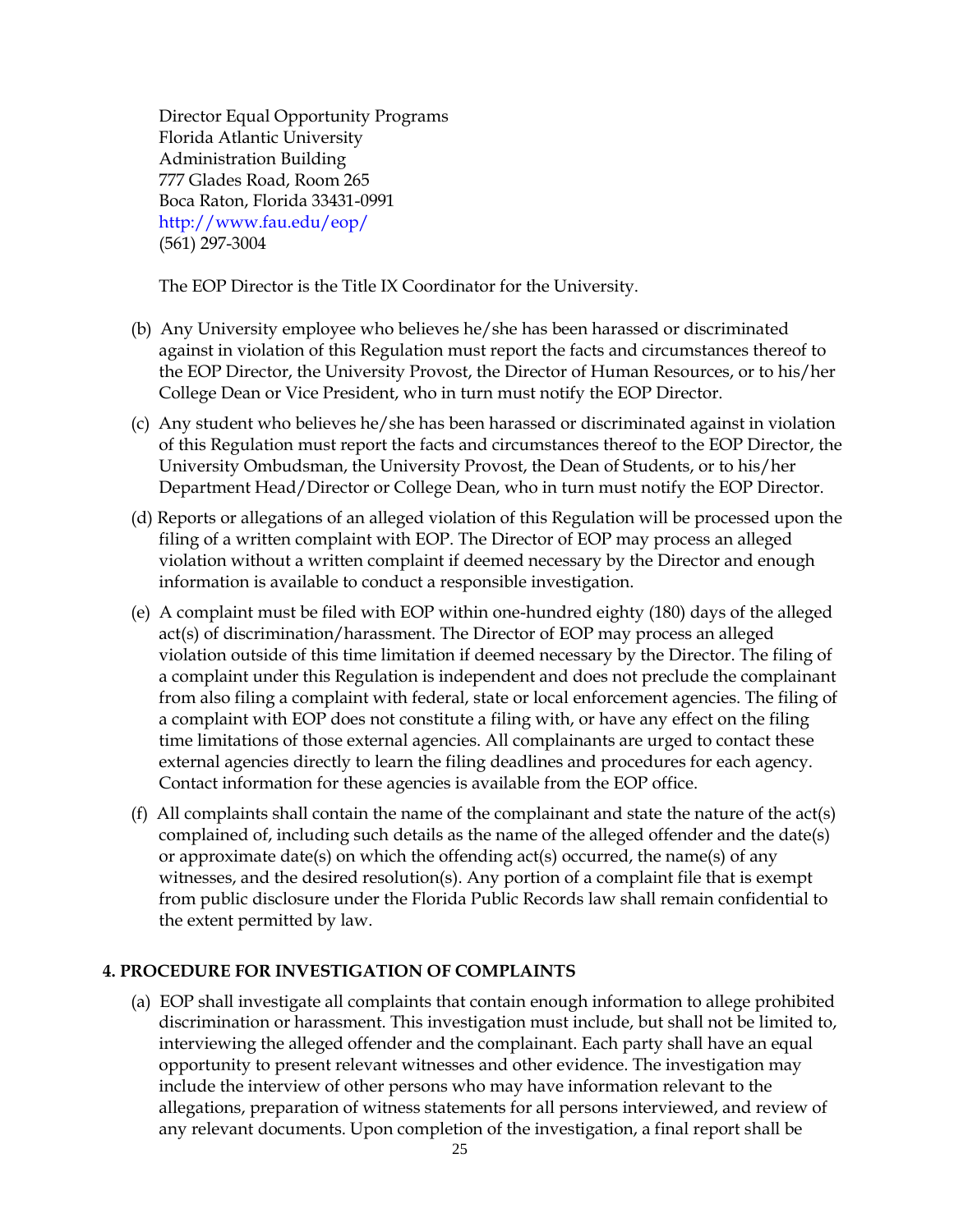Director Equal Opportunity Programs
Florida Atlantic University
Administration Building
777 Glades Road, Room 265
Boca Raton, Florida 33431-0991
http://www.fau.edu/eop/
(561) 297-3004

The EOP Director is the Title IX Coordinator for the University.

(b) Any University employee who believes he/she has been harassed or discriminated against in violation of this Regulation must report the facts and circumstances thereof to the EOP Director, the University Provost, the Director of Human Resources, or to his/her College Dean or Vice President, who in turn must notify the EOP Director.

(c) Any student who believes he/she has been harassed or discriminated against in violation of this Regulation must report the facts and circumstances thereof to the EOP Director, the University Ombudsman, the University Provost, the Dean of Students, or to his/her Department Head/Director or College Dean, who in turn must notify the EOP Director.

(d) Reports or allegations of an alleged violation of this Regulation will be processed upon the filing of a written complaint with EOP. The Director of EOP may process an alleged violation without a written complaint if deemed necessary by the Director and enough information is available to conduct a responsible investigation.

(e) A complaint must be filed with EOP within one-hundred eighty (180) days of the alleged act(s) of discrimination/harassment. The Director of EOP may process an alleged violation outside of this time limitation if deemed necessary by the Director. The filing of a complaint under this Regulation is independent and does not preclude the complainant from also filing a complaint with federal, state or local enforcement agencies. The filing of a complaint with EOP does not constitute a filing with, or have any effect on the filing time limitations of those external agencies. All complainants are urged to contact these external agencies directly to learn the filing deadlines and procedures for each agency. Contact information for these agencies is available from the EOP office.

(f) All complaints shall contain the name of the complainant and state the nature of the act(s) complained of, including such details as the name of the alleged offender and the date(s) or approximate date(s) on which the offending act(s) occurred, the name(s) of any witnesses, and the desired resolution(s). Any portion of a complaint file that is exempt from public disclosure under the Florida Public Records law shall remain confidential to the extent permitted by law.

**4. PROCEDURE FOR INVESTIGATION OF COMPLAINTS**

(a) EOP shall investigate all complaints that contain enough information to allege prohibited discrimination or harassment. This investigation must include, but shall not be limited to, interviewing the alleged offender and the complainant. Each party shall have an equal opportunity to present relevant witnesses and other evidence. The investigation may include the interview of other persons who may have information relevant to the allegations, preparation of witness statements for all persons interviewed, and review of any relevant documents. Upon completion of the investigation, a final report shall be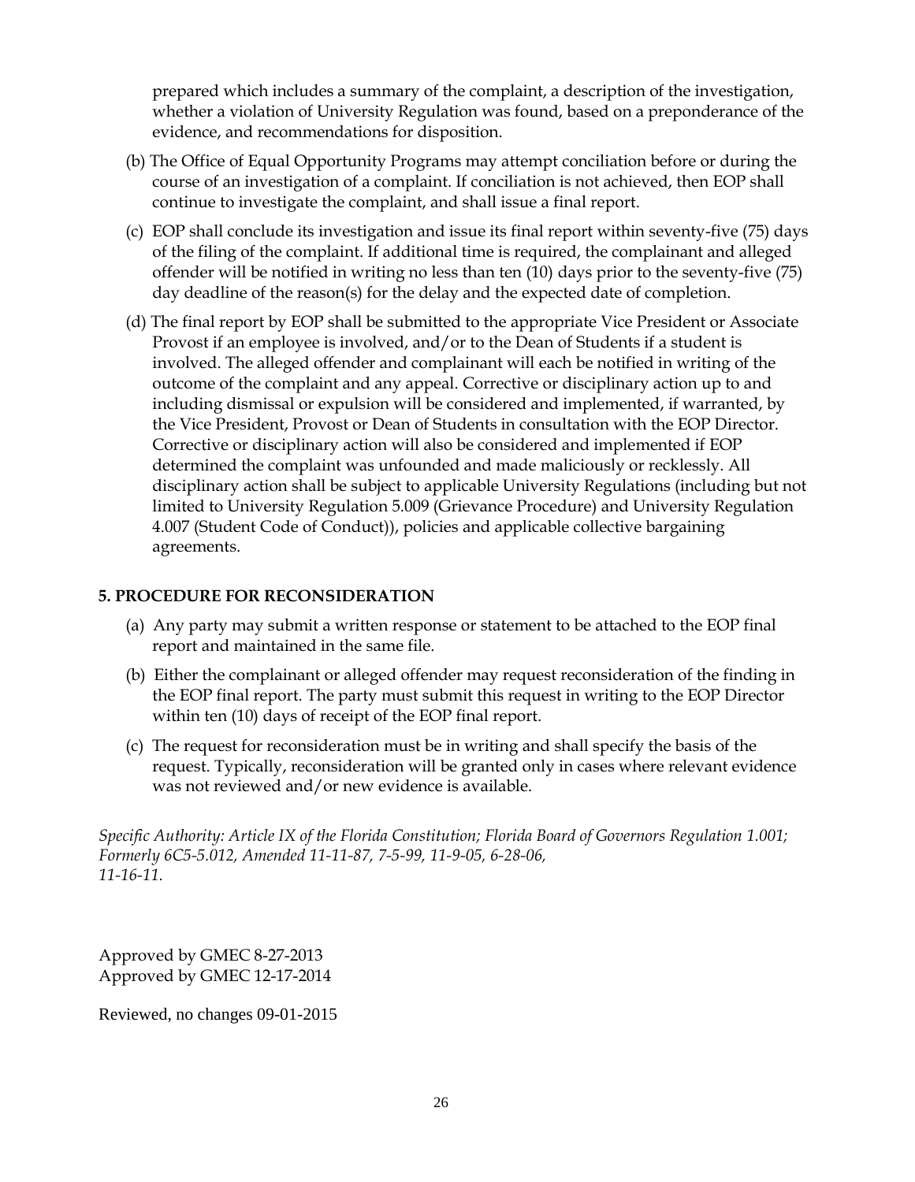prepared which includes a summary of the complaint, a description of the investigation, whether a violation of University Regulation was found, based on a preponderance of the evidence, and recommendations for disposition.

(b) The Office of Equal Opportunity Programs may attempt conciliation before or during the course of an investigation of a complaint. If conciliation is not achieved, then EOP shall continue to investigate the complaint, and shall issue a final report.

(c) EOP shall conclude its investigation and issue its final report within seventy-five (75) days of the filing of the complaint. If additional time is required, the complainant and alleged offender will be notified in writing no less than ten (10) days prior to the seventy-five (75) day deadline of the reason(s) for the delay and the expected date of completion.

(d) The final report by EOP shall be submitted to the appropriate Vice President or Associate Provost if an employee is involved, and/or to the Dean of Students if a student is involved. The alleged offender and complainant will each be notified in writing of the outcome of the complaint and any appeal. Corrective or disciplinary action up to and including dismissal or expulsion will be considered and implemented, if warranted, by the Vice President, Provost or Dean of Students in consultation with the EOP Director. Corrective or disciplinary action will also be considered and implemented if EOP determined the complaint was unfounded and made maliciously or recklessly. All disciplinary action shall be subject to applicable University Regulations (including but not limited to University Regulation 5.009 (Grievance Procedure) and University Regulation 4.007 (Student Code of Conduct)), policies and applicable collective bargaining agreements.

**5. PROCEDURE FOR RECONSIDERATION**

(a) Any party may submit a written response or statement to be attached to the EOP final report and maintained in the same file.

(b) Either the complainant or alleged offender may request reconsideration of the finding in the EOP final report. The party must submit this request in writing to the EOP Director within ten (10) days of receipt of the EOP final report.

(c) The request for reconsideration must be in writing and shall specify the basis of the request. Typically, reconsideration will be granted only in cases where relevant evidence was not reviewed and/or new evidence is available.

*Specific Authority: Article IX of the Florida Constitution; Florida Board of Governors Regulation 1.001; Formerly 6C5-5.012, Amended 11-11-87, 7-5-99, 11-9-05, 6-28-06, 11-16-11.*

Approved by GMEC 8-27-2013
Approved by GMEC 12-17-2014

Reviewed, no changes 09-01-2015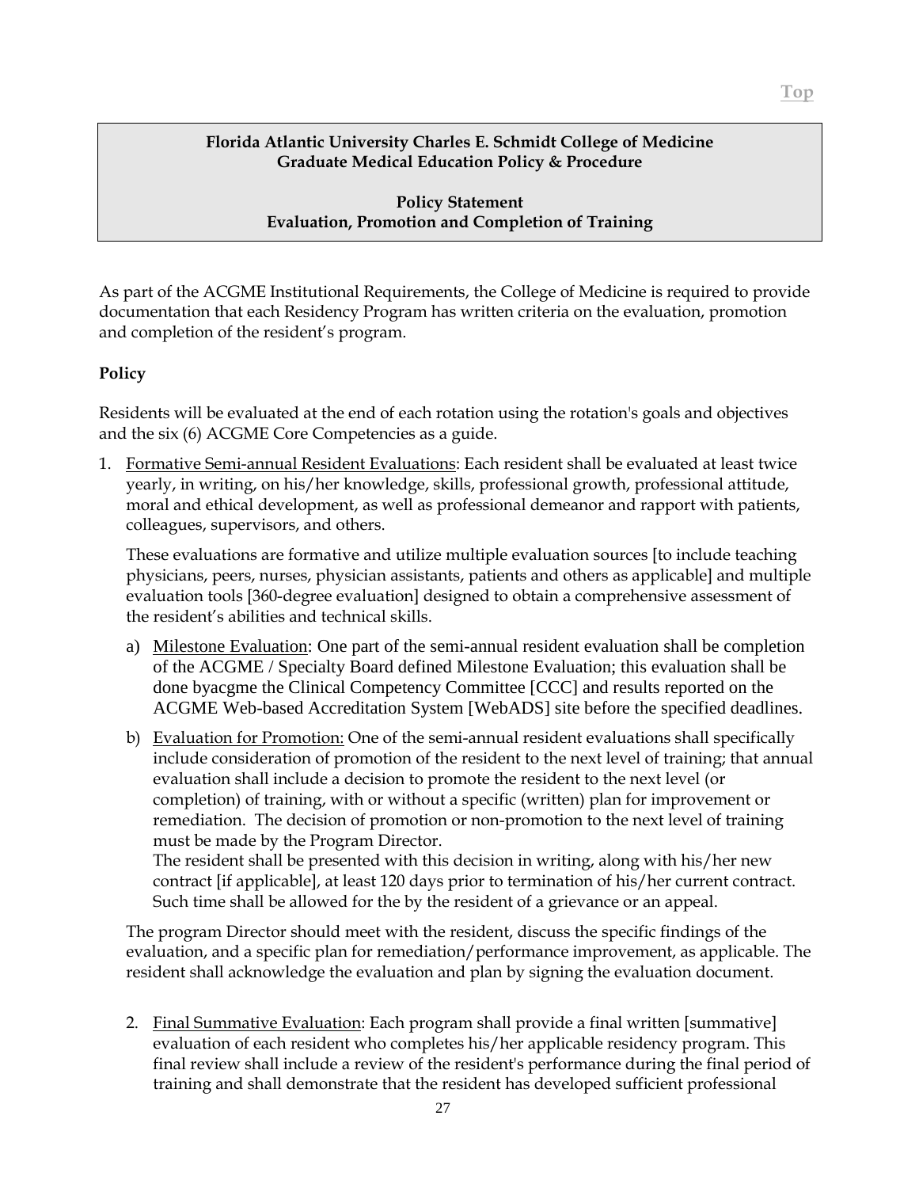**Florida Atlantic University Charles E. Schmidt College of Medicine**
**Graduate Medical Education Policy & Procedure**

**Policy Statement**
**Evaluation, Promotion and Completion of Training**

As part of the ACGME Institutional Requirements, the College of Medicine is required to provide documentation that each Residency Program has written criteria on the evaluation, promotion and completion of the resident's program.

**Policy**

Residents will be evaluated at the end of each rotation using the rotation's goals and objectives and the six (6) ACGME Core Competencies as a guide.

1. Formative Semi-annual Resident Evaluations: Each resident shall be evaluated at least twice yearly, in writing, on his/her knowledge, skills, professional growth, professional attitude, moral and ethical development, as well as professional demeanor and rapport with patients, colleagues, supervisors, and others.

   These evaluations are formative and utilize multiple evaluation sources [to include teaching physicians, peers, nurses, physician assistants, patients and others as applicable] and multiple evaluation tools [360-degree evaluation] designed to obtain a comprehensive assessment of the resident's abilities and technical skills.

   a) Milestone Evaluation: One part of the semi-annual resident evaluation shall be completion of the ACGME / Specialty Board defined Milestone Evaluation; this evaluation shall be done byacgme the Clinical Competency Committee [CCC] and results reported on the ACGME Web-based Accreditation System [WebADS] site before the specified deadlines.

   b) Evaluation for Promotion: One of the semi-annual resident evaluations shall specifically include consideration of promotion of the resident to the next level of training; that annual evaluation shall include a decision to promote the resident to the next level (or completion) of training, with or without a specific (written) plan for improvement or remediation. The decision of promotion or non-promotion to the next level of training must be made by the Program Director.
   The resident shall be presented with this decision in writing, along with his/her new contract [if applicable], at least 120 days prior to termination of his/her current contract. Such time shall be allowed for the by the resident of a grievance or an appeal.

   The program Director should meet with the resident, discuss the specific findings of the evaluation, and a specific plan for remediation/performance improvement, as applicable. The resident shall acknowledge the evaluation and plan by signing the evaluation document.

2. Final Summative Evaluation: Each program shall provide a final written [summative] evaluation of each resident who completes his/her applicable residency program. This final review shall include a review of the resident's performance during the final period of training and shall demonstrate that the resident has developed sufficient professional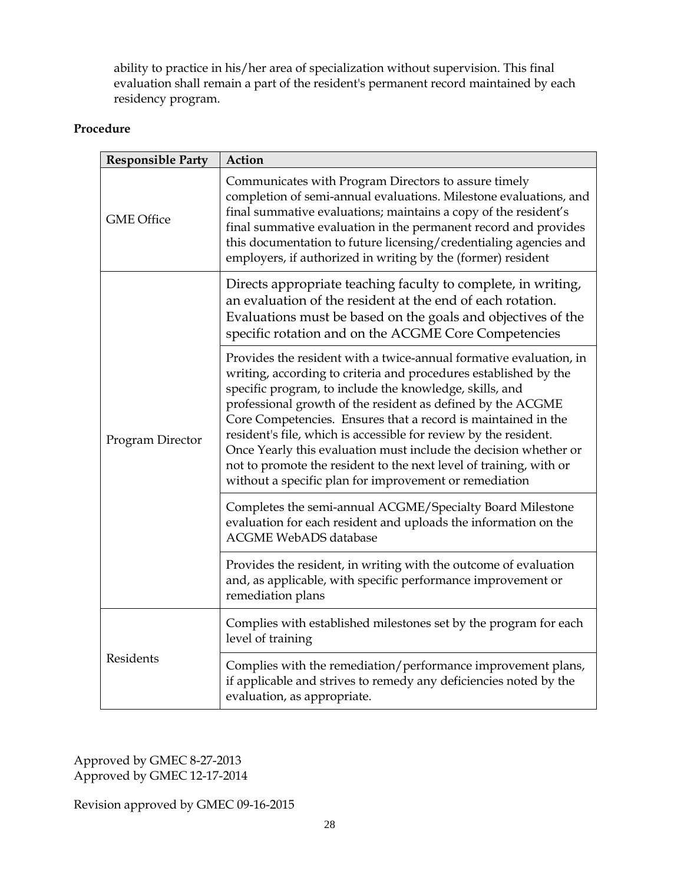ability to practice in his/her area of specialization without supervision. This final evaluation shall remain a part of the resident's permanent record maintained by each residency program.

**Procedure**

| **Responsible Party** | **Action** |
|---|---|
| GME Office | Communicates with Program Directors to assure timely completion of semi-annual evaluations. Milestone evaluations, and final summative evaluations; maintains a copy of the resident's final summative evaluation in the permanent record and provides this documentation to future licensing/credentialing agencies and employers, if authorized in writing by the (former) resident |
| Program Director | Directs appropriate teaching faculty to complete, in writing, an evaluation of the resident at the end of each rotation. Evaluations must be based on the goals and objectives of the specific rotation and on the ACGME Core Competencies |
| | Provides the resident with a twice-annual formative evaluation, in writing, according to criteria and procedures established by the specific program, to include the knowledge, skills, and professional growth of the resident as defined by the ACGME Core Competencies. Ensures that a record is maintained in the resident's file, which is accessible for review by the resident. Once Yearly this evaluation must include the decision whether or not to promote the resident to the next level of training, with or without a specific plan for improvement or remediation |
| | Completes the semi-annual ACGME/Specialty Board Milestone evaluation for each resident and uploads the information on the ACGME WebADS database |
| | Provides the resident, in writing with the outcome of evaluation and, as applicable, with specific performance improvement or remediation plans |
| Residents | Complies with established milestones set by the program for each level of training |
| | Complies with the remediation/performance improvement plans, if applicable and strives to remedy any deficiencies noted by the evaluation, as appropriate. |

Approved by GMEC 8-27-2013
Approved by GMEC 12-17-2014

Revision approved by GMEC 09-16-2015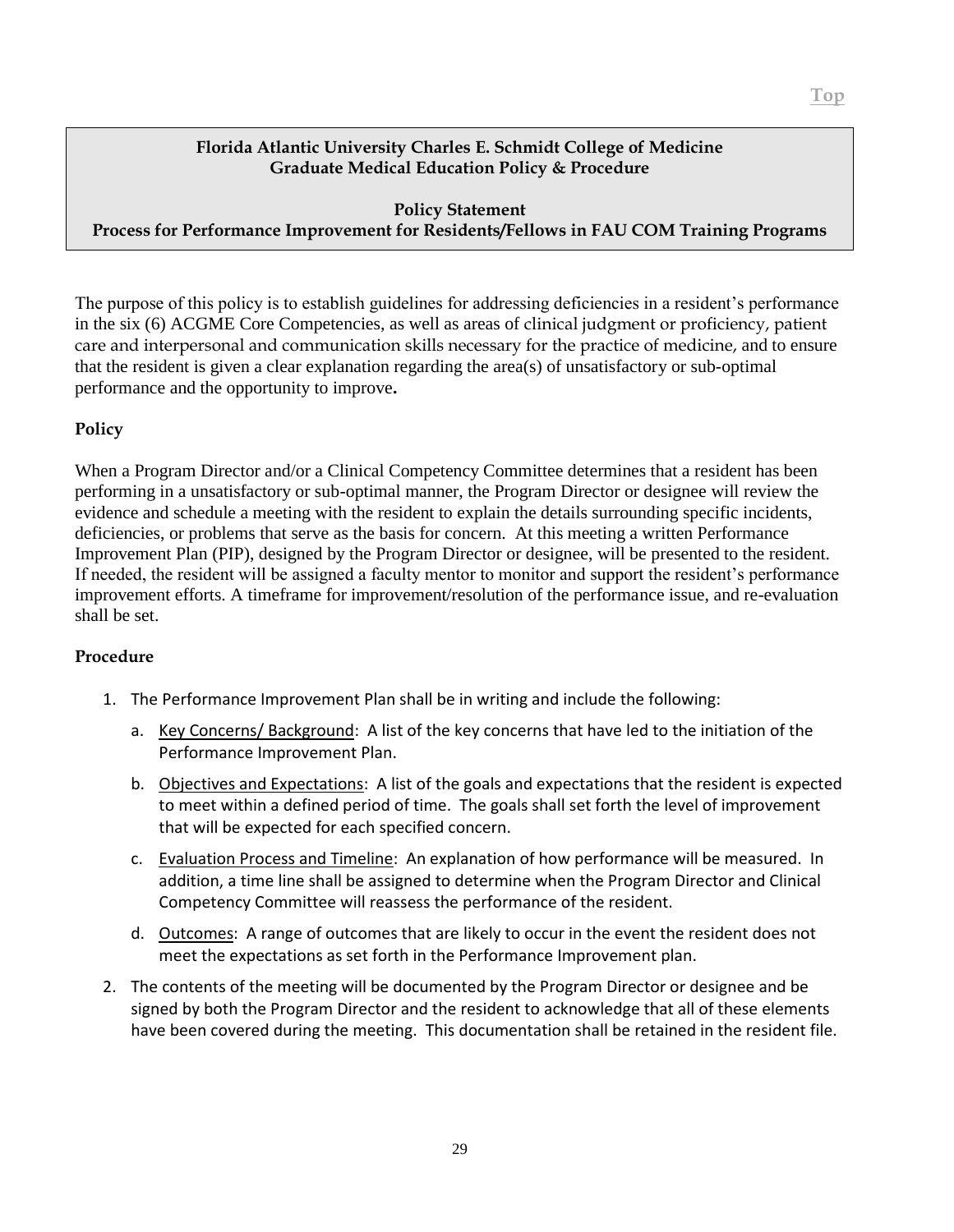**Florida Atlantic University Charles E. Schmidt College of Medicine**
**Graduate Medical Education Policy & Procedure**

**Policy Statement**
**Process for Performance Improvement for Residents/Fellows in FAU COM Training Programs**

The purpose of this policy is to establish guidelines for addressing deficiencies in a resident's performance in the six (6) ACGME Core Competencies, as well as areas of clinical judgment or proficiency, patient care and interpersonal and communication skills necessary for the practice of medicine, and to ensure that the resident is given a clear explanation regarding the area(s) of unsatisfactory or sub-optimal performance and the opportunity to improve**.**

## Policy

When a Program Director and/or a Clinical Competency Committee determines that a resident has been performing in a unsatisfactory or sub-optimal manner, the Program Director or designee will review the evidence and schedule a meeting with the resident to explain the details surrounding specific incidents, deficiencies, or problems that serve as the basis for concern. At this meeting a written Performance Improvement Plan (PIP), designed by the Program Director or designee, will be presented to the resident. If needed, the resident will be assigned a faculty mentor to monitor and support the resident's performance improvement efforts. A timeframe for improvement/resolution of the performance issue, and re-evaluation shall be set.

## Procedure

1. The Performance Improvement Plan shall be in writing and include the following:
   a. Key Concerns/ Background: A list of the key concerns that have led to the initiation of the Performance Improvement Plan.
   b. Objectives and Expectations: A list of the goals and expectations that the resident is expected to meet within a defined period of time. The goals shall set forth the level of improvement that will be expected for each specified concern.
   c. Evaluation Process and Timeline: An explanation of how performance will be measured. In addition, a time line shall be assigned to determine when the Program Director and Clinical Competency Committee will reassess the performance of the resident.
   d. Outcomes: A range of outcomes that are likely to occur in the event the resident does not meet the expectations as set forth in the Performance Improvement plan.
2. The contents of the meeting will be documented by the Program Director or designee and be signed by both the Program Director and the resident to acknowledge that all of these elements have been covered during the meeting. This documentation shall be retained in the resident file.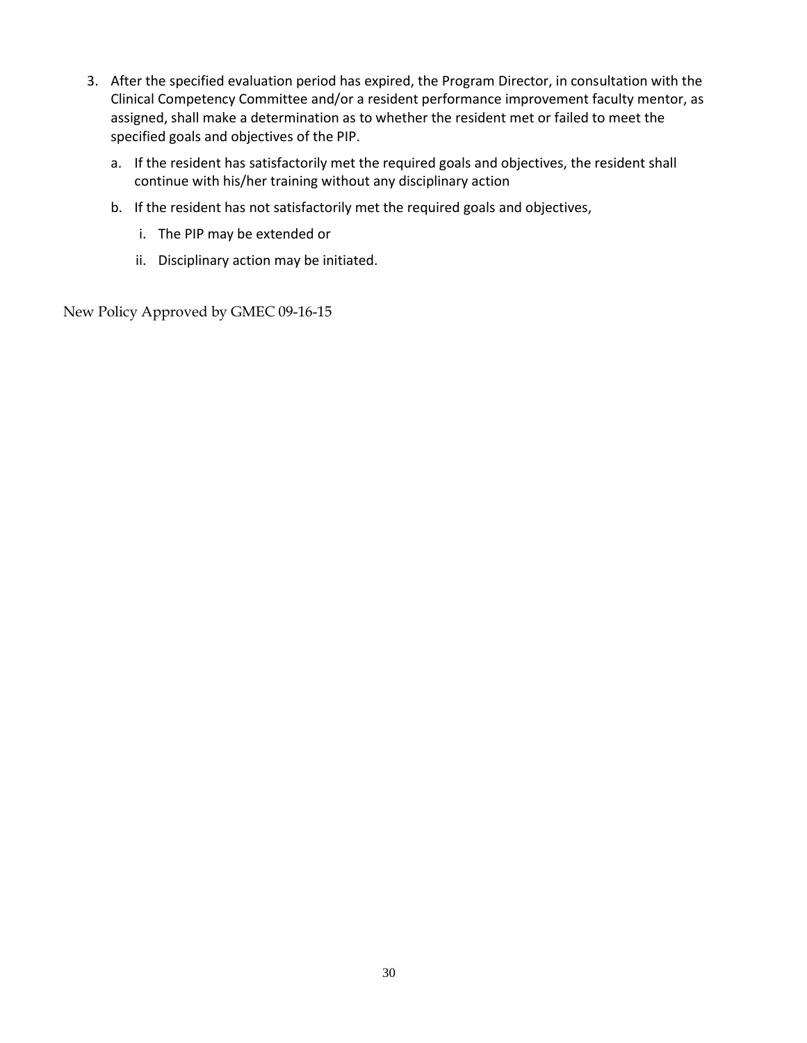3. After the specified evaluation period has expired, the Program Director, in consultation with the Clinical Competency Committee and/or a resident performance improvement faculty mentor, as assigned, shall make a determination as to whether the resident met or failed to meet the specified goals and objectives of the PIP.
   a. If the resident has satisfactorily met the required goals and objectives, the resident shall continue with his/her training without any disciplinary action
   b. If the resident has not satisfactorily met the required goals and objectives,
      i. The PIP may be extended or
      ii. Disciplinary action may be initiated.

New Policy Approved by GMEC 09-16-15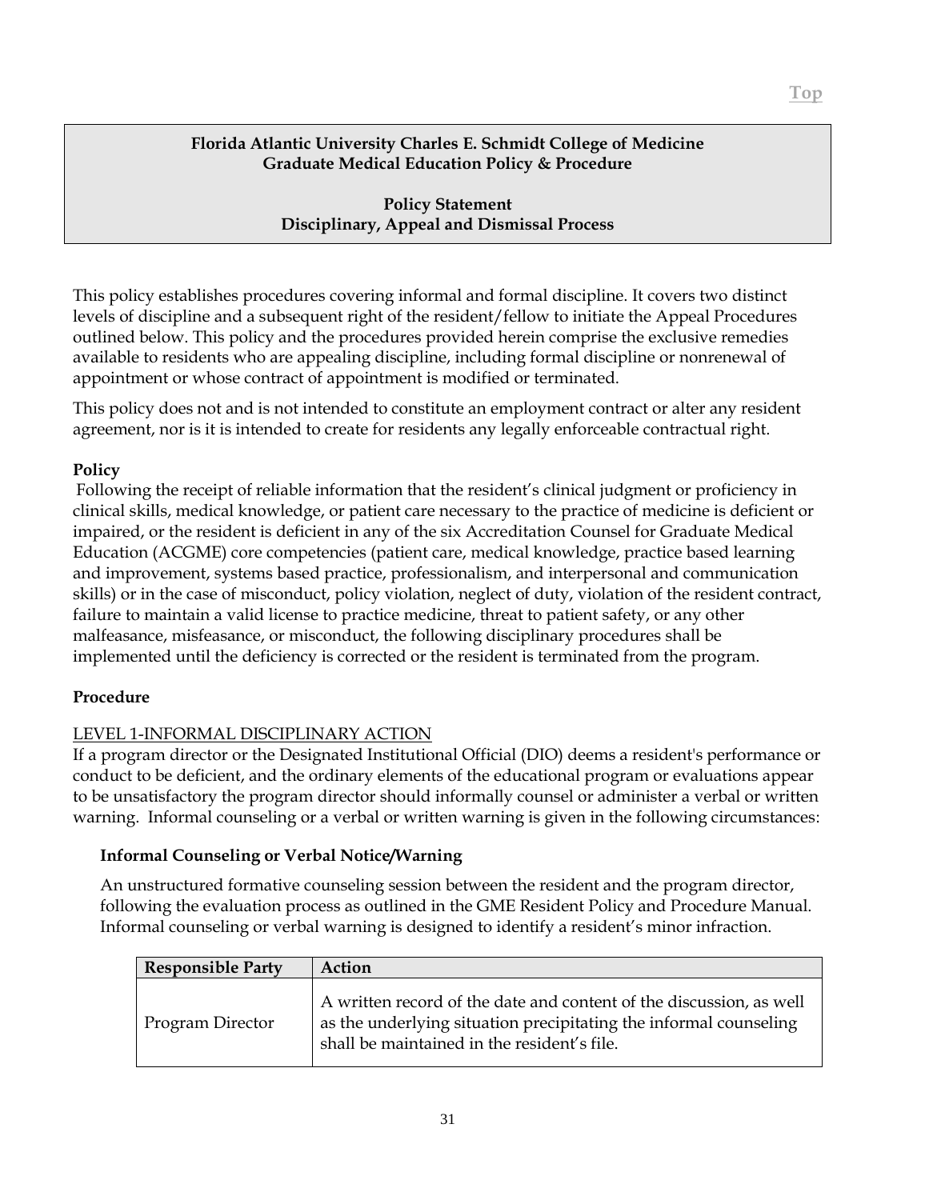**Florida Atlantic University Charles E. Schmidt College of Medicine**
**Graduate Medical Education Policy & Procedure**

**Policy Statement**
**Disciplinary, Appeal and Dismissal Process**

This policy establishes procedures covering informal and formal discipline. It covers two distinct levels of discipline and a subsequent right of the resident/fellow to initiate the Appeal Procedures outlined below. This policy and the procedures provided herein comprise the exclusive remedies available to residents who are appealing discipline, including formal discipline or nonrenewal of appointment or whose contract of appointment is modified or terminated.

This policy does not and is not intended to constitute an employment contract or alter any resident agreement, nor is it is intended to create for residents any legally enforceable contractual right.

**Policy**

Following the receipt of reliable information that the resident's clinical judgment or proficiency in clinical skills, medical knowledge, or patient care necessary to the practice of medicine is deficient or impaired, or the resident is deficient in any of the six Accreditation Counsel for Graduate Medical Education (ACGME) core competencies (patient care, medical knowledge, practice based learning and improvement, systems based practice, professionalism, and interpersonal and communication skills) or in the case of misconduct, policy violation, neglect of duty, violation of the resident contract, failure to maintain a valid license to practice medicine, threat to patient safety, or any other malfeasance, misfeasance, or misconduct, the following disciplinary procedures shall be implemented until the deficiency is corrected or the resident is terminated from the program.

**Procedure**

LEVEL 1-INFORMAL DISCIPLINARY ACTION

If a program director or the Designated Institutional Official (DIO) deems a resident's performance or conduct to be deficient, and the ordinary elements of the educational program or evaluations appear to be unsatisfactory the program director should informally counsel or administer a verbal or written warning. Informal counseling or a verbal or written warning is given in the following circumstances:

**Informal Counseling or Verbal Notice/Warning**

An unstructured formative counseling session between the resident and the program director, following the evaluation process as outlined in the GME Resident Policy and Procedure Manual. Informal counseling or verbal warning is designed to identify a resident's minor infraction.

| Responsible Party | Action |
|---|---|
| Program Director | A written record of the date and content of the discussion, as well as the underlying situation precipitating the informal counseling shall be maintained in the resident's file. |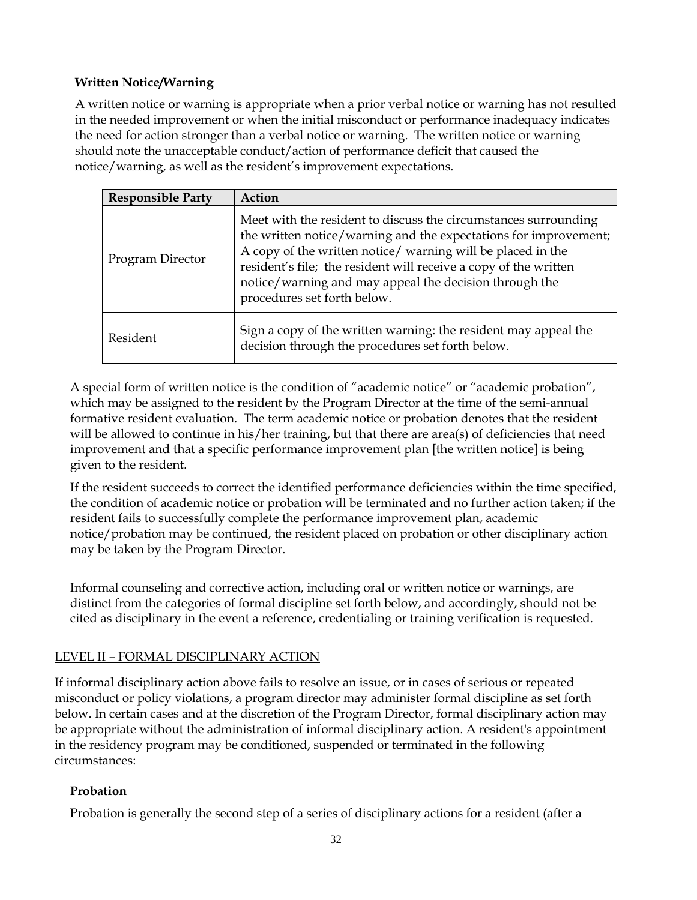**Written Notice/Warning**

A written notice or warning is appropriate when a prior verbal notice or warning has not resulted in the needed improvement or when the initial misconduct or performance inadequacy indicates the need for action stronger than a verbal notice or warning. The written notice or warning should note the unacceptable conduct/action of performance deficit that caused the notice/warning, as well as the resident's improvement expectations.

| Responsible Party | Action |
|---|---|
| Program Director | Meet with the resident to discuss the circumstances surrounding the written notice/warning and the expectations for improvement; A copy of the written notice/ warning will be placed in the resident's file; the resident will receive a copy of the written notice/warning and may appeal the decision through the procedures set forth below. |
| Resident | Sign a copy of the written warning: the resident may appeal the decision through the procedures set forth below. |

A special form of written notice is the condition of "academic notice" or "academic probation", which may be assigned to the resident by the Program Director at the time of the semi-annual formative resident evaluation. The term academic notice or probation denotes that the resident will be allowed to continue in his/her training, but that there are area(s) of deficiencies that need improvement and that a specific performance improvement plan [the written notice] is being given to the resident.

If the resident succeeds to correct the identified performance deficiencies within the time specified, the condition of academic notice or probation will be terminated and no further action taken; if the resident fails to successfully complete the performance improvement plan, academic notice/probation may be continued, the resident placed on probation or other disciplinary action may be taken by the Program Director.

Informal counseling and corrective action, including oral or written notice or warnings, are distinct from the categories of formal discipline set forth below, and accordingly, should not be cited as disciplinary in the event a reference, credentialing or training verification is requested.

LEVEL II – FORMAL DISCIPLINARY ACTION

If informal disciplinary action above fails to resolve an issue, or in cases of serious or repeated misconduct or policy violations, a program director may administer formal discipline as set forth below. In certain cases and at the discretion of the Program Director, formal disciplinary action may be appropriate without the administration of informal disciplinary action. A resident's appointment in the residency program may be conditioned, suspended or terminated in the following circumstances:

**Probation**

Probation is generally the second step of a series of disciplinary actions for a resident (after a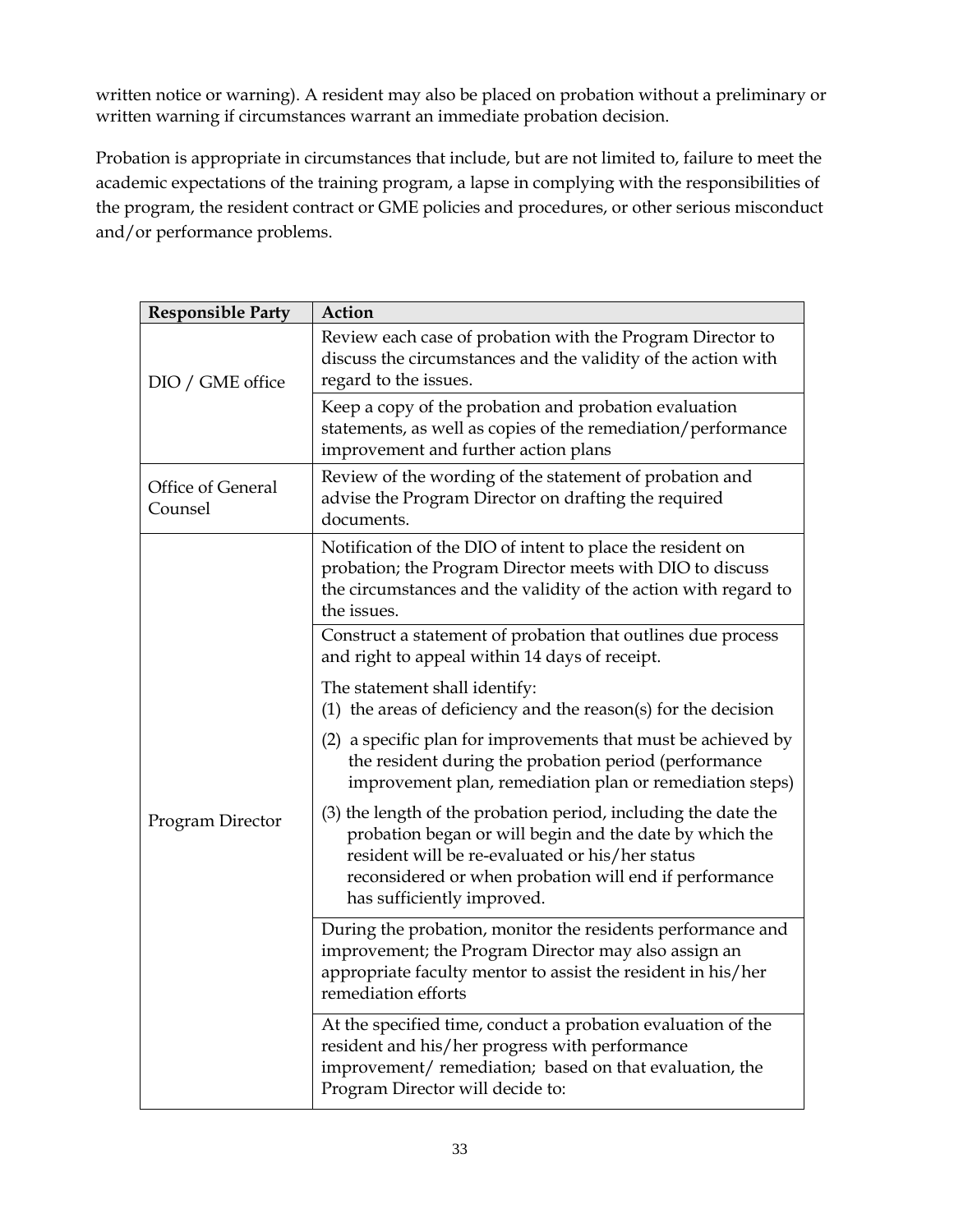written notice or warning). A resident may also be placed on probation without a preliminary or written warning if circumstances warrant an immediate probation decision.

Probation is appropriate in circumstances that include, but are not limited to, failure to meet the academic expectations of the training program, a lapse in complying with the responsibilities of the program, the resident contract or GME policies and procedures, or other serious misconduct and/or performance problems.

| Responsible Party | Action |
|---|---|
| DIO / GME office | Review each case of probation with the Program Director to discuss the circumstances and the validity of the action with regard to the issues. |
| | Keep a copy of the probation and probation evaluation statements, as well as copies of the remediation/performance improvement and further action plans |
| Office of General Counsel | Review of the wording of the statement of probation and advise the Program Director on drafting the required documents. |
| Program Director | Notification of the DIO of intent to place the resident on probation; the Program Director meets with DIO to discuss the circumstances and the validity of the action with regard to the issues. |
| | Construct a statement of probation that outlines due process and right to appeal within 14 days of receipt.<br><br>The statement shall identify:<br>(1) the areas of deficiency and the reason(s) for the decision<br><br>(2) a specific plan for improvements that must be achieved by the resident during the probation period (performance improvement plan, remediation plan or remediation steps)<br><br>(3) the length of the probation period, including the date the probation began or will begin and the date by which the resident will be re-evaluated or his/her status reconsidered or when probation will end if performance has sufficiently improved. |
| | During the probation, monitor the residents performance and improvement; the Program Director may also assign an appropriate faculty mentor to assist the resident in his/her remediation efforts |
| | At the specified time, conduct a probation evaluation of the resident and his/her progress with performance improvement/ remediation; based on that evaluation, the Program Director will decide to: |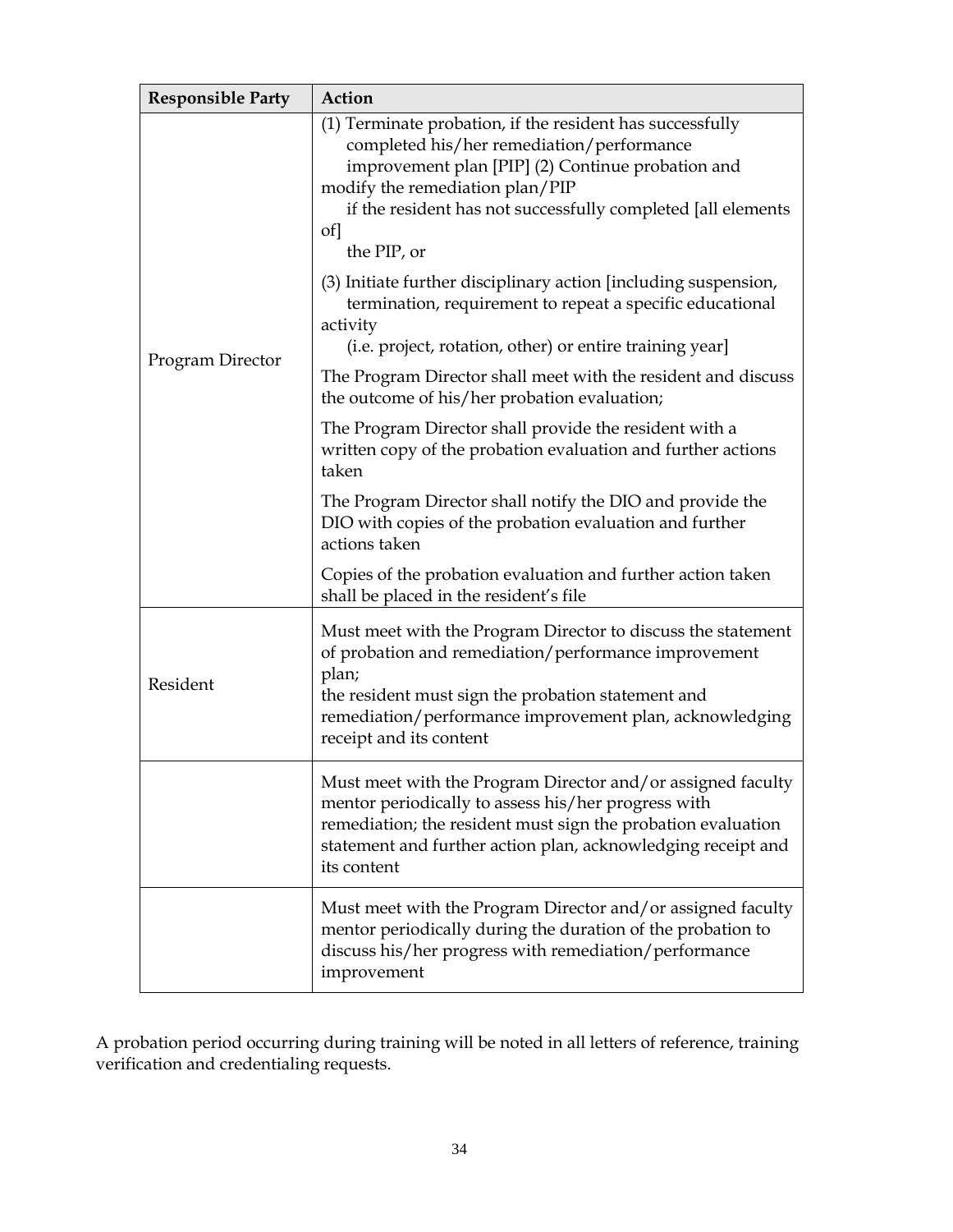| Responsible Party | Action |
| --- | --- |
| Program Director | (1) Terminate probation, if the resident has successfully completed his/her remediation/performance improvement plan [PIP] (2) Continue probation and modify the remediation plan/PIP if the resident has not successfully completed [all elements of] the PIP, or<br><br>(3) Initiate further disciplinary action [including suspension, termination, requirement to repeat a specific educational activity (i.e. project, rotation, other) or entire training year]<br><br>The Program Director shall meet with the resident and discuss the outcome of his/her probation evaluation;<br><br>The Program Director shall provide the resident with a written copy of the probation evaluation and further actions taken<br><br>The Program Director shall notify the DIO and provide the DIO with copies of the probation evaluation and further actions taken<br><br>Copies of the probation evaluation and further action taken shall be placed in the resident's file |
| Resident | Must meet with the Program Director to discuss the statement of probation and remediation/performance improvement plan;<br>the resident must sign the probation statement and remediation/performance improvement plan, acknowledging receipt and its content |
| | Must meet with the Program Director and/or assigned faculty mentor periodically to assess his/her progress with remediation; the resident must sign the probation evaluation statement and further action plan, acknowledging receipt and its content |
| | Must meet with the Program Director and/or assigned faculty mentor periodically during the duration of the probation to discuss his/her progress with remediation/performance improvement |

A probation period occurring during training will be noted in all letters of reference, training verification and credentialing requests.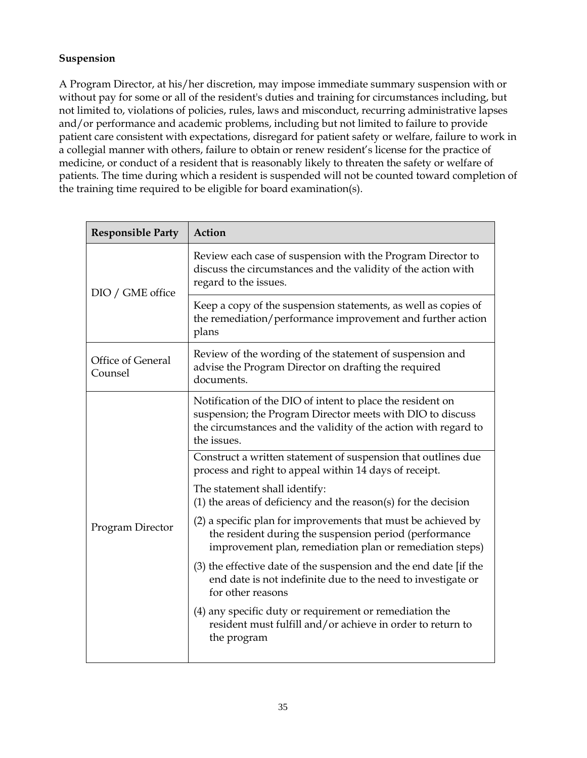**Suspension**

A Program Director, at his/her discretion, may impose immediate summary suspension with or without pay for some or all of the resident's duties and training for circumstances including, but not limited to, violations of policies, rules, laws and misconduct, recurring administrative lapses and/or performance and academic problems, including but not limited to failure to provide patient care consistent with expectations, disregard for patient safety or welfare, failure to work in a collegial manner with others, failure to obtain or renew resident's license for the practice of medicine, or conduct of a resident that is reasonably likely to threaten the safety or welfare of patients. The time during which a resident is suspended will not be counted toward completion of the training time required to be eligible for board examination(s).

| Responsible Party | Action |
|---|---|
| DIO / GME office | Review each case of suspension with the Program Director to discuss the circumstances and the validity of the action with regard to the issues. |
| | Keep a copy of the suspension statements, as well as copies of the remediation/performance improvement and further action plans |
| Office of General Counsel | Review of the wording of the statement of suspension and advise the Program Director on drafting the required documents. |
| Program Director | Notification of the DIO of intent to place the resident on suspension; the Program Director meets with DIO to discuss the circumstances and the validity of the action with regard to the issues. |
| | Construct a written statement of suspension that outlines due process and right to appeal within 14 days of receipt.<br><br>The statement shall identify:<br>(1) the areas of deficiency and the reason(s) for the decision<br>(2) a specific plan for improvements that must be achieved by the resident during the suspension period (performance improvement plan, remediation plan or remediation steps)<br>(3) the effective date of the suspension and the end date [if the end date is not indefinite due to the need to investigate or for other reasons<br>(4) any specific duty or requirement or remediation the resident must fulfill and/or achieve in order to return to the program |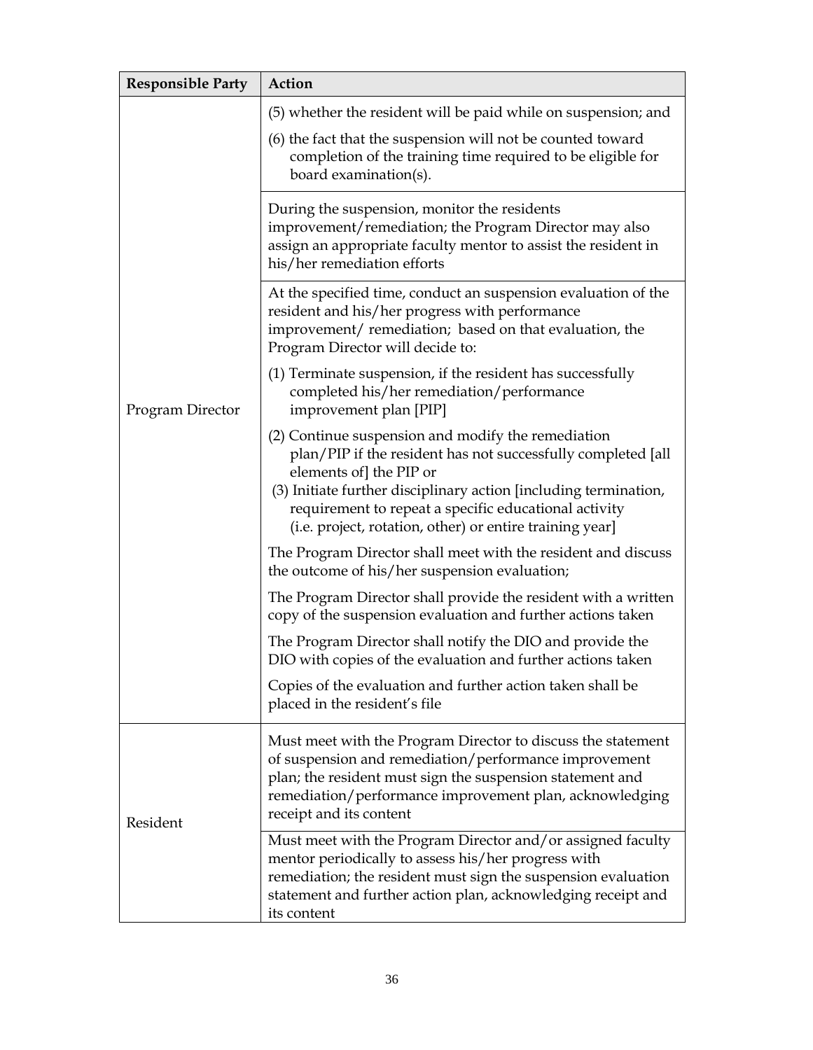| Responsible Party | Action |
|---|---|
| Program Director | (5) whether the resident will be paid while on suspension; and<br>(6) the fact that the suspension will not be counted toward completion of the training time required to be eligible for board examination(s). |
| | During the suspension, monitor the residents improvement/remediation; the Program Director may also assign an appropriate faculty mentor to assist the resident in his/her remediation efforts |
| | At the specified time, conduct an suspension evaluation of the resident and his/her progress with performance improvement/ remediation; based on that evaluation, the Program Director will decide to:<br>(1) Terminate suspension, if the resident has successfully completed his/her remediation/performance improvement plan [PIP]<br>(2) Continue suspension and modify the remediation plan/PIP if the resident has not successfully completed [all elements of] the PIP or<br>(3) Initiate further disciplinary action [including termination, requirement to repeat a specific educational activity (i.e. project, rotation, other) or entire training year]<br>The Program Director shall meet with the resident and discuss the outcome of his/her suspension evaluation;<br>The Program Director shall provide the resident with a written copy of the suspension evaluation and further actions taken<br>The Program Director shall notify the DIO and provide the DIO with copies of the evaluation and further actions taken<br>Copies of the evaluation and further action taken shall be placed in the resident's file |
| Resident | Must meet with the Program Director to discuss the statement of suspension and remediation/performance improvement plan; the resident must sign the suspension statement and remediation/performance improvement plan, acknowledging receipt and its content |
| | Must meet with the Program Director and/or assigned faculty mentor periodically to assess his/her progress with remediation; the resident must sign the suspension evaluation statement and further action plan, acknowledging receipt and its content |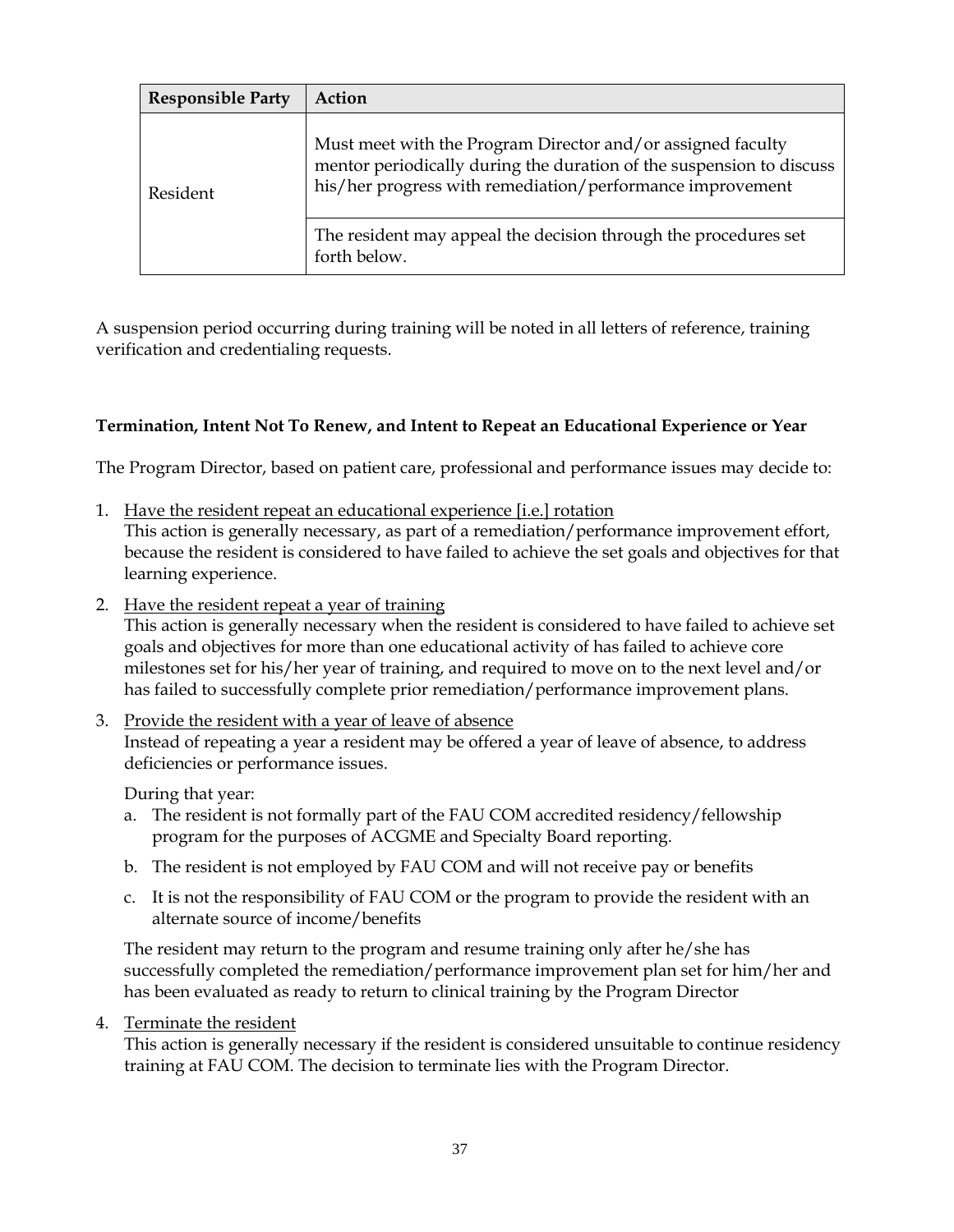| Responsible Party | Action |
| --- | --- |
| Resident | Must meet with the Program Director and/or assigned faculty mentor periodically during the duration of the suspension to discuss his/her progress with remediation/performance improvement |
| | The resident may appeal the decision through the procedures set forth below. |

A suspension period occurring during training will be noted in all letters of reference, training verification and credentialing requests.

**Termination, Intent Not To Renew, and Intent to Repeat an Educational Experience or Year**

The Program Director, based on patient care, professional and performance issues may decide to:

1. <u>Have the resident repeat an educational experience [i.e.] rotation</u>
   This action is generally necessary, as part of a remediation/performance improvement effort, because the resident is considered to have failed to achieve the set goals and objectives for that learning experience.
2. <u>Have the resident repeat a year of training</u>
   This action is generally necessary when the resident is considered to have failed to achieve set goals and objectives for more than one educational activity of has failed to achieve core milestones set for his/her year of training, and required to move on to the next level and/or has failed to successfully complete prior remediation/performance improvement plans.
3. <u>Provide the resident with a year of leave of absence</u>
   Instead of repeating a year a resident may be offered a year of leave of absence, to address deficiencies or performance issues.

   During that year:

   a. The resident is not formally part of the FAU COM accredited residency/fellowship program for the purposes of ACGME and Specialty Board reporting.
   b. The resident is not employed by FAU COM and will not receive pay or benefits
   c. It is not the responsibility of FAU COM or the program to provide the resident with an alternate source of income/benefits

   The resident may return to the program and resume training only after he/she has successfully completed the remediation/performance improvement plan set for him/her and has been evaluated as ready to return to clinical training by the Program Director
4. <u>Terminate the resident</u>
   This action is generally necessary if the resident is considered unsuitable to continue residency training at FAU COM. The decision to terminate lies with the Program Director.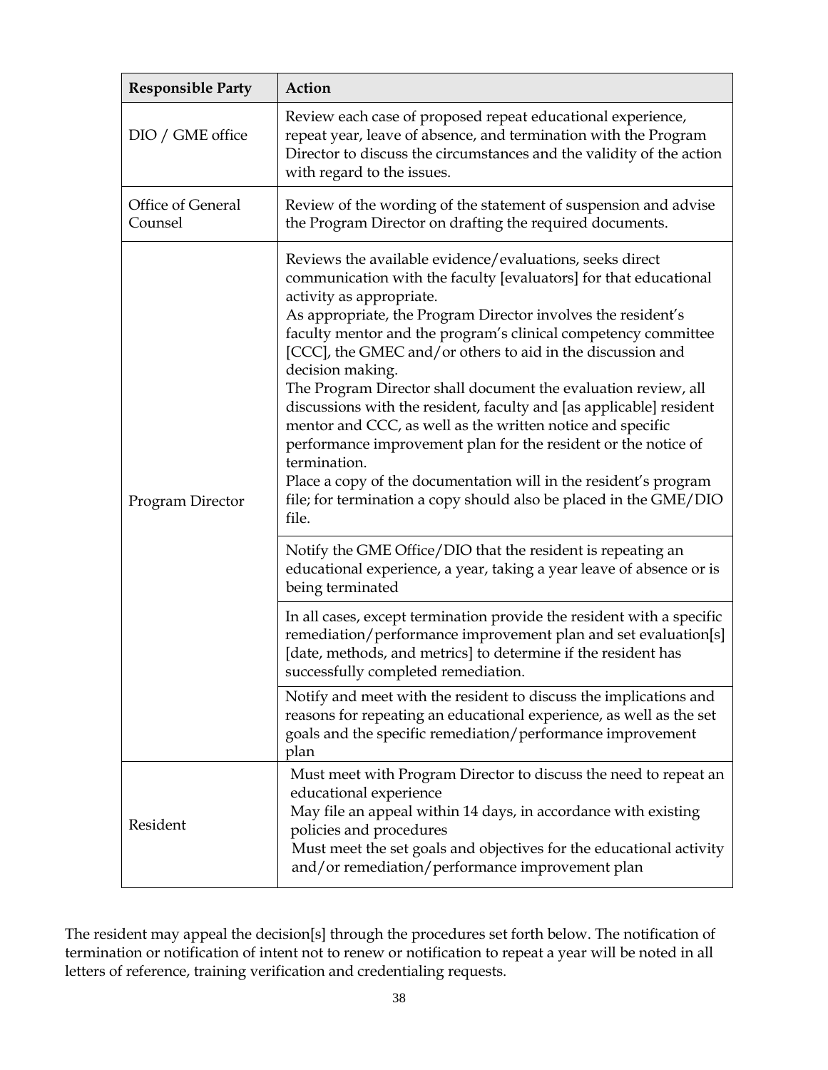| Responsible Party | Action |
|---|---|
| DIO / GME office | Review each case of proposed repeat educational experience, repeat year, leave of absence, and termination with the Program Director to discuss the circumstances and the validity of the action with regard to the issues. |
| Office of General Counsel | Review of the wording of the statement of suspension and advise the Program Director on drafting the required documents. |
| Program Director | Reviews the available evidence/evaluations, seeks direct communication with the faculty [evaluators] for that educational activity as appropriate.<br>As appropriate, the Program Director involves the resident's faculty mentor and the program's clinical competency committee [CCC], the GMEC and/or others to aid in the discussion and decision making.<br>The Program Director shall document the evaluation review, all discussions with the resident, faculty and [as applicable] resident mentor and CCC, as well as the written notice and specific performance improvement plan for the resident or the notice of termination.<br>Place a copy of the documentation will in the resident's program file; for termination a copy should also be placed in the GME/DIO file. |
| | Notify the GME Office/DIO that the resident is repeating an educational experience, a year, taking a year leave of absence or is being terminated |
| | In all cases, except termination provide the resident with a specific remediation/performance improvement plan and set evaluation[s] [date, methods, and metrics] to determine if the resident has successfully completed remediation. |
| | Notify and meet with the resident to discuss the implications and reasons for repeating an educational experience, as well as the set goals and the specific remediation/performance improvement plan |
| Resident | Must meet with Program Director to discuss the need to repeat an educational experience<br>May file an appeal within 14 days, in accordance with existing policies and procedures<br>Must meet the set goals and objectives for the educational activity and/or remediation/performance improvement plan |

The resident may appeal the decision[s] through the procedures set forth below. The notification of termination or notification of intent not to renew or notification to repeat a year will be noted in all letters of reference, training verification and credentialing requests.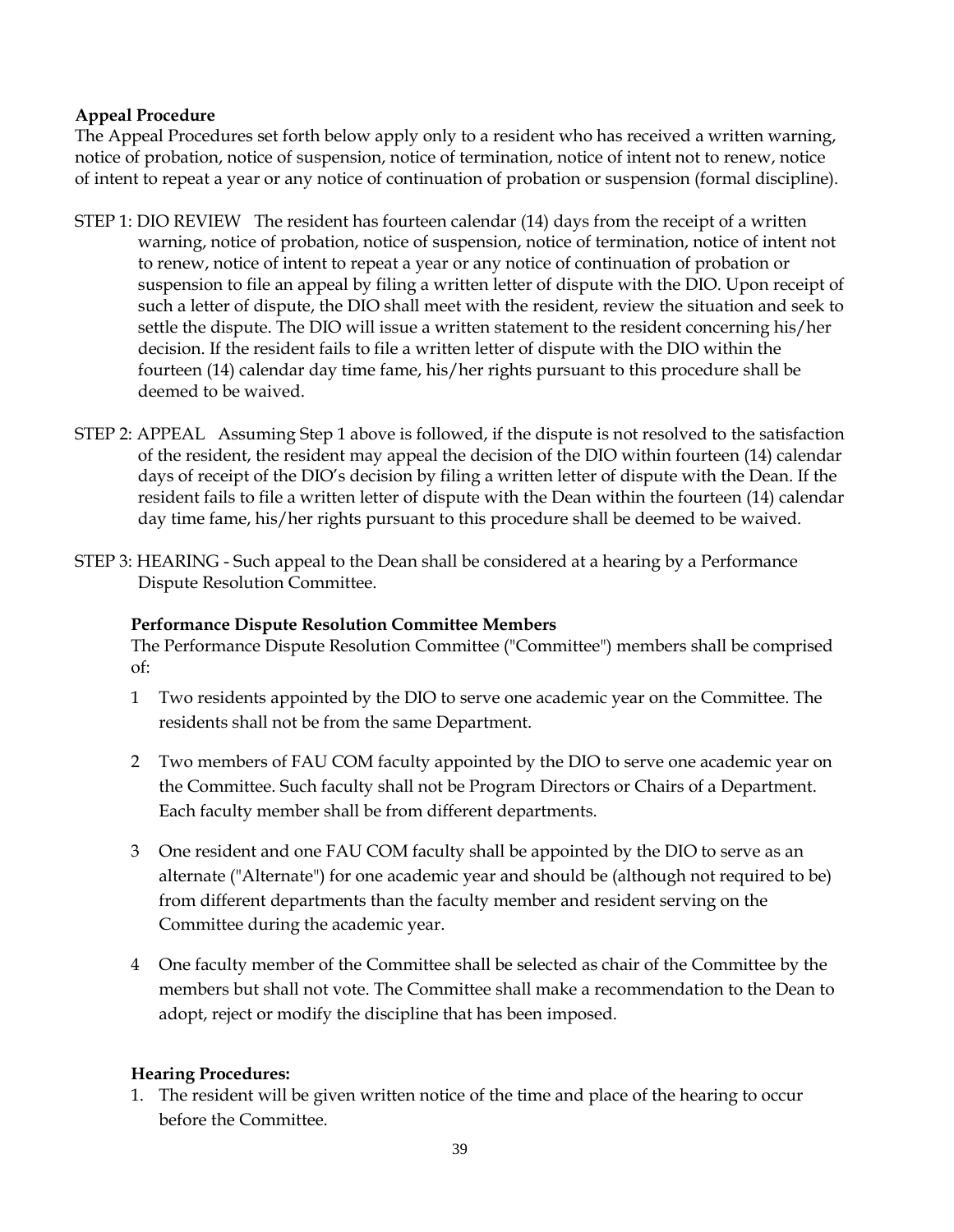**Appeal Procedure**

The Appeal Procedures set forth below apply only to a resident who has received a written warning, notice of probation, notice of suspension, notice of termination, notice of intent not to renew, notice of intent to repeat a year or any notice of continuation of probation or suspension (formal discipline).

STEP 1: DIO REVIEW The resident has fourteen calendar (14) days from the receipt of a written warning, notice of probation, notice of suspension, notice of termination, notice of intent not to renew, notice of intent to repeat a year or any notice of continuation of probation or suspension to file an appeal by filing a written letter of dispute with the DIO. Upon receipt of such a letter of dispute, the DIO shall meet with the resident, review the situation and seek to settle the dispute. The DIO will issue a written statement to the resident concerning his/her decision. If the resident fails to file a written letter of dispute with the DIO within the fourteen (14) calendar day time fame, his/her rights pursuant to this procedure shall be deemed to be waived.

STEP 2: APPEAL Assuming Step 1 above is followed, if the dispute is not resolved to the satisfaction of the resident, the resident may appeal the decision of the DIO within fourteen (14) calendar days of receipt of the DIO's decision by filing a written letter of dispute with the Dean. If the resident fails to file a written letter of dispute with the Dean within the fourteen (14) calendar day time fame, his/her rights pursuant to this procedure shall be deemed to be waived.

STEP 3: HEARING - Such appeal to the Dean shall be considered at a hearing by a Performance Dispute Resolution Committee.

**Performance Dispute Resolution Committee Members**

The Performance Dispute Resolution Committee ("Committee") members shall be comprised of:

1 Two residents appointed by the DIO to serve one academic year on the Committee. The residents shall not be from the same Department.

2 Two members of FAU COM faculty appointed by the DIO to serve one academic year on the Committee. Such faculty shall not be Program Directors or Chairs of a Department. Each faculty member shall be from different departments.

3 One resident and one FAU COM faculty shall be appointed by the DIO to serve as an alternate ("Alternate") for one academic year and should be (although not required to be) from different departments than the faculty member and resident serving on the Committee during the academic year.

4 One faculty member of the Committee shall be selected as chair of the Committee by the members but shall not vote. The Committee shall make a recommendation to the Dean to adopt, reject or modify the discipline that has been imposed.

**Hearing Procedures:**

1. The resident will be given written notice of the time and place of the hearing to occur before the Committee.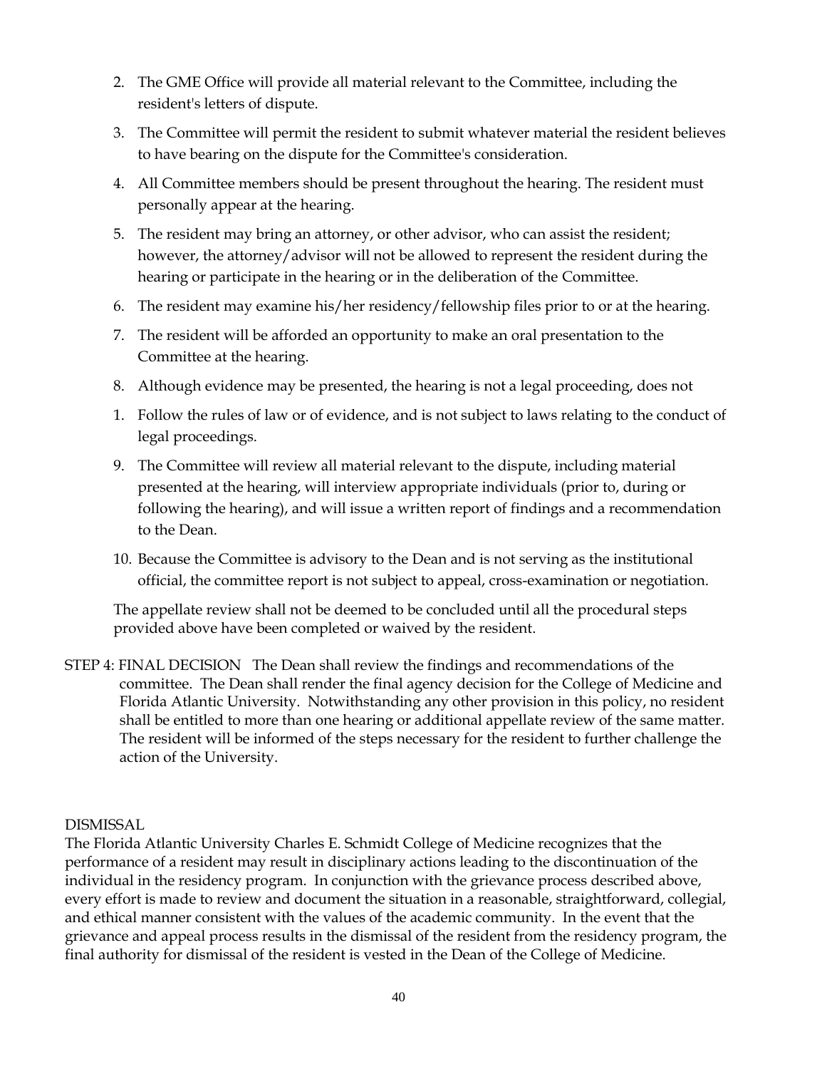2. The GME Office will provide all material relevant to the Committee, including the resident's letters of dispute.
3. The Committee will permit the resident to submit whatever material the resident believes to have bearing on the dispute for the Committee's consideration.
4. All Committee members should be present throughout the hearing. The resident must personally appear at the hearing.
5. The resident may bring an attorney, or other advisor, who can assist the resident; however, the attorney/advisor will not be allowed to represent the resident during the hearing or participate in the hearing or in the deliberation of the Committee.
6. The resident may examine his/her residency/fellowship files prior to or at the hearing.
7. The resident will be afforded an opportunity to make an oral presentation to the Committee at the hearing.
8. Although evidence may be presented, the hearing is not a legal proceeding, does not
1. Follow the rules of law or of evidence, and is not subject to laws relating to the conduct of legal proceedings.
9. The Committee will review all material relevant to the dispute, including material presented at the hearing, will interview appropriate individuals (prior to, during or following the hearing), and will issue a written report of findings and a recommendation to the Dean.
10. Because the Committee is advisory to the Dean and is not serving as the institutional official, the committee report is not subject to appeal, cross-examination or negotiation.

The appellate review shall not be deemed to be concluded until all the procedural steps provided above have been completed or waived by the resident.

STEP 4: FINAL DECISION The Dean shall review the findings and recommendations of the committee. The Dean shall render the final agency decision for the College of Medicine and Florida Atlantic University. Notwithstanding any other provision in this policy, no resident shall be entitled to more than one hearing or additional appellate review of the same matter. The resident will be informed of the steps necessary for the resident to further challenge the action of the University.

DISMISSAL

The Florida Atlantic University Charles E. Schmidt College of Medicine recognizes that the performance of a resident may result in disciplinary actions leading to the discontinuation of the individual in the residency program. In conjunction with the grievance process described above, every effort is made to review and document the situation in a reasonable, straightforward, collegial, and ethical manner consistent with the values of the academic community. In the event that the grievance and appeal process results in the dismissal of the resident from the residency program, the final authority for dismissal of the resident is vested in the Dean of the College of Medicine.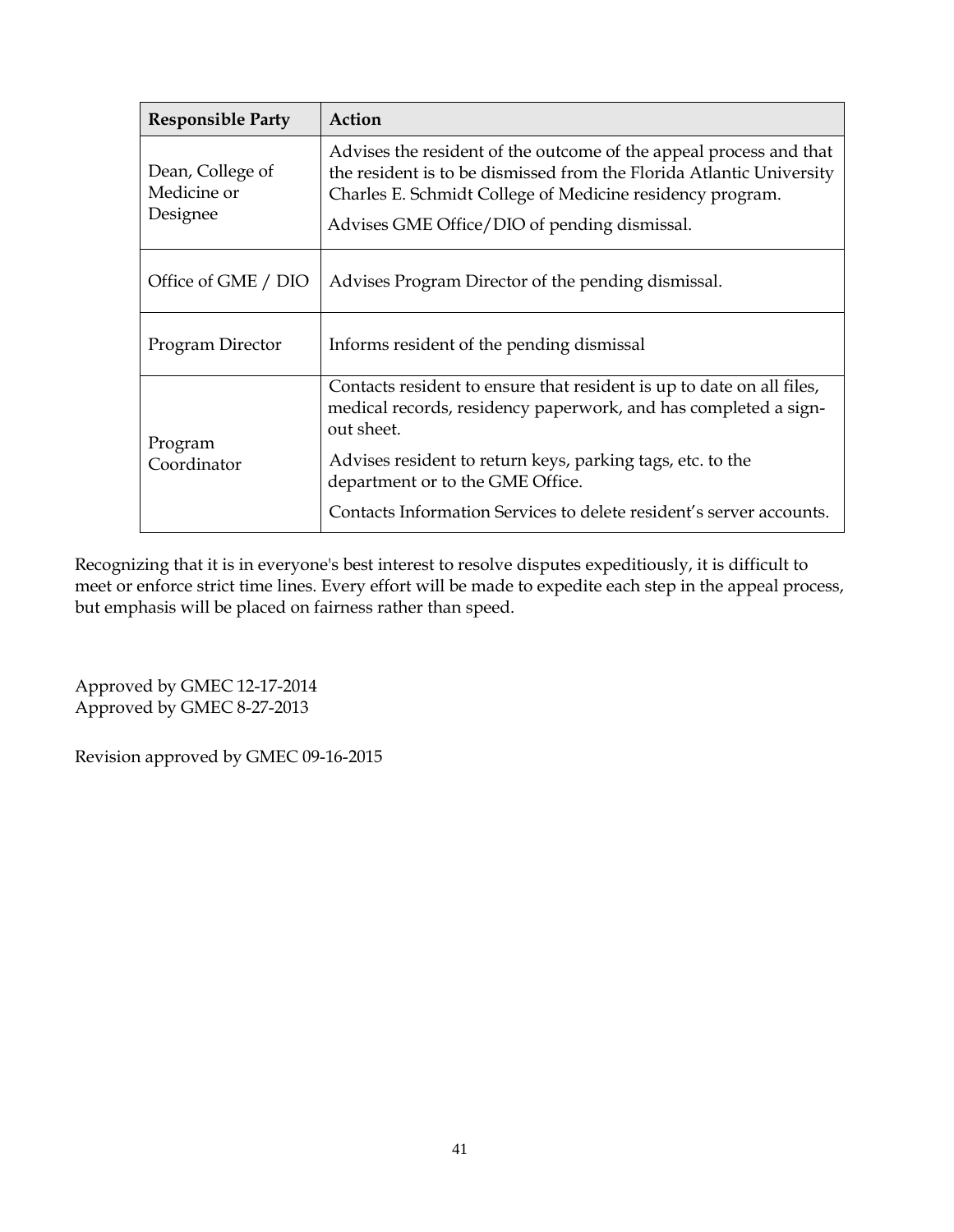| Responsible Party | Action |
|---|---|
| Dean, College of Medicine or Designee | Advises the resident of the outcome of the appeal process and that the resident is to be dismissed from the Florida Atlantic University Charles E. Schmidt College of Medicine residency program.<br><br>Advises GME Office/DIO of pending dismissal. |
| Office of GME / DIO | Advises Program Director of the pending dismissal. |
| Program Director | Informs resident of the pending dismissal |
| Program Coordinator | Contacts resident to ensure that resident is up to date on all files, medical records, residency paperwork, and has completed a sign-out sheet.<br><br>Advises resident to return keys, parking tags, etc. to the department or to the GME Office.<br><br>Contacts Information Services to delete resident's server accounts. |

Recognizing that it is in everyone's best interest to resolve disputes expeditiously, it is difficult to meet or enforce strict time lines. Every effort will be made to expedite each step in the appeal process, but emphasis will be placed on fairness rather than speed.

Approved by GMEC 12-17-2014
Approved by GMEC 8-27-2013

Revision approved by GMEC 09-16-2015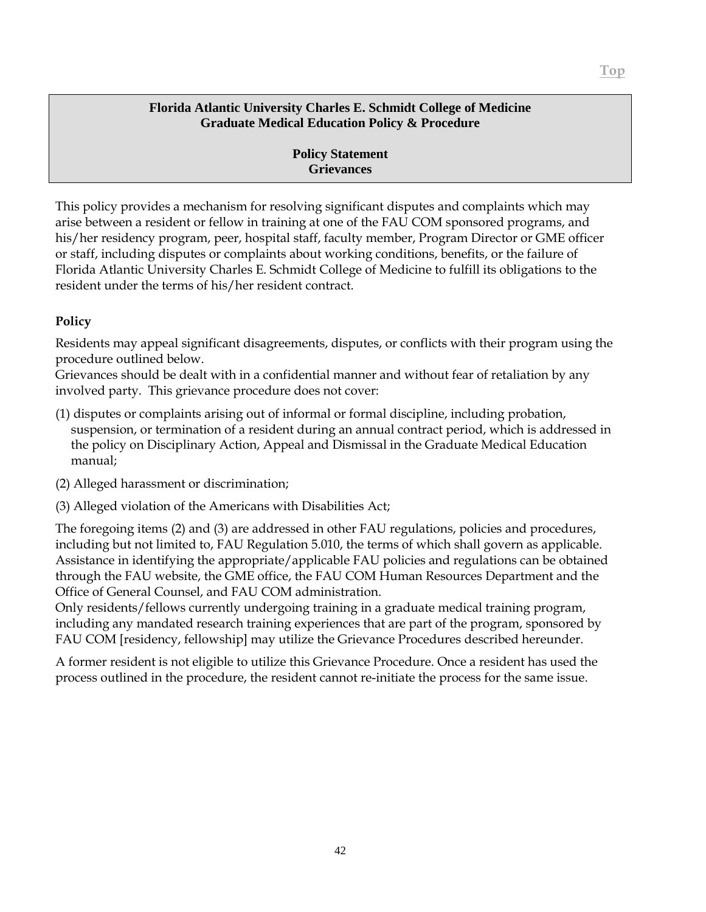**Florida Atlantic University Charles E. Schmidt College of Medicine**
**Graduate Medical Education Policy & Procedure**

**Policy Statement**
**Grievances**

This policy provides a mechanism for resolving significant disputes and complaints which may arise between a resident or fellow in training at one of the FAU COM sponsored programs, and his/her residency program, peer, hospital staff, faculty member, Program Director or GME officer or staff, including disputes or complaints about working conditions, benefits, or the failure of Florida Atlantic University Charles E. Schmidt College of Medicine to fulfill its obligations to the resident under the terms of his/her resident contract.

**Policy**

Residents may appeal significant disagreements, disputes, or conflicts with their program using the procedure outlined below.
Grievances should be dealt with in a confidential manner and without fear of retaliation by any involved party. This grievance procedure does not cover:

(1) disputes or complaints arising out of informal or formal discipline, including probation, suspension, or termination of a resident during an annual contract period, which is addressed in the policy on Disciplinary Action, Appeal and Dismissal in the Graduate Medical Education manual;

(2) Alleged harassment or discrimination;

(3) Alleged violation of the Americans with Disabilities Act;

The foregoing items (2) and (3) are addressed in other FAU regulations, policies and procedures, including but not limited to, FAU Regulation 5.010, the terms of which shall govern as applicable. Assistance in identifying the appropriate/applicable FAU policies and regulations can be obtained through the FAU website, the GME office, the FAU COM Human Resources Department and the Office of General Counsel, and FAU COM administration.
Only residents/fellows currently undergoing training in a graduate medical training program, including any mandated research training experiences that are part of the program, sponsored by FAU COM [residency, fellowship] may utilize the Grievance Procedures described hereunder.

A former resident is not eligible to utilize this Grievance Procedure. Once a resident has used the process outlined in the procedure, the resident cannot re-initiate the process for the same issue.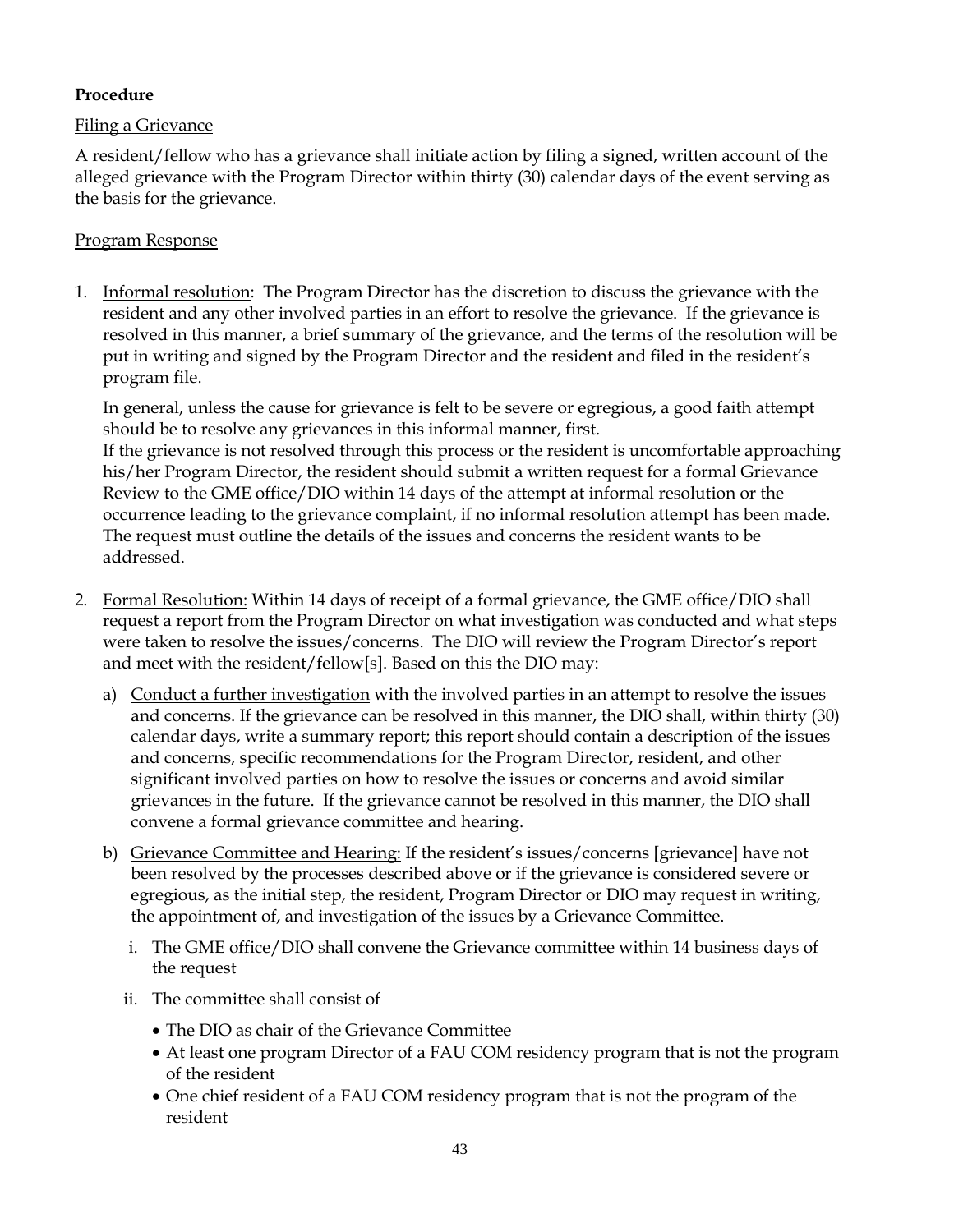**Procedure**

Filing a Grievance

A resident/fellow who has a grievance shall initiate action by filing a signed, written account of the alleged grievance with the Program Director within thirty (30) calendar days of the event serving as the basis for the grievance.

Program Response

1. Informal resolution: The Program Director has the discretion to discuss the grievance with the resident and any other involved parties in an effort to resolve the grievance. If the grievance is resolved in this manner, a brief summary of the grievance, and the terms of the resolution will be put in writing and signed by the Program Director and the resident and filed in the resident's program file.

   In general, unless the cause for grievance is felt to be severe or egregious, a good faith attempt should be to resolve any grievances in this informal manner, first.
   If the grievance is not resolved through this process or the resident is uncomfortable approaching his/her Program Director, the resident should submit a written request for a formal Grievance Review to the GME office/DIO within 14 days of the attempt at informal resolution or the occurrence leading to the grievance complaint, if no informal resolution attempt has been made. The request must outline the details of the issues and concerns the resident wants to be addressed.

2. Formal Resolution: Within 14 days of receipt of a formal grievance, the GME office/DIO shall request a report from the Program Director on what investigation was conducted and what steps were taken to resolve the issues/concerns. The DIO will review the Program Director's report and meet with the resident/fellow[s]. Based on this the DIO may:

   a) Conduct a further investigation with the involved parties in an attempt to resolve the issues and concerns. If the grievance can be resolved in this manner, the DIO shall, within thirty (30) calendar days, write a summary report; this report should contain a description of the issues and concerns, specific recommendations for the Program Director, resident, and other significant involved parties on how to resolve the issues or concerns and avoid similar grievances in the future. If the grievance cannot be resolved in this manner, the DIO shall convene a formal grievance committee and hearing.

   b) Grievance Committee and Hearing: If the resident's issues/concerns [grievance] have not been resolved by the processes described above or if the grievance is considered severe or egregious, as the initial step, the resident, Program Director or DIO may request in writing, the appointment of, and investigation of the issues by a Grievance Committee.

      i. The GME office/DIO shall convene the Grievance committee within 14 business days of the request

      ii. The committee shall consist of

         - The DIO as chair of the Grievance Committee
         - At least one program Director of a FAU COM residency program that is not the program of the resident
         - One chief resident of a FAU COM residency program that is not the program of the resident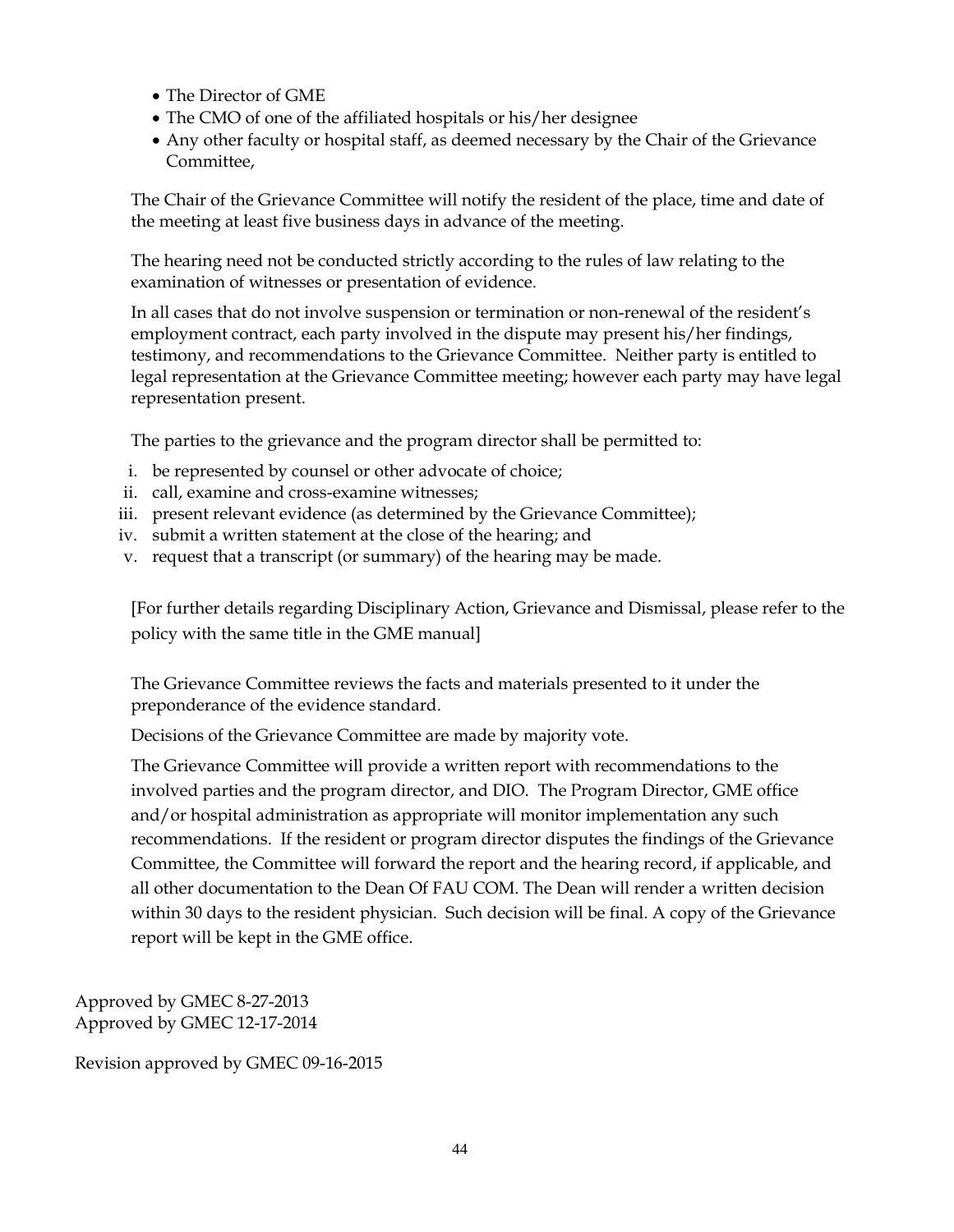- The Director of GME
- The CMO of one of the affiliated hospitals or his/her designee
- Any other faculty or hospital staff, as deemed necessary by the Chair of the Grievance Committee,

The Chair of the Grievance Committee will notify the resident of the place, time and date of the meeting at least five business days in advance of the meeting.

The hearing need not be conducted strictly according to the rules of law relating to the examination of witnesses or presentation of evidence.

In all cases that do not involve suspension or termination or non-renewal of the resident's employment contract, each party involved in the dispute may present his/her findings, testimony, and recommendations to the Grievance Committee. Neither party is entitled to legal representation at the Grievance Committee meeting; however each party may have legal representation present.

The parties to the grievance and the program director shall be permitted to:

i. be represented by counsel or other advocate of choice;
ii. call, examine and cross-examine witnesses;
iii. present relevant evidence (as determined by the Grievance Committee);
iv. submit a written statement at the close of the hearing; and
v. request that a transcript (or summary) of the hearing may be made.

[For further details regarding Disciplinary Action, Grievance and Dismissal, please refer to the policy with the same title in the GME manual]

The Grievance Committee reviews the facts and materials presented to it under the preponderance of the evidence standard.

Decisions of the Grievance Committee are made by majority vote.

The Grievance Committee will provide a written report with recommendations to the involved parties and the program director, and DIO. The Program Director, GME office and/or hospital administration as appropriate will monitor implementation any such recommendations. If the resident or program director disputes the findings of the Grievance Committee, the Committee will forward the report and the hearing record, if applicable, and all other documentation to the Dean Of FAU COM. The Dean will render a written decision within 30 days to the resident physician. Such decision will be final. A copy of the Grievance report will be kept in the GME office.

Approved by GMEC 8-27-2013
Approved by GMEC 12-17-2014

Revision approved by GMEC 09-16-2015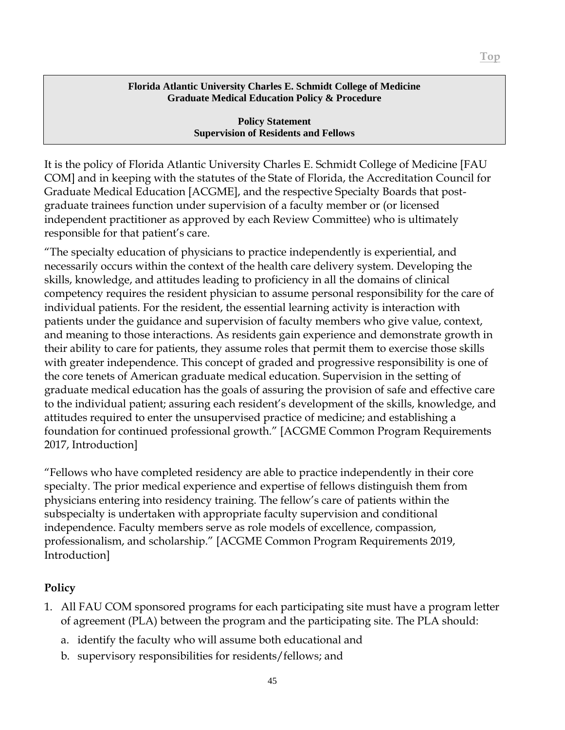**Florida Atlantic University Charles E. Schmidt College of Medicine**
**Graduate Medical Education Policy & Procedure**

**Policy Statement**
**Supervision of Residents and Fellows**

It is the policy of Florida Atlantic University Charles E. Schmidt College of Medicine [FAU COM] and in keeping with the statutes of the State of Florida, the Accreditation Council for Graduate Medical Education [ACGME], and the respective Specialty Boards that post-graduate trainees function under supervision of a faculty member or (or licensed independent practitioner as approved by each Review Committee) who is ultimately responsible for that patient's care.

"The specialty education of physicians to practice independently is experiential, and necessarily occurs within the context of the health care delivery system. Developing the skills, knowledge, and attitudes leading to proficiency in all the domains of clinical competency requires the resident physician to assume personal responsibility for the care of individual patients. For the resident, the essential learning activity is interaction with patients under the guidance and supervision of faculty members who give value, context, and meaning to those interactions. As residents gain experience and demonstrate growth in their ability to care for patients, they assume roles that permit them to exercise those skills with greater independence. This concept of graded and progressive responsibility is one of the core tenets of American graduate medical education. Supervision in the setting of graduate medical education has the goals of assuring the provision of safe and effective care to the individual patient; assuring each resident's development of the skills, knowledge, and attitudes required to enter the unsupervised practice of medicine; and establishing a foundation for continued professional growth." [ACGME Common Program Requirements 2017, Introduction]

"Fellows who have completed residency are able to practice independently in their core specialty. The prior medical experience and expertise of fellows distinguish them from physicians entering into residency training. The fellow's care of patients within the subspecialty is undertaken with appropriate faculty supervision and conditional independence. Faculty members serve as role models of excellence, compassion, professionalism, and scholarship." [ACGME Common Program Requirements 2019, Introduction]

## Policy

1. All FAU COM sponsored programs for each participating site must have a program letter of agreement (PLA) between the program and the participating site. The PLA should:
   a. identify the faculty who will assume both educational and
   b. supervisory responsibilities for residents/fellows; and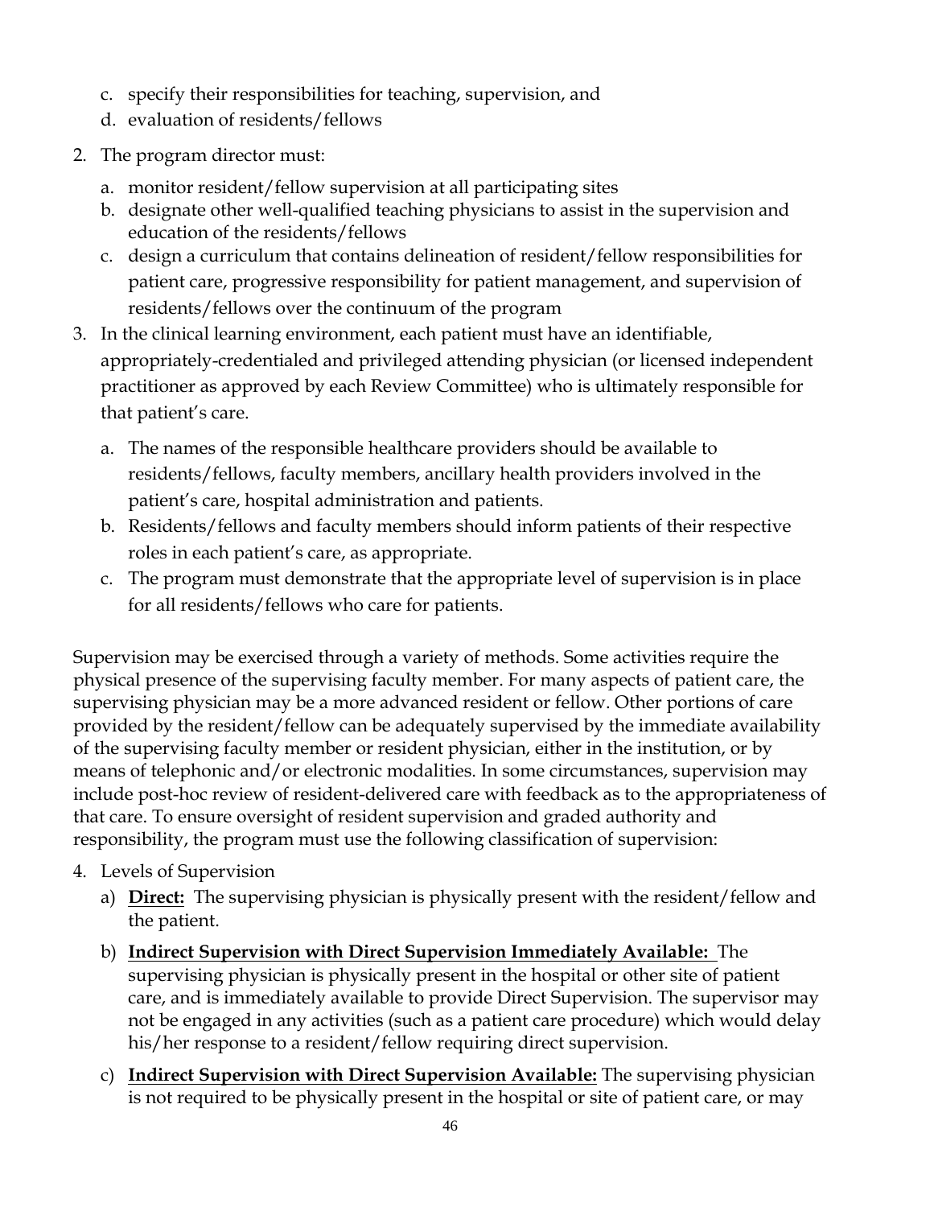c. specify their responsibilities for teaching, supervision, and
d. evaluation of residents/fellows

2. The program director must:
   a. monitor resident/fellow supervision at all participating sites
   b. designate other well-qualified teaching physicians to assist in the supervision and education of the residents/fellows
   c. design a curriculum that contains delineation of resident/fellow responsibilities for patient care, progressive responsibility for patient management, and supervision of residents/fellows over the continuum of the program

3. In the clinical learning environment, each patient must have an identifiable, appropriately-credentialed and privileged attending physician (or licensed independent practitioner as approved by each Review Committee) who is ultimately responsible for that patient's care.
   a. The names of the responsible healthcare providers should be available to residents/fellows, faculty members, ancillary health providers involved in the patient's care, hospital administration and patients.
   b. Residents/fellows and faculty members should inform patients of their respective roles in each patient's care, as appropriate.
   c. The program must demonstrate that the appropriate level of supervision is in place for all residents/fellows who care for patients.

Supervision may be exercised through a variety of methods. Some activities require the physical presence of the supervising faculty member. For many aspects of patient care, the supervising physician may be a more advanced resident or fellow. Other portions of care provided by the resident/fellow can be adequately supervised by the immediate availability of the supervising faculty member or resident physician, either in the institution, or by means of telephonic and/or electronic modalities. In some circumstances, supervision may include post-hoc review of resident-delivered care with feedback as to the appropriateness of that care. To ensure oversight of resident supervision and graded authority and responsibility, the program must use the following classification of supervision:

4. Levels of Supervision
   a) **<u>Direct:</u>** The supervising physician is physically present with the resident/fellow and the patient.
   b) **<u>Indirect Supervision with Direct Supervision Immediately Available:</u>** The supervising physician is physically present in the hospital or other site of patient care, and is immediately available to provide Direct Supervision. The supervisor may not be engaged in any activities (such as a patient care procedure) which would delay his/her response to a resident/fellow requiring direct supervision.
   c) **<u>Indirect Supervision with Direct Supervision Available:</u>** The supervising physician is not required to be physically present in the hospital or site of patient care, or may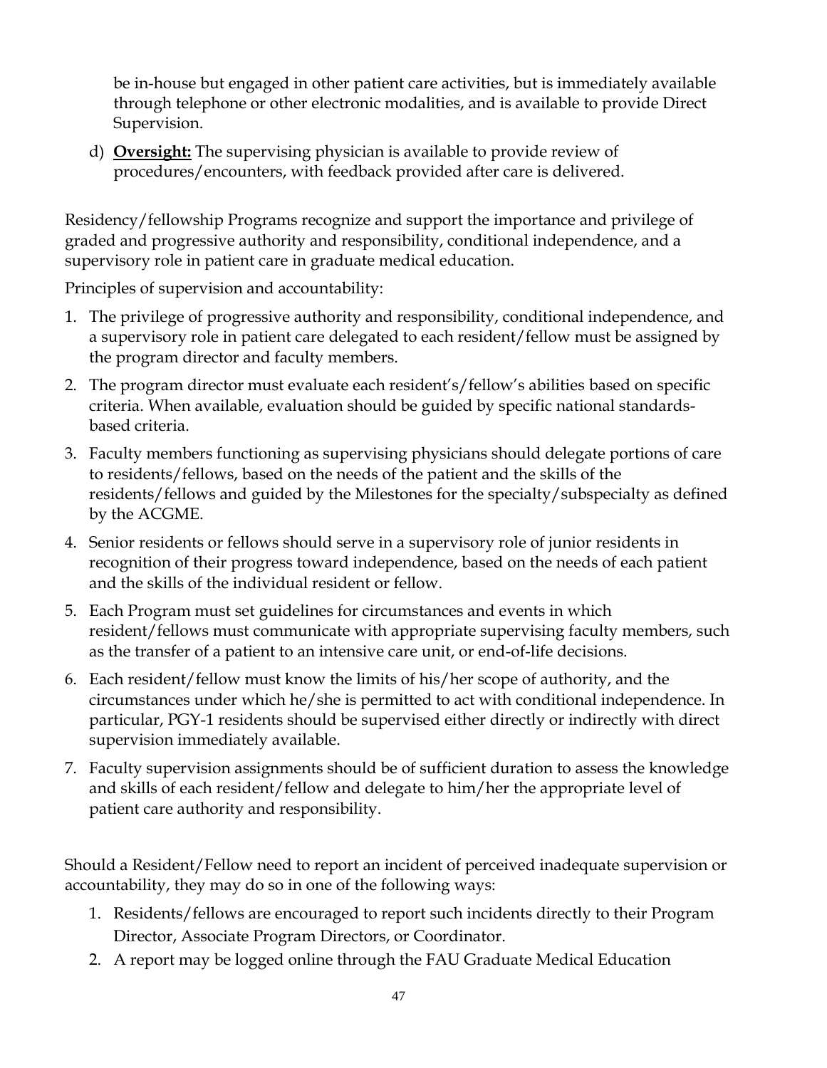be in-house but engaged in other patient care activities, but is immediately available through telephone or other electronic modalities, and is available to provide Direct Supervision.

d) **Oversight:** The supervising physician is available to provide review of procedures/encounters, with feedback provided after care is delivered.

Residency/fellowship Programs recognize and support the importance and privilege of graded and progressive authority and responsibility, conditional independence, and a supervisory role in patient care in graduate medical education.

Principles of supervision and accountability:

1. The privilege of progressive authority and responsibility, conditional independence, and a supervisory role in patient care delegated to each resident/fellow must be assigned by the program director and faculty members.
2. The program director must evaluate each resident's/fellow's abilities based on specific criteria. When available, evaluation should be guided by specific national standards-based criteria.
3. Faculty members functioning as supervising physicians should delegate portions of care to residents/fellows, based on the needs of the patient and the skills of the residents/fellows and guided by the Milestones for the specialty/subspecialty as defined by the ACGME.
4. Senior residents or fellows should serve in a supervisory role of junior residents in recognition of their progress toward independence, based on the needs of each patient and the skills of the individual resident or fellow.
5. Each Program must set guidelines for circumstances and events in which resident/fellows must communicate with appropriate supervising faculty members, such as the transfer of a patient to an intensive care unit, or end-of-life decisions.
6. Each resident/fellow must know the limits of his/her scope of authority, and the circumstances under which he/she is permitted to act with conditional independence. In particular, PGY-1 residents should be supervised either directly or indirectly with direct supervision immediately available.
7. Faculty supervision assignments should be of sufficient duration to assess the knowledge and skills of each resident/fellow and delegate to him/her the appropriate level of patient care authority and responsibility.

Should a Resident/Fellow need to report an incident of perceived inadequate supervision or accountability, they may do so in one of the following ways:

1. Residents/fellows are encouraged to report such incidents directly to their Program Director, Associate Program Directors, or Coordinator.
2. A report may be logged online through the FAU Graduate Medical Education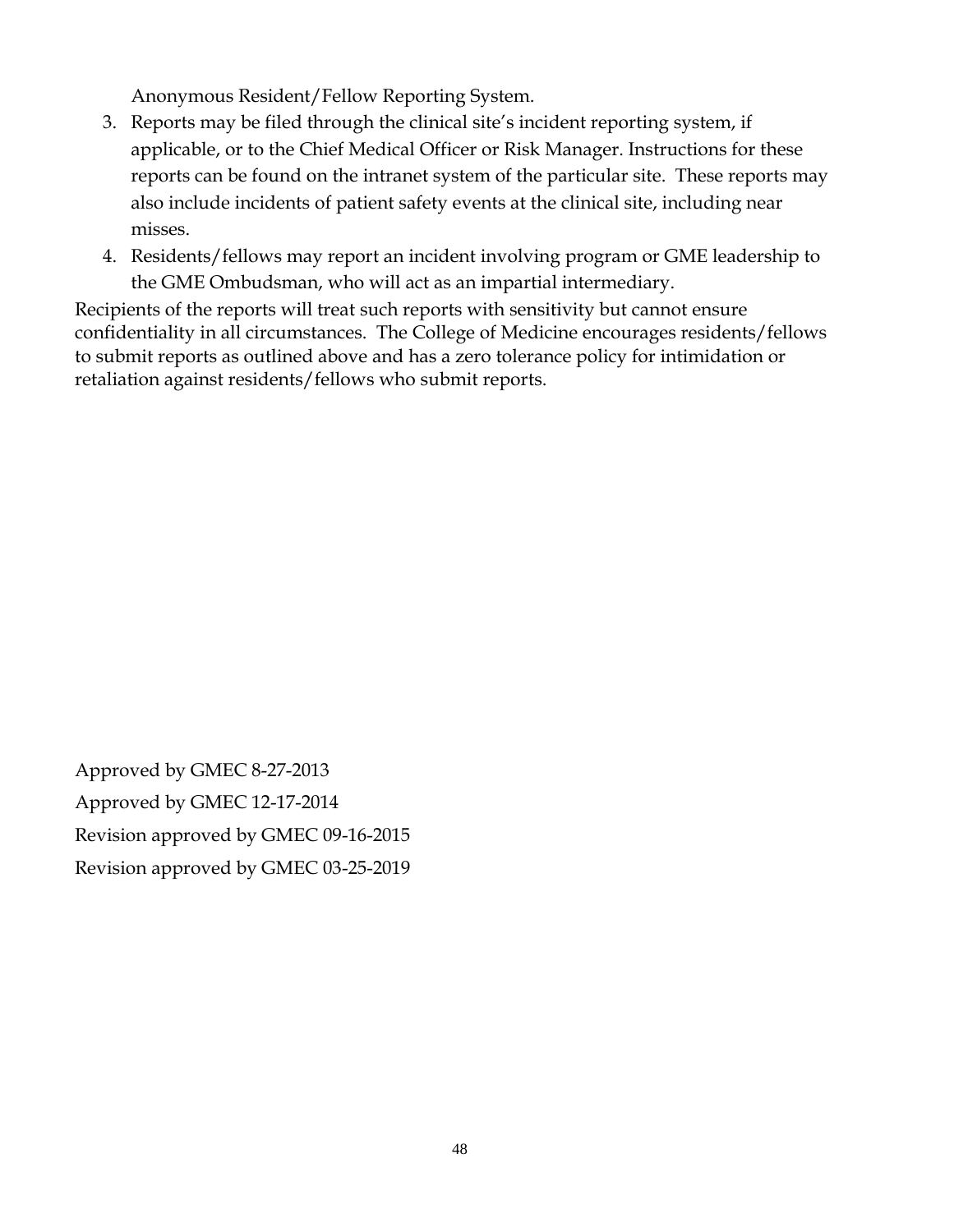Anonymous Resident/Fellow Reporting System.

3. Reports may be filed through the clinical site's incident reporting system, if applicable, or to the Chief Medical Officer or Risk Manager. Instructions for these reports can be found on the intranet system of the particular site. These reports may also include incidents of patient safety events at the clinical site, including near misses.
4. Residents/fellows may report an incident involving program or GME leadership to the GME Ombudsman, who will act as an impartial intermediary.

Recipients of the reports will treat such reports with sensitivity but cannot ensure confidentiality in all circumstances. The College of Medicine encourages residents/fellows to submit reports as outlined above and has a zero tolerance policy for intimidation or retaliation against residents/fellows who submit reports.

Approved by GMEC 8-27-2013

Approved by GMEC 12-17-2014

Revision approved by GMEC 09-16-2015

Revision approved by GMEC 03-25-2019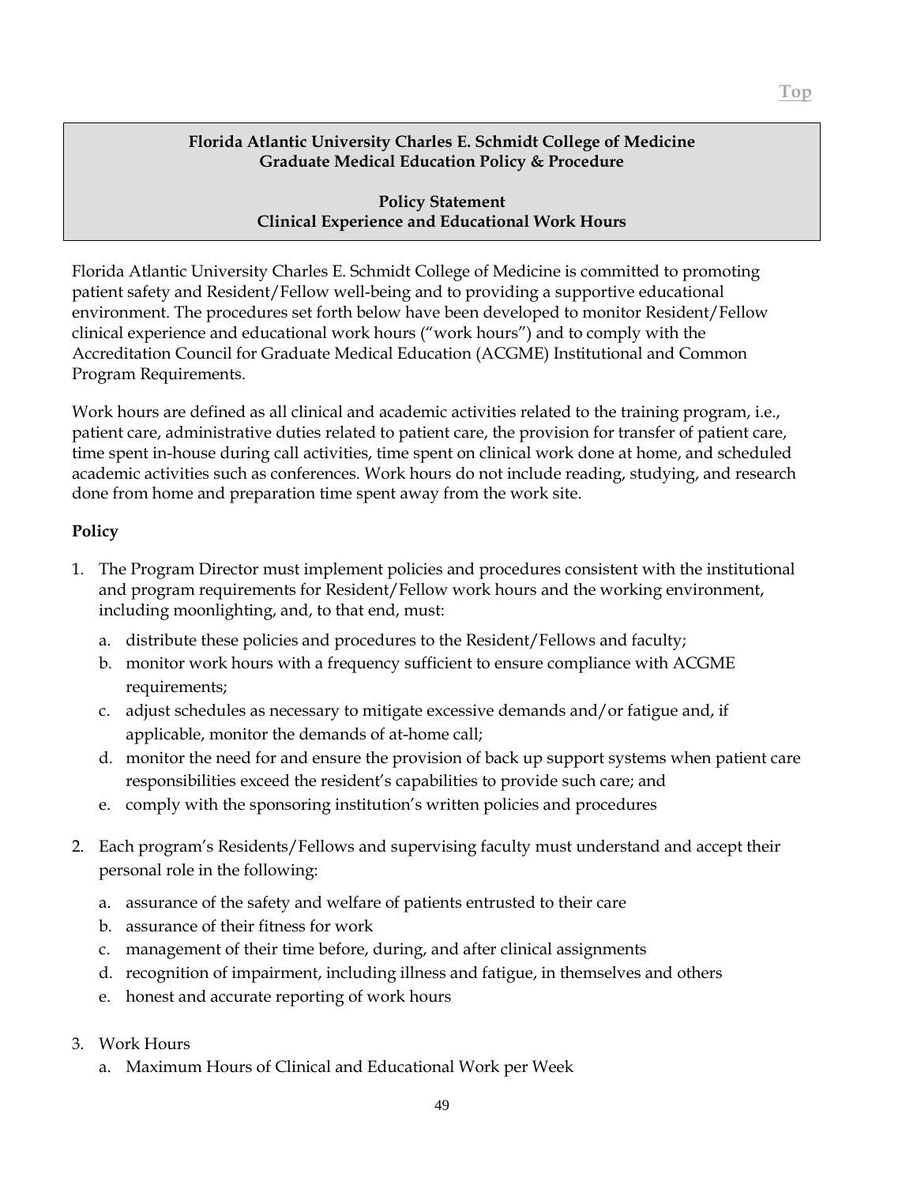**Florida Atlantic University Charles E. Schmidt College of Medicine**
**Graduate Medical Education Policy & Procedure**

**Policy Statement**
**Clinical Experience and Educational Work Hours**

Florida Atlantic University Charles E. Schmidt College of Medicine is committed to promoting patient safety and Resident/Fellow well-being and to providing a supportive educational environment. The procedures set forth below have been developed to monitor Resident/Fellow clinical experience and educational work hours ("work hours") and to comply with the Accreditation Council for Graduate Medical Education (ACGME) Institutional and Common Program Requirements.

Work hours are defined as all clinical and academic activities related to the training program, i.e., patient care, administrative duties related to patient care, the provision for transfer of patient care, time spent in-house during call activities, time spent on clinical work done at home, and scheduled academic activities such as conferences. Work hours do not include reading, studying, and research done from home and preparation time spent away from the work site.

**Policy**

1. The Program Director must implement policies and procedures consistent with the institutional and program requirements for Resident/Fellow work hours and the working environment, including moonlighting, and, to that end, must:
   a. distribute these policies and procedures to the Resident/Fellows and faculty;
   b. monitor work hours with a frequency sufficient to ensure compliance with ACGME requirements;
   c. adjust schedules as necessary to mitigate excessive demands and/or fatigue and, if applicable, monitor the demands of at-home call;
   d. monitor the need for and ensure the provision of back up support systems when patient care responsibilities exceed the resident's capabilities to provide such care; and
   e. comply with the sponsoring institution's written policies and procedures

2. Each program's Residents/Fellows and supervising faculty must understand and accept their personal role in the following:
   a. assurance of the safety and welfare of patients entrusted to their care
   b. assurance of their fitness for work
   c. management of their time before, during, and after clinical assignments
   d. recognition of impairment, including illness and fatigue, in themselves and others
   e. honest and accurate reporting of work hours

3. Work Hours
   a. Maximum Hours of Clinical and Educational Work per Week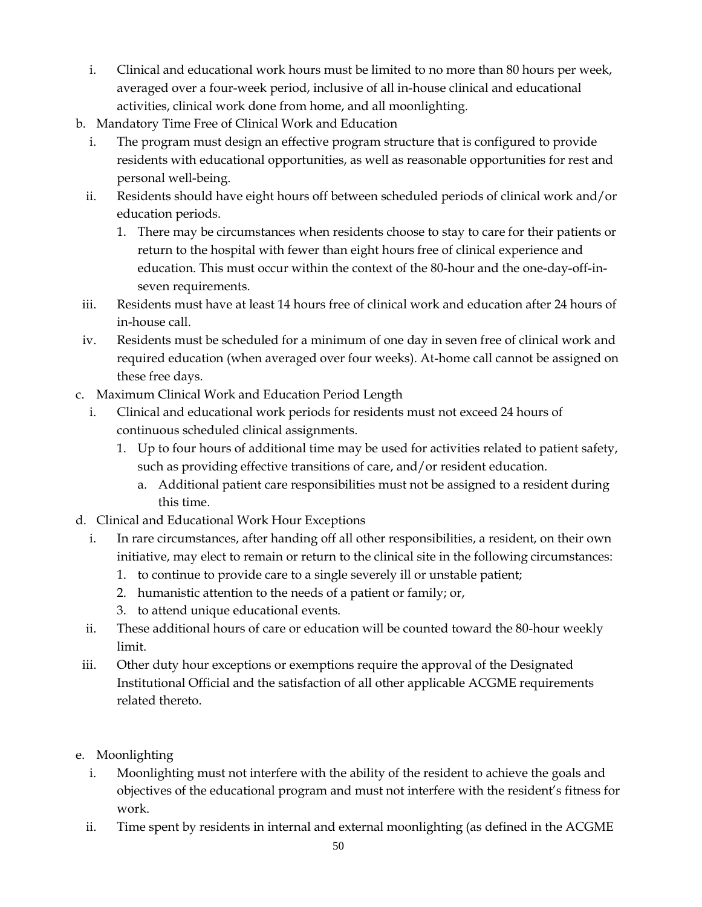i. Clinical and educational work hours must be limited to no more than 80 hours per week, averaged over a four-week period, inclusive of all in-house clinical and educational activities, clinical work done from home, and all moonlighting.

b. Mandatory Time Free of Clinical Work and Education

   i. The program must design an effective program structure that is configured to provide residents with educational opportunities, as well as reasonable opportunities for rest and personal well-being.

   ii. Residents should have eight hours off between scheduled periods of clinical work and/or education periods.

      1. There may be circumstances when residents choose to stay to care for their patients or return to the hospital with fewer than eight hours free of clinical experience and education. This must occur within the context of the 80-hour and the one-day-off-in-seven requirements.

   iii. Residents must have at least 14 hours free of clinical work and education after 24 hours of in-house call.

   iv. Residents must be scheduled for a minimum of one day in seven free of clinical work and required education (when averaged over four weeks). At-home call cannot be assigned on these free days.

c. Maximum Clinical Work and Education Period Length

   i. Clinical and educational work periods for residents must not exceed 24 hours of continuous scheduled clinical assignments.

      1. Up to four hours of additional time may be used for activities related to patient safety, such as providing effective transitions of care, and/or resident education.

         a. Additional patient care responsibilities must not be assigned to a resident during this time.

d. Clinical and Educational Work Hour Exceptions

   i. In rare circumstances, after handing off all other responsibilities, a resident, on their own initiative, may elect to remain or return to the clinical site in the following circumstances:

      1. to continue to provide care to a single severely ill or unstable patient;
      2. humanistic attention to the needs of a patient or family; or,
      3. to attend unique educational events.

   ii. These additional hours of care or education will be counted toward the 80-hour weekly limit.

   iii. Other duty hour exceptions or exemptions require the approval of the Designated Institutional Official and the satisfaction of all other applicable ACGME requirements related thereto.

e. Moonlighting

   i. Moonlighting must not interfere with the ability of the resident to achieve the goals and objectives of the educational program and must not interfere with the resident's fitness for work.

   ii. Time spent by residents in internal and external moonlighting (as defined in the ACGME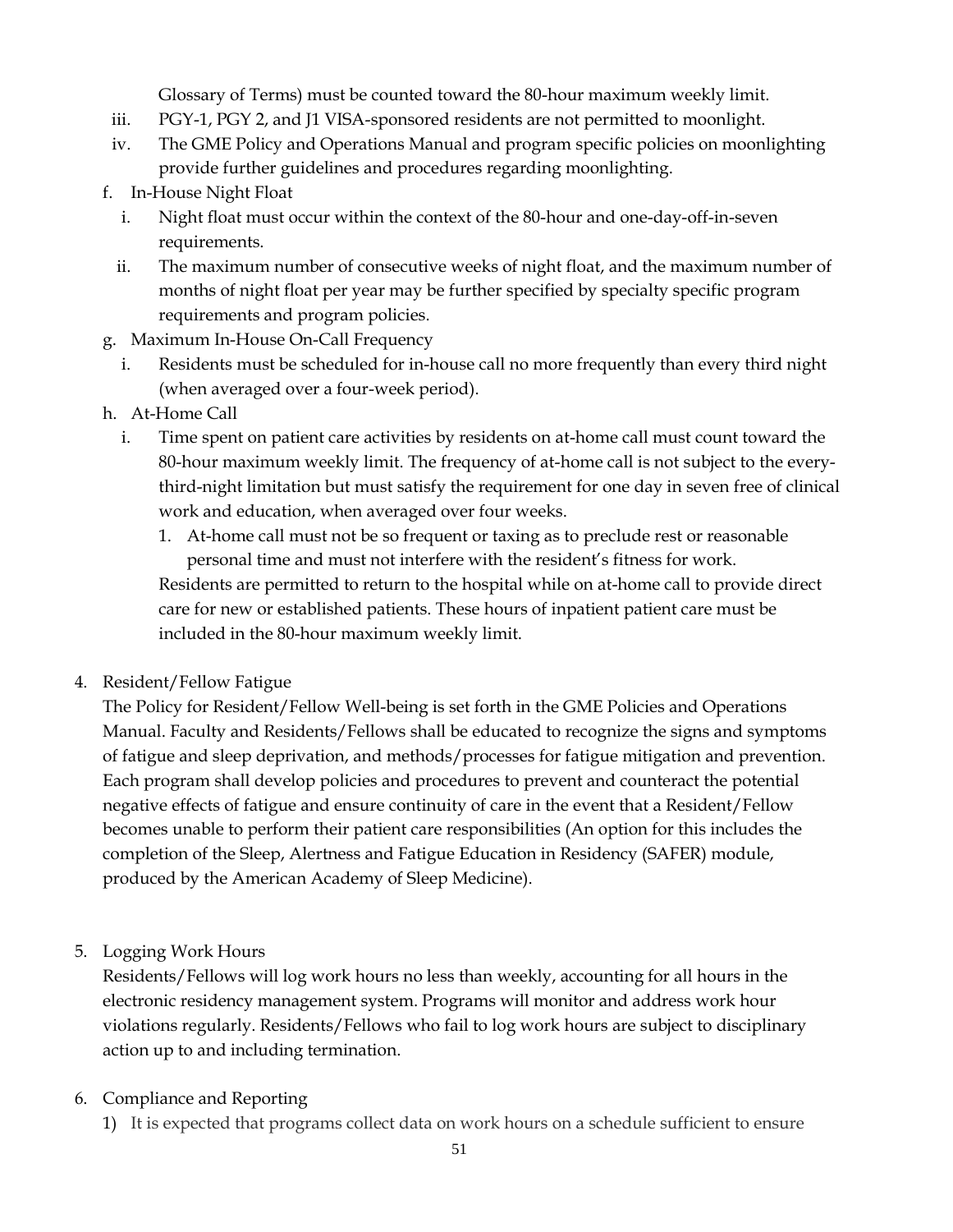Glossary of Terms) must be counted toward the 80-hour maximum weekly limit.

iii. PGY-1, PGY 2, and J1 VISA-sponsored residents are not permitted to moonlight.

iv. The GME Policy and Operations Manual and program specific policies on moonlighting provide further guidelines and procedures regarding moonlighting.

f. In-House Night Float

   i. Night float must occur within the context of the 80-hour and one-day-off-in-seven requirements.

   ii. The maximum number of consecutive weeks of night float, and the maximum number of months of night float per year may be further specified by specialty specific program requirements and program policies.

g. Maximum In-House On-Call Frequency

   i. Residents must be scheduled for in-house call no more frequently than every third night (when averaged over a four-week period).

h. At-Home Call

   i. Time spent on patient care activities by residents on at-home call must count toward the 80-hour maximum weekly limit. The frequency of at-home call is not subject to the every-third-night limitation but must satisfy the requirement for one day in seven free of clinical work and education, when averaged over four weeks.

      1. At-home call must not be so frequent or taxing as to preclude rest or reasonable personal time and must not interfere with the resident's fitness for work.

      Residents are permitted to return to the hospital while on at-home call to provide direct care for new or established patients. These hours of inpatient patient care must be included in the 80-hour maximum weekly limit.

4. Resident/Fellow Fatigue

   The Policy for Resident/Fellow Well-being is set forth in the GME Policies and Operations Manual. Faculty and Residents/Fellows shall be educated to recognize the signs and symptoms of fatigue and sleep deprivation, and methods/processes for fatigue mitigation and prevention. Each program shall develop policies and procedures to prevent and counteract the potential negative effects of fatigue and ensure continuity of care in the event that a Resident/Fellow becomes unable to perform their patient care responsibilities (An option for this includes the completion of the Sleep, Alertness and Fatigue Education in Residency (SAFER) module, produced by the American Academy of Sleep Medicine).

5. Logging Work Hours

   Residents/Fellows will log work hours no less than weekly, accounting for all hours in the electronic residency management system. Programs will monitor and address work hour violations regularly. Residents/Fellows who fail to log work hours are subject to disciplinary action up to and including termination.

6. Compliance and Reporting

   1) It is expected that programs collect data on work hours on a schedule sufficient to ensure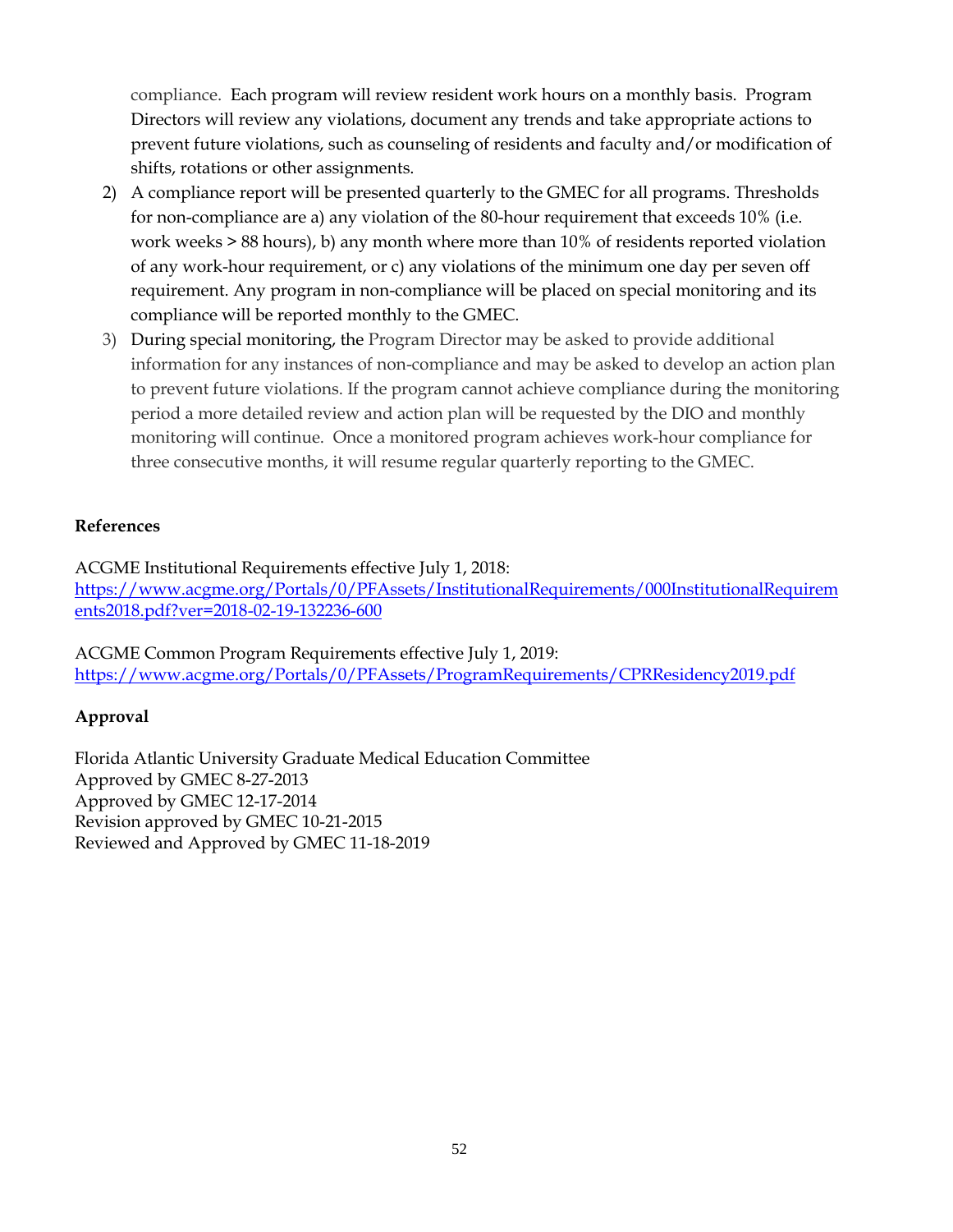compliance. Each program will review resident work hours on a monthly basis. Program Directors will review any violations, document any trends and take appropriate actions to prevent future violations, such as counseling of residents and faculty and/or modification of shifts, rotations or other assignments.

2) A compliance report will be presented quarterly to the GMEC for all programs. Thresholds for non-compliance are a) any violation of the 80-hour requirement that exceeds 10% (i.e. work weeks > 88 hours), b) any month where more than 10% of residents reported violation of any work-hour requirement, or c) any violations of the minimum one day per seven off requirement. Any program in non-compliance will be placed on special monitoring and its compliance will be reported monthly to the GMEC.
3) During special monitoring, the Program Director may be asked to provide additional information for any instances of non-compliance and may be asked to develop an action plan to prevent future violations. If the program cannot achieve compliance during the monitoring period a more detailed review and action plan will be requested by the DIO and monthly monitoring will continue. Once a monitored program achieves work-hour compliance for three consecutive months, it will resume regular quarterly reporting to the GMEC.

**References**

ACGME Institutional Requirements effective July 1, 2018:
https://www.acgme.org/Portals/0/PFAssets/InstitutionalRequirements/000InstitutionalRequirements2018.pdf?ver=2018-02-19-132236-600

ACGME Common Program Requirements effective July 1, 2019:
https://www.acgme.org/Portals/0/PFAssets/ProgramRequirements/CPRResidency2019.pdf

**Approval**

Florida Atlantic University Graduate Medical Education Committee
Approved by GMEC 8-27-2013
Approved by GMEC 12-17-2014
Revision approved by GMEC 10-21-2015
Reviewed and Approved by GMEC 11-18-2019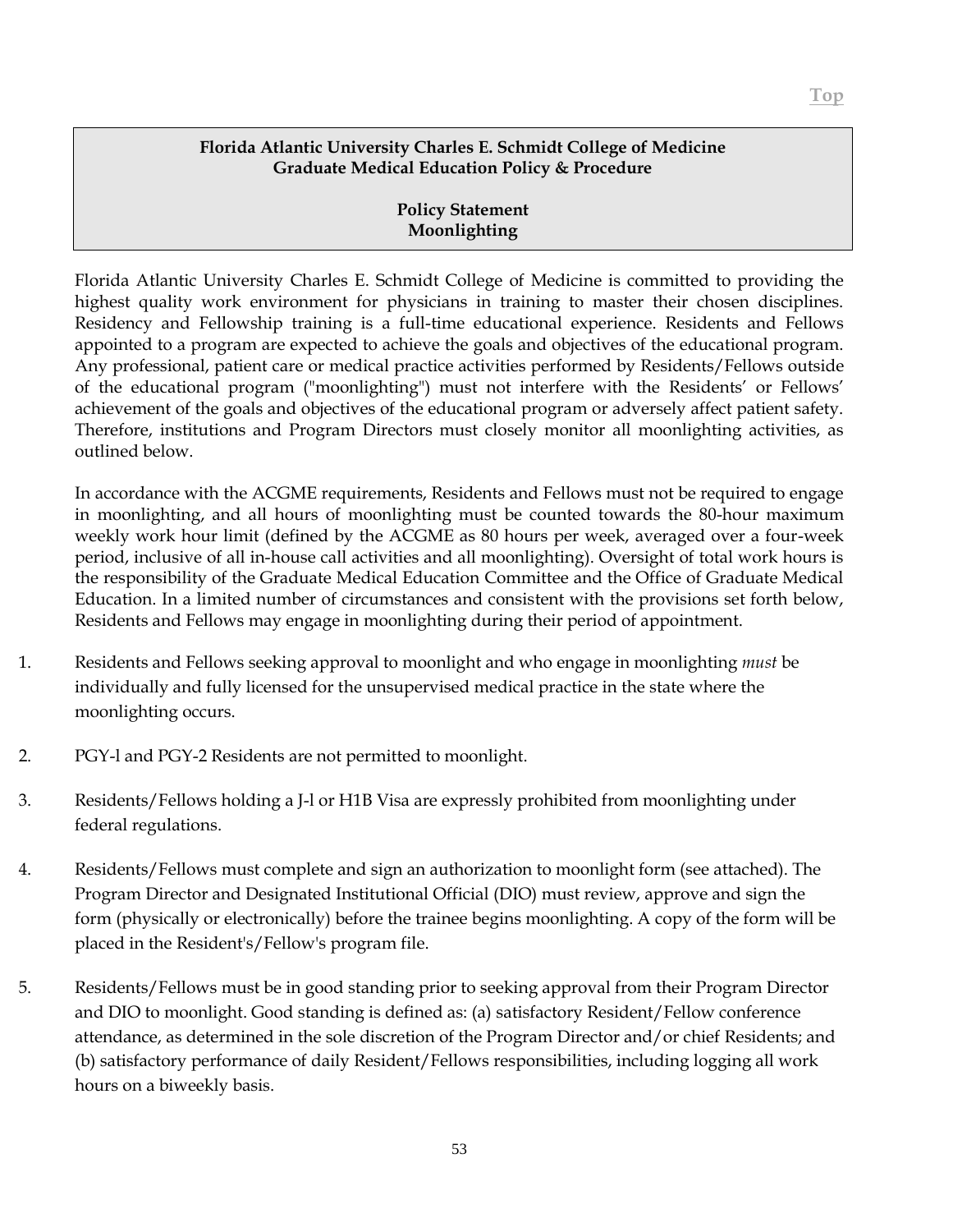**Florida Atlantic University Charles E. Schmidt College of Medicine**
**Graduate Medical Education Policy & Procedure**

**Policy Statement**
**Moonlighting**

Florida Atlantic University Charles E. Schmidt College of Medicine is committed to providing the highest quality work environment for physicians in training to master their chosen disciplines. Residency and Fellowship training is a full-time educational experience. Residents and Fellows appointed to a program are expected to achieve the goals and objectives of the educational program. Any professional, patient care or medical practice activities performed by Residents/Fellows outside of the educational program ("moonlighting") must not interfere with the Residents' or Fellows' achievement of the goals and objectives of the educational program or adversely affect patient safety. Therefore, institutions and Program Directors must closely monitor all moonlighting activities, as outlined below.

In accordance with the ACGME requirements, Residents and Fellows must not be required to engage in moonlighting, and all hours of moonlighting must be counted towards the 80-hour maximum weekly work hour limit (defined by the ACGME as 80 hours per week, averaged over a four-week period, inclusive of all in-house call activities and all moonlighting). Oversight of total work hours is the responsibility of the Graduate Medical Education Committee and the Office of Graduate Medical Education. In a limited number of circumstances and consistent with the provisions set forth below, Residents and Fellows may engage in moonlighting during their period of appointment.

1. Residents and Fellows seeking approval to moonlight and who engage in moonlighting *must* be individually and fully licensed for the unsupervised medical practice in the state where the moonlighting occurs.

2. PGY-l and PGY-2 Residents are not permitted to moonlight.

3. Residents/Fellows holding a J-l or H1B Visa are expressly prohibited from moonlighting under federal regulations.

4. Residents/Fellows must complete and sign an authorization to moonlight form (see attached). The Program Director and Designated Institutional Official (DIO) must review, approve and sign the form (physically or electronically) before the trainee begins moonlighting. A copy of the form will be placed in the Resident's/Fellow's program file.

5. Residents/Fellows must be in good standing prior to seeking approval from their Program Director and DIO to moonlight. Good standing is defined as: (a) satisfactory Resident/Fellow conference attendance, as determined in the sole discretion of the Program Director and/or chief Residents; and (b) satisfactory performance of daily Resident/Fellows responsibilities, including logging all work hours on a biweekly basis.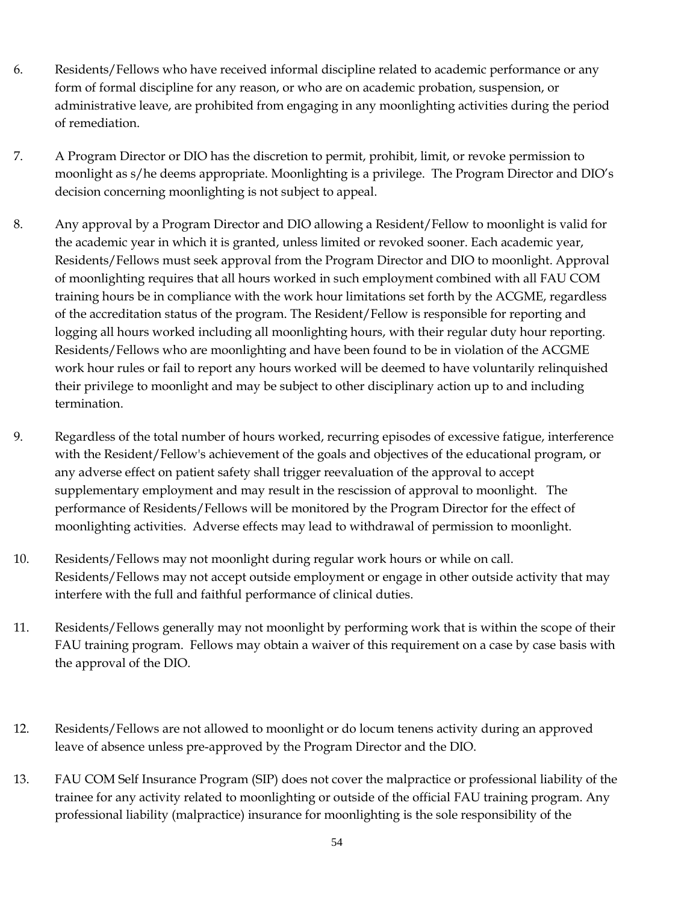6. Residents/Fellows who have received informal discipline related to academic performance or any form of formal discipline for any reason, or who are on academic probation, suspension, or administrative leave, are prohibited from engaging in any moonlighting activities during the period of remediation.

7. A Program Director or DIO has the discretion to permit, prohibit, limit, or revoke permission to moonlight as s/he deems appropriate. Moonlighting is a privilege. The Program Director and DIO's decision concerning moonlighting is not subject to appeal.

8. Any approval by a Program Director and DIO allowing a Resident/Fellow to moonlight is valid for the academic year in which it is granted, unless limited or revoked sooner. Each academic year, Residents/Fellows must seek approval from the Program Director and DIO to moonlight. Approval of moonlighting requires that all hours worked in such employment combined with all FAU COM training hours be in compliance with the work hour limitations set forth by the ACGME, regardless of the accreditation status of the program. The Resident/Fellow is responsible for reporting and logging all hours worked including all moonlighting hours, with their regular duty hour reporting. Residents/Fellows who are moonlighting and have been found to be in violation of the ACGME work hour rules or fail to report any hours worked will be deemed to have voluntarily relinquished their privilege to moonlight and may be subject to other disciplinary action up to and including termination.

9. Regardless of the total number of hours worked, recurring episodes of excessive fatigue, interference with the Resident/Fellow's achievement of the goals and objectives of the educational program, or any adverse effect on patient safety shall trigger reevaluation of the approval to accept supplementary employment and may result in the rescission of approval to moonlight. The performance of Residents/Fellows will be monitored by the Program Director for the effect of moonlighting activities. Adverse effects may lead to withdrawal of permission to moonlight.

10. Residents/Fellows may not moonlight during regular work hours or while on call. Residents/Fellows may not accept outside employment or engage in other outside activity that may interfere with the full and faithful performance of clinical duties.

11. Residents/Fellows generally may not moonlight by performing work that is within the scope of their FAU training program. Fellows may obtain a waiver of this requirement on a case by case basis with the approval of the DIO.

12. Residents/Fellows are not allowed to moonlight or do locum tenens activity during an approved leave of absence unless pre-approved by the Program Director and the DIO.

13. FAU COM Self Insurance Program (SIP) does not cover the malpractice or professional liability of the trainee for any activity related to moonlighting or outside of the official FAU training program. Any professional liability (malpractice) insurance for moonlighting is the sole responsibility of the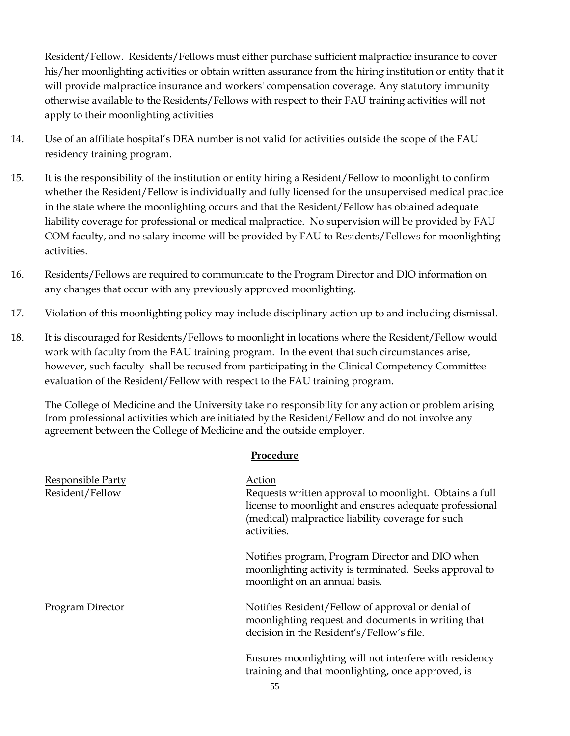Resident/Fellow. Residents/Fellows must either purchase sufficient malpractice insurance to cover his/her moonlighting activities or obtain written assurance from the hiring institution or entity that it will provide malpractice insurance and workers' compensation coverage. Any statutory immunity otherwise available to the Residents/Fellows with respect to their FAU training activities will not apply to their moonlighting activities

14. Use of an affiliate hospital's DEA number is not valid for activities outside the scope of the FAU residency training program.

15. It is the responsibility of the institution or entity hiring a Resident/Fellow to moonlight to confirm whether the Resident/Fellow is individually and fully licensed for the unsupervised medical practice in the state where the moonlighting occurs and that the Resident/Fellow has obtained adequate liability coverage for professional or medical malpractice. No supervision will be provided by FAU COM faculty, and no salary income will be provided by FAU to Residents/Fellows for moonlighting activities.

16. Residents/Fellows are required to communicate to the Program Director and DIO information on any changes that occur with any previously approved moonlighting.

17. Violation of this moonlighting policy may include disciplinary action up to and including dismissal.

18. It is discouraged for Residents/Fellows to moonlight in locations where the Resident/Fellow would work with faculty from the FAU training program. In the event that such circumstances arise, however, such faculty shall be recused from participating in the Clinical Competency Committee evaluation of the Resident/Fellow with respect to the FAU training program.

The College of Medicine and the University take no responsibility for any action or problem arising from professional activities which are initiated by the Resident/Fellow and do not involve any agreement between the College of Medicine and the outside employer.

**Procedure**

| Responsible Party | Action |
|---|---|
| Resident/Fellow | Requests written approval to moonlight. Obtains a full license to moonlight and ensures adequate professional (medical) malpractice liability coverage for such activities. |
| | Notifies program, Program Director and DIO when moonlighting activity is terminated. Seeks approval to moonlight on an annual basis. |
| Program Director | Notifies Resident/Fellow of approval or denial of moonlighting request and documents in writing that decision in the Resident's/Fellow's file. |
| | Ensures moonlighting will not interfere with residency training and that moonlighting, once approved, is |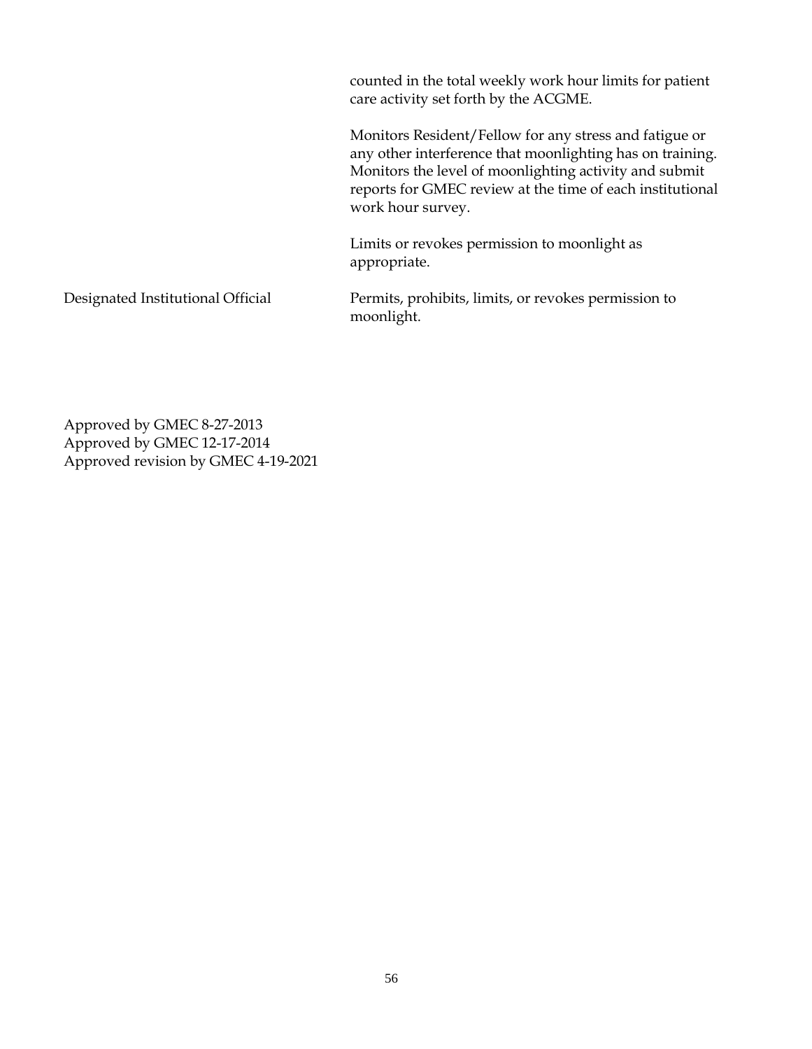| | |
|---|---|
| | counted in the total weekly work hour limits for patient care activity set forth by the ACGME.<br><br>Monitors Resident/Fellow for any stress and fatigue or any other interference that moonlighting has on training. Monitors the level of moonlighting activity and submit reports for GMEC review at the time of each institutional work hour survey.<br><br>Limits or revokes permission to moonlight as appropriate. |
| Designated Institutional Official | Permits, prohibits, limits, or revokes permission to moonlight. |

Approved by GMEC 8-27-2013
Approved by GMEC 12-17-2014
Approved revision by GMEC 4-19-2021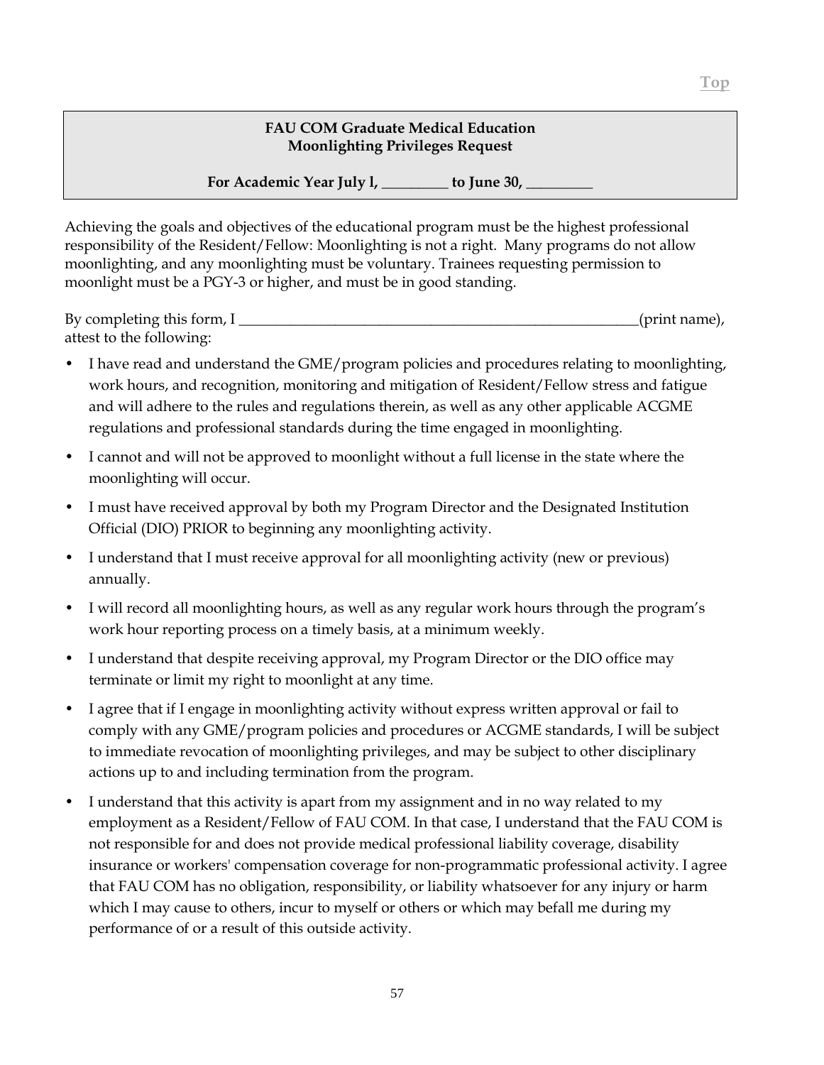**FAU COM Graduate Medical Education**
**Moonlighting Privileges Request**

**For Academic Year July l, _________ to June 30, _________**

Achieving the goals and objectives of the educational program must be the highest professional responsibility of the Resident/Fellow: Moonlighting is not a right. Many programs do not allow moonlighting, and any moonlighting must be voluntary. Trainees requesting permission to moonlight must be a PGY-3 or higher, and must be in good standing.

By completing this form, I _______________________________________________________(print name), attest to the following:

- I have read and understand the GME/program policies and procedures relating to moonlighting, work hours, and recognition, monitoring and mitigation of Resident/Fellow stress and fatigue and will adhere to the rules and regulations therein, as well as any other applicable ACGME regulations and professional standards during the time engaged in moonlighting.
- I cannot and will not be approved to moonlight without a full license in the state where the moonlighting will occur.
- I must have received approval by both my Program Director and the Designated Institution Official (DIO) PRIOR to beginning any moonlighting activity.
- I understand that I must receive approval for all moonlighting activity (new or previous) annually.
- I will record all moonlighting hours, as well as any regular work hours through the program's work hour reporting process on a timely basis, at a minimum weekly.
- I understand that despite receiving approval, my Program Director or the DIO office may terminate or limit my right to moonlight at any time.
- I agree that if I engage in moonlighting activity without express written approval or fail to comply with any GME/program policies and procedures or ACGME standards, I will be subject to immediate revocation of moonlighting privileges, and may be subject to other disciplinary actions up to and including termination from the program.
- I understand that this activity is apart from my assignment and in no way related to my employment as a Resident/Fellow of FAU COM. In that case, I understand that the FAU COM is not responsible for and does not provide medical professional liability coverage, disability insurance or workers' compensation coverage for non-programmatic professional activity. I agree that FAU COM has no obligation, responsibility, or liability whatsoever for any injury or harm which I may cause to others, incur to myself or others or which may befall me during my performance of or a result of this outside activity.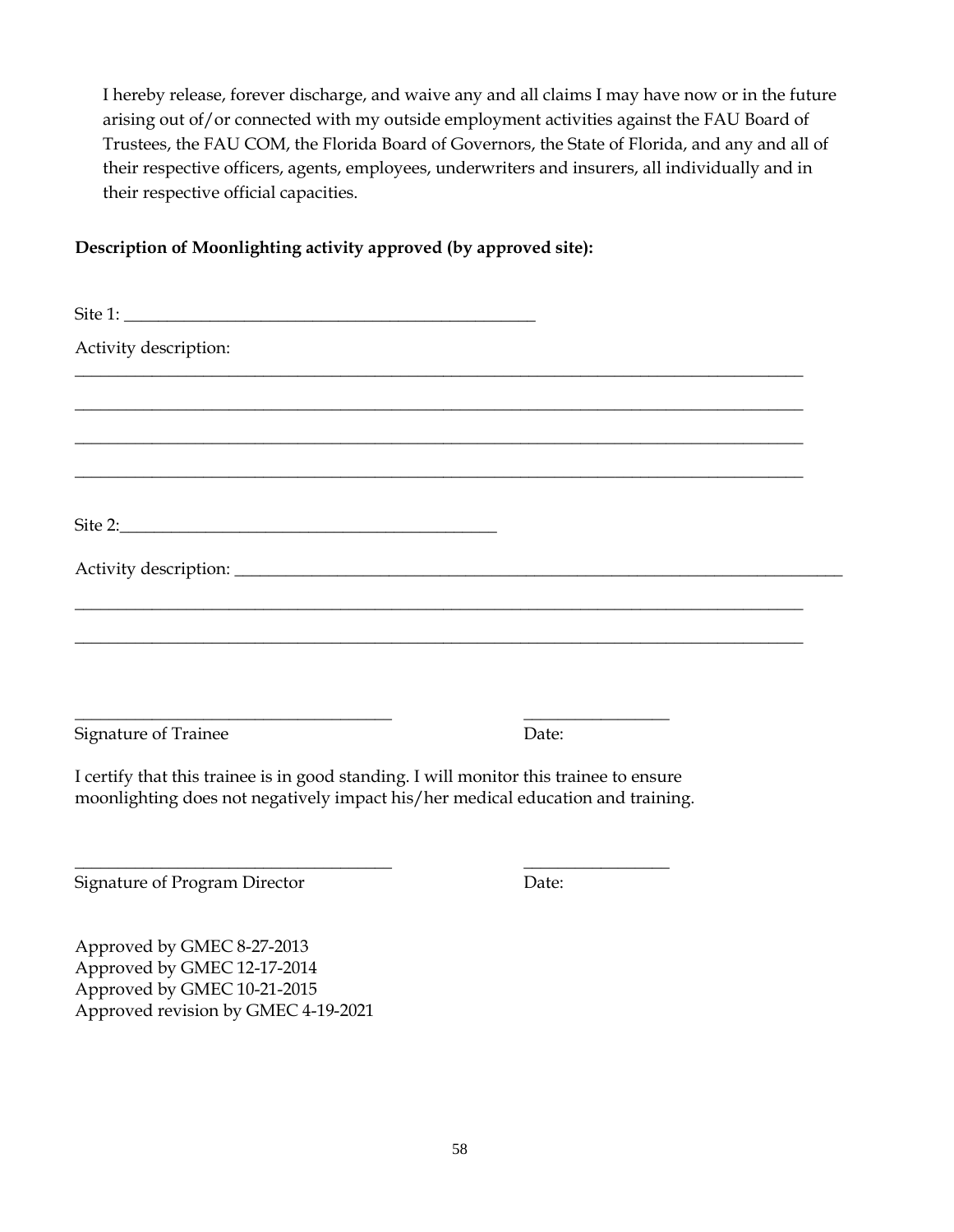I hereby release, forever discharge, and waive any and all claims I may have now or in the future arising out of/or connected with my outside employment activities against the FAU Board of Trustees, the FAU COM, the Florida Board of Governors, the State of Florida, and any and all of their respective officers, agents, employees, underwriters and insurers, all individually and in their respective official capacities.

**Description of Moonlighting activity approved (by approved site):**

Site 1: ______________________________________________

Activity description:

_______________________________________________________________________________

_______________________________________________________________________________

_______________________________________________________________________________

_______________________________________________________________________________

Site 2:__________________________________________

Activity description: ____________________________________________________________________

_______________________________________________________________________________

_______________________________________________________________________________

___________________________________ ________________

Signature of Trainee Date:

I certify that this trainee is in good standing. I will monitor this trainee to ensure moonlighting does not negatively impact his/her medical education and training.

___________________________________ ________________

Signature of Program Director Date:

Approved by GMEC 8-27-2013
Approved by GMEC 12-17-2014
Approved by GMEC 10-21-2015
Approved revision by GMEC 4-19-2021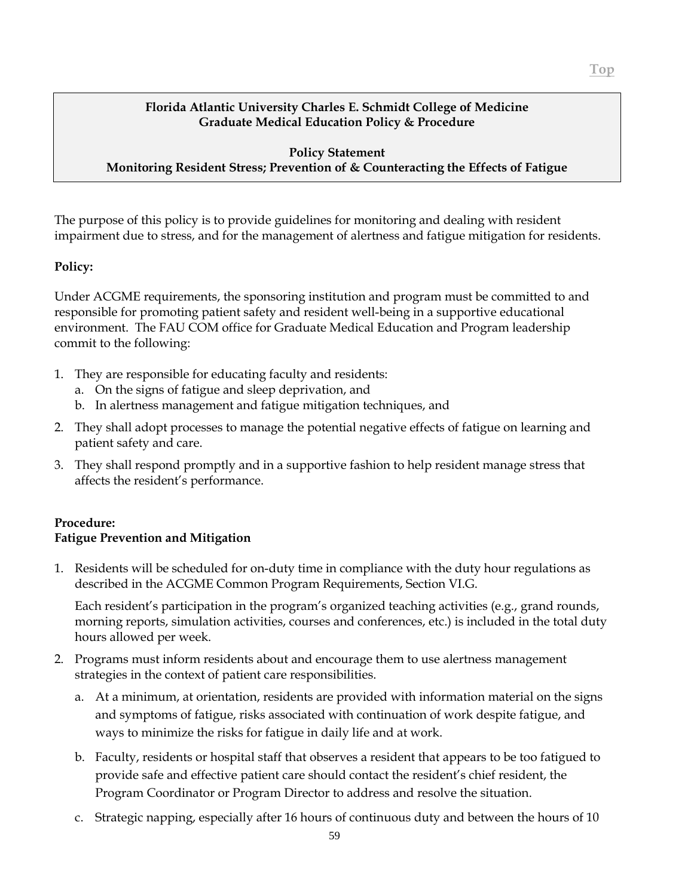**Florida Atlantic University Charles E. Schmidt College of Medicine**
**Graduate Medical Education Policy & Procedure**

**Policy Statement**
**Monitoring Resident Stress; Prevention of & Counteracting the Effects of Fatigue**

The purpose of this policy is to provide guidelines for monitoring and dealing with resident impairment due to stress, and for the management of alertness and fatigue mitigation for residents.

**Policy:**

Under ACGME requirements, the sponsoring institution and program must be committed to and responsible for promoting patient safety and resident well-being in a supportive educational environment. The FAU COM office for Graduate Medical Education and Program leadership commit to the following:

1. They are responsible for educating faculty and residents:
   a. On the signs of fatigue and sleep deprivation, and
   b. In alertness management and fatigue mitigation techniques, and
2. They shall adopt processes to manage the potential negative effects of fatigue on learning and patient safety and care.
3. They shall respond promptly and in a supportive fashion to help resident manage stress that affects the resident's performance.

**Procedure:**
**Fatigue Prevention and Mitigation**

1. Residents will be scheduled for on-duty time in compliance with the duty hour regulations as described in the ACGME Common Program Requirements, Section VI.G.

   Each resident's participation in the program's organized teaching activities (e.g., grand rounds, morning reports, simulation activities, courses and conferences, etc.) is included in the total duty hours allowed per week.

2. Programs must inform residents about and encourage them to use alertness management strategies in the context of patient care responsibilities.

   a. At a minimum, at orientation, residents are provided with information material on the signs and symptoms of fatigue, risks associated with continuation of work despite fatigue, and ways to minimize the risks for fatigue in daily life and at work.

   b. Faculty, residents or hospital staff that observes a resident that appears to be too fatigued to provide safe and effective patient care should contact the resident's chief resident, the Program Coordinator or Program Director to address and resolve the situation.

   c. Strategic napping, especially after 16 hours of continuous duty and between the hours of 10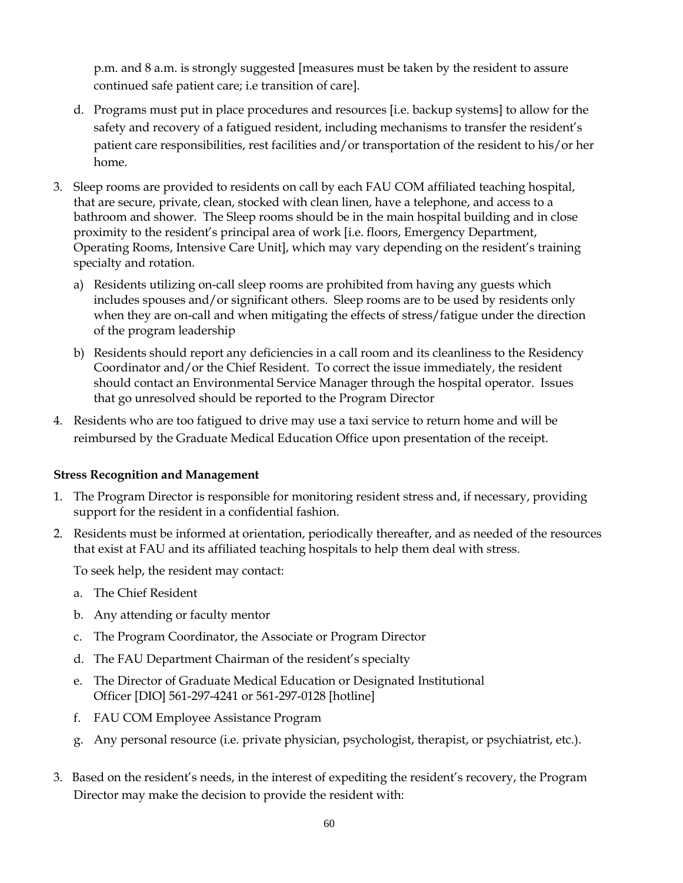p.m. and 8 a.m. is strongly suggested [measures must be taken by the resident to assure continued safe patient care; i.e transition of care].

d. Programs must put in place procedures and resources [i.e. backup systems] to allow for the safety and recovery of a fatigued resident, including mechanisms to transfer the resident's patient care responsibilities, rest facilities and/or transportation of the resident to his/or her home.

3. Sleep rooms are provided to residents on call by each FAU COM affiliated teaching hospital, that are secure, private, clean, stocked with clean linen, have a telephone, and access to a bathroom and shower. The Sleep rooms should be in the main hospital building and in close proximity to the resident's principal area of work [i.e. floors, Emergency Department, Operating Rooms, Intensive Care Unit], which may vary depending on the resident's training specialty and rotation.
   a) Residents utilizing on-call sleep rooms are prohibited from having any guests which includes spouses and/or significant others. Sleep rooms are to be used by residents only when they are on-call and when mitigating the effects of stress/fatigue under the direction of the program leadership
   b) Residents should report any deficiencies in a call room and its cleanliness to the Residency Coordinator and/or the Chief Resident. To correct the issue immediately, the resident should contact an Environmental Service Manager through the hospital operator. Issues that go unresolved should be reported to the Program Director
4. Residents who are too fatigued to drive may use a taxi service to return home and will be reimbursed by the Graduate Medical Education Office upon presentation of the receipt.

**Stress Recognition and Management**

1. The Program Director is responsible for monitoring resident stress and, if necessary, providing support for the resident in a confidential fashion.
2. Residents must be informed at orientation, periodically thereafter, and as needed of the resources that exist at FAU and its affiliated teaching hospitals to help them deal with stress.

   To seek help, the resident may contact:

   a. The Chief Resident
   b. Any attending or faculty mentor
   c. The Program Coordinator, the Associate or Program Director
   d. The FAU Department Chairman of the resident's specialty
   e. The Director of Graduate Medical Education or Designated Institutional Officer [DIO] 561-297-4241 or 561-297-0128 [hotline]
   f. FAU COM Employee Assistance Program
   g. Any personal resource (i.e. private physician, psychologist, therapist, or psychiatrist, etc.).

3. Based on the resident's needs, in the interest of expediting the resident's recovery, the Program Director may make the decision to provide the resident with: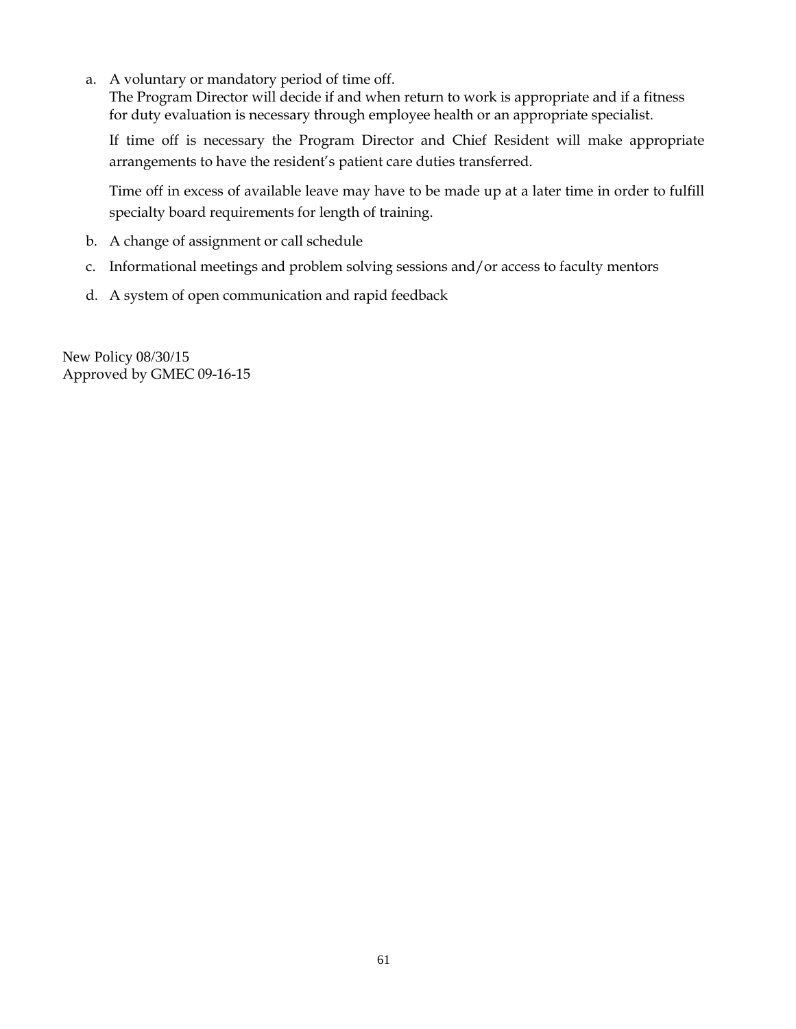a. A voluntary or mandatory period of time off.
   The Program Director will decide if and when return to work is appropriate and if a fitness for duty evaluation is necessary through employee health or an appropriate specialist.

   If time off is necessary the Program Director and Chief Resident will make appropriate arrangements to have the resident's patient care duties transferred.

   Time off in excess of available leave may have to be made up at a later time in order to fulfill specialty board requirements for length of training.

b. A change of assignment or call schedule

c. Informational meetings and problem solving sessions and/or access to faculty mentors

d. A system of open communication and rapid feedback

New Policy 08/30/15
Approved by GMEC 09-16-15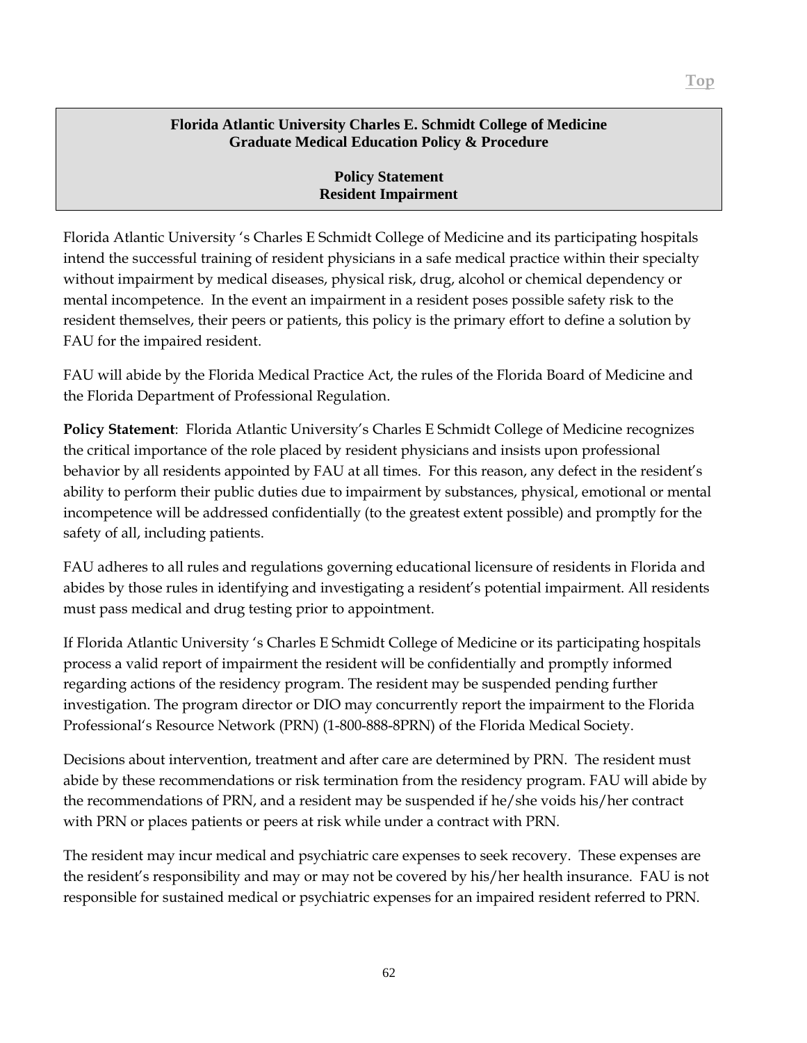**Florida Atlantic University Charles E. Schmidt College of Medicine**
**Graduate Medical Education Policy & Procedure**

**Policy Statement**
**Resident Impairment**

Florida Atlantic University 's Charles E Schmidt College of Medicine and its participating hospitals intend the successful training of resident physicians in a safe medical practice within their specialty without impairment by medical diseases, physical risk, drug, alcohol or chemical dependency or mental incompetence. In the event an impairment in a resident poses possible safety risk to the resident themselves, their peers or patients, this policy is the primary effort to define a solution by FAU for the impaired resident.

FAU will abide by the Florida Medical Practice Act, the rules of the Florida Board of Medicine and the Florida Department of Professional Regulation.

**Policy Statement**: Florida Atlantic University's Charles E Schmidt College of Medicine recognizes the critical importance of the role placed by resident physicians and insists upon professional behavior by all residents appointed by FAU at all times. For this reason, any defect in the resident's ability to perform their public duties due to impairment by substances, physical, emotional or mental incompetence will be addressed confidentially (to the greatest extent possible) and promptly for the safety of all, including patients.

FAU adheres to all rules and regulations governing educational licensure of residents in Florida and abides by those rules in identifying and investigating a resident's potential impairment. All residents must pass medical and drug testing prior to appointment.

If Florida Atlantic University 's Charles E Schmidt College of Medicine or its participating hospitals process a valid report of impairment the resident will be confidentially and promptly informed regarding actions of the residency program. The resident may be suspended pending further investigation. The program director or DIO may concurrently report the impairment to the Florida Professional's Resource Network (PRN) (1-800-888-8PRN) of the Florida Medical Society.

Decisions about intervention, treatment and after care are determined by PRN. The resident must abide by these recommendations or risk termination from the residency program. FAU will abide by the recommendations of PRN, and a resident may be suspended if he/she voids his/her contract with PRN or places patients or peers at risk while under a contract with PRN.

The resident may incur medical and psychiatric care expenses to seek recovery. These expenses are the resident's responsibility and may or may not be covered by his/her health insurance. FAU is not responsible for sustained medical or psychiatric expenses for an impaired resident referred to PRN.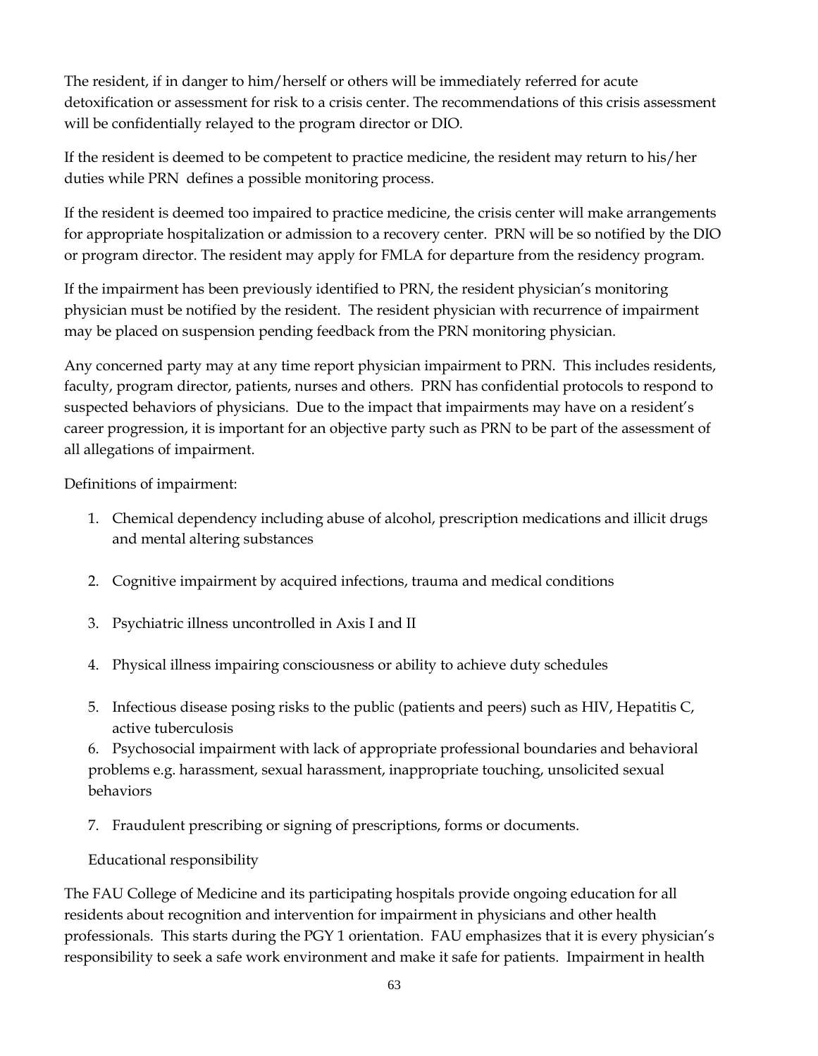The resident, if in danger to him/herself or others will be immediately referred for acute detoxification or assessment for risk to a crisis center. The recommendations of this crisis assessment will be confidentially relayed to the program director or DIO.

If the resident is deemed to be competent to practice medicine, the resident may return to his/her duties while PRN defines a possible monitoring process.

If the resident is deemed too impaired to practice medicine, the crisis center will make arrangements for appropriate hospitalization or admission to a recovery center. PRN will be so notified by the DIO or program director. The resident may apply for FMLA for departure from the residency program.

If the impairment has been previously identified to PRN, the resident physician's monitoring physician must be notified by the resident. The resident physician with recurrence of impairment may be placed on suspension pending feedback from the PRN monitoring physician.

Any concerned party may at any time report physician impairment to PRN. This includes residents, faculty, program director, patients, nurses and others. PRN has confidential protocols to respond to suspected behaviors of physicians. Due to the impact that impairments may have on a resident's career progression, it is important for an objective party such as PRN to be part of the assessment of all allegations of impairment.

Definitions of impairment:

1. Chemical dependency including abuse of alcohol, prescription medications and illicit drugs and mental altering substances
2. Cognitive impairment by acquired infections, trauma and medical conditions
3. Psychiatric illness uncontrolled in Axis I and II
4. Physical illness impairing consciousness or ability to achieve duty schedules
5. Infectious disease posing risks to the public (patients and peers) such as HIV, Hepatitis C, active tuberculosis
6. Psychosocial impairment with lack of appropriate professional boundaries and behavioral problems e.g. harassment, sexual harassment, inappropriate touching, unsolicited sexual behaviors
7. Fraudulent prescribing or signing of prescriptions, forms or documents.

Educational responsibility

The FAU College of Medicine and its participating hospitals provide ongoing education for all residents about recognition and intervention for impairment in physicians and other health professionals. This starts during the PGY 1 orientation. FAU emphasizes that it is every physician's responsibility to seek a safe work environment and make it safe for patients. Impairment in health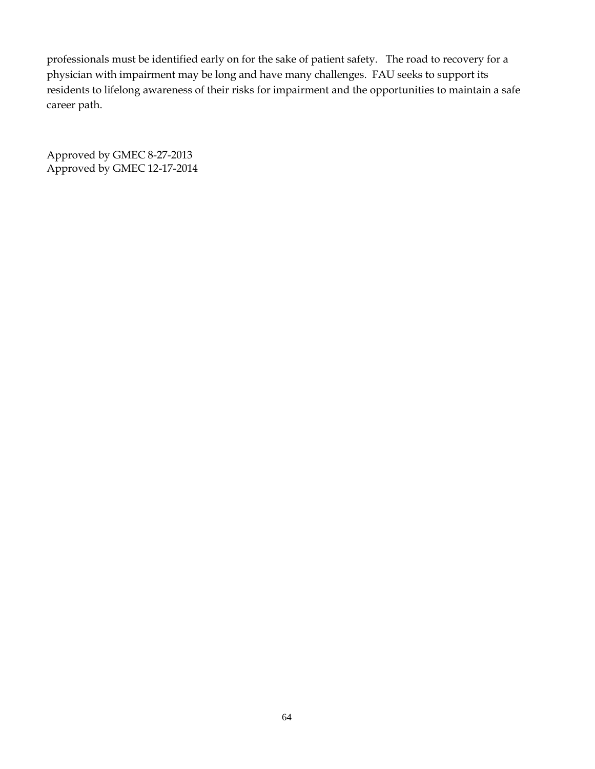professionals must be identified early on for the sake of patient safety. The road to recovery for a physician with impairment may be long and have many challenges. FAU seeks to support its residents to lifelong awareness of their risks for impairment and the opportunities to maintain a safe career path.

Approved by GMEC 8-27-2013
Approved by GMEC 12-17-2014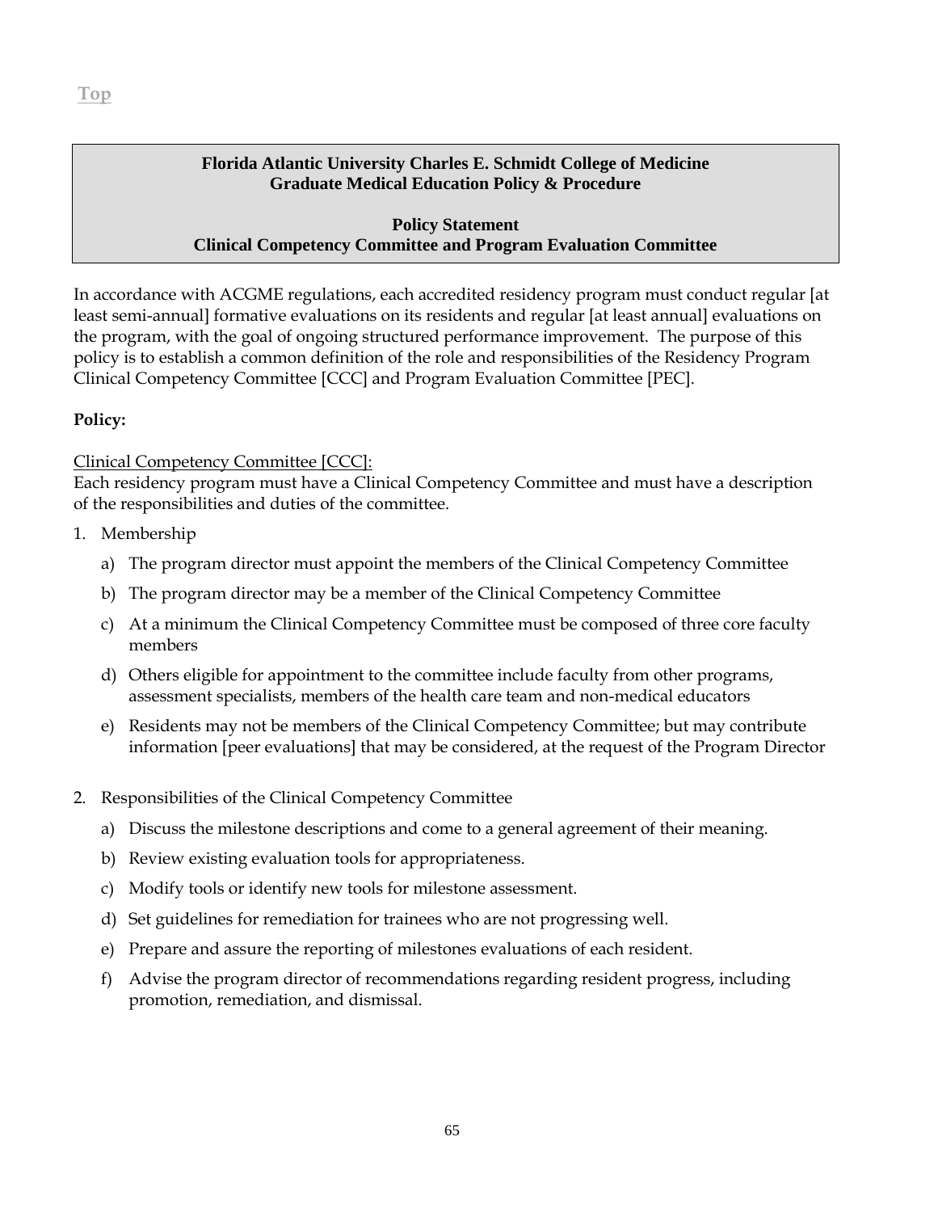Top

**Florida Atlantic University Charles E. Schmidt College of Medicine**
**Graduate Medical Education Policy & Procedure**

**Policy Statement**
**Clinical Competency Committee and Program Evaluation Committee**

In accordance with ACGME regulations, each accredited residency program must conduct regular [at least semi-annual] formative evaluations on its residents and regular [at least annual] evaluations on the program, with the goal of ongoing structured performance improvement. The purpose of this policy is to establish a common definition of the role and responsibilities of the Residency Program Clinical Competency Committee [CCC] and Program Evaluation Committee [PEC].

**Policy:**

<u>Clinical Competency Committee [CCC]:</u>
Each residency program must have a Clinical Competency Committee and must have a description of the responsibilities and duties of the committee.

1. Membership
   a) The program director must appoint the members of the Clinical Competency Committee
   b) The program director may be a member of the Clinical Competency Committee
   c) At a minimum the Clinical Competency Committee must be composed of three core faculty members
   d) Others eligible for appointment to the committee include faculty from other programs, assessment specialists, members of the health care team and non-medical educators
   e) Residents may not be members of the Clinical Competency Committee; but may contribute information [peer evaluations] that may be considered, at the request of the Program Director

2. Responsibilities of the Clinical Competency Committee
   a) Discuss the milestone descriptions and come to a general agreement of their meaning.
   b) Review existing evaluation tools for appropriateness.
   c) Modify tools or identify new tools for milestone assessment.
   d) Set guidelines for remediation for trainees who are not progressing well.
   e) Prepare and assure the reporting of milestones evaluations of each resident.
   f) Advise the program director of recommendations regarding resident progress, including promotion, remediation, and dismissal.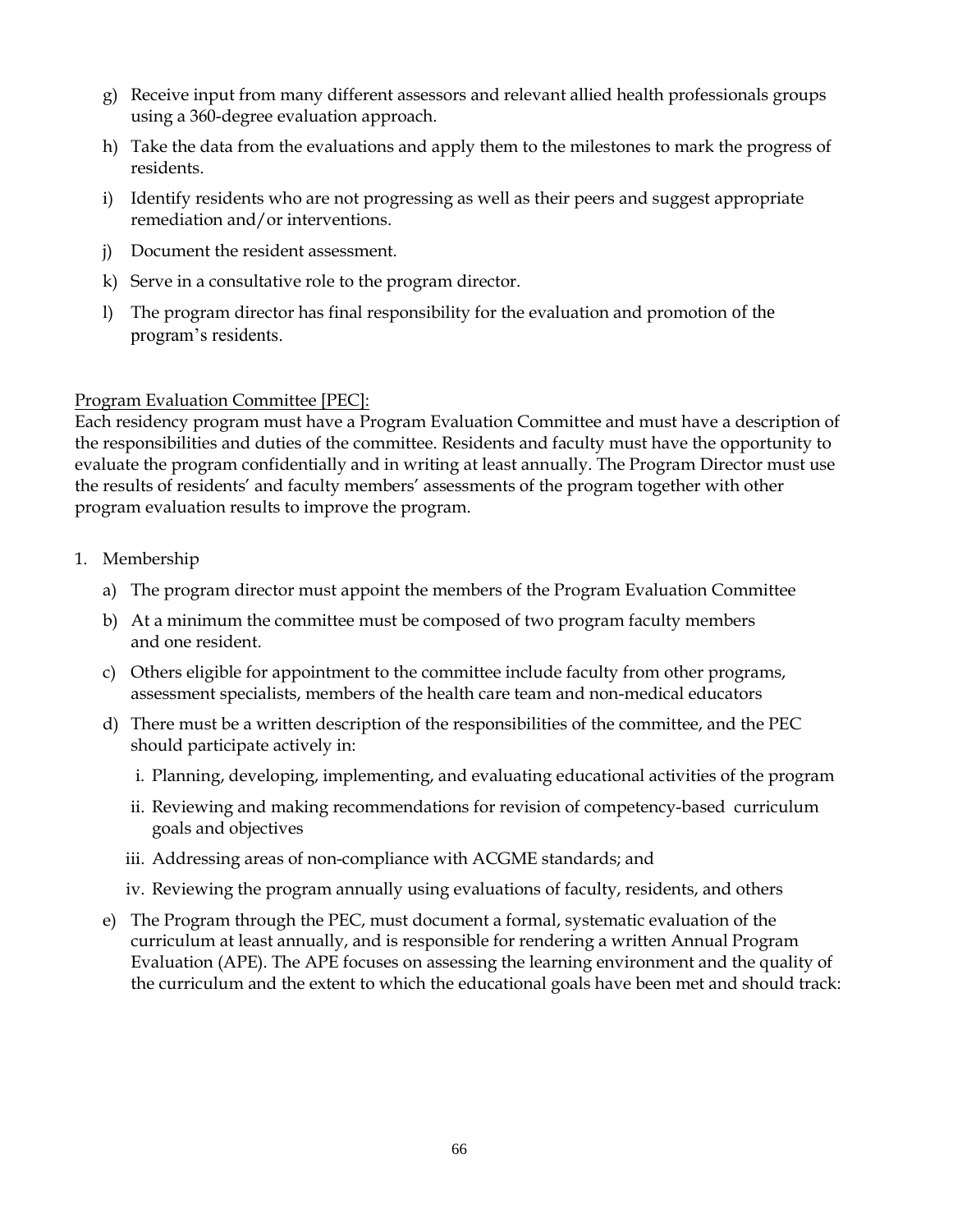g) Receive input from many different assessors and relevant allied health professionals groups using a 360-degree evaluation approach.

h) Take the data from the evaluations and apply them to the milestones to mark the progress of residents.

i) Identify residents who are not progressing as well as their peers and suggest appropriate remediation and/or interventions.

j) Document the resident assessment.

k) Serve in a consultative role to the program director.

l) The program director has final responsibility for the evaluation and promotion of the program's residents.

<u>Program Evaluation Committee [PEC]:</u>

Each residency program must have a Program Evaluation Committee and must have a description of the responsibilities and duties of the committee. Residents and faculty must have the opportunity to evaluate the program confidentially and in writing at least annually. The Program Director must use the results of residents' and faculty members' assessments of the program together with other program evaluation results to improve the program.

1. Membership

   a) The program director must appoint the members of the Program Evaluation Committee

   b) At a minimum the committee must be composed of two program faculty members and one resident.

   c) Others eligible for appointment to the committee include faculty from other programs, assessment specialists, members of the health care team and non-medical educators

   d) There must be a written description of the responsibilities of the committee, and the PEC should participate actively in:

      i. Planning, developing, implementing, and evaluating educational activities of the program

      ii. Reviewing and making recommendations for revision of competency-based curriculum goals and objectives

      iii. Addressing areas of non-compliance with ACGME standards; and

      iv. Reviewing the program annually using evaluations of faculty, residents, and others

   e) The Program through the PEC, must document a formal, systematic evaluation of the curriculum at least annually, and is responsible for rendering a written Annual Program Evaluation (APE). The APE focuses on assessing the learning environment and the quality of the curriculum and the extent to which the educational goals have been met and should track: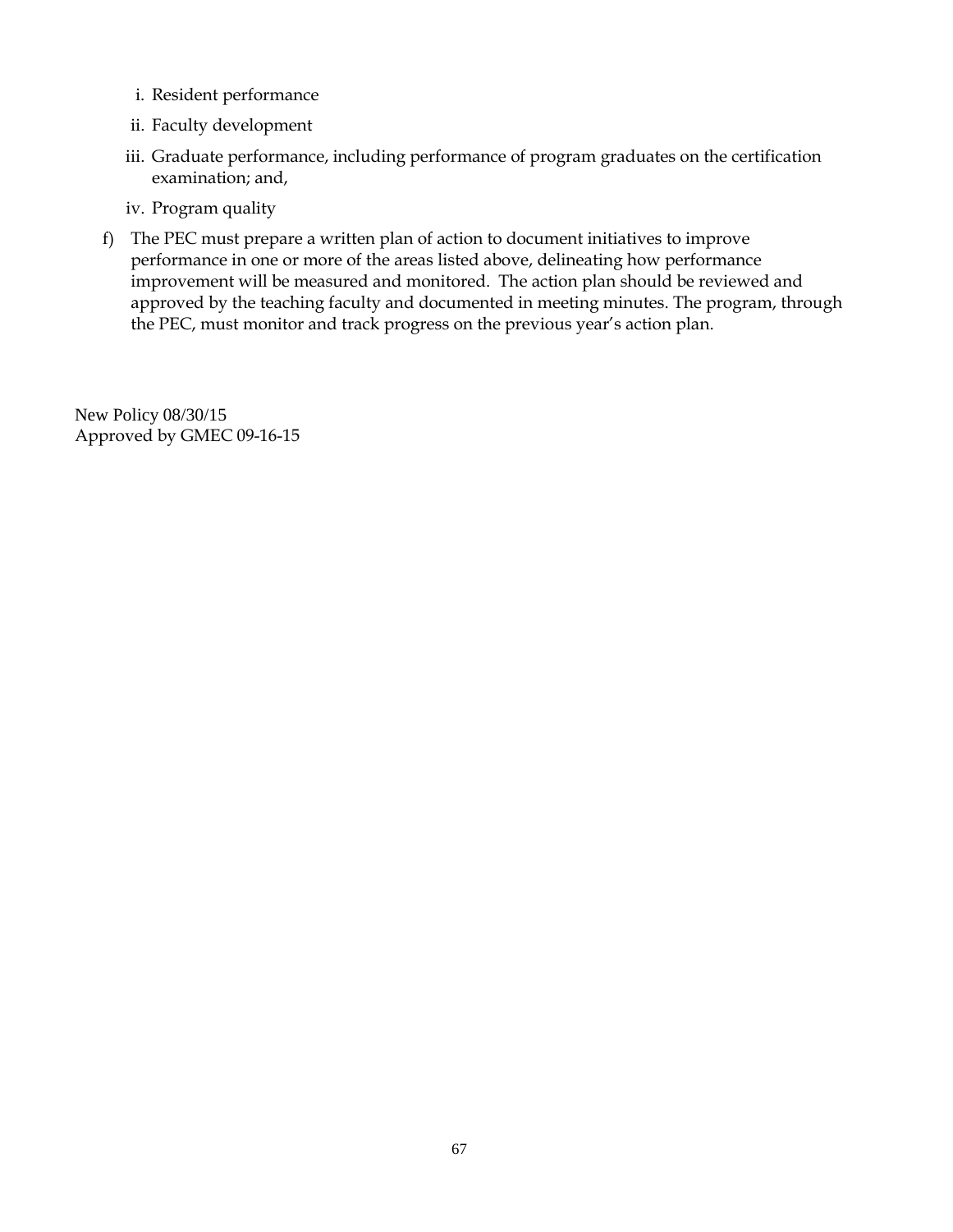i. Resident performance

   ii. Faculty development

   iii. Graduate performance, including performance of program graduates on the certification examination; and,

   iv. Program quality

f) The PEC must prepare a written plan of action to document initiatives to improve performance in one or more of the areas listed above, delineating how performance improvement will be measured and monitored. The action plan should be reviewed and approved by the teaching faculty and documented in meeting minutes. The program, through the PEC, must monitor and track progress on the previous year's action plan.

New Policy 08/30/15
Approved by GMEC 09-16-15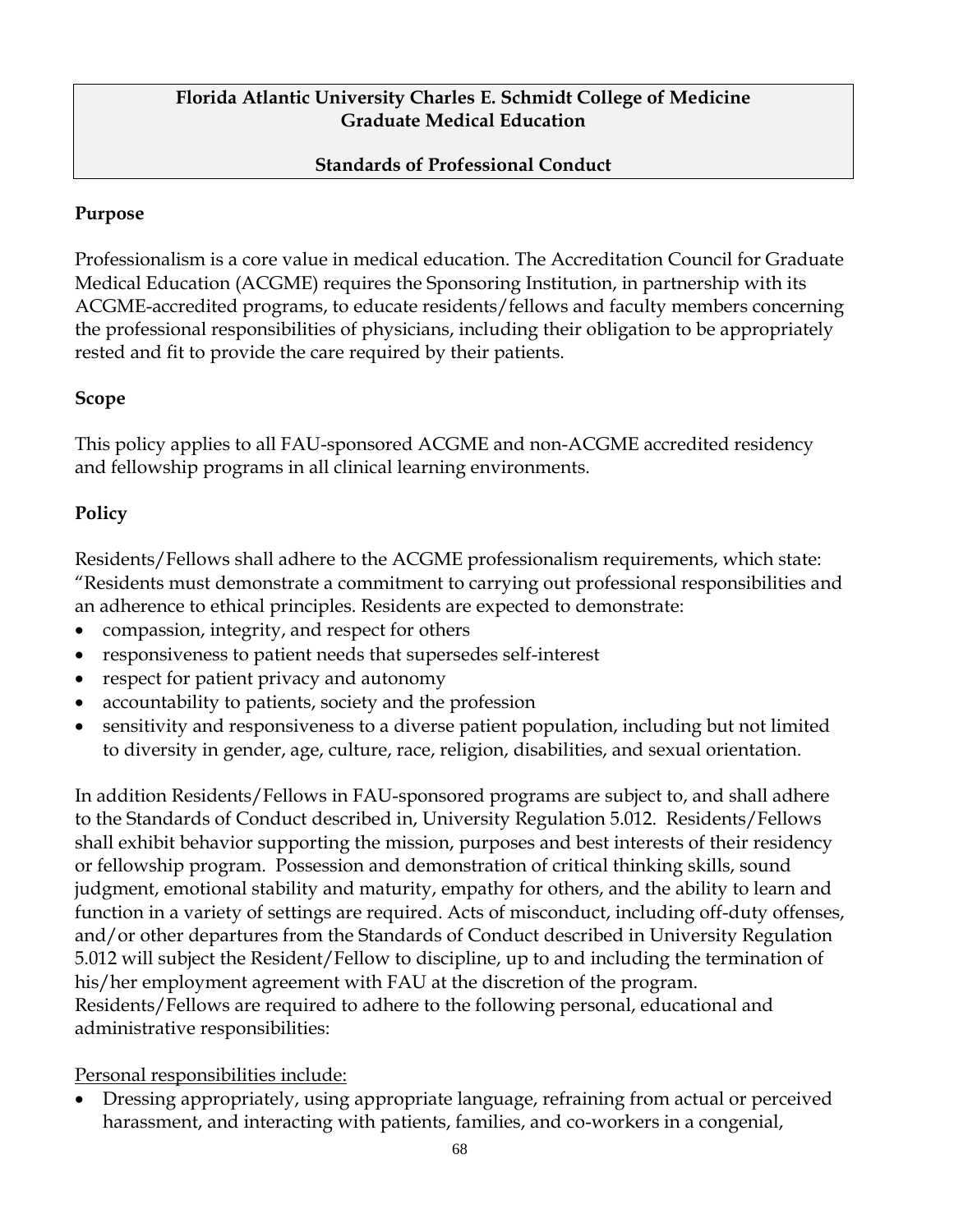**Florida Atlantic University Charles E. Schmidt College of Medicine**
**Graduate Medical Education**

**Standards of Professional Conduct**

### Purpose

Professionalism is a core value in medical education. The Accreditation Council for Graduate Medical Education (ACGME) requires the Sponsoring Institution, in partnership with its ACGME-accredited programs, to educate residents/fellows and faculty members concerning the professional responsibilities of physicians, including their obligation to be appropriately rested and fit to provide the care required by their patients.

### Scope

This policy applies to all FAU-sponsored ACGME and non-ACGME accredited residency and fellowship programs in all clinical learning environments.

### Policy

Residents/Fellows shall adhere to the ACGME professionalism requirements, which state: "Residents must demonstrate a commitment to carrying out professional responsibilities and an adherence to ethical principles. Residents are expected to demonstrate:

- compassion, integrity, and respect for others
- responsiveness to patient needs that supersedes self-interest
- respect for patient privacy and autonomy
- accountability to patients, society and the profession
- sensitivity and responsiveness to a diverse patient population, including but not limited to diversity in gender, age, culture, race, religion, disabilities, and sexual orientation.

In addition Residents/Fellows in FAU-sponsored programs are subject to, and shall adhere to the Standards of Conduct described in, University Regulation 5.012. Residents/Fellows shall exhibit behavior supporting the mission, purposes and best interests of their residency or fellowship program. Possession and demonstration of critical thinking skills, sound judgment, emotional stability and maturity, empathy for others, and the ability to learn and function in a variety of settings are required. Acts of misconduct, including off-duty offenses, and/or other departures from the Standards of Conduct described in University Regulation 5.012 will subject the Resident/Fellow to discipline, up to and including the termination of his/her employment agreement with FAU at the discretion of the program. Residents/Fellows are required to adhere to the following personal, educational and administrative responsibilities:

Personal responsibilities include:

- Dressing appropriately, using appropriate language, refraining from actual or perceived harassment, and interacting with patients, families, and co-workers in a congenial,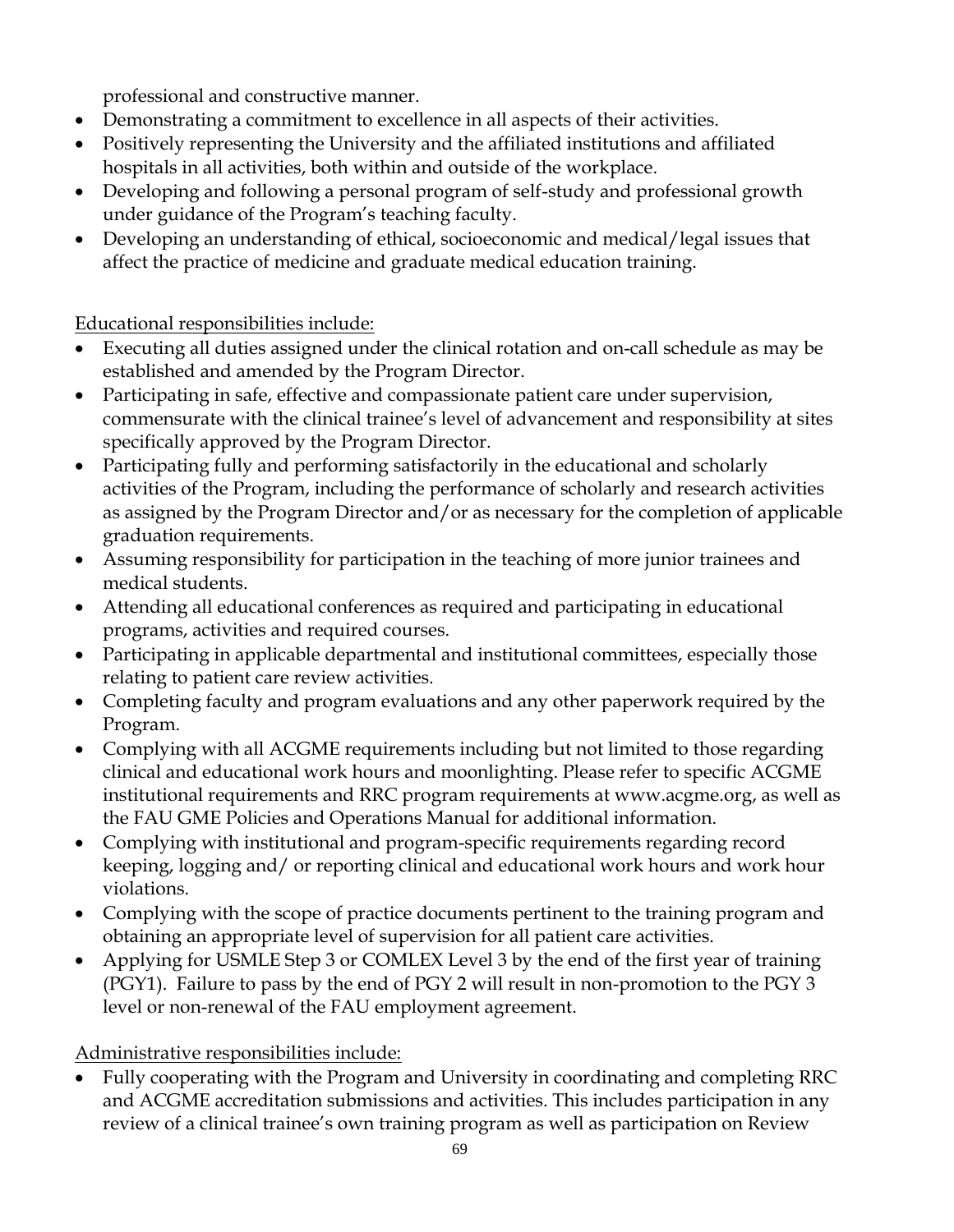professional and constructive manner.

- Demonstrating a commitment to excellence in all aspects of their activities.
- Positively representing the University and the affiliated institutions and affiliated hospitals in all activities, both within and outside of the workplace.
- Developing and following a personal program of self-study and professional growth under guidance of the Program's teaching faculty.
- Developing an understanding of ethical, socioeconomic and medical/legal issues that affect the practice of medicine and graduate medical education training.

<u>Educational responsibilities include:</u>

- Executing all duties assigned under the clinical rotation and on-call schedule as may be established and amended by the Program Director.
- Participating in safe, effective and compassionate patient care under supervision, commensurate with the clinical trainee's level of advancement and responsibility at sites specifically approved by the Program Director.
- Participating fully and performing satisfactorily in the educational and scholarly activities of the Program, including the performance of scholarly and research activities as assigned by the Program Director and/or as necessary for the completion of applicable graduation requirements.
- Assuming responsibility for participation in the teaching of more junior trainees and medical students.
- Attending all educational conferences as required and participating in educational programs, activities and required courses.
- Participating in applicable departmental and institutional committees, especially those relating to patient care review activities.
- Completing faculty and program evaluations and any other paperwork required by the Program.
- Complying with all ACGME requirements including but not limited to those regarding clinical and educational work hours and moonlighting. Please refer to specific ACGME institutional requirements and RRC program requirements at www.acgme.org, as well as the FAU GME Policies and Operations Manual for additional information.
- Complying with institutional and program-specific requirements regarding record keeping, logging and/ or reporting clinical and educational work hours and work hour violations.
- Complying with the scope of practice documents pertinent to the training program and obtaining an appropriate level of supervision for all patient care activities.
- Applying for USMLE Step 3 or COMLEX Level 3 by the end of the first year of training (PGY1). Failure to pass by the end of PGY 2 will result in non-promotion to the PGY 3 level or non-renewal of the FAU employment agreement.

<u>Administrative responsibilities include:</u>

- Fully cooperating with the Program and University in coordinating and completing RRC and ACGME accreditation submissions and activities. This includes participation in any review of a clinical trainee's own training program as well as participation on Review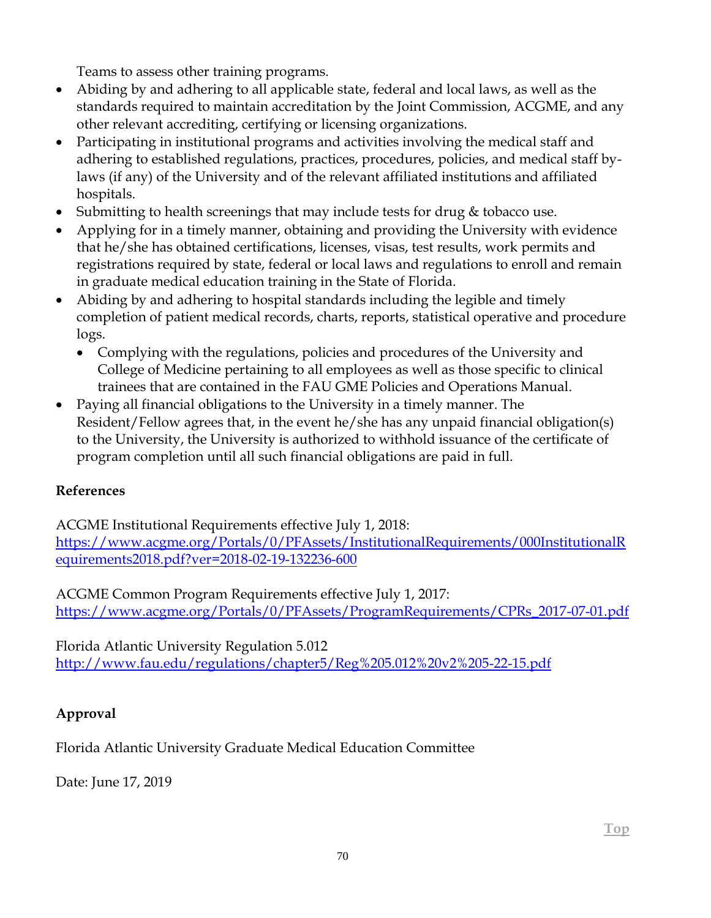Teams to assess other training programs.

- Abiding by and adhering to all applicable state, federal and local laws, as well as the standards required to maintain accreditation by the Joint Commission, ACGME, and any other relevant accrediting, certifying or licensing organizations.
- Participating in institutional programs and activities involving the medical staff and adhering to established regulations, practices, procedures, policies, and medical staff by-laws (if any) of the University and of the relevant affiliated institutions and affiliated hospitals.
- Submitting to health screenings that may include tests for drug & tobacco use.
- Applying for in a timely manner, obtaining and providing the University with evidence that he/she has obtained certifications, licenses, visas, test results, work permits and registrations required by state, federal or local laws and regulations to enroll and remain in graduate medical education training in the State of Florida.
- Abiding by and adhering to hospital standards including the legible and timely completion of patient medical records, charts, reports, statistical operative and procedure logs.
    - Complying with the regulations, policies and procedures of the University and College of Medicine pertaining to all employees as well as those specific to clinical trainees that are contained in the FAU GME Policies and Operations Manual.
- Paying all financial obligations to the University in a timely manner. The Resident/Fellow agrees that, in the event he/she has any unpaid financial obligation(s) to the University, the University is authorized to withhold issuance of the certificate of program completion until all such financial obligations are paid in full.

**References**

ACGME Institutional Requirements effective July 1, 2018:
https://www.acgme.org/Portals/0/PFAssets/InstitutionalRequirements/000InstitutionalRequirements2018.pdf?ver=2018-02-19-132236-600

ACGME Common Program Requirements effective July 1, 2017:
https://www.acgme.org/Portals/0/PFAssets/ProgramRequirements/CPRs_2017-07-01.pdf

Florida Atlantic University Regulation 5.012
http://www.fau.edu/regulations/chapter5/Reg%205.012%20v2%205-22-15.pdf

**Approval**

Florida Atlantic University Graduate Medical Education Committee

Date: June 17, 2019

Top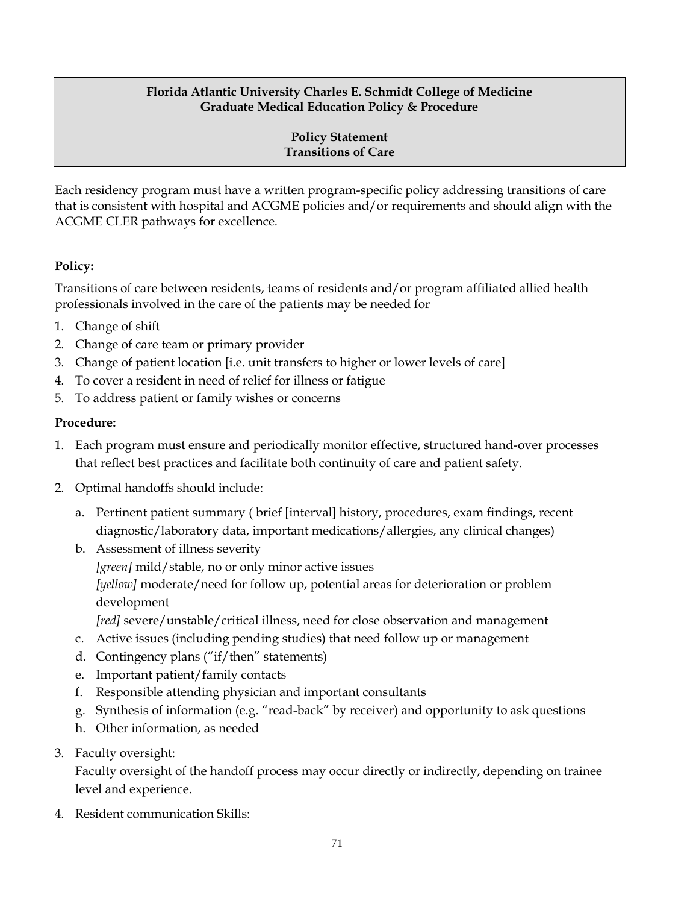**Florida Atlantic University Charles E. Schmidt College of Medicine**
**Graduate Medical Education Policy & Procedure**

**Policy Statement**
**Transitions of Care**

Each residency program must have a written program-specific policy addressing transitions of care that is consistent with hospital and ACGME policies and/or requirements and should align with the ACGME CLER pathways for excellence.

**Policy:**

Transitions of care between residents, teams of residents and/or program affiliated allied health professionals involved in the care of the patients may be needed for

1. Change of shift
2. Change of care team or primary provider
3. Change of patient location [i.e. unit transfers to higher or lower levels of care]
4. To cover a resident in need of relief for illness or fatigue
5. To address patient or family wishes or concerns

**Procedure:**

1. Each program must ensure and periodically monitor effective, structured hand-over processes that reflect best practices and facilitate both continuity of care and patient safety.
2. Optimal handoffs should include:
   a. Pertinent patient summary ( brief [interval] history, procedures, exam findings, recent diagnostic/laboratory data, important medications/allergies, any clinical changes)
   b. Assessment of illness severity
      *[green]* mild/stable, no or only minor active issues
      *[yellow]* moderate/need for follow up, potential areas for deterioration or problem development
      *[red]* severe/unstable/critical illness, need for close observation and management
   c. Active issues (including pending studies) that need follow up or management
   d. Contingency plans ("if/then" statements)
   e. Important patient/family contacts
   f. Responsible attending physician and important consultants
   g. Synthesis of information (e.g. "read-back" by receiver) and opportunity to ask questions
   h. Other information, as needed
3. Faculty oversight:
   Faculty oversight of the handoff process may occur directly or indirectly, depending on trainee level and experience.
4. Resident communication Skills: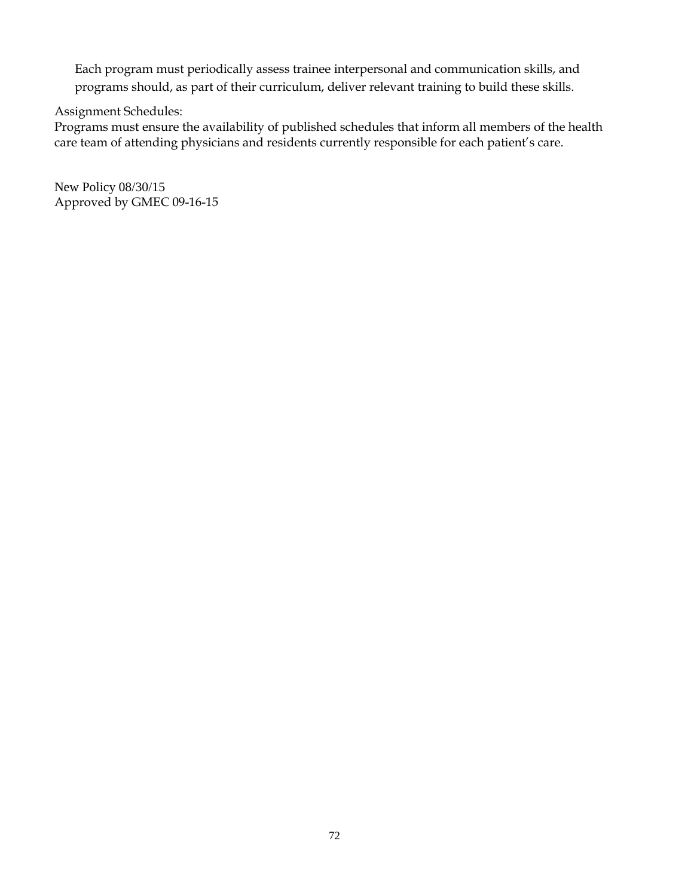Each program must periodically assess trainee interpersonal and communication skills, and programs should, as part of their curriculum, deliver relevant training to build these skills.

Assignment Schedules:

Programs must ensure the availability of published schedules that inform all members of the health care team of attending physicians and residents currently responsible for each patient's care.

New Policy 08/30/15
Approved by GMEC 09-16-15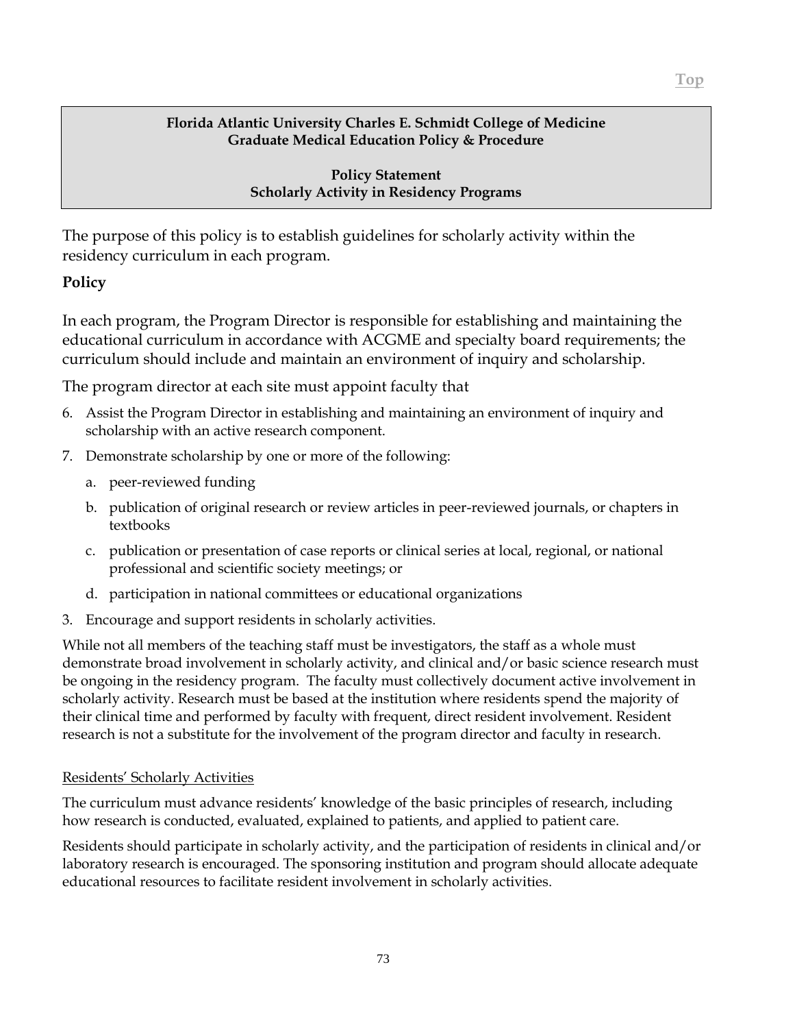**Florida Atlantic University Charles E. Schmidt College of Medicine**
**Graduate Medical Education Policy & Procedure**

**Policy Statement**
**Scholarly Activity in Residency Programs**

The purpose of this policy is to establish guidelines for scholarly activity within the residency curriculum in each program.

**Policy**

In each program, the Program Director is responsible for establishing and maintaining the educational curriculum in accordance with ACGME and specialty board requirements; the curriculum should include and maintain an environment of inquiry and scholarship.

The program director at each site must appoint faculty that

6. Assist the Program Director in establishing and maintaining an environment of inquiry and scholarship with an active research component.
7. Demonstrate scholarship by one or more of the following:
   a. peer-reviewed funding
   b. publication of original research or review articles in peer-reviewed journals, or chapters in textbooks
   c. publication or presentation of case reports or clinical series at local, regional, or national professional and scientific society meetings; or
   d. participation in national committees or educational organizations
3. Encourage and support residents in scholarly activities.

While not all members of the teaching staff must be investigators, the staff as a whole must demonstrate broad involvement in scholarly activity, and clinical and/or basic science research must be ongoing in the residency program. The faculty must collectively document active involvement in scholarly activity. Research must be based at the institution where residents spend the majority of their clinical time and performed by faculty with frequent, direct resident involvement. Resident research is not a substitute for the involvement of the program director and faculty in research.

Residents' Scholarly Activities

The curriculum must advance residents' knowledge of the basic principles of research, including how research is conducted, evaluated, explained to patients, and applied to patient care.

Residents should participate in scholarly activity, and the participation of residents in clinical and/or laboratory research is encouraged. The sponsoring institution and program should allocate adequate educational resources to facilitate resident involvement in scholarly activities.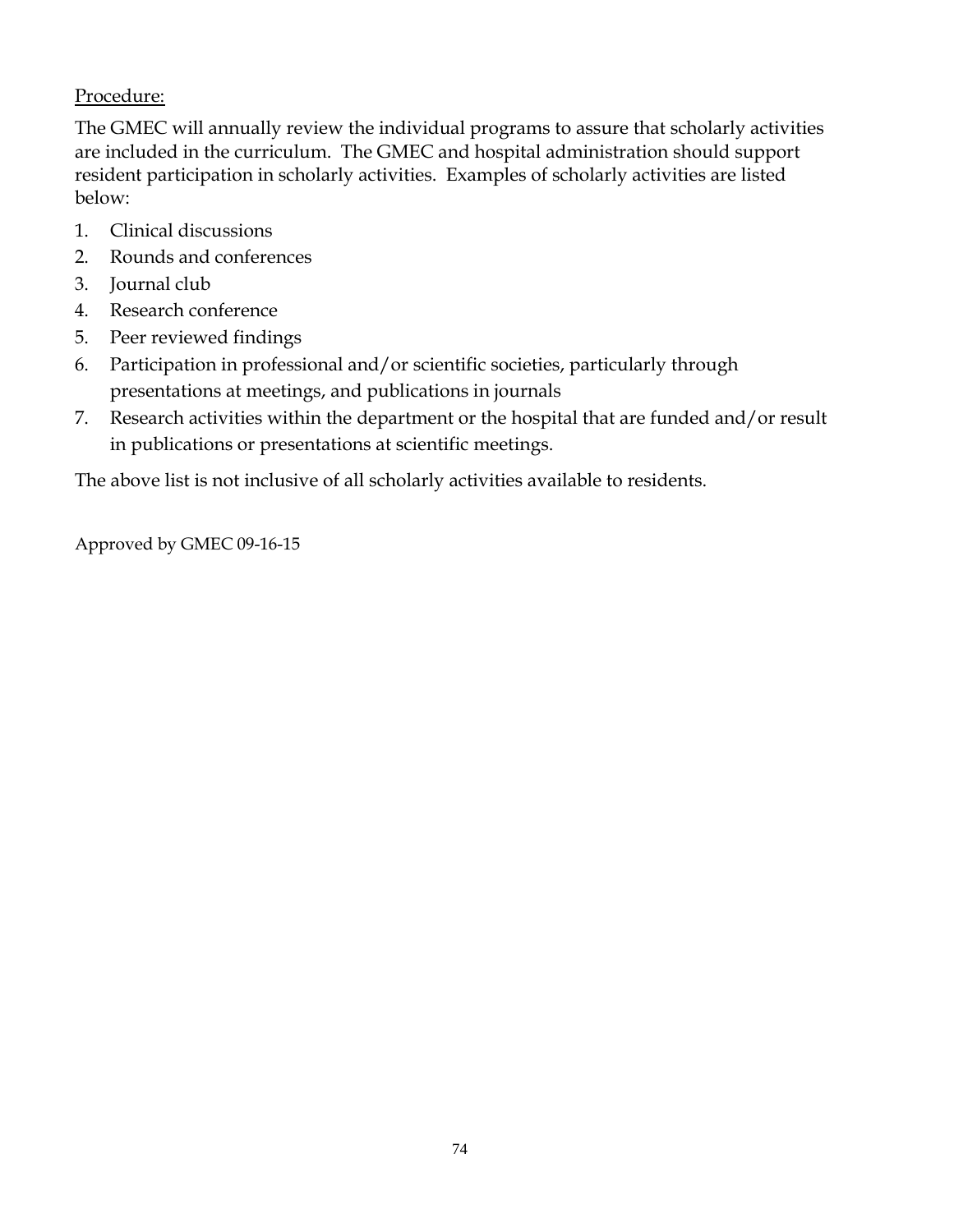Procedure:

The GMEC will annually review the individual programs to assure that scholarly activities are included in the curriculum. The GMEC and hospital administration should support resident participation in scholarly activities. Examples of scholarly activities are listed below:

1. Clinical discussions
2. Rounds and conferences
3. Journal club
4. Research conference
5. Peer reviewed findings
6. Participation in professional and/or scientific societies, particularly through presentations at meetings, and publications in journals
7. Research activities within the department or the hospital that are funded and/or result in publications or presentations at scientific meetings.

The above list is not inclusive of all scholarly activities available to residents.

Approved by GMEC 09-16-15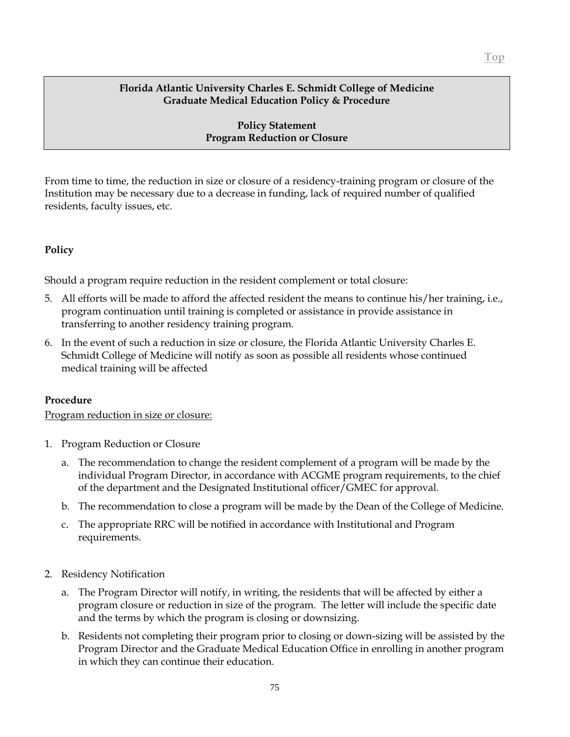**Florida Atlantic University Charles E. Schmidt College of Medicine**
**Graduate Medical Education Policy & Procedure**

**Policy Statement**
**Program Reduction or Closure**

From time to time, the reduction in size or closure of a residency-training program or closure of the Institution may be necessary due to a decrease in funding, lack of required number of qualified residents, faculty issues, etc.

**Policy**

Should a program require reduction in the resident complement or total closure:

5. All efforts will be made to afford the affected resident the means to continue his/her training, i.e., program continuation until training is completed or assistance in provide assistance in transferring to another residency training program.
6. In the event of such a reduction in size or closure, the Florida Atlantic University Charles E. Schmidt College of Medicine will notify as soon as possible all residents whose continued medical training will be affected

**Procedure**

Program reduction in size or closure:

1. Program Reduction or Closure
   a. The recommendation to change the resident complement of a program will be made by the individual Program Director, in accordance with ACGME program requirements, to the chief of the department and the Designated Institutional officer/GMEC for approval.
   b. The recommendation to close a program will be made by the Dean of the College of Medicine.
   c. The appropriate RRC will be notified in accordance with Institutional and Program requirements.

2. Residency Notification
   a. The Program Director will notify, in writing, the residents that will be affected by either a program closure or reduction in size of the program. The letter will include the specific date and the terms by which the program is closing or downsizing.
   b. Residents not completing their program prior to closing or down-sizing will be assisted by the Program Director and the Graduate Medical Education Office in enrolling in another program in which they can continue their education.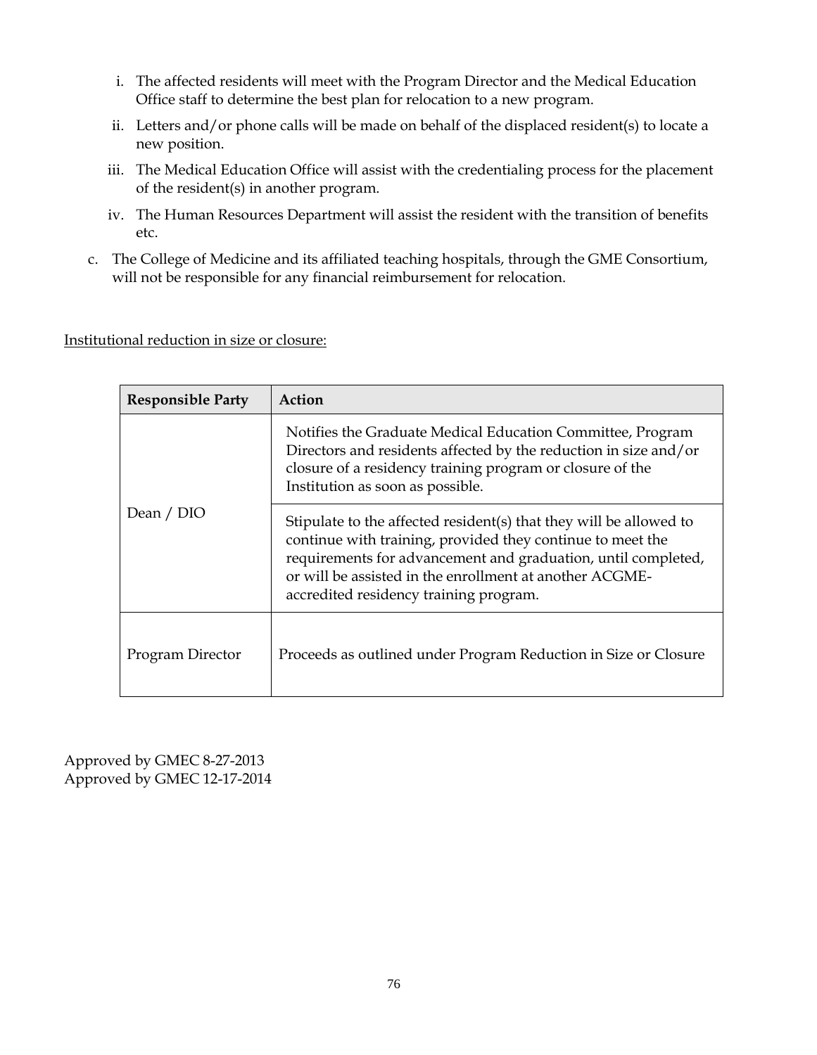i. The affected residents will meet with the Program Director and the Medical Education Office staff to determine the best plan for relocation to a new program.

   ii. Letters and/or phone calls will be made on behalf of the displaced resident(s) to locate a new position.

   iii. The Medical Education Office will assist with the credentialing process for the placement of the resident(s) in another program.

   iv. The Human Resources Department will assist the resident with the transition of benefits etc.

c. The College of Medicine and its affiliated teaching hospitals, through the GME Consortium, will not be responsible for any financial reimbursement for relocation.

<u>Institutional reduction in size or closure:</u>

| Responsible Party | Action |
|---|---|
| Dean / DIO | Notifies the Graduate Medical Education Committee, Program Directors and residents affected by the reduction in size and/or closure of a residency training program or closure of the Institution as soon as possible. |
| | Stipulate to the affected resident(s) that they will be allowed to continue with training, provided they continue to meet the requirements for advancement and graduation, until completed, or will be assisted in the enrollment at another ACGME-accredited residency training program. |
| Program Director | Proceeds as outlined under Program Reduction in Size or Closure |

Approved by GMEC 8-27-2013
Approved by GMEC 12-17-2014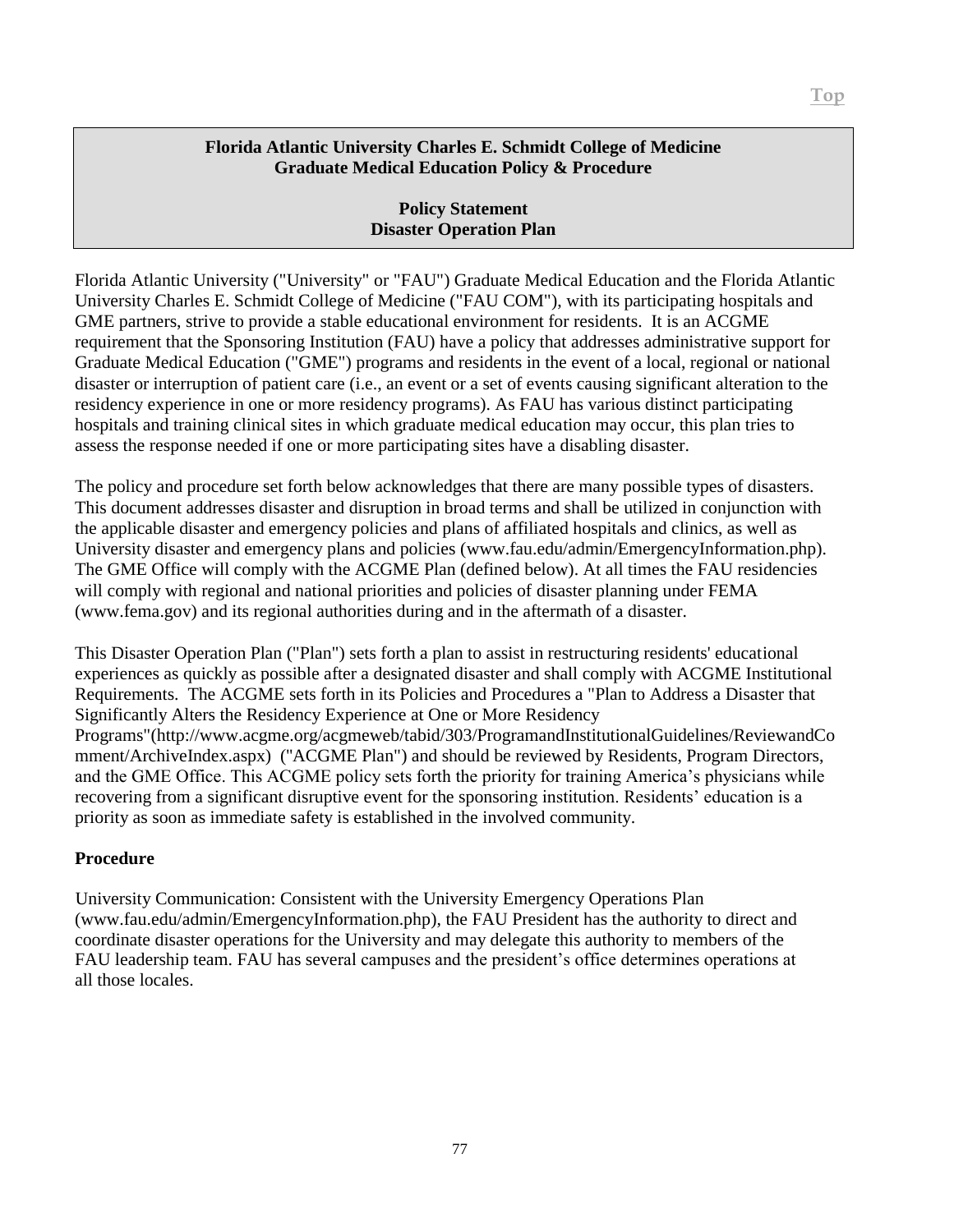**Florida Atlantic University Charles E. Schmidt College of Medicine**
**Graduate Medical Education Policy & Procedure**

**Policy Statement**
**Disaster Operation Plan**

Florida Atlantic University ("University" or "FAU") Graduate Medical Education and the Florida Atlantic University Charles E. Schmidt College of Medicine ("FAU COM"), with its participating hospitals and GME partners, strive to provide a stable educational environment for residents. It is an ACGME requirement that the Sponsoring Institution (FAU) have a policy that addresses administrative support for Graduate Medical Education ("GME") programs and residents in the event of a local, regional or national disaster or interruption of patient care (i.e., an event or a set of events causing significant alteration to the residency experience in one or more residency programs). As FAU has various distinct participating hospitals and training clinical sites in which graduate medical education may occur, this plan tries to assess the response needed if one or more participating sites have a disabling disaster.

The policy and procedure set forth below acknowledges that there are many possible types of disasters. This document addresses disaster and disruption in broad terms and shall be utilized in conjunction with the applicable disaster and emergency policies and plans of affiliated hospitals and clinics, as well as University disaster and emergency plans and policies (www.fau.edu/admin/EmergencyInformation.php). The GME Office will comply with the ACGME Plan (defined below). At all times the FAU residencies will comply with regional and national priorities and policies of disaster planning under FEMA (www.fema.gov) and its regional authorities during and in the aftermath of a disaster.

This Disaster Operation Plan ("Plan") sets forth a plan to assist in restructuring residents' educational experiences as quickly as possible after a designated disaster and shall comply with ACGME Institutional Requirements. The ACGME sets forth in its Policies and Procedures a "Plan to Address a Disaster that Significantly Alters the Residency Experience at One or More Residency Programs"(http://www.acgme.org/acgmeweb/tabid/303/ProgramandInstitutionalGuidelines/ReviewandComment/ArchiveIndex.aspx) ("ACGME Plan") and should be reviewed by Residents, Program Directors, and the GME Office. This ACGME policy sets forth the priority for training America's physicians while recovering from a significant disruptive event for the sponsoring institution. Residents' education is a priority as soon as immediate safety is established in the involved community.

**Procedure**

University Communication: Consistent with the University Emergency Operations Plan (www.fau.edu/admin/EmergencyInformation.php), the FAU President has the authority to direct and coordinate disaster operations for the University and may delegate this authority to members of the FAU leadership team. FAU has several campuses and the president's office determines operations at all those locales.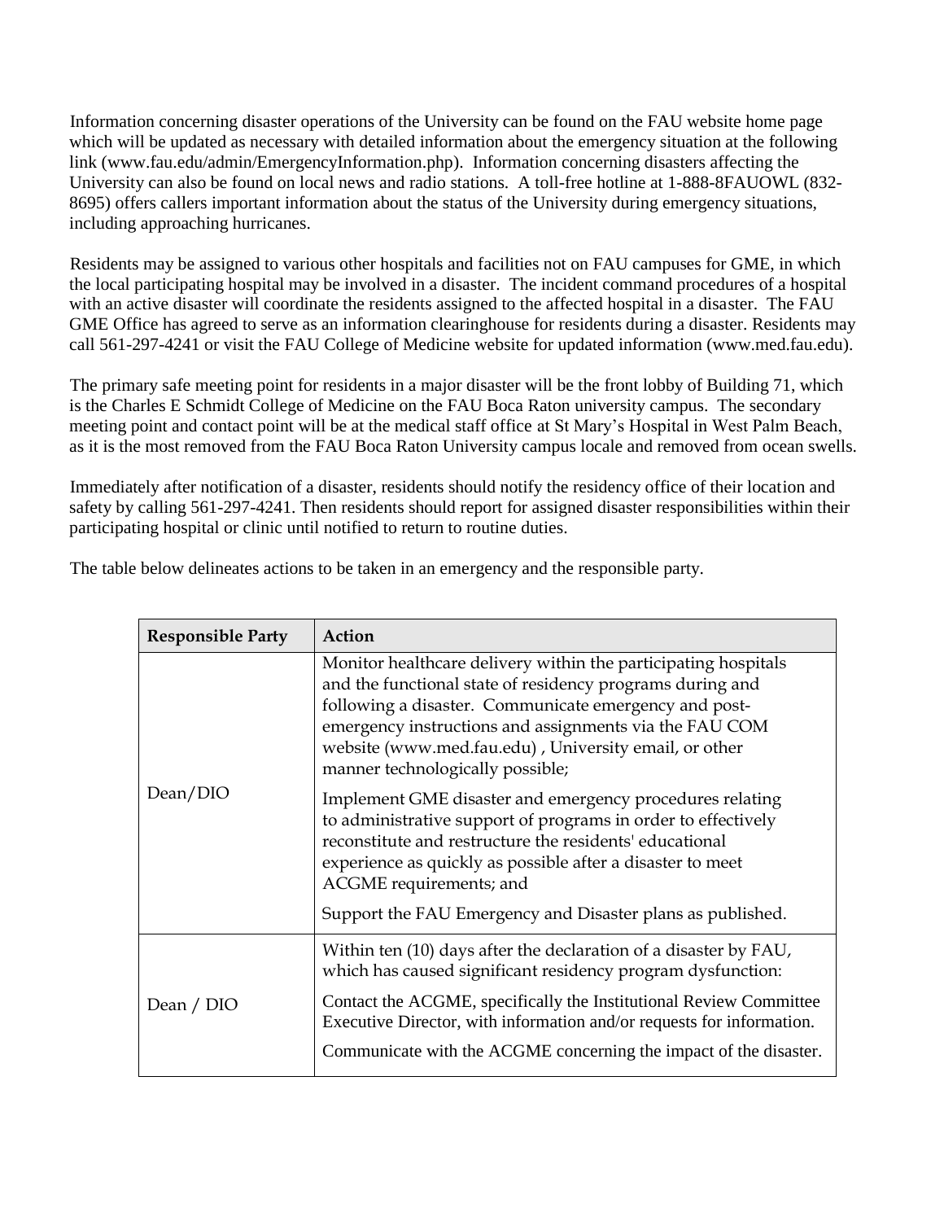Information concerning disaster operations of the University can be found on the FAU website home page which will be updated as necessary with detailed information about the emergency situation at the following link (www.fau.edu/admin/EmergencyInformation.php). Information concerning disasters affecting the University can also be found on local news and radio stations. A toll-free hotline at 1-888-8FAUOWL (832-8695) offers callers important information about the status of the University during emergency situations, including approaching hurricanes.

Residents may be assigned to various other hospitals and facilities not on FAU campuses for GME, in which the local participating hospital may be involved in a disaster. The incident command procedures of a hospital with an active disaster will coordinate the residents assigned to the affected hospital in a disaster. The FAU GME Office has agreed to serve as an information clearinghouse for residents during a disaster. Residents may call 561-297-4241 or visit the FAU College of Medicine website for updated information (www.med.fau.edu).

The primary safe meeting point for residents in a major disaster will be the front lobby of Building 71, which is the Charles E Schmidt College of Medicine on the FAU Boca Raton university campus. The secondary meeting point and contact point will be at the medical staff office at St Mary's Hospital in West Palm Beach, as it is the most removed from the FAU Boca Raton University campus locale and removed from ocean swells.

Immediately after notification of a disaster, residents should notify the residency office of their location and safety by calling 561-297-4241. Then residents should report for assigned disaster responsibilities within their participating hospital or clinic until notified to return to routine duties.

The table below delineates actions to be taken in an emergency and the responsible party.

| Responsible Party | Action |
|---|---|
| Dean/DIO | Monitor healthcare delivery within the participating hospitals and the functional state of residency programs during and following a disaster. Communicate emergency and post-emergency instructions and assignments via the FAU COM website (www.med.fau.edu) , University email, or other manner technologically possible;<br><br>Implement GME disaster and emergency procedures relating to administrative support of programs in order to effectively reconstitute and restructure the residents' educational experience as quickly as possible after a disaster to meet ACGME requirements; and<br><br>Support the FAU Emergency and Disaster plans as published. |
| Dean / DIO | Within ten (10) days after the declaration of a disaster by FAU, which has caused significant residency program dysfunction:<br><br>Contact the ACGME, specifically the Institutional Review Committee Executive Director, with information and/or requests for information.<br><br>Communicate with the ACGME concerning the impact of the disaster. |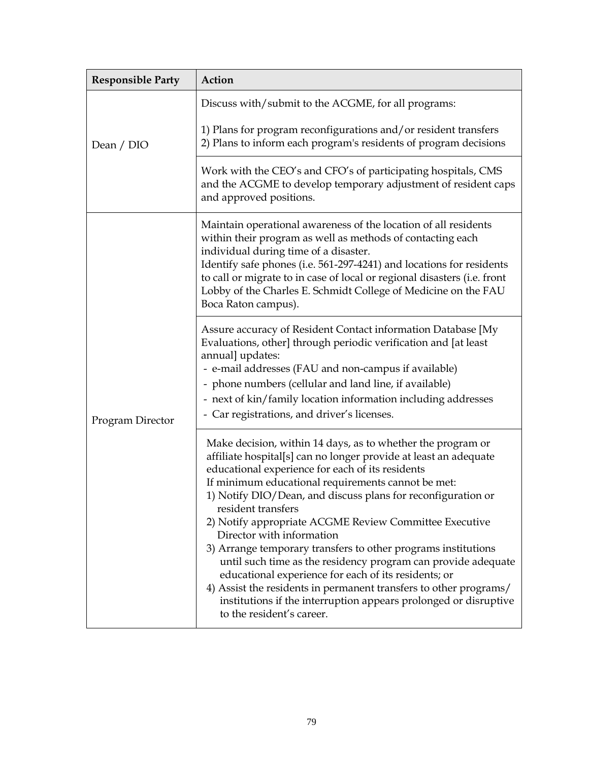| Responsible Party | Action |
|---|---|
| Dean / DIO | Discuss with/submit to the ACGME, for all programs:<br><br>1) Plans for program reconfigurations and/or resident transfers<br>2) Plans to inform each program's residents of program decisions |
| | Work with the CEO's and CFO's of participating hospitals, CMS and the ACGME to develop temporary adjustment of resident caps and approved positions. |
| Program Director | Maintain operational awareness of the location of all residents within their program as well as methods of contacting each individual during time of a disaster.<br>Identify safe phones (i.e. 561-297-4241) and locations for residents to call or migrate to in case of local or regional disasters (i.e. front Lobby of the Charles E. Schmidt College of Medicine on the FAU Boca Raton campus). |
| | Assure accuracy of Resident Contact information Database [My Evaluations, other] through periodic verification and [at least annual] updates:<br>- e-mail addresses (FAU and non-campus if available)<br>- phone numbers (cellular and land line, if available)<br>- next of kin/family location information including addresses<br>- Car registrations, and driver's licenses. |
| | Make decision, within 14 days, as to whether the program or affiliate hospital[s] can no longer provide at least an adequate educational experience for each of its residents<br>If minimum educational requirements cannot be met:<br>1) Notify DIO/Dean, and discuss plans for reconfiguration or resident transfers<br>2) Notify appropriate ACGME Review Committee Executive Director with information<br>3) Arrange temporary transfers to other programs institutions until such time as the residency program can provide adequate educational experience for each of its residents; or<br>4) Assist the residents in permanent transfers to other programs/ institutions if the interruption appears prolonged or disruptive to the resident's career. |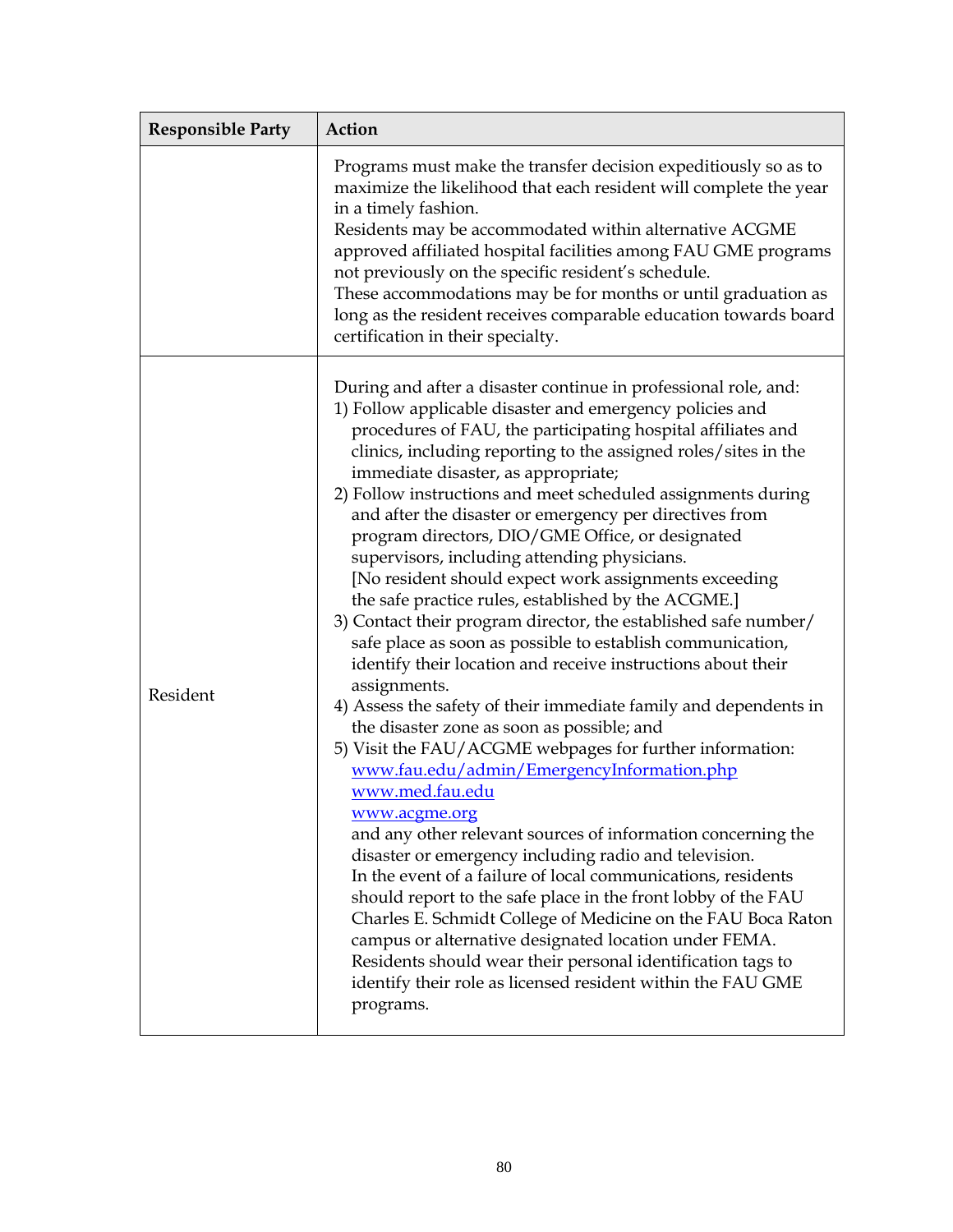| Responsible Party | Action |
| --- | --- |
| | Programs must make the transfer decision expeditiously so as to maximize the likelihood that each resident will complete the year in a timely fashion.<br>Residents may be accommodated within alternative ACGME approved affiliated hospital facilities among FAU GME programs not previously on the specific resident's schedule.<br>These accommodations may be for months or until graduation as long as the resident receives comparable education towards board certification in their specialty. |
| Resident | During and after a disaster continue in professional role, and:<br>1) Follow applicable disaster and emergency policies and procedures of FAU, the participating hospital affiliates and clinics, including reporting to the assigned roles/sites in the immediate disaster, as appropriate;<br>2) Follow instructions and meet scheduled assignments during and after the disaster or emergency per directives from program directors, DIO/GME Office, or designated supervisors, including attending physicians.<br>[No resident should expect work assignments exceeding the safe practice rules, established by the ACGME.]<br>3) Contact their program director, the established safe number/ safe place as soon as possible to establish communication, identify their location and receive instructions about their assignments.<br>4) Assess the safety of their immediate family and dependents in the disaster zone as soon as possible; and<br>5) Visit the FAU/ACGME webpages for further information:<br>[www.fau.edu/admin/EmergencyInformation.php](http://www.fau.edu/admin/EmergencyInformation.php)<br>[www.med.fau.edu](http://www.med.fau.edu)<br>[www.acgme.org](http://www.acgme.org)<br>and any other relevant sources of information concerning the disaster or emergency including radio and television.<br>In the event of a failure of local communications, residents should report to the safe place in the front lobby of the FAU Charles E. Schmidt College of Medicine on the FAU Boca Raton campus or alternative designated location under FEMA.<br>Residents should wear their personal identification tags to identify their role as licensed resident within the FAU GME programs. |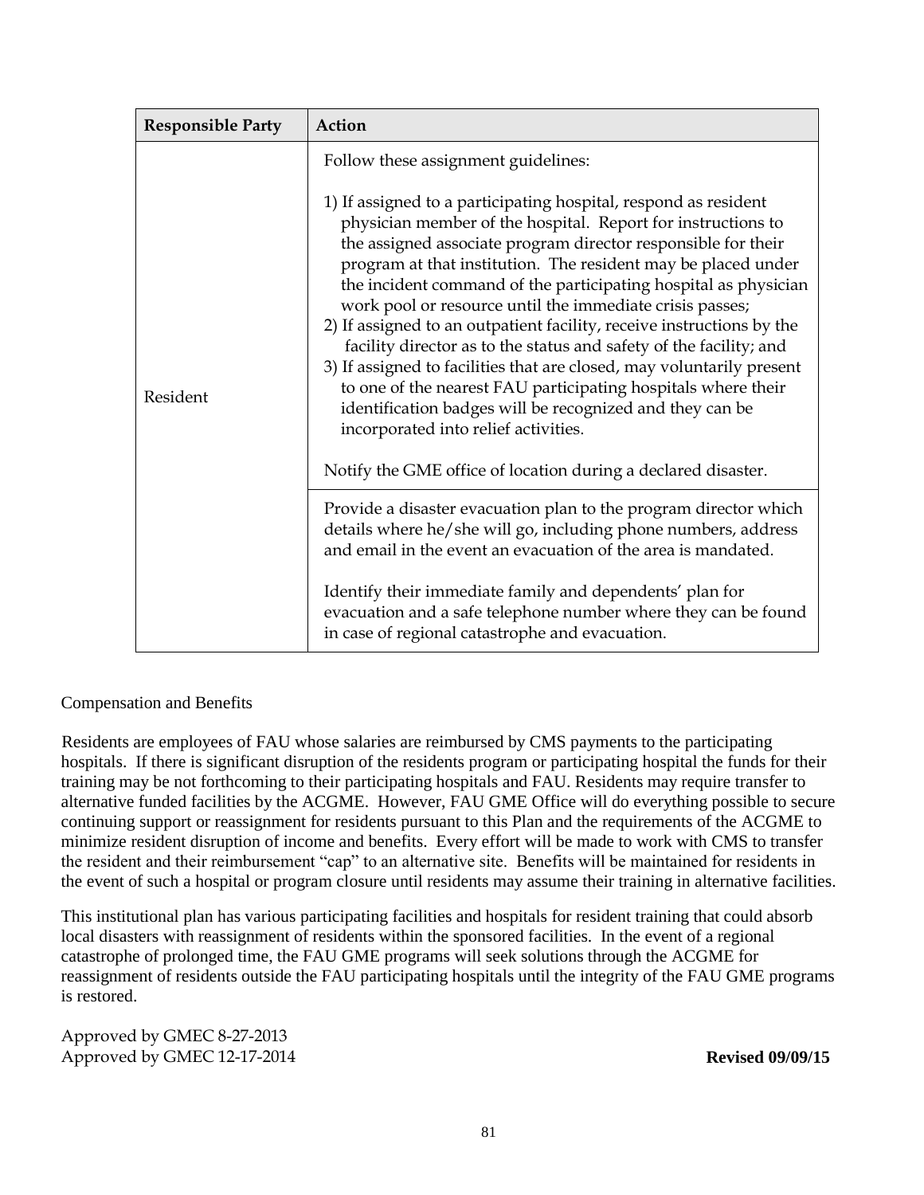| Responsible Party | Action |
|---|---|
| Resident | Follow these assignment guidelines:<br><br>1) If assigned to a participating hospital, respond as resident physician member of the hospital. Report for instructions to the assigned associate program director responsible for their program at that institution. The resident may be placed under the incident command of the participating hospital as physician work pool or resource until the immediate crisis passes;<br>2) If assigned to an outpatient facility, receive instructions by the facility director as to the status and safety of the facility; and<br>3) If assigned to facilities that are closed, may voluntarily present to one of the nearest FAU participating hospitals where their identification badges will be recognized and they can be incorporated into relief activities.<br><br>Notify the GME office of location during a declared disaster. |
| | Provide a disaster evacuation plan to the program director which details where he/she will go, including phone numbers, address and email in the event an evacuation of the area is mandated.<br><br>Identify their immediate family and dependents' plan for evacuation and a safe telephone number where they can be found in case of regional catastrophe and evacuation. |

Compensation and Benefits

Residents are employees of FAU whose salaries are reimbursed by CMS payments to the participating hospitals. If there is significant disruption of the residents program or participating hospital the funds for their training may be not forthcoming to their participating hospitals and FAU. Residents may require transfer to alternative funded facilities by the ACGME. However, FAU GME Office will do everything possible to secure continuing support or reassignment for residents pursuant to this Plan and the requirements of the ACGME to minimize resident disruption of income and benefits. Every effort will be made to work with CMS to transfer the resident and their reimbursement "cap" to an alternative site. Benefits will be maintained for residents in the event of such a hospital or program closure until residents may assume their training in alternative facilities.

This institutional plan has various participating facilities and hospitals for resident training that could absorb local disasters with reassignment of residents within the sponsored facilities. In the event of a regional catastrophe of prolonged time, the FAU GME programs will seek solutions through the ACGME for reassignment of residents outside the FAU participating hospitals until the integrity of the FAU GME programs is restored.

Approved by GMEC 8-27-2013
Approved by GMEC 12-17-2014

**Revised 09/09/15**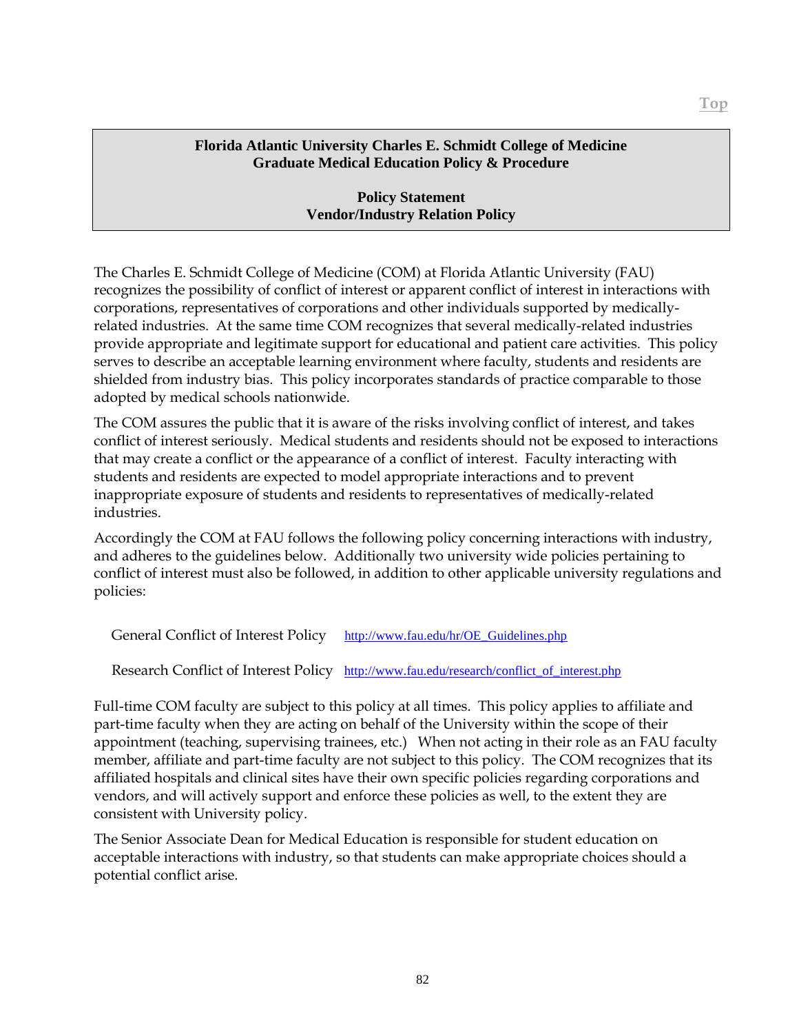**Florida Atlantic University Charles E. Schmidt College of Medicine**
**Graduate Medical Education Policy & Procedure**

**Policy Statement**
**Vendor/Industry Relation Policy**

The Charles E. Schmidt College of Medicine (COM) at Florida Atlantic University (FAU) recognizes the possibility of conflict of interest or apparent conflict of interest in interactions with corporations, representatives of corporations and other individuals supported by medically-related industries. At the same time COM recognizes that several medically-related industries provide appropriate and legitimate support for educational and patient care activities. This policy serves to describe an acceptable learning environment where faculty, students and residents are shielded from industry bias. This policy incorporates standards of practice comparable to those adopted by medical schools nationwide.

The COM assures the public that it is aware of the risks involving conflict of interest, and takes conflict of interest seriously. Medical students and residents should not be exposed to interactions that may create a conflict or the appearance of a conflict of interest. Faculty interacting with students and residents are expected to model appropriate interactions and to prevent inappropriate exposure of students and residents to representatives of medically-related industries.

Accordingly the COM at FAU follows the following policy concerning interactions with industry, and adheres to the guidelines below. Additionally two university wide policies pertaining to conflict of interest must also be followed, in addition to other applicable university regulations and policies:

General Conflict of Interest Policy http://www.fau.edu/hr/OE_Guidelines.php

Research Conflict of Interest Policy http://www.fau.edu/research/conflict_of_interest.php

Full-time COM faculty are subject to this policy at all times. This policy applies to affiliate and part-time faculty when they are acting on behalf of the University within the scope of their appointment (teaching, supervising trainees, etc.) When not acting in their role as an FAU faculty member, affiliate and part-time faculty are not subject to this policy. The COM recognizes that its affiliated hospitals and clinical sites have their own specific policies regarding corporations and vendors, and will actively support and enforce these policies as well, to the extent they are consistent with University policy.

The Senior Associate Dean for Medical Education is responsible for student education on acceptable interactions with industry, so that students can make appropriate choices should a potential conflict arise.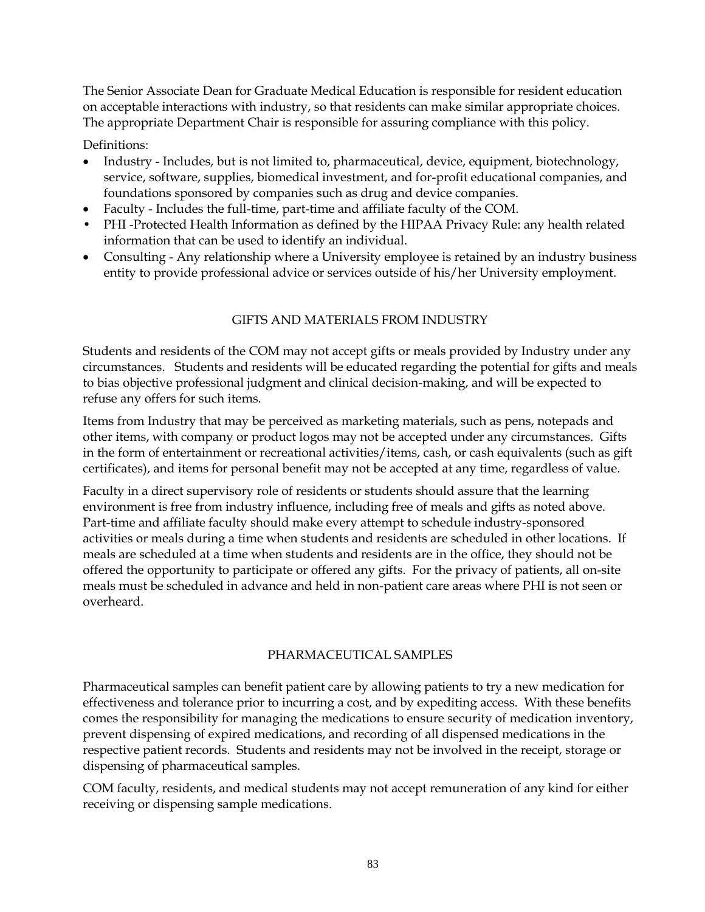The Senior Associate Dean for Graduate Medical Education is responsible for resident education on acceptable interactions with industry, so that residents can make similar appropriate choices. The appropriate Department Chair is responsible for assuring compliance with this policy.

Definitions:

- Industry - Includes, but is not limited to, pharmaceutical, device, equipment, biotechnology, service, software, supplies, biomedical investment, and for-profit educational companies, and foundations sponsored by companies such as drug and device companies.
- Faculty - Includes the full-time, part-time and affiliate faculty of the COM.
- PHI -Protected Health Information as defined by the HIPAA Privacy Rule: any health related information that can be used to identify an individual.
- Consulting - Any relationship where a University employee is retained by an industry business entity to provide professional advice or services outside of his/her University employment.

## GIFTS AND MATERIALS FROM INDUSTRY

Students and residents of the COM may not accept gifts or meals provided by Industry under any circumstances. Students and residents will be educated regarding the potential for gifts and meals to bias objective professional judgment and clinical decision-making, and will be expected to refuse any offers for such items.

Items from Industry that may be perceived as marketing materials, such as pens, notepads and other items, with company or product logos may not be accepted under any circumstances. Gifts in the form of entertainment or recreational activities/items, cash, or cash equivalents (such as gift certificates), and items for personal benefit may not be accepted at any time, regardless of value.

Faculty in a direct supervisory role of residents or students should assure that the learning environment is free from industry influence, including free of meals and gifts as noted above. Part-time and affiliate faculty should make every attempt to schedule industry-sponsored activities or meals during a time when students and residents are scheduled in other locations. If meals are scheduled at a time when students and residents are in the office, they should not be offered the opportunity to participate or offered any gifts. For the privacy of patients, all on-site meals must be scheduled in advance and held in non-patient care areas where PHI is not seen or overheard.

## PHARMACEUTICAL SAMPLES

Pharmaceutical samples can benefit patient care by allowing patients to try a new medication for effectiveness and tolerance prior to incurring a cost, and by expediting access. With these benefits comes the responsibility for managing the medications to ensure security of medication inventory, prevent dispensing of expired medications, and recording of all dispensed medications in the respective patient records. Students and residents may not be involved in the receipt, storage or dispensing of pharmaceutical samples.

COM faculty, residents, and medical students may not accept remuneration of any kind for either receiving or dispensing sample medications.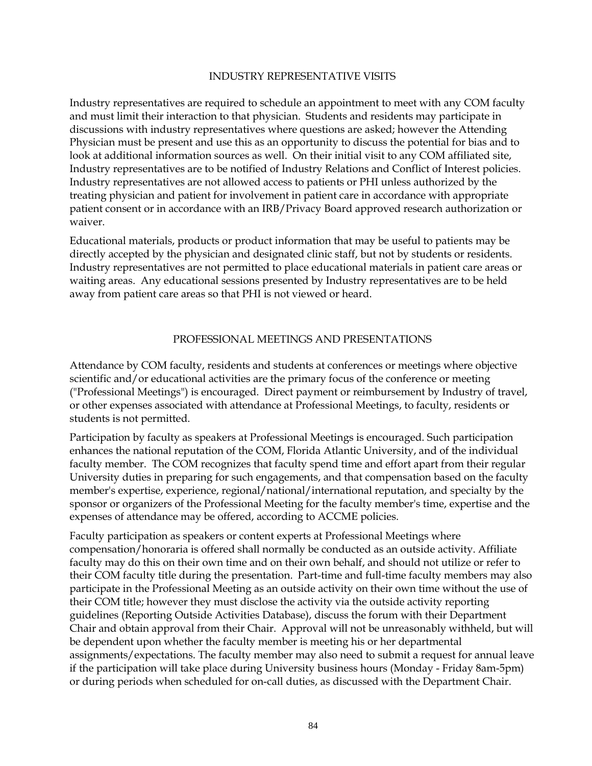## INDUSTRY REPRESENTATIVE VISITS

Industry representatives are required to schedule an appointment to meet with any COM faculty and must limit their interaction to that physician. Students and residents may participate in discussions with industry representatives where questions are asked; however the Attending Physician must be present and use this as an opportunity to discuss the potential for bias and to look at additional information sources as well. On their initial visit to any COM affiliated site, Industry representatives are to be notified of Industry Relations and Conflict of Interest policies. Industry representatives are not allowed access to patients or PHI unless authorized by the treating physician and patient for involvement in patient care in accordance with appropriate patient consent or in accordance with an IRB/Privacy Board approved research authorization or waiver.

Educational materials, products or product information that may be useful to patients may be directly accepted by the physician and designated clinic staff, but not by students or residents. Industry representatives are not permitted to place educational materials in patient care areas or waiting areas. Any educational sessions presented by Industry representatives are to be held away from patient care areas so that PHI is not viewed or heard.

## PROFESSIONAL MEETINGS AND PRESENTATIONS

Attendance by COM faculty, residents and students at conferences or meetings where objective scientific and/or educational activities are the primary focus of the conference or meeting ("Professional Meetings") is encouraged. Direct payment or reimbursement by Industry of travel, or other expenses associated with attendance at Professional Meetings, to faculty, residents or students is not permitted.

Participation by faculty as speakers at Professional Meetings is encouraged. Such participation enhances the national reputation of the COM, Florida Atlantic University, and of the individual faculty member. The COM recognizes that faculty spend time and effort apart from their regular University duties in preparing for such engagements, and that compensation based on the faculty member's expertise, experience, regional/national/international reputation, and specialty by the sponsor or organizers of the Professional Meeting for the faculty member's time, expertise and the expenses of attendance may be offered, according to ACCME policies.

Faculty participation as speakers or content experts at Professional Meetings where compensation/honoraria is offered shall normally be conducted as an outside activity. Affiliate faculty may do this on their own time and on their own behalf, and should not utilize or refer to their COM faculty title during the presentation. Part-time and full-time faculty members may also participate in the Professional Meeting as an outside activity on their own time without the use of their COM title; however they must disclose the activity via the outside activity reporting guidelines (Reporting Outside Activities Database), discuss the forum with their Department Chair and obtain approval from their Chair. Approval will not be unreasonably withheld, but will be dependent upon whether the faculty member is meeting his or her departmental assignments/expectations. The faculty member may also need to submit a request for annual leave if the participation will take place during University business hours (Monday - Friday 8am-5pm) or during periods when scheduled for on-call duties, as discussed with the Department Chair.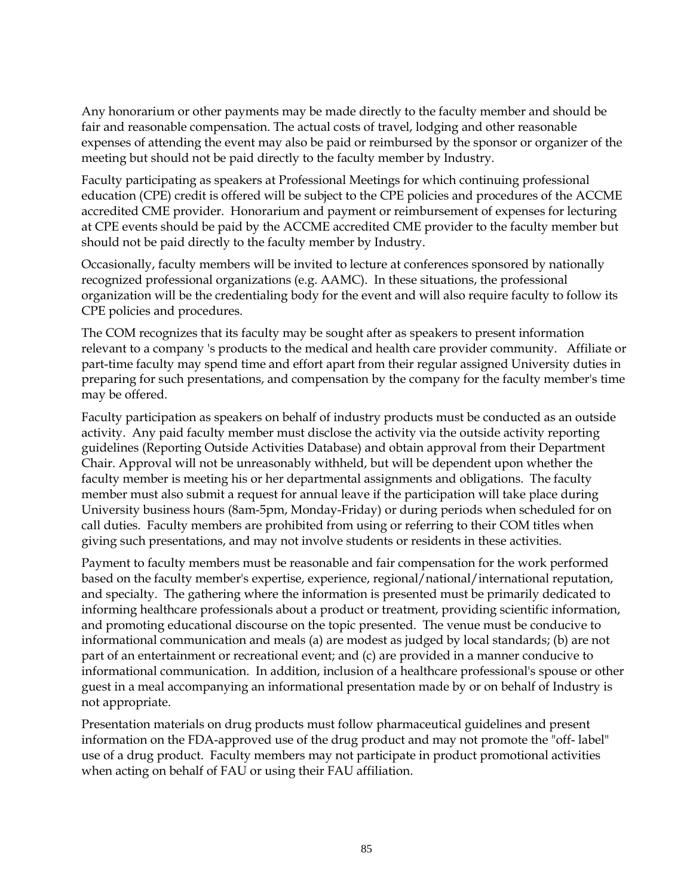Any honorarium or other payments may be made directly to the faculty member and should be fair and reasonable compensation. The actual costs of travel, lodging and other reasonable expenses of attending the event may also be paid or reimbursed by the sponsor or organizer of the meeting but should not be paid directly to the faculty member by Industry.

Faculty participating as speakers at Professional Meetings for which continuing professional education (CPE) credit is offered will be subject to the CPE policies and procedures of the ACCME accredited CME provider. Honorarium and payment or reimbursement of expenses for lecturing at CPE events should be paid by the ACCME accredited CME provider to the faculty member but should not be paid directly to the faculty member by Industry.

Occasionally, faculty members will be invited to lecture at conferences sponsored by nationally recognized professional organizations (e.g. AAMC). In these situations, the professional organization will be the credentialing body for the event and will also require faculty to follow its CPE policies and procedures.

The COM recognizes that its faculty may be sought after as speakers to present information relevant to a company 's products to the medical and health care provider community. Affiliate or part-time faculty may spend time and effort apart from their regular assigned University duties in preparing for such presentations, and compensation by the company for the faculty member's time may be offered.

Faculty participation as speakers on behalf of industry products must be conducted as an outside activity. Any paid faculty member must disclose the activity via the outside activity reporting guidelines (Reporting Outside Activities Database) and obtain approval from their Department Chair. Approval will not be unreasonably withheld, but will be dependent upon whether the faculty member is meeting his or her departmental assignments and obligations. The faculty member must also submit a request for annual leave if the participation will take place during University business hours (8am-5pm, Monday-Friday) or during periods when scheduled for on call duties. Faculty members are prohibited from using or referring to their COM titles when giving such presentations, and may not involve students or residents in these activities.

Payment to faculty members must be reasonable and fair compensation for the work performed based on the faculty member's expertise, experience, regional/national/international reputation, and specialty. The gathering where the information is presented must be primarily dedicated to informing healthcare professionals about a product or treatment, providing scientific information, and promoting educational discourse on the topic presented. The venue must be conducive to informational communication and meals (a) are modest as judged by local standards; (b) are not part of an entertainment or recreational event; and (c) are provided in a manner conducive to informational communication. In addition, inclusion of a healthcare professional's spouse or other guest in a meal accompanying an informational presentation made by or on behalf of Industry is not appropriate.

Presentation materials on drug products must follow pharmaceutical guidelines and present information on the FDA-approved use of the drug product and may not promote the "off- label" use of a drug product. Faculty members may not participate in product promotional activities when acting on behalf of FAU or using their FAU affiliation.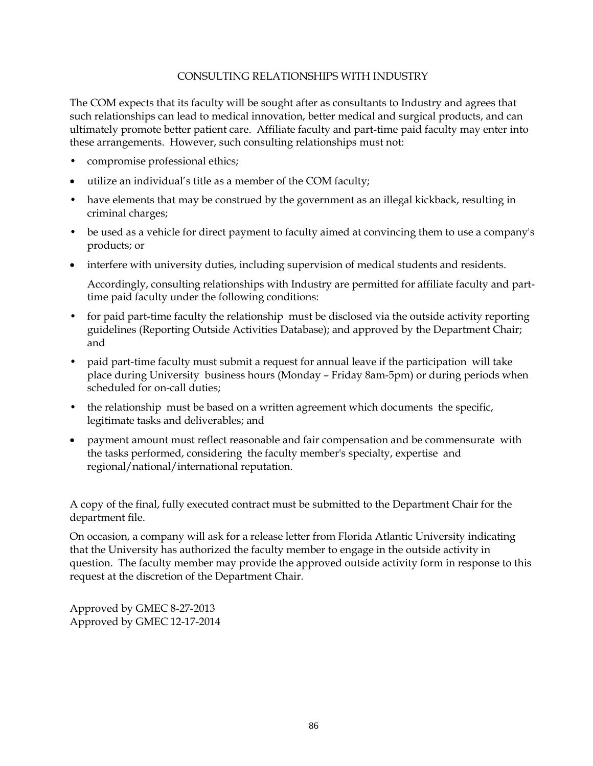## CONSULTING RELATIONSHIPS WITH INDUSTRY

The COM expects that its faculty will be sought after as consultants to Industry and agrees that such relationships can lead to medical innovation, better medical and surgical products, and can ultimately promote better patient care. Affiliate faculty and part-time paid faculty may enter into these arrangements. However, such consulting relationships must not:

- compromise professional ethics;
- utilize an individual's title as a member of the COM faculty;
- have elements that may be construed by the government as an illegal kickback, resulting in criminal charges;
- be used as a vehicle for direct payment to faculty aimed at convincing them to use a company's products; or
- interfere with university duties, including supervision of medical students and residents.

  Accordingly, consulting relationships with Industry are permitted for affiliate faculty and part-time paid faculty under the following conditions:

- for paid part-time faculty the relationship must be disclosed via the outside activity reporting guidelines (Reporting Outside Activities Database); and approved by the Department Chair; and
- paid part-time faculty must submit a request for annual leave if the participation will take place during University business hours (Monday – Friday 8am-5pm) or during periods when scheduled for on-call duties;
- the relationship must be based on a written agreement which documents the specific, legitimate tasks and deliverables; and
- payment amount must reflect reasonable and fair compensation and be commensurate with the tasks performed, considering the faculty member's specialty, expertise and regional/national/international reputation.

A copy of the final, fully executed contract must be submitted to the Department Chair for the department file.

On occasion, a company will ask for a release letter from Florida Atlantic University indicating that the University has authorized the faculty member to engage in the outside activity in question. The faculty member may provide the approved outside activity form in response to this request at the discretion of the Department Chair.

Approved by GMEC 8-27-2013
Approved by GMEC 12-17-2014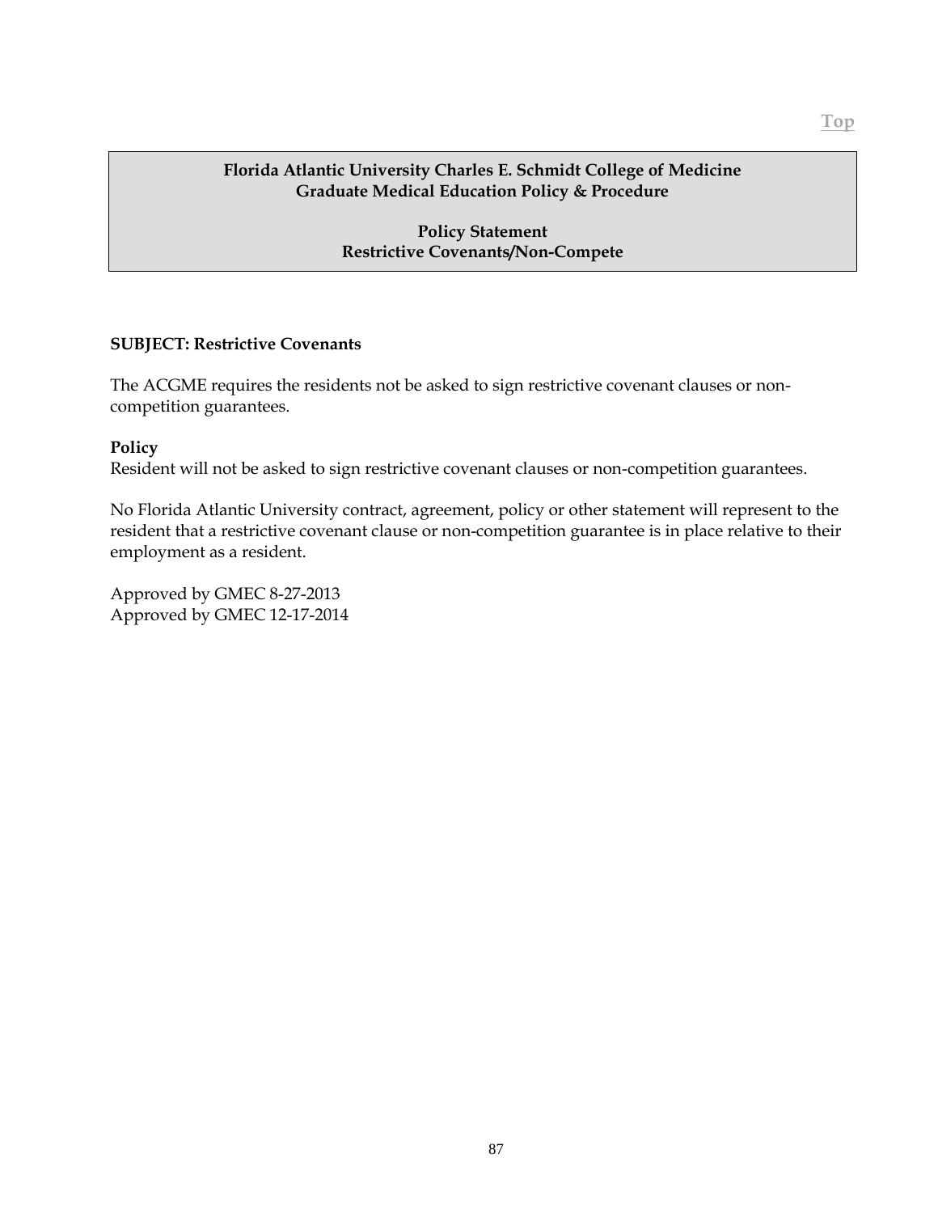**Florida Atlantic University Charles E. Schmidt College of Medicine**
**Graduate Medical Education Policy & Procedure**

**Policy Statement**
**Restrictive Covenants/Non-Compete**

**SUBJECT: Restrictive Covenants**

The ACGME requires the residents not be asked to sign restrictive covenant clauses or non-competition guarantees.

**Policy**

Resident will not be asked to sign restrictive covenant clauses or non-competition guarantees.

No Florida Atlantic University contract, agreement, policy or other statement will represent to the resident that a restrictive covenant clause or non-competition guarantee is in place relative to their employment as a resident.

Approved by GMEC 8-27-2013
Approved by GMEC 12-17-2014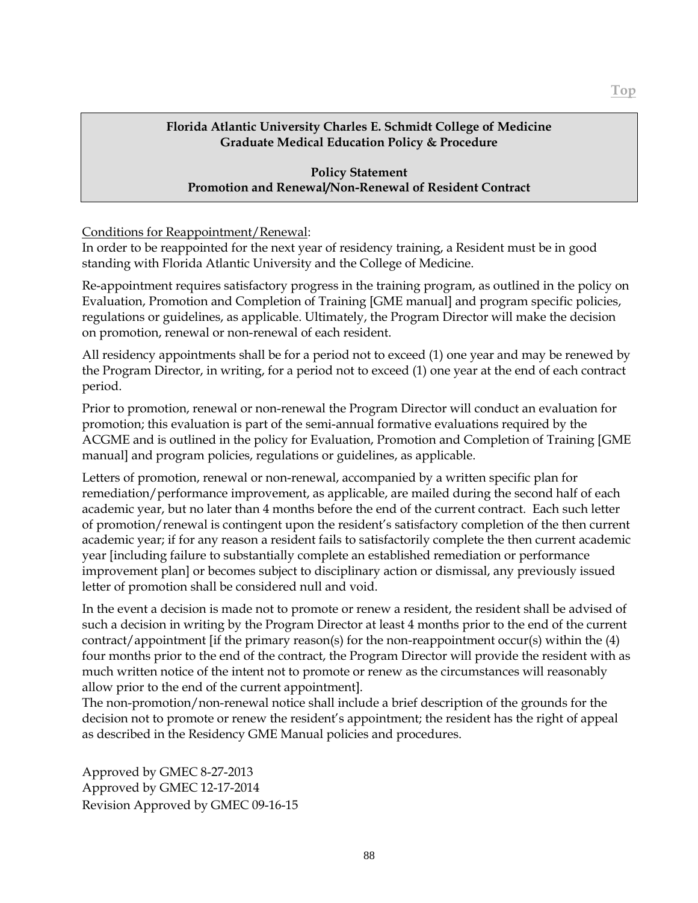**Florida Atlantic University Charles E. Schmidt College of Medicine**
**Graduate Medical Education Policy & Procedure**

**Policy Statement**
**Promotion and Renewal/Non-Renewal of Resident Contract**

<u>Conditions for Reappointment/Renewal</u>:
In order to be reappointed for the next year of residency training, a Resident must be in good standing with Florida Atlantic University and the College of Medicine.

Re-appointment requires satisfactory progress in the training program, as outlined in the policy on Evaluation, Promotion and Completion of Training [GME manual] and program specific policies, regulations or guidelines, as applicable. Ultimately, the Program Director will make the decision on promotion, renewal or non-renewal of each resident.

All residency appointments shall be for a period not to exceed (1) one year and may be renewed by the Program Director, in writing, for a period not to exceed (1) one year at the end of each contract period.

Prior to promotion, renewal or non-renewal the Program Director will conduct an evaluation for promotion; this evaluation is part of the semi-annual formative evaluations required by the ACGME and is outlined in the policy for Evaluation, Promotion and Completion of Training [GME manual] and program policies, regulations or guidelines, as applicable.

Letters of promotion, renewal or non-renewal, accompanied by a written specific plan for remediation/performance improvement, as applicable, are mailed during the second half of each academic year, but no later than 4 months before the end of the current contract. Each such letter of promotion/renewal is contingent upon the resident's satisfactory completion of the then current academic year; if for any reason a resident fails to satisfactorily complete the then current academic year [including failure to substantially complete an established remediation or performance improvement plan] or becomes subject to disciplinary action or dismissal, any previously issued letter of promotion shall be considered null and void.

In the event a decision is made not to promote or renew a resident, the resident shall be advised of such a decision in writing by the Program Director at least 4 months prior to the end of the current contract/appointment [if the primary reason(s) for the non-reappointment occur(s) within the (4) four months prior to the end of the contract, the Program Director will provide the resident with as much written notice of the intent not to promote or renew as the circumstances will reasonably allow prior to the end of the current appointment].
The non-promotion/non-renewal notice shall include a brief description of the grounds for the decision not to promote or renew the resident's appointment; the resident has the right of appeal as described in the Residency GME Manual policies and procedures.

Approved by GMEC 8-27-2013
Approved by GMEC 12-17-2014
Revision Approved by GMEC 09-16-15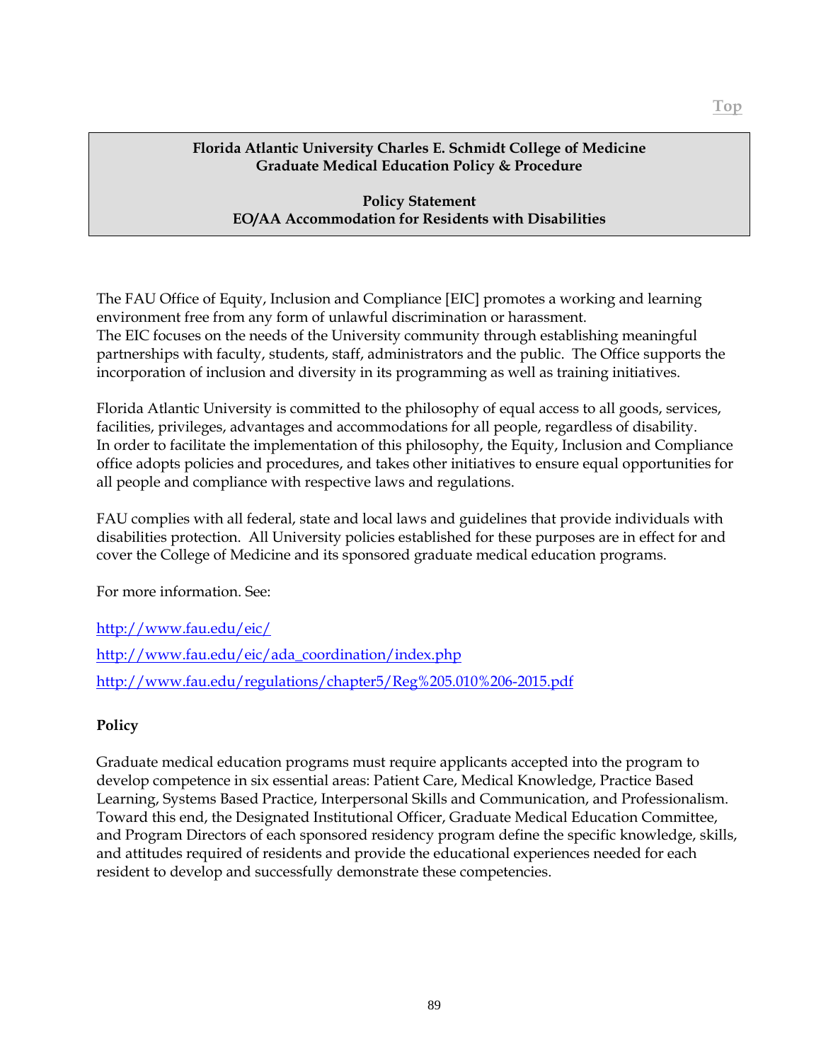Top

**Florida Atlantic University Charles E. Schmidt College of Medicine**
**Graduate Medical Education Policy & Procedure**

**Policy Statement**
**EO/AA Accommodation for Residents with Disabilities**

The FAU Office of Equity, Inclusion and Compliance [EIC] promotes a working and learning environment free from any form of unlawful discrimination or harassment.
The EIC focuses on the needs of the University community through establishing meaningful partnerships with faculty, students, staff, administrators and the public. The Office supports the incorporation of inclusion and diversity in its programming as well as training initiatives.

Florida Atlantic University is committed to the philosophy of equal access to all goods, services, facilities, privileges, advantages and accommodations for all people, regardless of disability.
In order to facilitate the implementation of this philosophy, the Equity, Inclusion and Compliance office adopts policies and procedures, and takes other initiatives to ensure equal opportunities for all people and compliance with respective laws and regulations.

FAU complies with all federal, state and local laws and guidelines that provide individuals with disabilities protection. All University policies established for these purposes are in effect for and cover the College of Medicine and its sponsored graduate medical education programs.

For more information. See:

http://www.fau.edu/eic/

http://www.fau.edu/eic/ada_coordination/index.php

http://www.fau.edu/regulations/chapter5/Reg%205.010%206-2015.pdf

**Policy**

Graduate medical education programs must require applicants accepted into the program to develop competence in six essential areas: Patient Care, Medical Knowledge, Practice Based Learning, Systems Based Practice, Interpersonal Skills and Communication, and Professionalism. Toward this end, the Designated Institutional Officer, Graduate Medical Education Committee, and Program Directors of each sponsored residency program define the specific knowledge, skills, and attitudes required of residents and provide the educational experiences needed for each resident to develop and successfully demonstrate these competencies.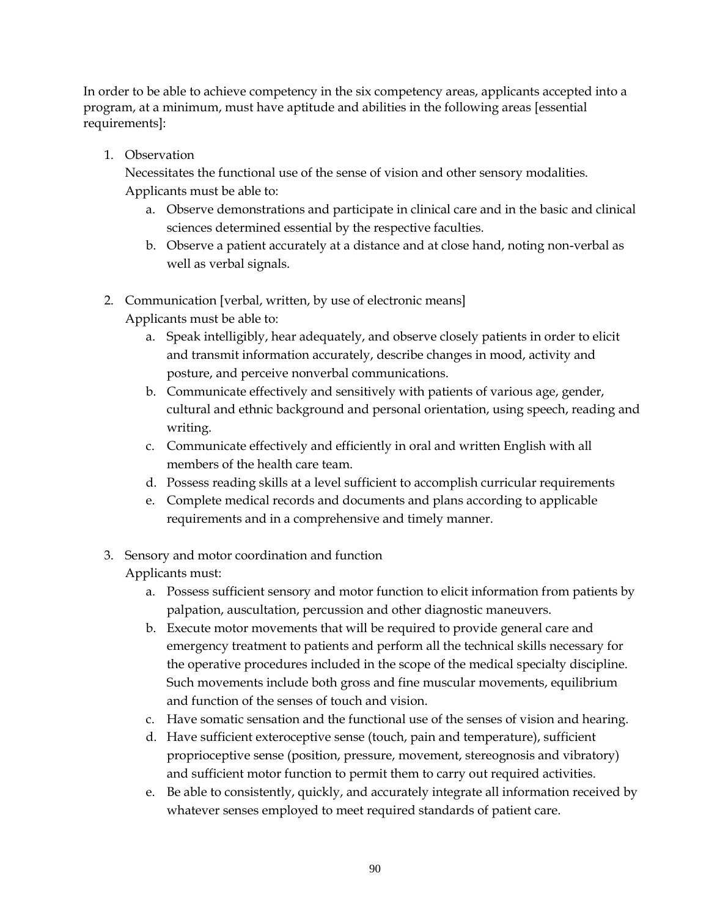In order to be able to achieve competency in the six competency areas, applicants accepted into a program, at a minimum, must have aptitude and abilities in the following areas [essential requirements]:

1. Observation

   Necessitates the functional use of the sense of vision and other sensory modalities. Applicants must be able to:

   a. Observe demonstrations and participate in clinical care and in the basic and clinical sciences determined essential by the respective faculties.
   b. Observe a patient accurately at a distance and at close hand, noting non-verbal as well as verbal signals.

2. Communication [verbal, written, by use of electronic means]

   Applicants must be able to:

   a. Speak intelligibly, hear adequately, and observe closely patients in order to elicit and transmit information accurately, describe changes in mood, activity and posture, and perceive nonverbal communications.
   b. Communicate effectively and sensitively with patients of various age, gender, cultural and ethnic background and personal orientation, using speech, reading and writing.
   c. Communicate effectively and efficiently in oral and written English with all members of the health care team.
   d. Possess reading skills at a level sufficient to accomplish curricular requirements
   e. Complete medical records and documents and plans according to applicable requirements and in a comprehensive and timely manner.

3. Sensory and motor coordination and function

   Applicants must:

   a. Possess sufficient sensory and motor function to elicit information from patients by palpation, auscultation, percussion and other diagnostic maneuvers.
   b. Execute motor movements that will be required to provide general care and emergency treatment to patients and perform all the technical skills necessary for the operative procedures included in the scope of the medical specialty discipline. Such movements include both gross and fine muscular movements, equilibrium and function of the senses of touch and vision.
   c. Have somatic sensation and the functional use of the senses of vision and hearing.
   d. Have sufficient exteroceptive sense (touch, pain and temperature), sufficient proprioceptive sense (position, pressure, movement, stereognosis and vibratory) and sufficient motor function to permit them to carry out required activities.
   e. Be able to consistently, quickly, and accurately integrate all information received by whatever senses employed to meet required standards of patient care.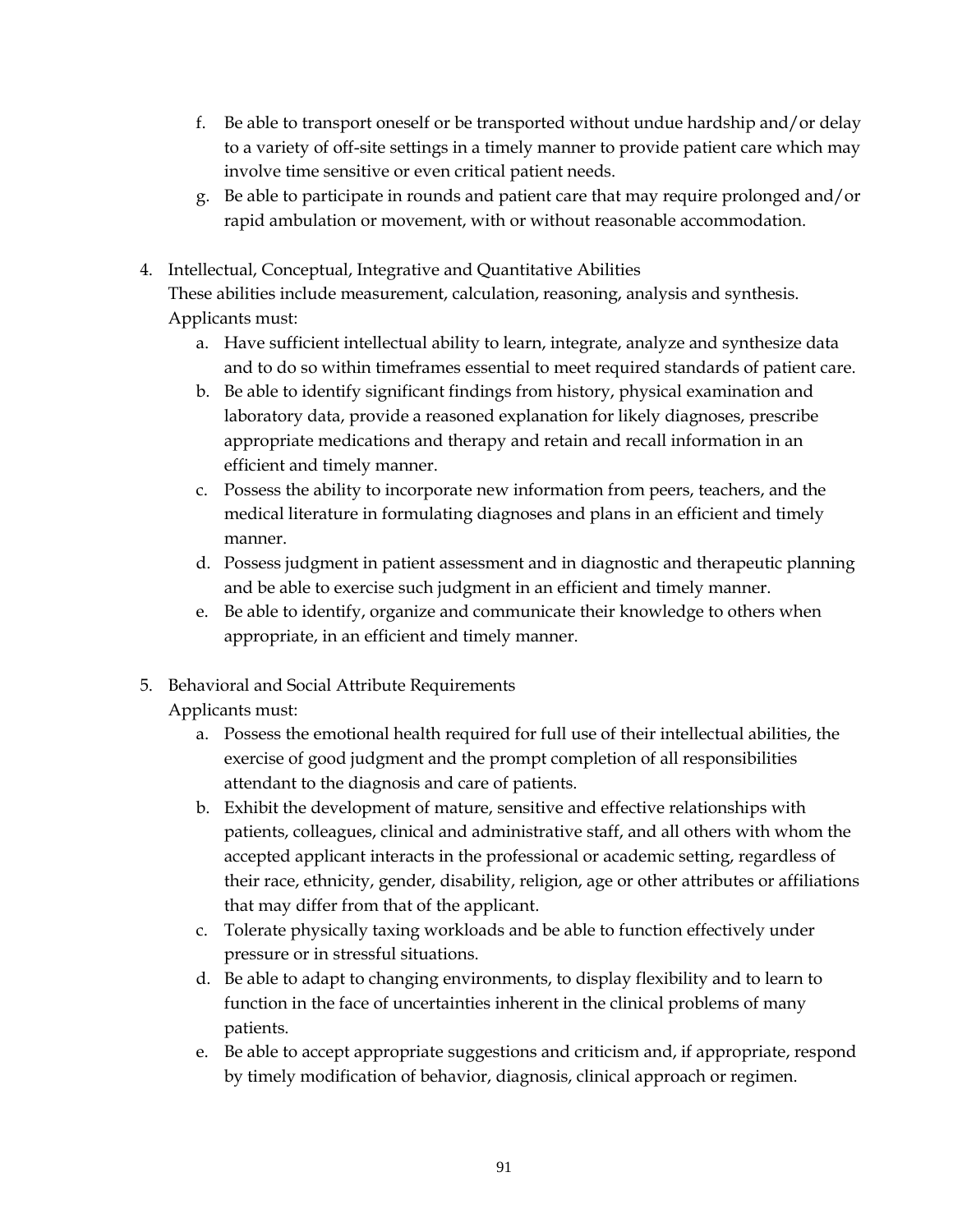f. Be able to transport oneself or be transported without undue hardship and/or delay to a variety of off-site settings in a timely manner to provide patient care which may involve time sensitive or even critical patient needs.
g. Be able to participate in rounds and patient care that may require prolonged and/or rapid ambulation or movement, with or without reasonable accommodation.

4. Intellectual, Conceptual, Integrative and Quantitative Abilities
   These abilities include measurement, calculation, reasoning, analysis and synthesis. Applicants must:
   a. Have sufficient intellectual ability to learn, integrate, analyze and synthesize data and to do so within timeframes essential to meet required standards of patient care.
   b. Be able to identify significant findings from history, physical examination and laboratory data, provide a reasoned explanation for likely diagnoses, prescribe appropriate medications and therapy and retain and recall information in an efficient and timely manner.
   c. Possess the ability to incorporate new information from peers, teachers, and the medical literature in formulating diagnoses and plans in an efficient and timely manner.
   d. Possess judgment in patient assessment and in diagnostic and therapeutic planning and be able to exercise such judgment in an efficient and timely manner.
   e. Be able to identify, organize and communicate their knowledge to others when appropriate, in an efficient and timely manner.

5. Behavioral and Social Attribute Requirements
   Applicants must:
   a. Possess the emotional health required for full use of their intellectual abilities, the exercise of good judgment and the prompt completion of all responsibilities attendant to the diagnosis and care of patients.
   b. Exhibit the development of mature, sensitive and effective relationships with patients, colleagues, clinical and administrative staff, and all others with whom the accepted applicant interacts in the professional or academic setting, regardless of their race, ethnicity, gender, disability, religion, age or other attributes or affiliations that may differ from that of the applicant.
   c. Tolerate physically taxing workloads and be able to function effectively under pressure or in stressful situations.
   d. Be able to adapt to changing environments, to display flexibility and to learn to function in the face of uncertainties inherent in the clinical problems of many patients.
   e. Be able to accept appropriate suggestions and criticism and, if appropriate, respond by timely modification of behavior, diagnosis, clinical approach or regimen.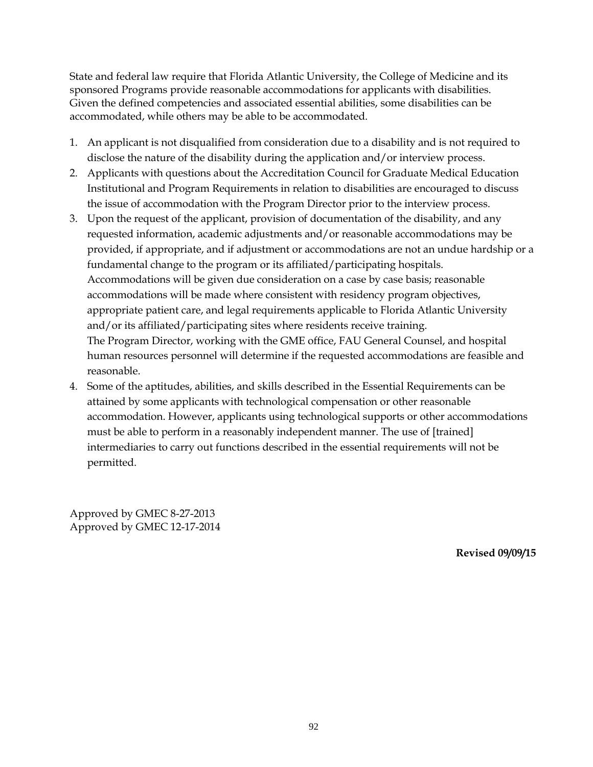State and federal law require that Florida Atlantic University, the College of Medicine and its sponsored Programs provide reasonable accommodations for applicants with disabilities. Given the defined competencies and associated essential abilities, some disabilities can be accommodated, while others may be able to be accommodated.

1. An applicant is not disqualified from consideration due to a disability and is not required to disclose the nature of the disability during the application and/or interview process.
2. Applicants with questions about the Accreditation Council for Graduate Medical Education Institutional and Program Requirements in relation to disabilities are encouraged to discuss the issue of accommodation with the Program Director prior to the interview process.
3. Upon the request of the applicant, provision of documentation of the disability, and any requested information, academic adjustments and/or reasonable accommodations may be provided, if appropriate, and if adjustment or accommodations are not an undue hardship or a fundamental change to the program or its affiliated/participating hospitals. Accommodations will be given due consideration on a case by case basis; reasonable accommodations will be made where consistent with residency program objectives, appropriate patient care, and legal requirements applicable to Florida Atlantic University and/or its affiliated/participating sites where residents receive training.
   The Program Director, working with the GME office, FAU General Counsel, and hospital human resources personnel will determine if the requested accommodations are feasible and reasonable.
4. Some of the aptitudes, abilities, and skills described in the Essential Requirements can be attained by some applicants with technological compensation or other reasonable accommodation. However, applicants using technological supports or other accommodations must be able to perform in a reasonably independent manner. The use of [trained] intermediaries to carry out functions described in the essential requirements will not be permitted.

Approved by GMEC 8-27-2013
Approved by GMEC 12-17-2014

**Revised 09/09/15**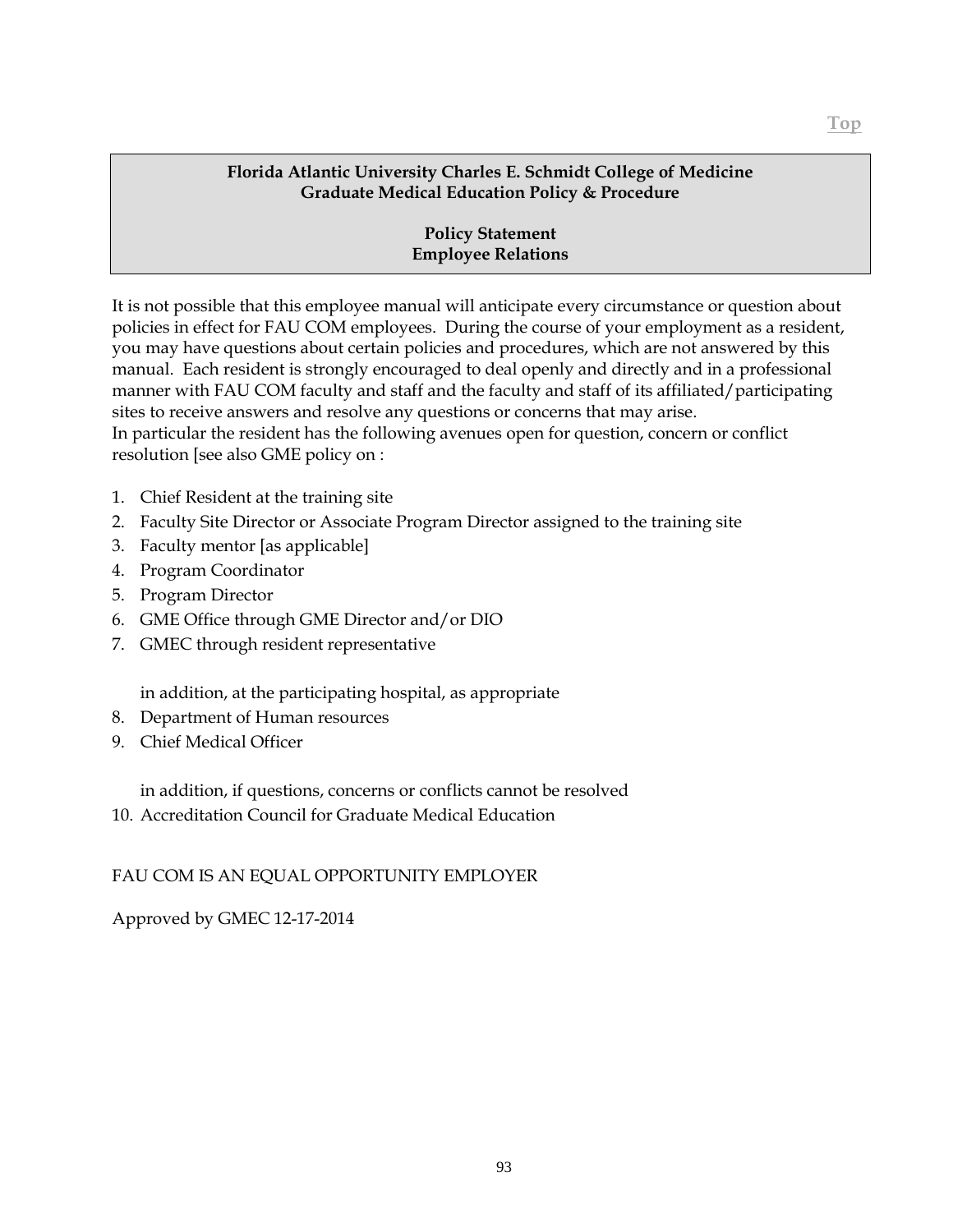**Florida Atlantic University Charles E. Schmidt College of Medicine**
**Graduate Medical Education Policy & Procedure**

**Policy Statement**
**Employee Relations**

It is not possible that this employee manual will anticipate every circumstance or question about policies in effect for FAU COM employees. During the course of your employment as a resident, you may have questions about certain policies and procedures, which are not answered by this manual. Each resident is strongly encouraged to deal openly and directly and in a professional manner with FAU COM faculty and staff and the faculty and staff of its affiliated/participating sites to receive answers and resolve any questions or concerns that may arise.
In particular the resident has the following avenues open for question, concern or conflict resolution [see also GME policy on :

1. Chief Resident at the training site
2. Faculty Site Director or Associate Program Director assigned to the training site
3. Faculty mentor [as applicable]
4. Program Coordinator
5. Program Director
6. GME Office through GME Director and/or DIO
7. GMEC through resident representative

   in addition, at the participating hospital, as appropriate

8. Department of Human resources
9. Chief Medical Officer

   in addition, if questions, concerns or conflicts cannot be resolved

10. Accreditation Council for Graduate Medical Education

FAU COM IS AN EQUAL OPPORTUNITY EMPLOYER

Approved by GMEC 12-17-2014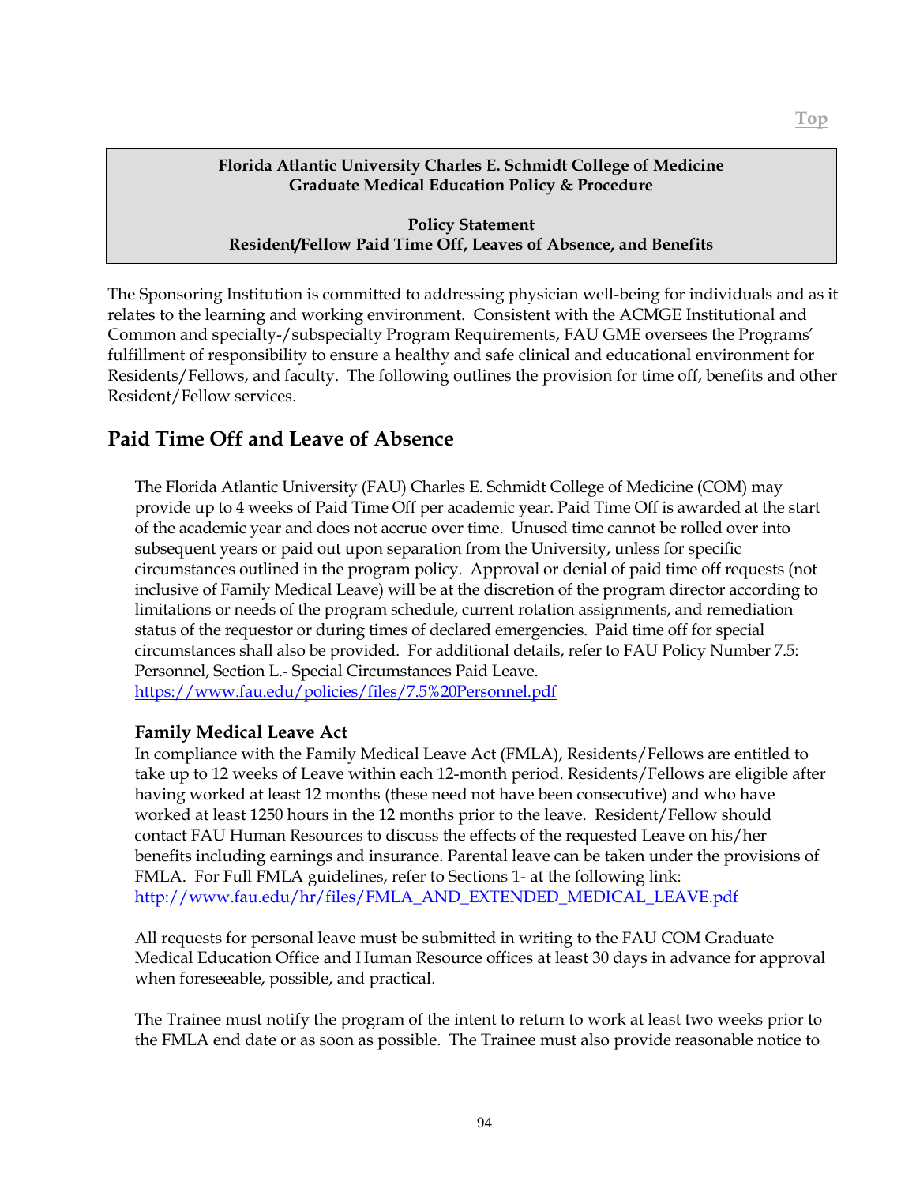**Florida Atlantic University Charles E. Schmidt College of Medicine**
**Graduate Medical Education Policy & Procedure**

**Policy Statement**
**Resident/Fellow Paid Time Off, Leaves of Absence, and Benefits**

The Sponsoring Institution is committed to addressing physician well-being for individuals and as it relates to the learning and working environment. Consistent with the ACMGE Institutional and Common and specialty-/subspecialty Program Requirements, FAU GME oversees the Programs' fulfillment of responsibility to ensure a healthy and safe clinical and educational environment for Residents/Fellows, and faculty. The following outlines the provision for time off, benefits and other Resident/Fellow services.

## Paid Time Off and Leave of Absence

The Florida Atlantic University (FAU) Charles E. Schmidt College of Medicine (COM) may provide up to 4 weeks of Paid Time Off per academic year. Paid Time Off is awarded at the start of the academic year and does not accrue over time. Unused time cannot be rolled over into subsequent years or paid out upon separation from the University, unless for specific circumstances outlined in the program policy. Approval or denial of paid time off requests (not inclusive of Family Medical Leave) will be at the discretion of the program director according to limitations or needs of the program schedule, current rotation assignments, and remediation status of the requestor or during times of declared emergencies. Paid time off for special circumstances shall also be provided. For additional details, refer to FAU Policy Number 7.5: Personnel, Section L.- Special Circumstances Paid Leave.
https://www.fau.edu/policies/files/7.5%20Personnel.pdf

### Family Medical Leave Act

In compliance with the Family Medical Leave Act (FMLA), Residents/Fellows are entitled to take up to 12 weeks of Leave within each 12-month period. Residents/Fellows are eligible after having worked at least 12 months (these need not have been consecutive) and who have worked at least 1250 hours in the 12 months prior to the leave. Resident/Fellow should contact FAU Human Resources to discuss the effects of the requested Leave on his/her benefits including earnings and insurance. Parental leave can be taken under the provisions of FMLA. For Full FMLA guidelines, refer to Sections 1- at the following link:
http://www.fau.edu/hr/files/FMLA_AND_EXTENDED_MEDICAL_LEAVE.pdf

All requests for personal leave must be submitted in writing to the FAU COM Graduate Medical Education Office and Human Resource offices at least 30 days in advance for approval when foreseeable, possible, and practical.

The Trainee must notify the program of the intent to return to work at least two weeks prior to the FMLA end date or as soon as possible. The Trainee must also provide reasonable notice to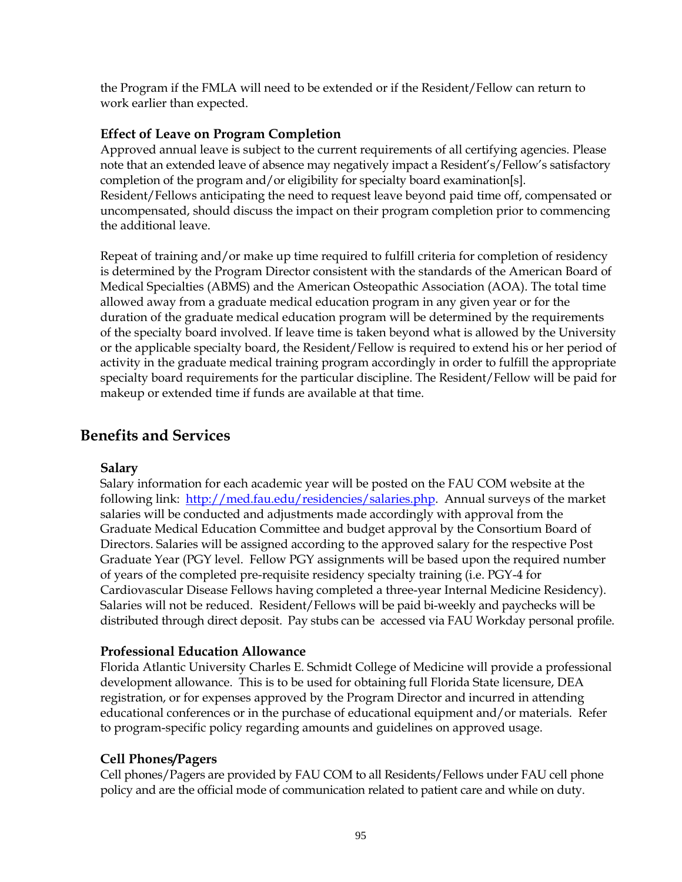the Program if the FMLA will need to be extended or if the Resident/Fellow can return to work earlier than expected.

### Effect of Leave on Program Completion

Approved annual leave is subject to the current requirements of all certifying agencies. Please note that an extended leave of absence may negatively impact a Resident's/Fellow's satisfactory completion of the program and/or eligibility for specialty board examination[s]. Resident/Fellows anticipating the need to request leave beyond paid time off, compensated or uncompensated, should discuss the impact on their program completion prior to commencing the additional leave.

Repeat of training and/or make up time required to fulfill criteria for completion of residency is determined by the Program Director consistent with the standards of the American Board of Medical Specialties (ABMS) and the American Osteopathic Association (AOA). The total time allowed away from a graduate medical education program in any given year or for the duration of the graduate medical education program will be determined by the requirements of the specialty board involved. If leave time is taken beyond what is allowed by the University or the applicable specialty board, the Resident/Fellow is required to extend his or her period of activity in the graduate medical training program accordingly in order to fulfill the appropriate specialty board requirements for the particular discipline. The Resident/Fellow will be paid for makeup or extended time if funds are available at that time.

## Benefits and Services

### Salary

Salary information for each academic year will be posted on the FAU COM website at the following link: [http://med.fau.edu/residencies/salaries.php](http://med.fau.edu/residencies/salaries.php). Annual surveys of the market salaries will be conducted and adjustments made accordingly with approval from the Graduate Medical Education Committee and budget approval by the Consortium Board of Directors. Salaries will be assigned according to the approved salary for the respective Post Graduate Year (PGY level. Fellow PGY assignments will be based upon the required number of years of the completed pre-requisite residency specialty training (i.e. PGY-4 for Cardiovascular Disease Fellows having completed a three-year Internal Medicine Residency). Salaries will not be reduced. Resident/Fellows will be paid bi-weekly and paychecks will be distributed through direct deposit. Pay stubs can be accessed via FAU Workday personal profile.

### Professional Education Allowance

Florida Atlantic University Charles E. Schmidt College of Medicine will provide a professional development allowance. This is to be used for obtaining full Florida State licensure, DEA registration, or for expenses approved by the Program Director and incurred in attending educational conferences or in the purchase of educational equipment and/or materials. Refer to program-specific policy regarding amounts and guidelines on approved usage.

### Cell Phones/Pagers

Cell phones/Pagers are provided by FAU COM to all Residents/Fellows under FAU cell phone policy and are the official mode of communication related to patient care and while on duty.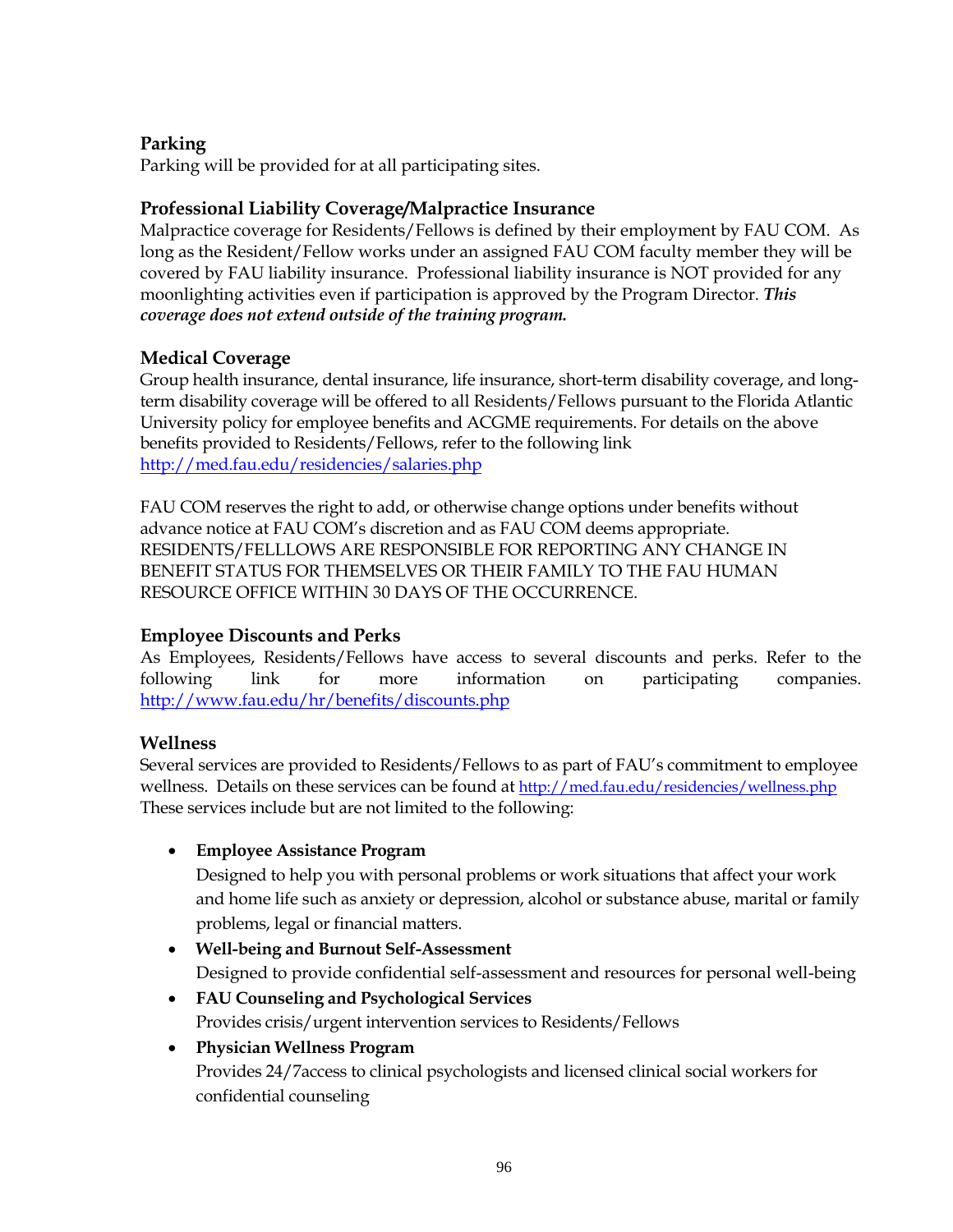### Parking

Parking will be provided for at all participating sites.

### Professional Liability Coverage/Malpractice Insurance

Malpractice coverage for Residents/Fellows is defined by their employment by FAU COM. As long as the Resident/Fellow works under an assigned FAU COM faculty member they will be covered by FAU liability insurance. Professional liability insurance is NOT provided for any moonlighting activities even if participation is approved by the Program Director. ***This coverage does not extend outside of the training program.***

### Medical Coverage

Group health insurance, dental insurance, life insurance, short-term disability coverage, and long-term disability coverage will be offered to all Residents/Fellows pursuant to the Florida Atlantic University policy for employee benefits and ACGME requirements. For details on the above benefits provided to Residents/Fellows, refer to the following link http://med.fau.edu/residencies/salaries.php

FAU COM reserves the right to add, or otherwise change options under benefits without advance notice at FAU COM's discretion and as FAU COM deems appropriate. RESIDENTS/FELLLOWS ARE RESPONSIBLE FOR REPORTING ANY CHANGE IN BENEFIT STATUS FOR THEMSELVES OR THEIR FAMILY TO THE FAU HUMAN RESOURCE OFFICE WITHIN 30 DAYS OF THE OCCURRENCE.

### Employee Discounts and Perks

As Employees, Residents/Fellows have access to several discounts and perks. Refer to the following link for more information on participating companies. http://www.fau.edu/hr/benefits/discounts.php

### Wellness

Several services are provided to Residents/Fellows to as part of FAU's commitment to employee wellness. Details on these services can be found at http://med.fau.edu/residencies/wellness.php These services include but are not limited to the following:

- **Employee Assistance Program**
  Designed to help you with personal problems or work situations that affect your work and home life such as anxiety or depression, alcohol or substance abuse, marital or family problems, legal or financial matters.
- **Well-being and Burnout Self-Assessment**
  Designed to provide confidential self-assessment and resources for personal well-being
- **FAU Counseling and Psychological Services**
  Provides crisis/urgent intervention services to Residents/Fellows
- **Physician Wellness Program**
  Provides 24/7access to clinical psychologists and licensed clinical social workers for confidential counseling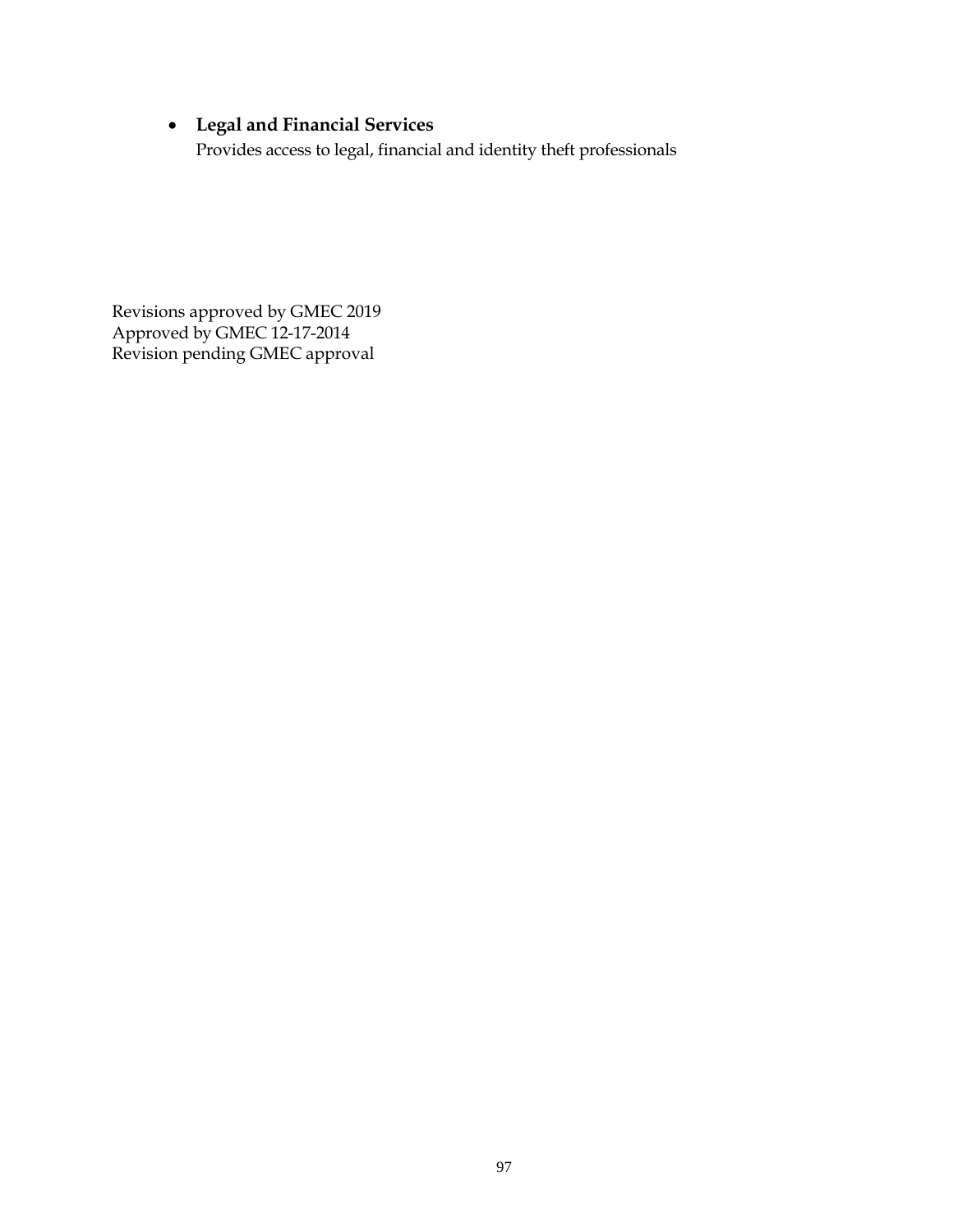- **Legal and Financial Services**
  Provides access to legal, financial and identity theft professionals

Revisions approved by GMEC 2019
Approved by GMEC 12-17-2014
Revision pending GMEC approval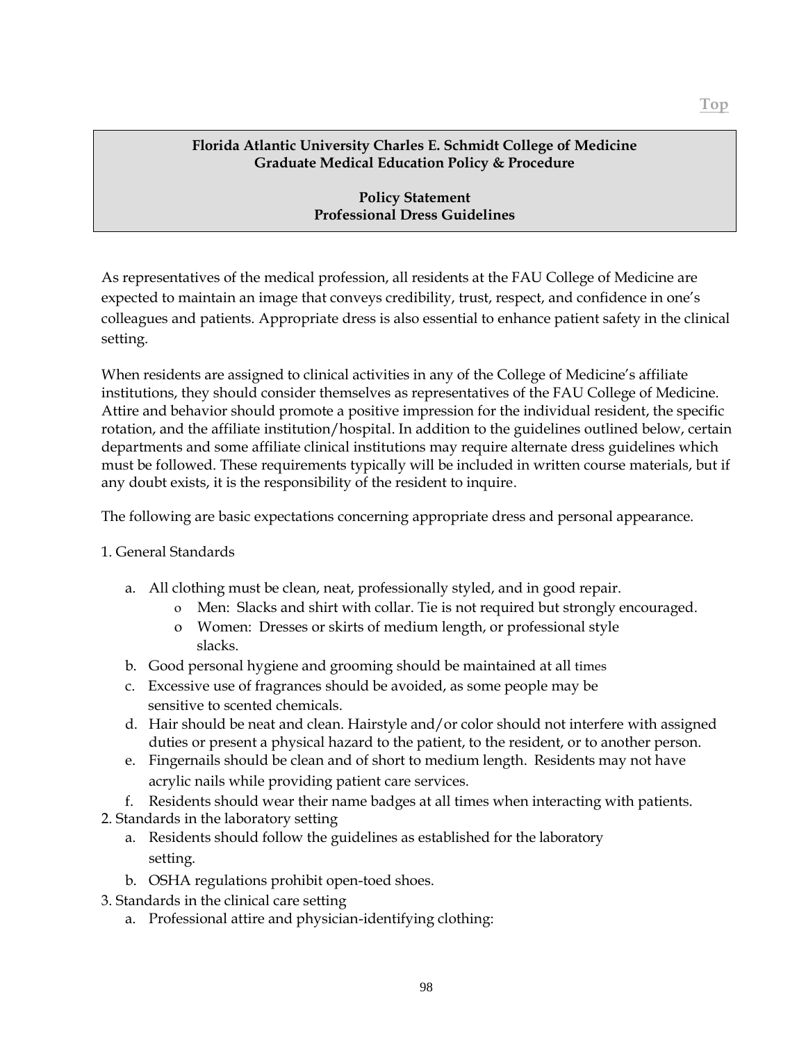**Florida Atlantic University Charles E. Schmidt College of Medicine**
**Graduate Medical Education Policy & Procedure**

**Policy Statement**
**Professional Dress Guidelines**

As representatives of the medical profession, all residents at the FAU College of Medicine are expected to maintain an image that conveys credibility, trust, respect, and confidence in one's colleagues and patients. Appropriate dress is also essential to enhance patient safety in the clinical setting.

When residents are assigned to clinical activities in any of the College of Medicine's affiliate institutions, they should consider themselves as representatives of the FAU College of Medicine. Attire and behavior should promote a positive impression for the individual resident, the specific rotation, and the affiliate institution/hospital. In addition to the guidelines outlined below, certain departments and some affiliate clinical institutions may require alternate dress guidelines which must be followed. These requirements typically will be included in written course materials, but if any doubt exists, it is the responsibility of the resident to inquire.

The following are basic expectations concerning appropriate dress and personal appearance.

1. General Standards

   a. All clothing must be clean, neat, professionally styled, and in good repair.
      - Men: Slacks and shirt with collar. Tie is not required but strongly encouraged.
      - Women: Dresses or skirts of medium length, or professional style slacks.

   b. Good personal hygiene and grooming should be maintained at all times

   c. Excessive use of fragrances should be avoided, as some people may be sensitive to scented chemicals.

   d. Hair should be neat and clean. Hairstyle and/or color should not interfere with assigned duties or present a physical hazard to the patient, to the resident, or to another person.

   e. Fingernails should be clean and of short to medium length. Residents may not have acrylic nails while providing patient care services.

   f. Residents should wear their name badges at all times when interacting with patients.

2. Standards in the laboratory setting

   a. Residents should follow the guidelines as established for the laboratory setting.

   b. OSHA regulations prohibit open-toed shoes.

3. Standards in the clinical care setting

   a. Professional attire and physician-identifying clothing: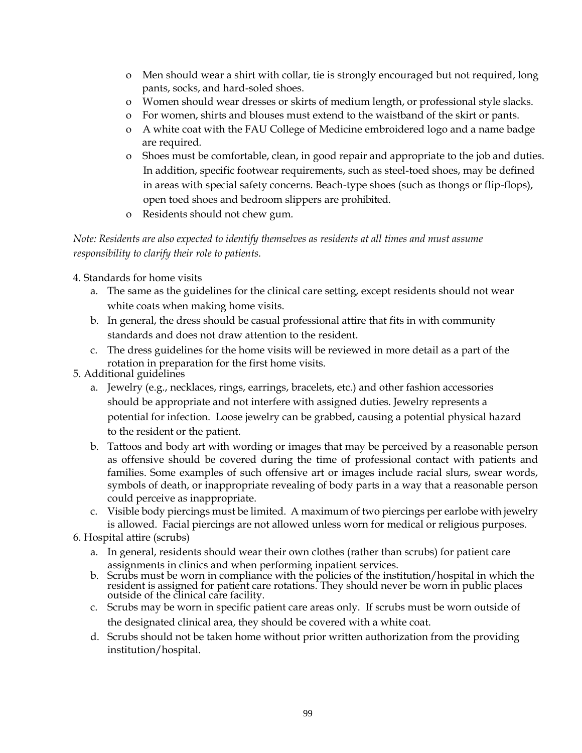- Men should wear a shirt with collar, tie is strongly encouraged but not required, long pants, socks, and hard-soled shoes.
- Women should wear dresses or skirts of medium length, or professional style slacks.
- For women, shirts and blouses must extend to the waistband of the skirt or pants.
- A white coat with the FAU College of Medicine embroidered logo and a name badge are required.
- Shoes must be comfortable, clean, in good repair and appropriate to the job and duties. In addition, specific footwear requirements, such as steel-toed shoes, may be defined in areas with special safety concerns. Beach-type shoes (such as thongs or flip-flops), open toed shoes and bedroom slippers are prohibited.
- Residents should not chew gum.

*Note: Residents are also expected to identify themselves as residents at all times and must assume responsibility to clarify their role to patients.*

4. Standards for home visits
   a. The same as the guidelines for the clinical care setting, except residents should not wear white coats when making home visits.
   b. In general, the dress should be casual professional attire that fits in with community standards and does not draw attention to the resident.
   c. The dress guidelines for the home visits will be reviewed in more detail as a part of the rotation in preparation for the first home visits.
5. Additional guidelines
   a. Jewelry (e.g., necklaces, rings, earrings, bracelets, etc.) and other fashion accessories should be appropriate and not interfere with assigned duties. Jewelry represents a potential for infection. Loose jewelry can be grabbed, causing a potential physical hazard to the resident or the patient.
   b. Tattoos and body art with wording or images that may be perceived by a reasonable person as offensive should be covered during the time of professional contact with patients and families. Some examples of such offensive art or images include racial slurs, swear words, symbols of death, or inappropriate revealing of body parts in a way that a reasonable person could perceive as inappropriate.
   c. Visible body piercings must be limited. A maximum of two piercings per earlobe with jewelry is allowed. Facial piercings are not allowed unless worn for medical or religious purposes.
6. Hospital attire (scrubs)
   a. In general, residents should wear their own clothes (rather than scrubs) for patient care assignments in clinics and when performing inpatient services.
   b. Scrubs must be worn in compliance with the policies of the institution/hospital in which the resident is assigned for patient care rotations. They should never be worn in public places outside of the clinical care facility.
   c. Scrubs may be worn in specific patient care areas only. If scrubs must be worn outside of the designated clinical area, they should be covered with a white coat.
   d. Scrubs should not be taken home without prior written authorization from the providing institution/hospital.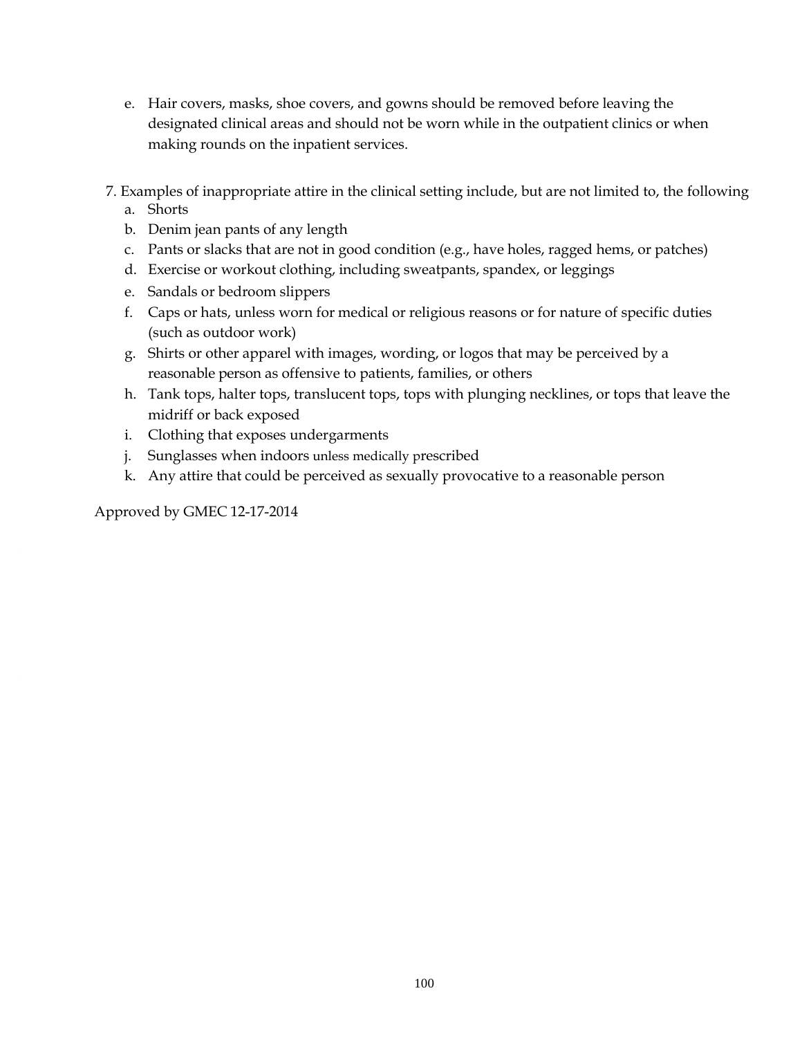e. Hair covers, masks, shoe covers, and gowns should be removed before leaving the designated clinical areas and should not be worn while in the outpatient clinics or when making rounds on the inpatient services.

7. Examples of inappropriate attire in the clinical setting include, but are not limited to, the following
   a. Shorts
   b. Denim jean pants of any length
   c. Pants or slacks that are not in good condition (e.g., have holes, ragged hems, or patches)
   d. Exercise or workout clothing, including sweatpants, spandex, or leggings
   e. Sandals or bedroom slippers
   f. Caps or hats, unless worn for medical or religious reasons or for nature of specific duties (such as outdoor work)
   g. Shirts or other apparel with images, wording, or logos that may be perceived by a reasonable person as offensive to patients, families, or others
   h. Tank tops, halter tops, translucent tops, tops with plunging necklines, or tops that leave the midriff or back exposed
   i. Clothing that exposes undergarments
   j. Sunglasses when indoors unless medically prescribed
   k. Any attire that could be perceived as sexually provocative to a reasonable person

Approved by GMEC 12-17-2014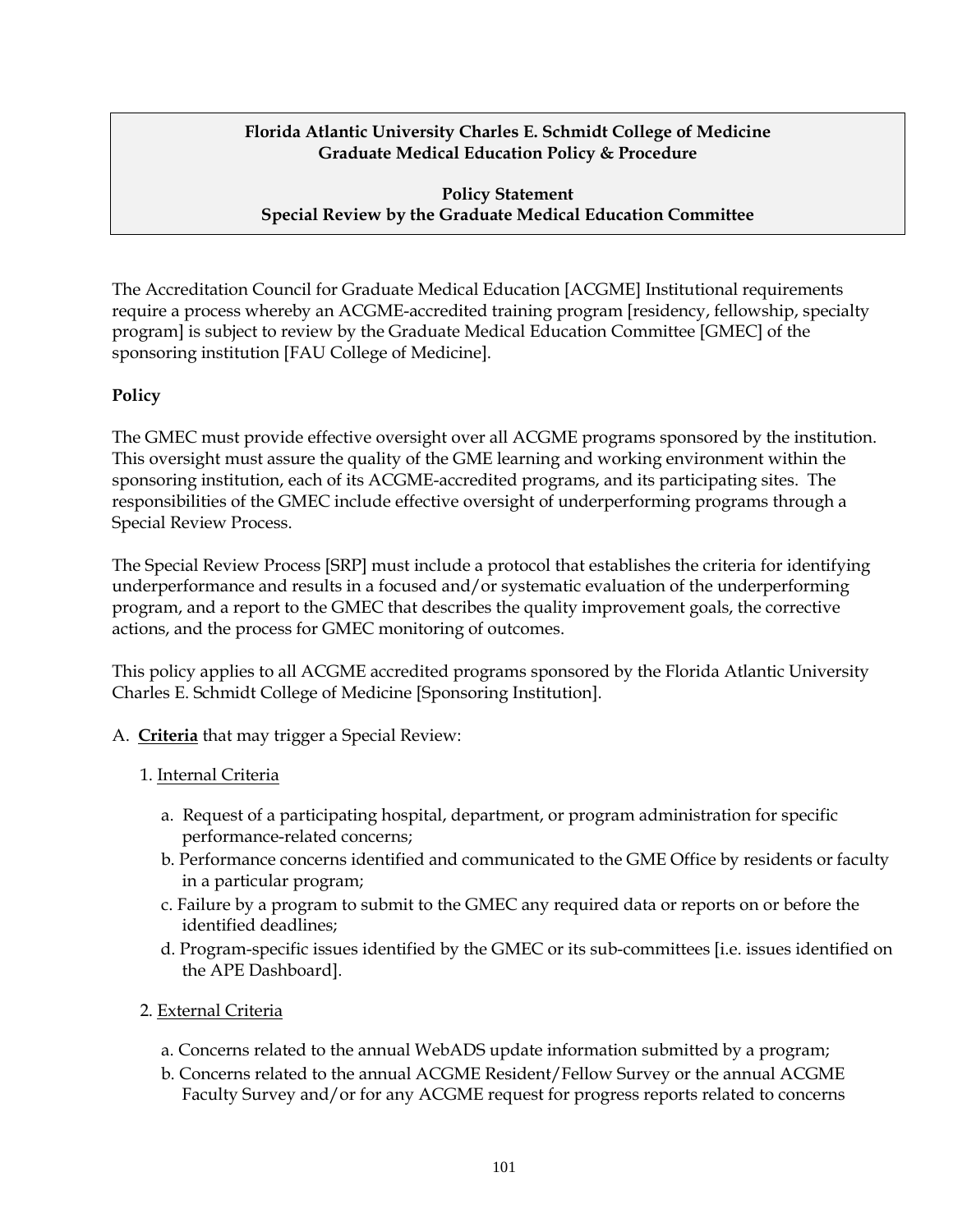**Florida Atlantic University Charles E. Schmidt College of Medicine**
**Graduate Medical Education Policy & Procedure**

**Policy Statement**
**Special Review by the Graduate Medical Education Committee**

The Accreditation Council for Graduate Medical Education [ACGME] Institutional requirements require a process whereby an ACGME-accredited training program [residency, fellowship, specialty program] is subject to review by the Graduate Medical Education Committee [GMEC] of the sponsoring institution [FAU College of Medicine].

**Policy**

The GMEC must provide effective oversight over all ACGME programs sponsored by the institution. This oversight must assure the quality of the GME learning and working environment within the sponsoring institution, each of its ACGME-accredited programs, and its participating sites. The responsibilities of the GMEC include effective oversight of underperforming programs through a Special Review Process.

The Special Review Process [SRP] must include a protocol that establishes the criteria for identifying underperformance and results in a focused and/or systematic evaluation of the underperforming program, and a report to the GMEC that describes the quality improvement goals, the corrective actions, and the process for GMEC monitoring of outcomes.

This policy applies to all ACGME accredited programs sponsored by the Florida Atlantic University Charles E. Schmidt College of Medicine [Sponsoring Institution].

A. **Criteria** that may trigger a Special Review:

1. Internal Criteria

   a. Request of a participating hospital, department, or program administration for specific performance-related concerns;
   b. Performance concerns identified and communicated to the GME Office by residents or faculty in a particular program;
   c. Failure by a program to submit to the GMEC any required data or reports on or before the identified deadlines;
   d. Program-specific issues identified by the GMEC or its sub-committees [i.e. issues identified on the APE Dashboard].

2. External Criteria

   a. Concerns related to the annual WebADS update information submitted by a program;
   b. Concerns related to the annual ACGME Resident/Fellow Survey or the annual ACGME Faculty Survey and/or for any ACGME request for progress reports related to concerns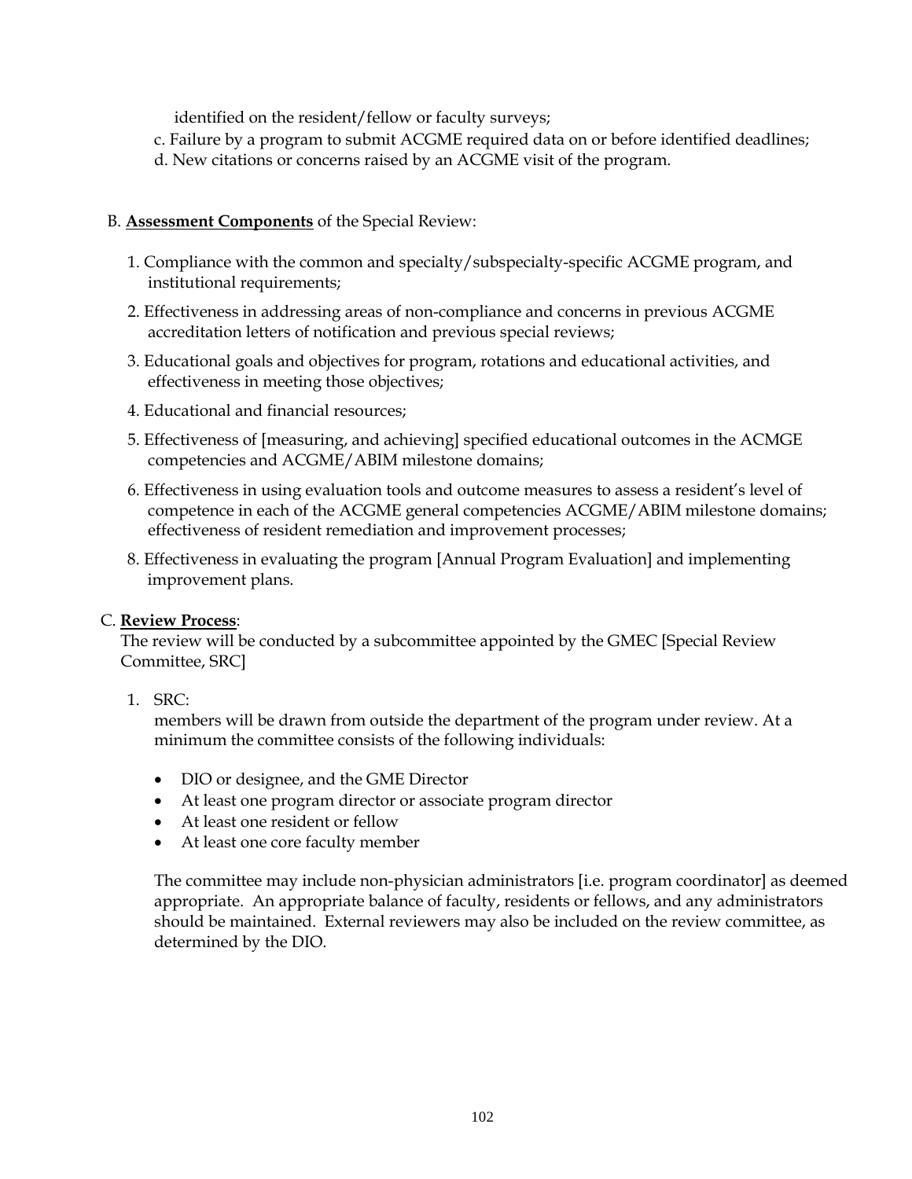identified on the resident/fellow or faculty surveys;

c. Failure by a program to submit ACGME required data on or before identified deadlines;

d. New citations or concerns raised by an ACGME visit of the program.

B. **Assessment Components** of the Special Review:

1. Compliance with the common and specialty/subspecialty-specific ACGME program, and institutional requirements;
2. Effectiveness in addressing areas of non-compliance and concerns in previous ACGME accreditation letters of notification and previous special reviews;
3. Educational goals and objectives for program, rotations and educational activities, and effectiveness in meeting those objectives;
4. Educational and financial resources;
5. Effectiveness of [measuring, and achieving] specified educational outcomes in the ACMGE competencies and ACGME/ABIM milestone domains;
6. Effectiveness in using evaluation tools and outcome measures to assess a resident's level of competence in each of the ACGME general competencies ACGME/ABIM milestone domains; effectiveness of resident remediation and improvement processes;
8. Effectiveness in evaluating the program [Annual Program Evaluation] and implementing improvement plans.

C. **Review Process**:
The review will be conducted by a subcommittee appointed by the GMEC [Special Review Committee, SRC]

1. SRC:
   members will be drawn from outside the department of the program under review. At a minimum the committee consists of the following individuals:

   - DIO or designee, and the GME Director
   - At least one program director or associate program director
   - At least one resident or fellow
   - At least one core faculty member

   The committee may include non-physician administrators [i.e. program coordinator] as deemed appropriate. An appropriate balance of faculty, residents or fellows, and any administrators should be maintained. External reviewers may also be included on the review committee, as determined by the DIO.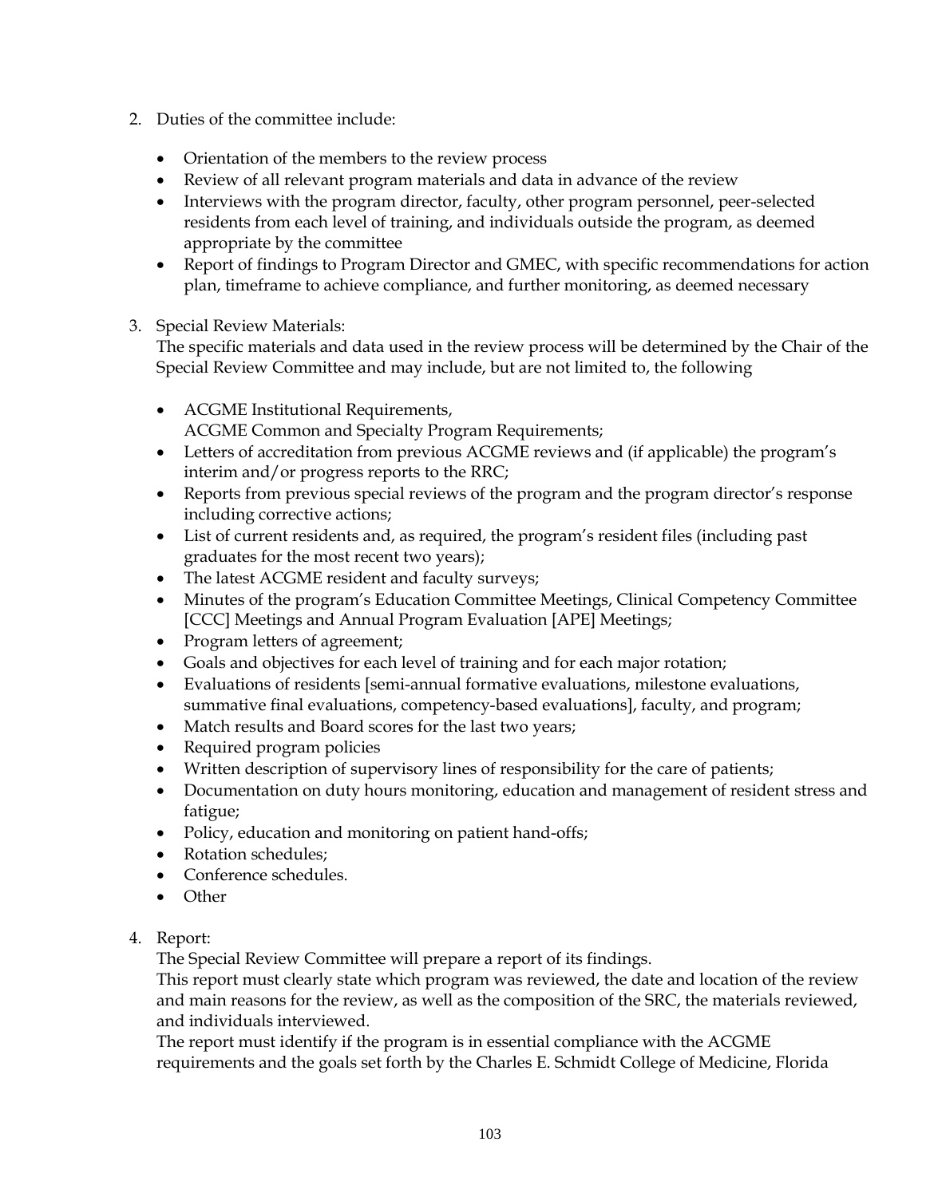2. Duties of the committee include:

   - Orientation of the members to the review process
   - Review of all relevant program materials and data in advance of the review
   - Interviews with the program director, faculty, other program personnel, peer-selected residents from each level of training, and individuals outside the program, as deemed appropriate by the committee
   - Report of findings to Program Director and GMEC, with specific recommendations for action plan, timeframe to achieve compliance, and further monitoring, as deemed necessary

3. Special Review Materials:
   The specific materials and data used in the review process will be determined by the Chair of the Special Review Committee and may include, but are not limited to, the following

   - ACGME Institutional Requirements,
     ACGME Common and Specialty Program Requirements;
   - Letters of accreditation from previous ACGME reviews and (if applicable) the program's interim and/or progress reports to the RRC;
   - Reports from previous special reviews of the program and the program director's response including corrective actions;
   - List of current residents and, as required, the program's resident files (including past graduates for the most recent two years);
   - The latest ACGME resident and faculty surveys;
   - Minutes of the program's Education Committee Meetings, Clinical Competency Committee [CCC] Meetings and Annual Program Evaluation [APE] Meetings;
   - Program letters of agreement;
   - Goals and objectives for each level of training and for each major rotation;
   - Evaluations of residents [semi-annual formative evaluations, milestone evaluations, summative final evaluations, competency-based evaluations], faculty, and program;
   - Match results and Board scores for the last two years;
   - Required program policies
   - Written description of supervisory lines of responsibility for the care of patients;
   - Documentation on duty hours monitoring, education and management of resident stress and fatigue;
   - Policy, education and monitoring on patient hand-offs;
   - Rotation schedules;
   - Conference schedules.
   - Other

4. Report:
   The Special Review Committee will prepare a report of its findings.
   This report must clearly state which program was reviewed, the date and location of the review and main reasons for the review, as well as the composition of the SRC, the materials reviewed, and individuals interviewed.
   The report must identify if the program is in essential compliance with the ACGME requirements and the goals set forth by the Charles E. Schmidt College of Medicine, Florida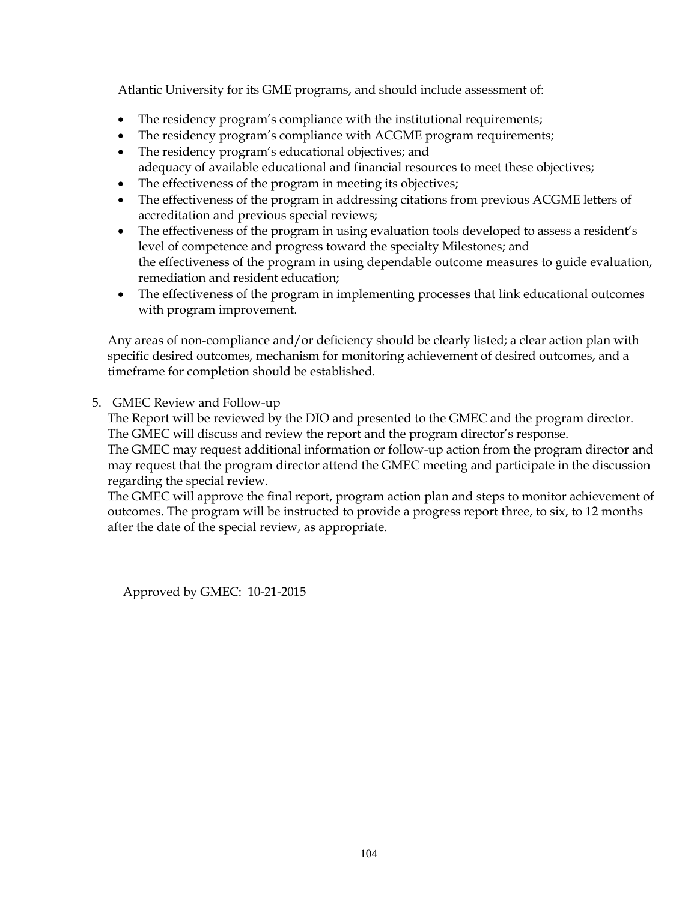Atlantic University for its GME programs, and should include assessment of:

- The residency program's compliance with the institutional requirements;
- The residency program's compliance with ACGME program requirements;
- The residency program's educational objectives; and
  adequacy of available educational and financial resources to meet these objectives;
- The effectiveness of the program in meeting its objectives;
- The effectiveness of the program in addressing citations from previous ACGME letters of accreditation and previous special reviews;
- The effectiveness of the program in using evaluation tools developed to assess a resident's level of competence and progress toward the specialty Milestones; and
  the effectiveness of the program in using dependable outcome measures to guide evaluation, remediation and resident education;
- The effectiveness of the program in implementing processes that link educational outcomes with program improvement.

Any areas of non-compliance and/or deficiency should be clearly listed; a clear action plan with specific desired outcomes, mechanism for monitoring achievement of desired outcomes, and a timeframe for completion should be established.

5. GMEC Review and Follow-up
   The Report will be reviewed by the DIO and presented to the GMEC and the program director. The GMEC will discuss and review the report and the program director's response.
   The GMEC may request additional information or follow-up action from the program director and may request that the program director attend the GMEC meeting and participate in the discussion regarding the special review.
   The GMEC will approve the final report, program action plan and steps to monitor achievement of outcomes. The program will be instructed to provide a progress report three, to six, to 12 months after the date of the special review, as appropriate.

Approved by GMEC: 10-21-2015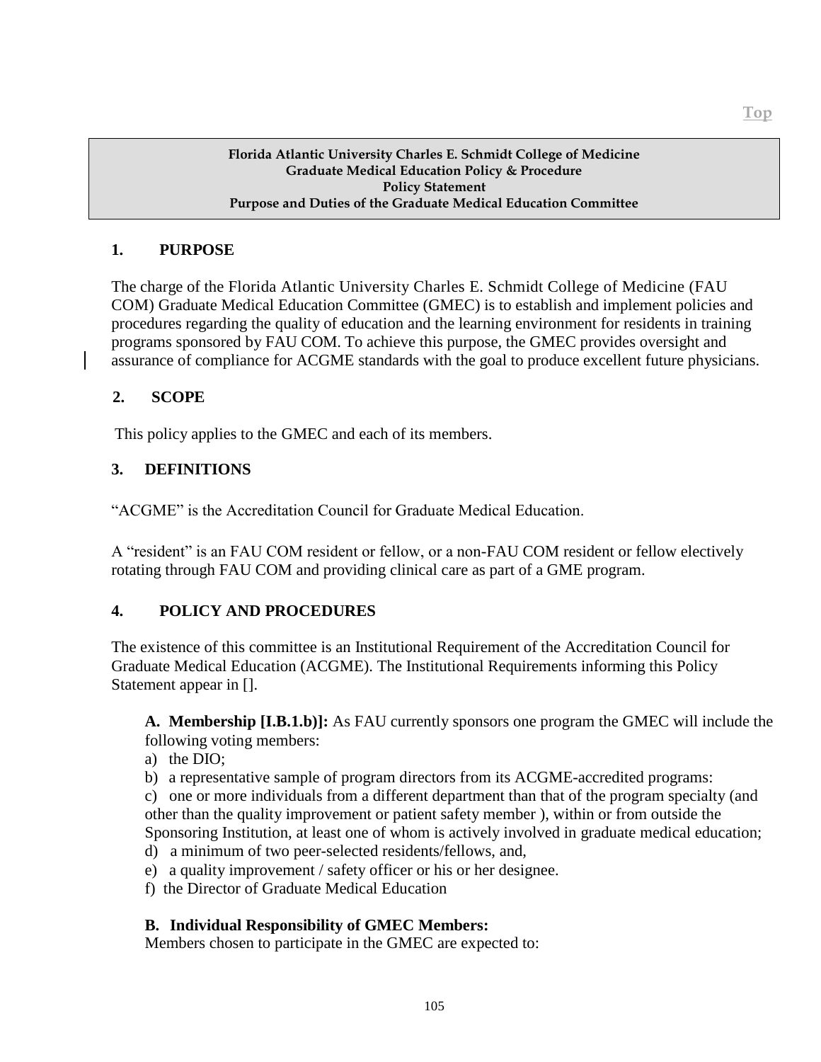**Florida Atlantic University Charles E. Schmidt College of Medicine**
**Graduate Medical Education Policy & Procedure**
**Policy Statement**
**Purpose and Duties of the Graduate Medical Education Committee**

## 1. PURPOSE

The charge of the Florida Atlantic University Charles E. Schmidt College of Medicine (FAU COM) Graduate Medical Education Committee (GMEC) is to establish and implement policies and procedures regarding the quality of education and the learning environment for residents in training programs sponsored by FAU COM. To achieve this purpose, the GMEC provides oversight and assurance of compliance for ACGME standards with the goal to produce excellent future physicians.

## 2. SCOPE

This policy applies to the GMEC and each of its members.

## 3. DEFINITIONS

"ACGME" is the Accreditation Council for Graduate Medical Education.

A "resident" is an FAU COM resident or fellow, or a non-FAU COM resident or fellow electively rotating through FAU COM and providing clinical care as part of a GME program.

## 4. POLICY AND PROCEDURES

The existence of this committee is an Institutional Requirement of the Accreditation Council for Graduate Medical Education (ACGME). The Institutional Requirements informing this Policy Statement appear in [].

**A. Membership [I.B.1.b)]:** As FAU currently sponsors one program the GMEC will include the following voting members:

a) the DIO;
b) a representative sample of program directors from its ACGME-accredited programs:
c) one or more individuals from a different department than that of the program specialty (and other than the quality improvement or patient safety member ), within or from outside the Sponsoring Institution, at least one of whom is actively involved in graduate medical education;
d) a minimum of two peer-selected residents/fellows, and,
e) a quality improvement / safety officer or his or her designee.
f) the Director of Graduate Medical Education

**B. Individual Responsibility of GMEC Members:**
Members chosen to participate in the GMEC are expected to: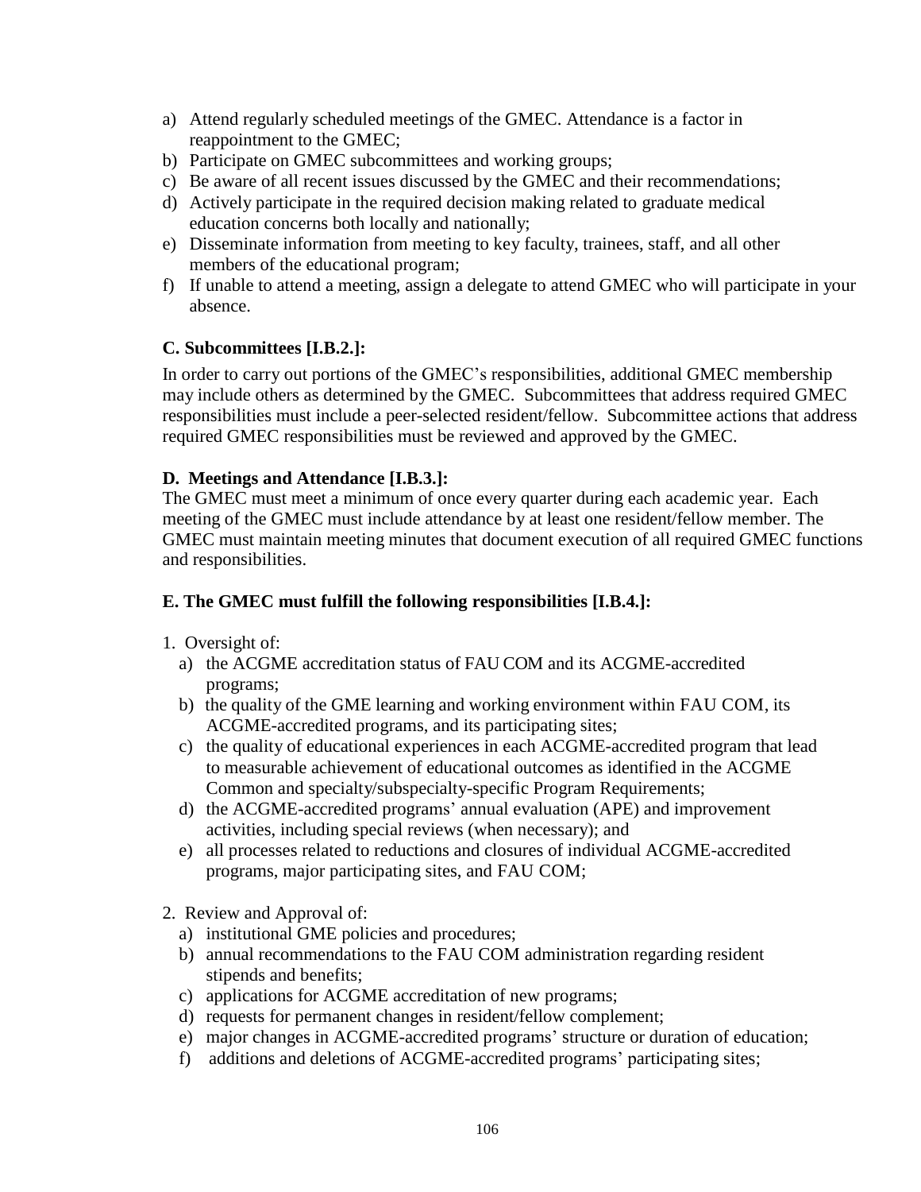a) Attend regularly scheduled meetings of the GMEC. Attendance is a factor in reappointment to the GMEC;
b) Participate on GMEC subcommittees and working groups;
c) Be aware of all recent issues discussed by the GMEC and their recommendations;
d) Actively participate in the required decision making related to graduate medical education concerns both locally and nationally;
e) Disseminate information from meeting to key faculty, trainees, staff, and all other members of the educational program;
f) If unable to attend a meeting, assign a delegate to attend GMEC who will participate in your absence.

**C. Subcommittees [I.B.2.]:**

In order to carry out portions of the GMEC's responsibilities, additional GMEC membership may include others as determined by the GMEC. Subcommittees that address required GMEC responsibilities must include a peer-selected resident/fellow. Subcommittee actions that address required GMEC responsibilities must be reviewed and approved by the GMEC.

**D. Meetings and Attendance [I.B.3.]:**

The GMEC must meet a minimum of once every quarter during each academic year. Each meeting of the GMEC must include attendance by at least one resident/fellow member. The GMEC must maintain meeting minutes that document execution of all required GMEC functions and responsibilities.

**E. The GMEC must fulfill the following responsibilities [I.B.4.]:**

1. Oversight of:
   a) the ACGME accreditation status of FAU COM and its ACGME-accredited programs;
   b) the quality of the GME learning and working environment within FAU COM, its ACGME-accredited programs, and its participating sites;
   c) the quality of educational experiences in each ACGME-accredited program that lead to measurable achievement of educational outcomes as identified in the ACGME Common and specialty/subspecialty-specific Program Requirements;
   d) the ACGME-accredited programs' annual evaluation (APE) and improvement activities, including special reviews (when necessary); and
   e) all processes related to reductions and closures of individual ACGME-accredited programs, major participating sites, and FAU COM;

2. Review and Approval of:
   a) institutional GME policies and procedures;
   b) annual recommendations to the FAU COM administration regarding resident stipends and benefits;
   c) applications for ACGME accreditation of new programs;
   d) requests for permanent changes in resident/fellow complement;
   e) major changes in ACGME-accredited programs' structure or duration of education;
   f) additions and deletions of ACGME-accredited programs' participating sites;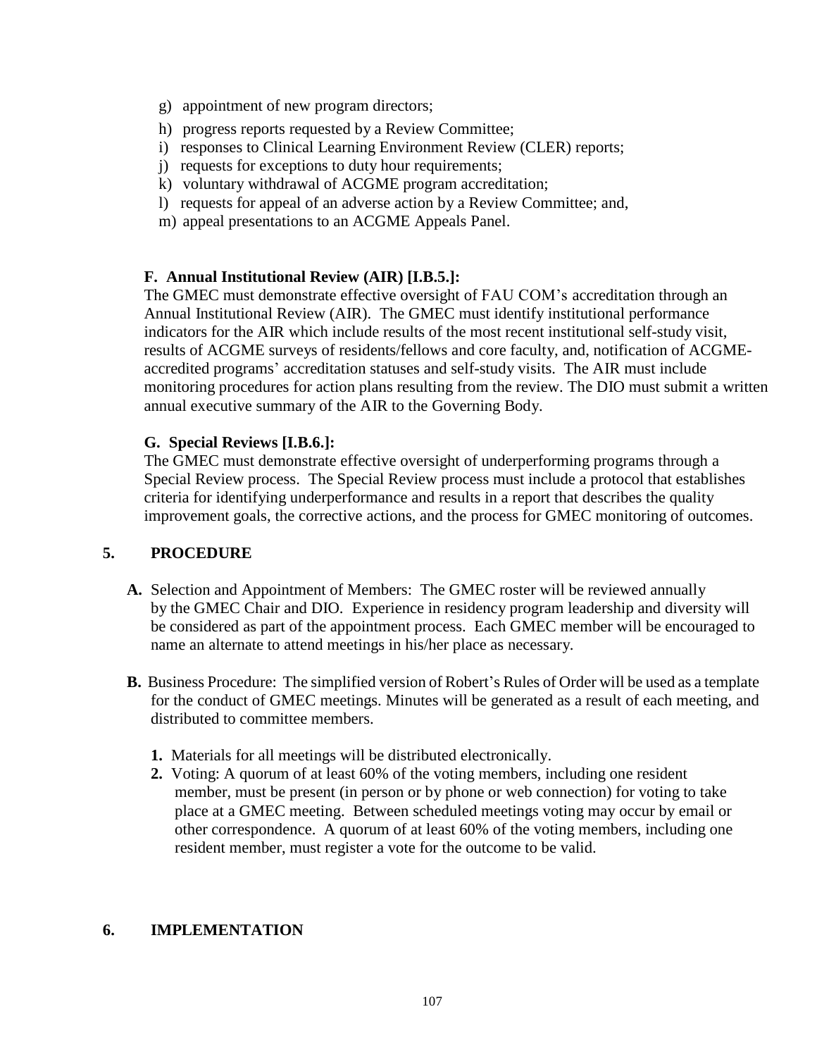g) appointment of new program directors;
h) progress reports requested by a Review Committee;
i) responses to Clinical Learning Environment Review (CLER) reports;
j) requests for exceptions to duty hour requirements;
k) voluntary withdrawal of ACGME program accreditation;
l) requests for appeal of an adverse action by a Review Committee; and,
m) appeal presentations to an ACGME Appeals Panel.

**F. Annual Institutional Review (AIR) [I.B.5.]:**

The GMEC must demonstrate effective oversight of FAU COM's accreditation through an Annual Institutional Review (AIR). The GMEC must identify institutional performance indicators for the AIR which include results of the most recent institutional self-study visit, results of ACGME surveys of residents/fellows and core faculty, and, notification of ACGME-accredited programs' accreditation statuses and self-study visits. The AIR must include monitoring procedures for action plans resulting from the review. The DIO must submit a written annual executive summary of the AIR to the Governing Body.

**G. Special Reviews [I.B.6.]:**

The GMEC must demonstrate effective oversight of underperforming programs through a Special Review process. The Special Review process must include a protocol that establishes criteria for identifying underperformance and results in a report that describes the quality improvement goals, the corrective actions, and the process for GMEC monitoring of outcomes.

## 5. PROCEDURE

**A.** Selection and Appointment of Members: The GMEC roster will be reviewed annually by the GMEC Chair and DIO. Experience in residency program leadership and diversity will be considered as part of the appointment process. Each GMEC member will be encouraged to name an alternate to attend meetings in his/her place as necessary.

**B.** Business Procedure: The simplified version of Robert's Rules of Order will be used as a template for the conduct of GMEC meetings. Minutes will be generated as a result of each meeting, and distributed to committee members.

1. Materials for all meetings will be distributed electronically.
2. Voting: A quorum of at least 60% of the voting members, including one resident member, must be present (in person or by phone or web connection) for voting to take place at a GMEC meeting. Between scheduled meetings voting may occur by email or other correspondence. A quorum of at least 60% of the voting members, including one resident member, must register a vote for the outcome to be valid.

## 6. IMPLEMENTATION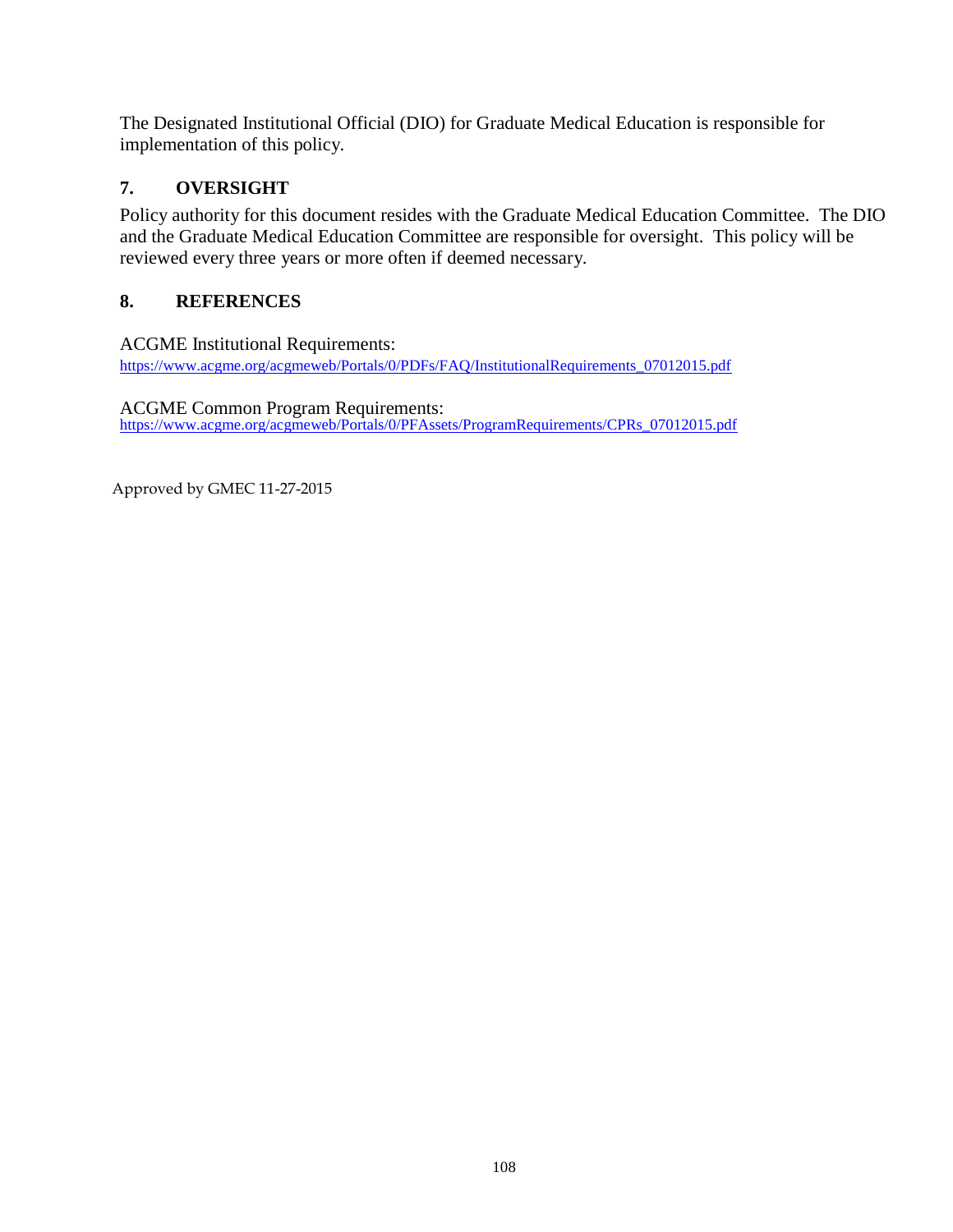The Designated Institutional Official (DIO) for Graduate Medical Education is responsible for implementation of this policy.

## 7. OVERSIGHT

Policy authority for this document resides with the Graduate Medical Education Committee. The DIO and the Graduate Medical Education Committee are responsible for oversight. This policy will be reviewed every three years or more often if deemed necessary.

## 8. REFERENCES

ACGME Institutional Requirements:
https://www.acgme.org/acgmeweb/Portals/0/PDFs/FAQ/InstitutionalRequirements_07012015.pdf

ACGME Common Program Requirements:
https://www.acgme.org/acgmeweb/Portals/0/PFAssets/ProgramRequirements/CPRs_07012015.pdf

Approved by GMEC 11-27-2015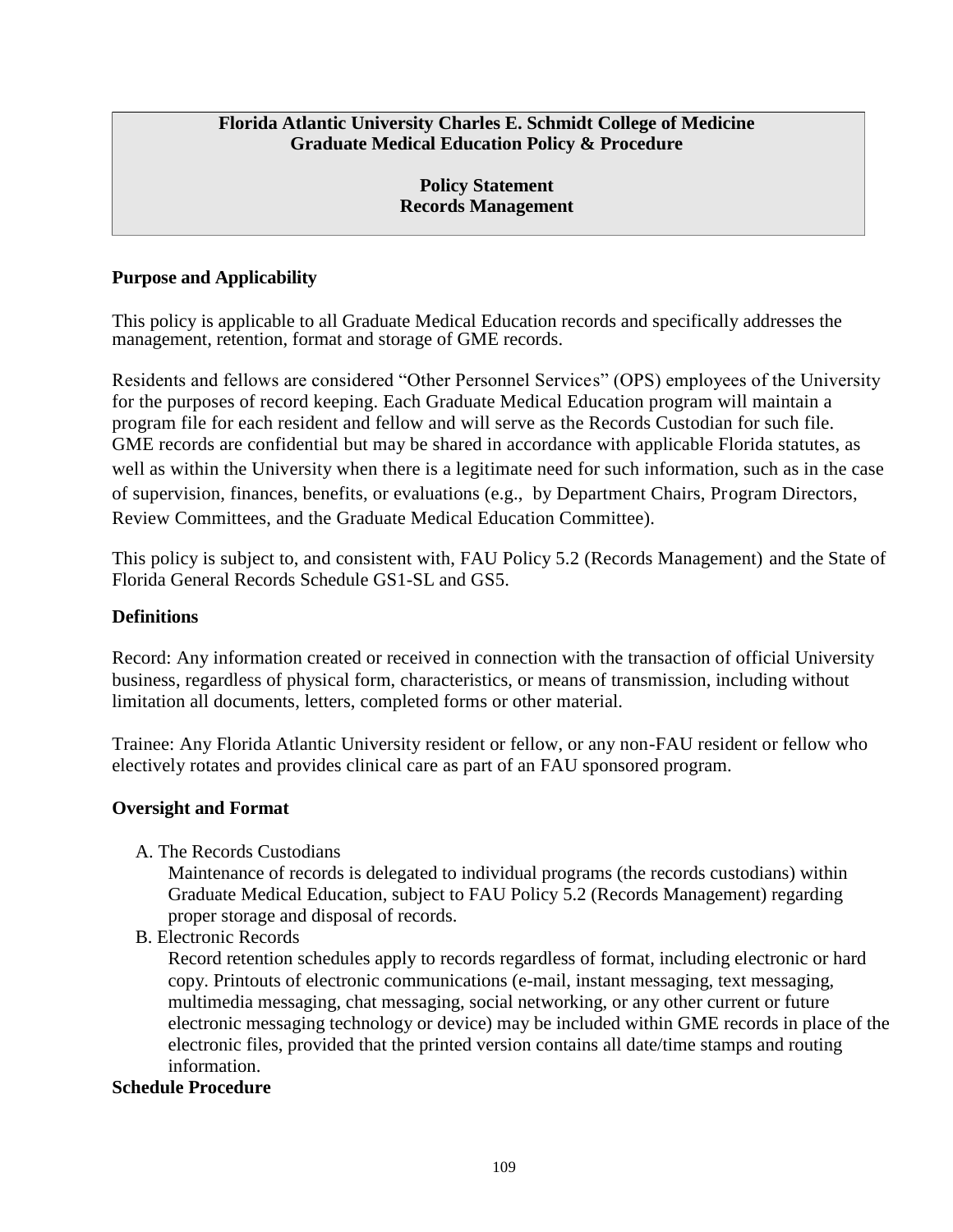**Florida Atlantic University Charles E. Schmidt College of Medicine**
**Graduate Medical Education Policy & Procedure**

**Policy Statement**
**Records Management**

## Purpose and Applicability

This policy is applicable to all Graduate Medical Education records and specifically addresses the management, retention, format and storage of GME records.

Residents and fellows are considered "Other Personnel Services" (OPS) employees of the University for the purposes of record keeping. Each Graduate Medical Education program will maintain a program file for each resident and fellow and will serve as the Records Custodian for such file. GME records are confidential but may be shared in accordance with applicable Florida statutes, as well as within the University when there is a legitimate need for such information, such as in the case of supervision, finances, benefits, or evaluations (e.g., by Department Chairs, Program Directors, Review Committees, and the Graduate Medical Education Committee).

This policy is subject to, and consistent with, FAU Policy 5.2 (Records Management) and the State of Florida General Records Schedule GS1-SL and GS5.

## Definitions

Record: Any information created or received in connection with the transaction of official University business, regardless of physical form, characteristics, or means of transmission, including without limitation all documents, letters, completed forms or other material.

Trainee: Any Florida Atlantic University resident or fellow, or any non-FAU resident or fellow who electively rotates and provides clinical care as part of an FAU sponsored program.

## Oversight and Format

A. The Records Custodians
   Maintenance of records is delegated to individual programs (the records custodians) within Graduate Medical Education, subject to FAU Policy 5.2 (Records Management) regarding proper storage and disposal of records.

B. Electronic Records
   Record retention schedules apply to records regardless of format, including electronic or hard copy. Printouts of electronic communications (e-mail, instant messaging, text messaging, multimedia messaging, chat messaging, social networking, or any other current or future electronic messaging technology or device) may be included within GME records in place of the electronic files, provided that the printed version contains all date/time stamps and routing information.

## Schedule Procedure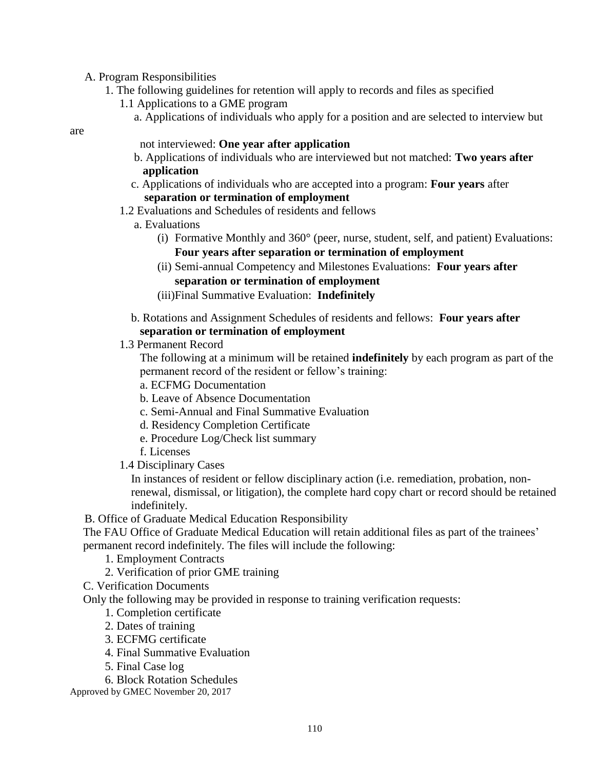A. Program Responsibilities

1. The following guidelines for retention will apply to records and files as specified

   1.1 Applications to a GME program

   a. Applications of individuals who apply for a position and are selected to interview but are not interviewed: **One year after application**

   b. Applications of individuals who are interviewed but not matched: **Two years after application**

   c. Applications of individuals who are accepted into a program: **Four years** after **separation or termination of employment**

   1.2 Evaluations and Schedules of residents and fellows

   a. Evaluations

   (i) Formative Monthly and 360° (peer, nurse, student, self, and patient) Evaluations: **Four years after separation or termination of employment**

   (ii) Semi-annual Competency and Milestones Evaluations: **Four years after separation or termination of employment**

   (iii)Final Summative Evaluation: **Indefinitely**

   b. Rotations and Assignment Schedules of residents and fellows: **Four years after separation or termination of employment**

   1.3 Permanent Record

   The following at a minimum will be retained **indefinitely** by each program as part of the permanent record of the resident or fellow's training:

   a. ECFMG Documentation

   b. Leave of Absence Documentation

   c. Semi-Annual and Final Summative Evaluation

   d. Residency Completion Certificate

   e. Procedure Log/Check list summary

   f. Licenses

   1.4 Disciplinary Cases

   In instances of resident or fellow disciplinary action (i.e. remediation, probation, non-renewal, dismissal, or litigation), the complete hard copy chart or record should be retained indefinitely.

B. Office of Graduate Medical Education Responsibility

The FAU Office of Graduate Medical Education will retain additional files as part of the trainees' permanent record indefinitely. The files will include the following:

1. Employment Contracts
2. Verification of prior GME training

C. Verification Documents

Only the following may be provided in response to training verification requests:

1. Completion certificate
2. Dates of training
3. ECFMG certificate
4. Final Summative Evaluation
5. Final Case log
6. Block Rotation Schedules

Approved by GMEC November 20, 2017